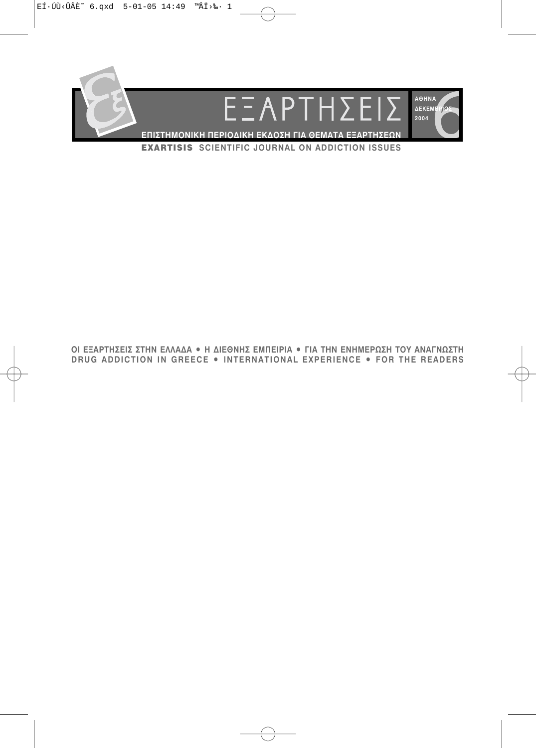# ΕΞΑΡΤΗΣΕΙΣ

ΑΘΗΝΑ
ΔΕΚΕΜΒΡΙΟΣ
2004

6

**ΕΠΙΣΤΗΜΟΝΙΚΗ ΠΕΡΙΟΔΙΚΗ ΕΚΔΟΣΗ ΓΙΑ ΘΕΜΑΤΑ ΕΞΑΡΤΗΣΕΩΝ**

**EXARTISIS SCIENTIFIC JOURNAL ON ADDICTION ISSUES**

**ΟΙ ΕΞΑΡΤΗΣΕΙΣ ΣΤΗΝ ΕΛΛΑΔΑ • Η ΔΙΕΘΝΗΣ ΕΜΠΕΙΡΙΑ • ΓΙΑ ΤΗΝ ΕΝΗΜΕΡΩΣΗ ΤΟΥ ΑΝΑΓΝΩΣΤΗ**

**DRUG ADDICTION IN GREECE • INTERNATIONAL EXPERIENCE • FOR THE READERS**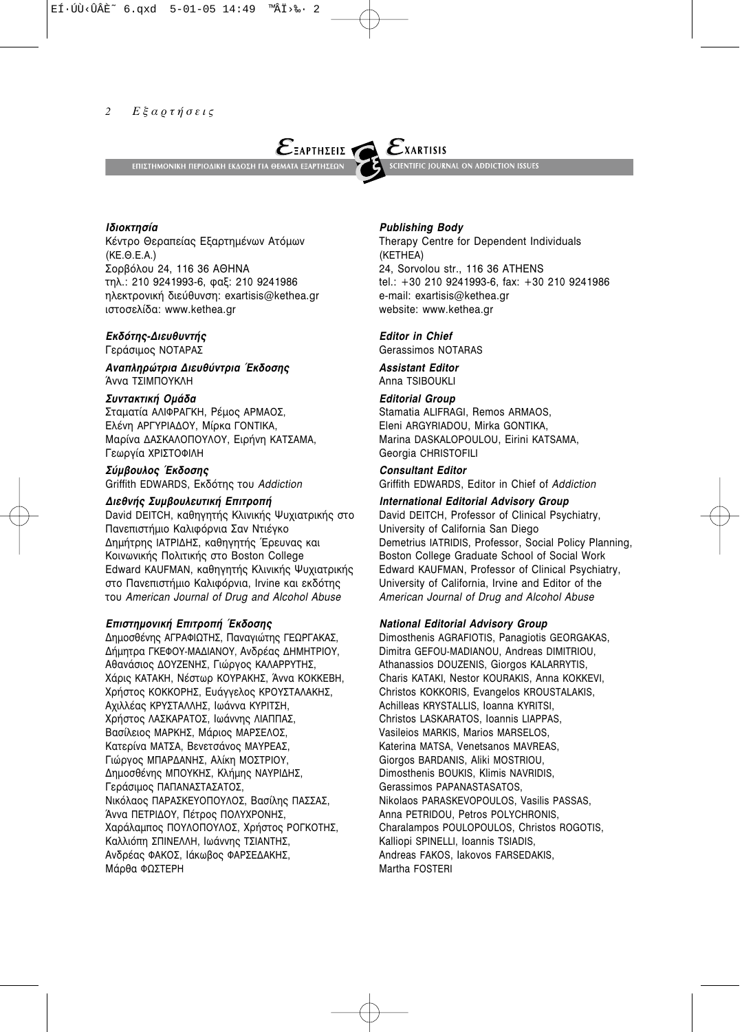**ΕΞΑΡΤΗΣΕΙΣ** — ΕΠΙΣΤΗΜΟΝΙΚΗ ΠΕΡΙΟΔΙΚΗ ΕΚΔΟΣΗ ΓΙΑ ΘΕΜΑΤΑ ΕΞΑΡΤΗΣΕΩΝ

**EXARTISIS** — SCIENTIFIC JOURNAL ON ADDICTION ISSUES

***Ιδιοκτησία***
Κέντρο Θεραπείας Εξαρτημένων Ατόμων
(ΚΕ.Θ.Ε.Α.)
Σορβόλου 24, 116 36 ΑΘΗΝΑ
τηλ.: 210 9241993-6, φαξ: 210 9241986
ηλεκτρονική διεύθυνση: exartisis@kethea.gr
ιστοσελίδα: www.kethea.gr

***Εκδότης-Διευθυντής***
Γεράσιμος ΝΟΤΑΡΑΣ

***Αναπληρώτρια Διευθύντρια Έκδοσης***
Άννα ΤΣΙΜΠΟΥΚΛΗ

***Συντακτική Ομάδα***
Σταματία ΑΛΙΦΡΑΓΚΗ, Ρέμος ΑΡΜΑΟΣ,
Ελένη ΑΡΓΥΡΙΑΔΟΥ, Μίρκα ΓΟΝΤΙΚΑ,
Μαρίνα ΔΑΣΚΑΛΟΠΟΥΛΟΥ, Ειρήνη ΚΑΤΣΑΜΑ,
Γεωργία ΧΡΙΣΤΟΦΙΛΗ

***Σύμβουλος Έκδοσης***
Griffith EDWARDS, Εκδότης του *Addiction*

***Διεθνής Συμβουλευτική Επιτροπή***
David DEITCH, καθηγητής Κλινικής Ψυχιατρικής στο Πανεπιστήμιο Καλιφόρνια Σαν Ντιέγκο
Δημήτρης ΙΑΤΡΙΔΗΣ, καθηγητής Έρευνας και Κοινωνικής Πολιτικής στο Boston College
Edward KAUFMAN, καθηγητής Κλινικής Ψυχιατρικής στο Πανεπιστήμιο Καλιφόρνια, Irvine και εκδότης του *American Journal of Drug and Alcohol Abuse*

***Επιστημονική Επιτροπή Έκδοσης***
Δημοσθένης ΑΓΡΑΦΙΩΤΗΣ, Παναγιώτης ΓΕΩΡΓΑΚΑΣ,
Δήμητρα ΓΚΕΦΟΥ-ΜΑΔΙΑΝΟΥ, Ανδρέας ΔΗΜΗΤΡΙΟΥ,
Αθανάσιος ΔΟΥΖΕΝΗΣ, Γιώργος ΚΑΛΑΡΡΥΤΗΣ,
Χάρις ΚΑΤΑΚΗ, Νέστωρ ΚΟΥΡΑΚΗΣ, Άννα ΚΟΚΚΕΒΗ,
Χρήστος ΚΟΚΚΟΡΗΣ, Ευάγγελος ΚΡΟΥΣΤΑΛΑΚΗΣ,
Αχιλλέας ΚΡΥΣΤΑΛΛΗΣ, Ιωάννα ΚΥΡΙΤΣΗ,
Χρήστος ΛΑΣΚΑΡΑΤΟΣ, Ιωάννης ΛΙΑΠΠΑΣ,
Βασίλειος ΜΑΡΚΗΣ, Μάριος ΜΑΡΣΕΛΟΣ,
Κατερίνα ΜΑΤΣΑ, Βενετσάνος ΜΑΥΡΕΑΣ,
Γιώργος ΜΠΑΡΔΑΝΗΣ, Αλίκη ΜΟΣΤΡΙΟΥ,
Δημοσθένης ΜΠΟΥΚΗΣ, Κλήμης ΝΑΥΡΙΔΗΣ,
Γεράσιμος ΠΑΠΑΝΑΣΤΑΣΑΤΟΣ,
Νικόλαος ΠΑΡΑΣΚΕΥΟΠΟΥΛΟΣ, Βασίλης ΠΑΣΣΑΣ,
Άννα ΠΕΤΡΙΔΟΥ, Πέτρος ΠΟΛΥΧΡΟΝΗΣ,
Χαράλαμπος ΠΟΥΛΟΠΟΥΛΟΣ, Χρήστος ΡΟΓΚΟΤΗΣ,
Καλλιόπη ΣΠΙΝΕΛΛΗ, Ιωάννης ΤΣΙΑΝΤΗΣ,
Ανδρέας ΦΑΚΟΣ, Ιάκωβος ΦΑΡΣΕΔΑΚΗΣ,
Μάρθα ΦΩΣΤΕΡΗ

***Publishing Body***
Therapy Centre for Dependent Individuals
(KETHEA)
24, Sorvolou str., 116 36 ATHENS
tel.: +30 210 9241993-6, fax: +30 210 9241986
e-mail: exartisis@kethea.gr
website: www.kethea.gr

***Editor in Chief***
Gerassimos NOTARAS

***Assistant Editor***
Anna TSIBOUKLI

***Editorial Group***
Stamatia ALIFRAGI, Remos ARMAOS,
Eleni ARGYRIADOU, Mirka GONTIKA,
Marina DASKALOPOULOU, Eirini KATSAMA,
Georgia CHRISTOFILI

***Consultant Editor***
Griffith EDWARDS, Editor in Chief of *Addiction*

***International Editorial Advisory Group***
David DEITCH, Professor of Clinical Psychiatry, University of California San Diego
Demetrius IATRIDIS, Professor, Social Policy Planning, Boston College Graduate School of Social Work
Edward KAUFMAN, Professor of Clinical Psychiatry, University of California, Irvine and Editor of the *American Journal of Drug and Alcohol Abuse*

***National Editorial Advisory Group***
Dimosthenis AGRAFIOTIS, Panagiotis GEORGAKAS,
Dimitra GEFOU-MADIANOU, Andreas DIMITRIOU,
Athanassios DOUZENIS, Giorgos KALARRYTIS,
Charis KATAKI, Nestor KOURAKIS, Anna KOKKEVI,
Christos KOKKORIS, Evangelos KROUSTALAKIS,
Achilleas KRYSTALLIS, Ioanna KYRITSI,
Christos LASKARATOS, Ioannis LIAPPAS,
Vasileios MARKIS, Marios MARSELOS,
Katerina MATSA, Venetsanos MAVREAS,
Giorgos BARDANIS, Aliki MOSTRIOU,
Dimosthenis BOUKIS, Klimis NAVRIDIS,
Gerassimos PAPANASTASATOS,
Nikolaos PARASKEVOPOULOS, Vasilis PASSAS,
Anna PETRIDOU, Petros POLYCHRONIS,
Charalampos POULOPOULOS, Christos ROGOTIS,
Kalliopi SPINELLI, Ioannis TSIADIS,
Andreas FAKOS, Iakovos FARSEDAKIS,
Martha FOSTERI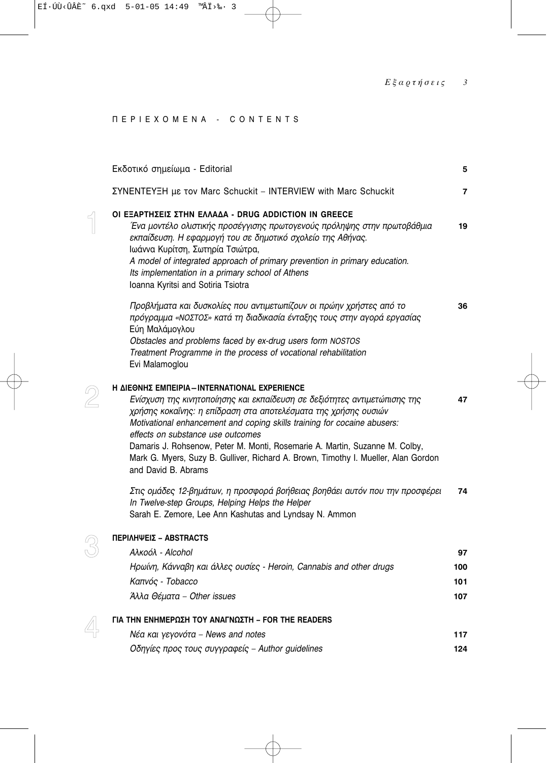# ΠΕΡΙΕΧΟΜΕΝΑ - CONTENTS

Εκδοτικό σημείωμα - Editorial **5**

ΣΥΝΕΝΤΕΥΞΗ με τον Marc Schuckit – INTERVIEW with Marc Schuckit **7**

## 1 ΟΙ ΕΞΑΡΤΗΣΕΙΣ ΣΤΗΝ ΕΛΛΑΔΑ - DRUG ADDICTION IN GREECE

*Ένα μοντέλο ολιστικής προσέγγισης πρωτογενούς πρόληψης στην πρωτοβάθμια εκπαίδευση. Η εφαρμογή του σε δημοτικό σχολείο της Αθήνας.* **19**
Ιωάννα Κυρίτση, Σωτηρία Τσιώτρα,
*A model of integrated approach of primary prevention in primary education. Its implementation in a primary school of Athens*
Ioanna Kyritsi and Sotiria Tsiotra

*Προβλήματα και δυσκολίες που αντιμετωπίζουν οι πρώην χρήστες από το πρόγραμμα «ΝΟΣΤΟΣ» κατά τη διαδικασία ένταξης τους στην αγορά εργασίας* **36**
Εύη Μαλάμογλου
*Obstacles and problems faced by ex-drug users form NOSTOS Treatment Programme in the process of vocational rehabilitation*
Evi Malamoglou

## 2 Η ΔΙΕΘΝΗΣ ΕΜΠΕΙΡΙΑ – INTERNATIONAL EXPERIENCE

*Ενίσχυση της κινητοποίησης και εκπαίδευση σε δεξιότητες αντιμετώπισης της χρήσης κοκαΐνης: η επίδραση στα αποτελέσματα της χρήσης ουσιών* **47**
*Motivational enhancement and coping skills training for cocaine abusers: effects on substance use outcomes*
Damaris J. Rohsenow, Peter M. Monti, Rosemarie A. Martin, Suzanne M. Colby, Mark G. Myers, Suzy B. Gulliver, Richard A. Brown, Timothy I. Mueller, Alan Gordon and David B. Abrams

*Στις ομάδες 12-βημάτων, η προσφορά βοήθειας βοηθάει αυτόν που την προσφέρει* **74**
*In Twelve-step Groups, Helping Helps the Helper*
Sarah E. Zemore, Lee Ann Kashutas and Lyndsay N. Ammon

## 3 ΠΕΡΙΛΗΨΕΙΣ – ABSTRACTS

*Αλκοόλ - Alcohol* **97**
*Ηρωίνη, Κάνναβη και άλλες ουσίες - Heroin, Cannabis and other drugs* **100**
*Καπνός - Tobacco* **101**
*Άλλα Θέματα – Other issues* **107**

## 4 ΓΙΑ ΤΗΝ ΕΝΗΜΕΡΩΣΗ ΤΟΥ ΑΝΑΓΝΩΣΤΗ – FOR THE READERS

*Νέα και γεγονότα – News and notes* **117**
*Οδηγίες προς τους συγγραφείς – Author guidelines* **124**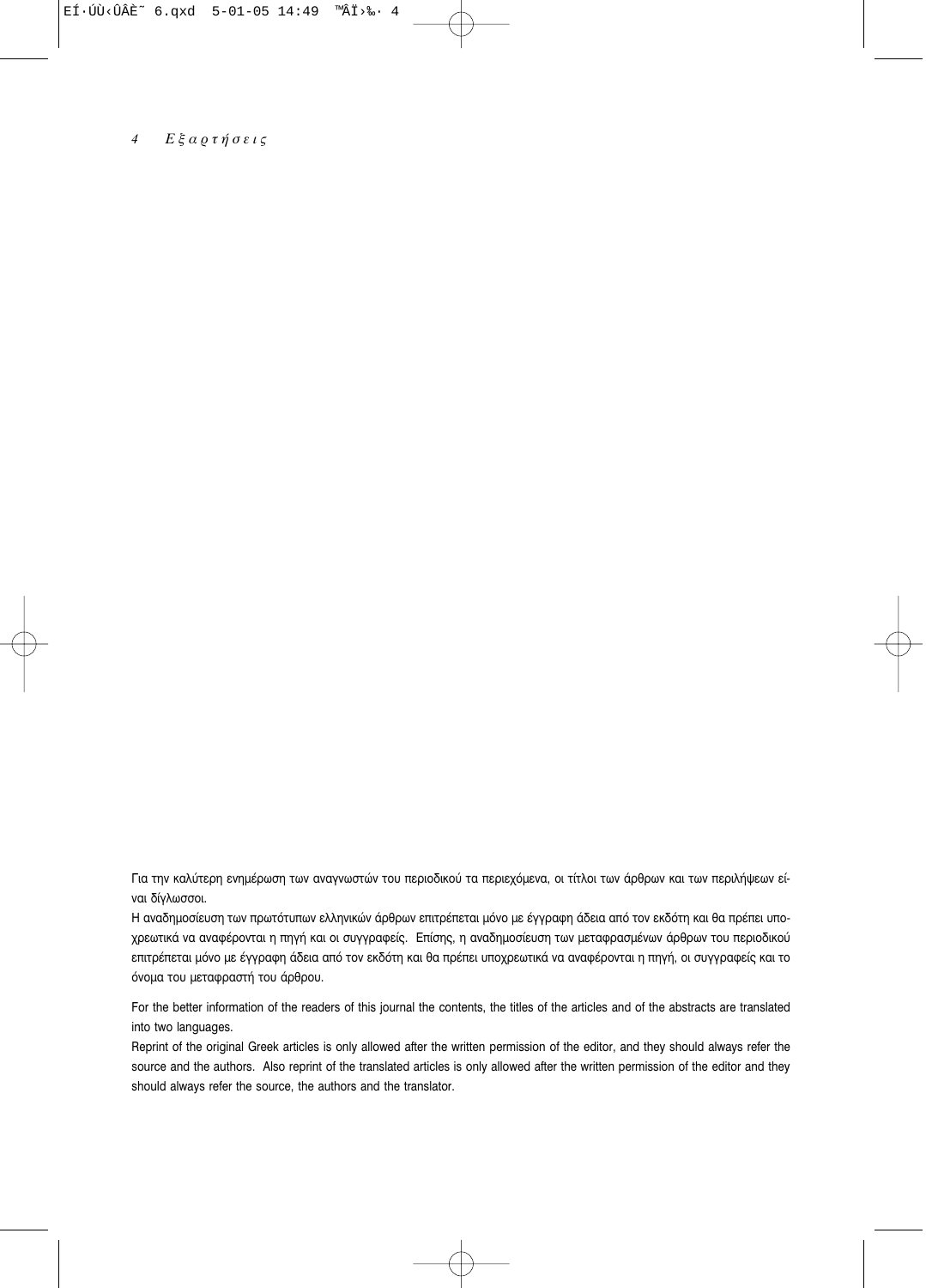Για την καλύτερη ενημέρωση των αναγνωστών του περιοδικού τα περιεχόμενα, οι τίτλοι των άρθρων και των περιλήψεων είναι δίγλωσσοι.

Η αναδημοσίευση των πρωτότυπων ελληνικών άρθρων επιτρέπεται μόνο με έγγραφη άδεια από τον εκδότη και θα πρέπει υποχρεωτικά να αναφέρονται η πηγή και οι συγγραφείς. Επίσης, η αναδημοσίευση των μεταφρασμένων άρθρων του περιοδικού επιτρέπεται μόνο με έγγραφη άδεια από τον εκδότη και θα πρέπει υποχρεωτικά να αναφέρονται η πηγή, οι συγγραφείς και το όνομα του μεταφραστή του άρθρου.

For the better information of the readers of this journal the contents, the titles of the articles and of the abstracts are translated into two languages.

Reprint of the original Greek articles is only allowed after the written permission of the editor, and they should always refer the source and the authors. Also reprint of the translated articles is only allowed after the written permission of the editor and they should always refer the source, the authors and the translator.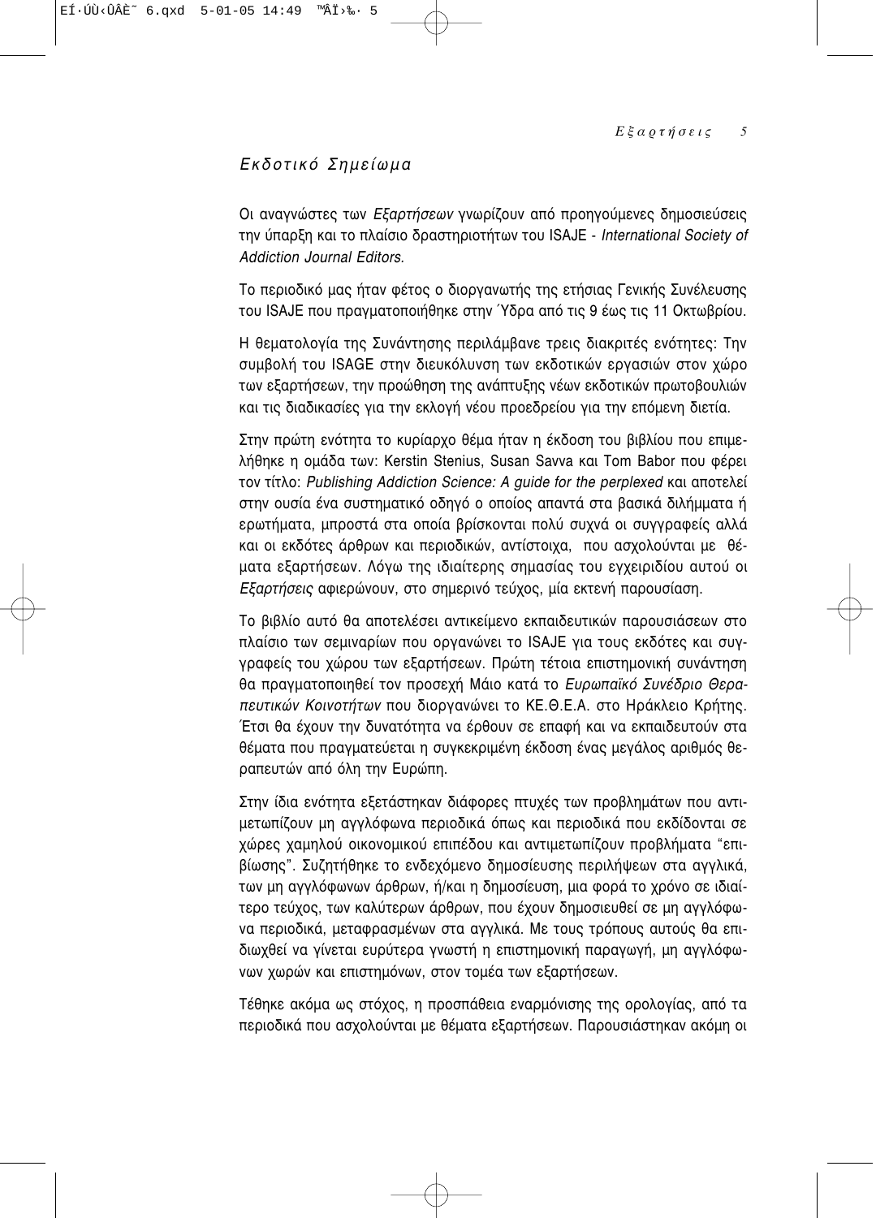## Εκδοτικό Σημείωμα

Οι αναγνώστες των *Εξαρτήσεων* γνωρίζουν από προηγούμενες δημοσιεύσεις την ύπαρξη και το πλαίσιο δραστηριοτήτων του ISAJE - *International Society of Addiction Journal Editors.*

Το περιοδικό μας ήταν φέτος ο διοργανωτής της ετήσιας Γενικής Συνέλευσης του ISAJE που πραγματοποιήθηκε στην Ύδρα από τις 9 έως τις 11 Οκτωβρίου.

Η θεματολογία της Συνάντησης περιλάμβανε τρεις διακριτές ενότητες: Την συμβολή του ISAGE στην διευκόλυνση των εκδοτικών εργασιών στον χώρο των εξαρτήσεων, την προώθηση της ανάπτυξης νέων εκδοτικών πρωτοβουλιών και τις διαδικασίες για την εκλογή νέου προεδρείου για την επόμενη διετία.

Στην πρώτη ενότητα το κυρίαρχο θέμα ήταν η έκδοση του βιβλίου που επιμελήθηκε η ομάδα των: Kerstin Stenius, Susan Savva και Tom Babor που φέρει τον τίτλο: *Publishing Addiction Science: A guide for the perplexed* και αποτελεί στην ουσία ένα συστηματικό οδηγό ο οποίος απαντά στα βασικά διλήμματα ή ερωτήματα, μπροστά στα οποία βρίσκονται πολύ συχνά οι συγγραφείς αλλά και οι εκδότες άρθρων και περιοδικών, αντίστοιχα, που ασχολούνται με θέματα εξαρτήσεων. Λόγω της ιδιαίτερης σημασίας του εγχειριδίου αυτού οι *Εξαρτήσεις* αφιερώνουν, στο σημερινό τεύχος, μία εκτενή παρουσίαση.

Το βιβλίο αυτό θα αποτελέσει αντικείμενο εκπαιδευτικών παρουσιάσεων στο πλαίσιο των σεμιναρίων που οργανώνει το ISAJE για τους εκδότες και συγγραφείς του χώρου των εξαρτήσεων. Πρώτη τέτοια επιστημονική συνάντηση θα πραγματοποιηθεί τον προσεχή Μάιο κατά το *Ευρωπαϊκό Συνέδριο Θεραπευτικών Κοινοτήτων* που διοργανώνει το ΚΕ.Θ.Ε.Α. στο Ηράκλειο Κρήτης. Έτσι θα έχουν την δυνατότητα να έρθουν σε επαφή και να εκπαιδευτούν στα θέματα που πραγματεύεται η συγκεκριμένη έκδοση ένας μεγάλος αριθμός θεραπευτών από όλη την Ευρώπη.

Στην ίδια ενότητα εξετάστηκαν διάφορες πτυχές των προβλημάτων που αντιμετωπίζουν μη αγγλόφωνα περιοδικά όπως και περιοδικά που εκδίδονται σε χώρες χαμηλού οικονομικού επιπέδου και αντιμετωπίζουν προβλήματα "επιβίωσης". Συζητήθηκε το ενδεχόμενο δημοσίευσης περιλήψεων στα αγγλικά, των μη αγγλόφωνων άρθρων, ή/και η δημοσίευση, μια φορά το χρόνο σε ιδιαίτερο τεύχος, των καλύτερων άρθρων, που έχουν δημοσιευθεί σε μη αγγλόφωνα περιοδικά, μεταφρασμένων στα αγγλικά. Με τους τρόπους αυτούς θα επιδιωχθεί να γίνεται ευρύτερα γνωστή η επιστημονική παραγωγή, μη αγγλόφωνων χωρών και επιστημόνων, στον τομέα των εξαρτήσεων.

Τέθηκε ακόμα ως στόχος, η προσπάθεια εναρμόνισης της ορολογίας, από τα περιοδικά που ασχολούνται με θέματα εξαρτήσεων. Παρουσιάστηκαν ακόμη οι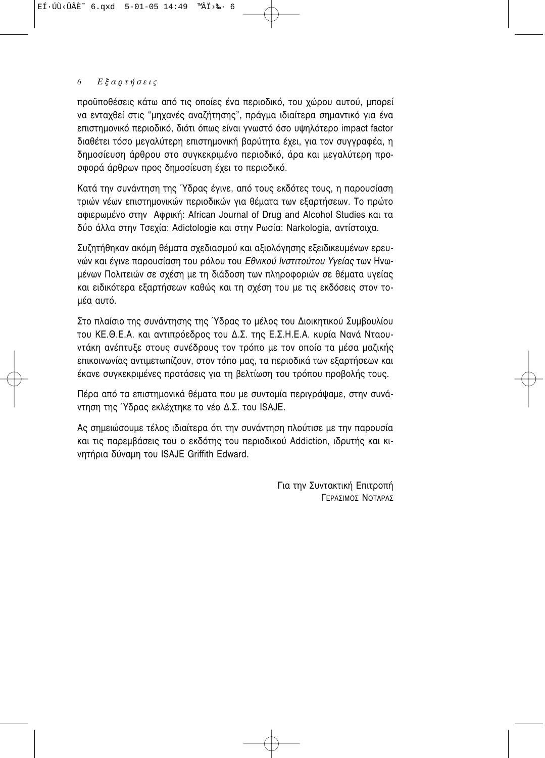προϋποθέσεις κάτω από τις οποίες ένα περιοδικό, του χώρου αυτού, μπορεί να ενταχθεί στις "μηχανές αναζήτησης", πράγμα ιδιαίτερα σημαντικό για ένα επιστημονικό περιοδικό, διότι όπως είναι γνωστό όσο υψηλότερο impact factor διαθέτει τόσο μεγαλύτερη επιστημονική βαρύτητα έχει, για τον συγγραφέα, η δημοσίευση άρθρου στο συγκεκριμένο περιοδικό, άρα και μεγαλύτερη προσφορά άρθρων προς δημοσίευση έχει το περιοδικό.

Κατά την συνάντηση της Ύδρας έγινε, από τους εκδότες τους, η παρουσίαση τριών νέων επιστημονικών περιοδικών για θέματα των εξαρτήσεων. Το πρώτο αφιερωμένο στην Αφρική: African Journal of Drug and Alcohol Studies και τα δύο άλλα στην Τσεχία: Adictologie και στην Ρωσία: Narkologia, αντίστοιχα.

Συζητήθηκαν ακόμη θέματα σχεδιασμού και αξιολόγησης εξειδικευμένων ερευνών και έγινε παρουσίαση του ρόλου του *Εθνικού Ινστιτούτου Υγείας* των Ηνωμένων Πολιτειών σε σχέση με τη διάδοση των πληροφοριών σε θέματα υγείας και ειδικότερα εξαρτήσεων καθώς και τη σχέση του με τις εκδόσεις στον τομέα αυτό.

Στο πλαίσιο της συνάντησης της Ύδρας το μέλος του Διοικητικού Συμβουλίου του ΚΕ.Θ.Ε.Α. και αντιπρόεδρος του Δ.Σ. της Ε.Σ.Η.Ε.Α. κυρία Νανά Νταουντάκη ανέπτυξε στους συνέδρους τον τρόπο με τον οποίο τα μέσα μαζικής επικοινωνίας αντιμετωπίζουν, στον τόπο μας, τα περιοδικά των εξαρτήσεων και έκανε συγκεκριμένες προτάσεις για τη βελτίωση του τρόπου προβολής τους.

Πέρα από τα επιστημονικά θέματα που με συντομία περιγράψαμε, στην συνάντηση της Ύδρας εκλέχτηκε το νέο Δ.Σ. του ISAJE.

Ας σημειώσουμε τέλος ιδιαίτερα ότι την συνάντηση πλούτισε με την παρουσία και τις παρεμβάσεις του ο εκδότης του περιοδικού Addiction, ιδρυτής και κινητήρια δύναμη του ISAJE Griffith Edward.

Για την Συντακτική Επιτροπή
ΓΕΡΑΣΙΜΟΣ ΝΟΤΑΡΑΣ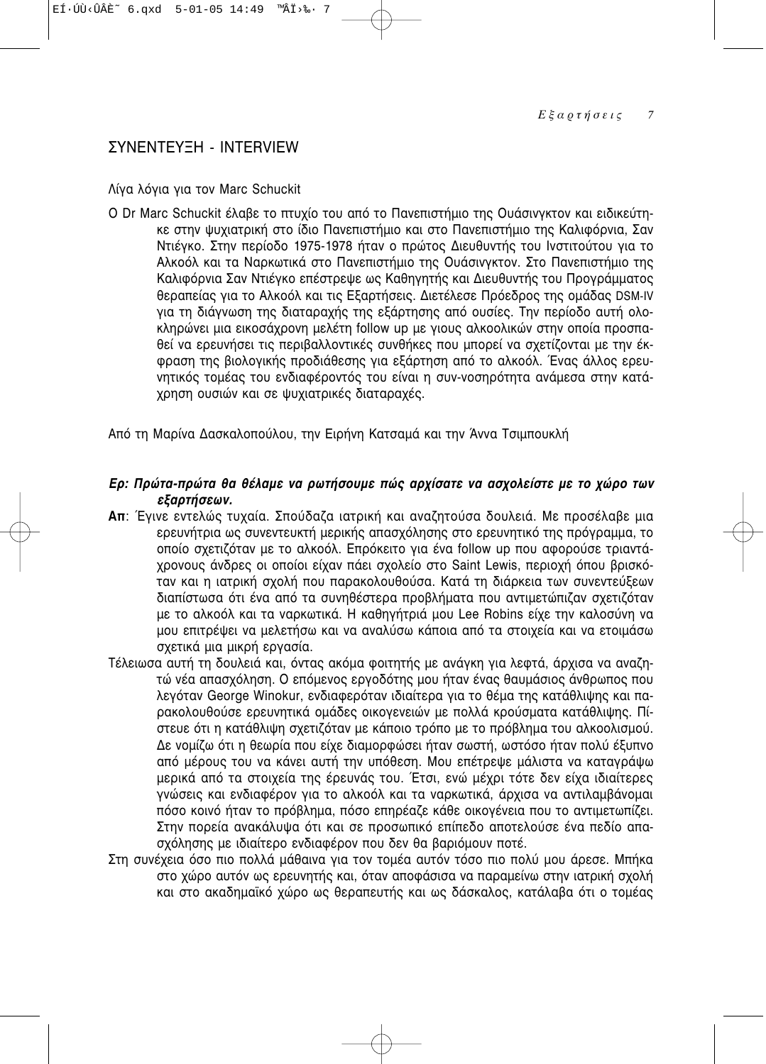## ΣΥΝΕΝΤΕΥΞΗ - INTERVIEW

Λίγα λόγια για τον Marc Schuckit

Ο Dr Marc Schuckit έλαβε το πτυχίο του από το Πανεπιστήμιο της Ουάσινγκτον και ειδικεύτηκε στην ψυχιατρική στο ίδιο Πανεπιστήμιο και στο Πανεπιστήμιο της Καλιφόρνια, Σαν Ντιέγκο. Στην περίοδο 1975-1978 ήταν ο πρώτος Διευθυντής του Ινστιτούτου για το Αλκοόλ και τα Ναρκωτικά στο Πανεπιστήμιο της Ουάσινγκτον. Στο Πανεπιστήμιο της Καλιφόρνια Σαν Ντιέγκο επέστρεψε ως Καθηγητής και Διευθυντής του Προγράμματος θεραπείας για το Αλκοόλ και τις Εξαρτήσεις. Διετέλεσε Πρόεδρος της ομάδας DSM-IV για τη διάγνωση της διαταραχής της εξάρτησης από ουσίες. Την περίοδο αυτή ολοκληρώνει μια εικοσάχρονη μελέτη follow up με γιους αλκοολικών στην οποία προσπαθεί να ερευνήσει τις περιβαλλοντικές συνθήκες που μπορεί να σχετίζονται με την έκφραση της βιολογικής προδιάθεσης για εξάρτηση από το αλκοόλ. Ένας άλλος ερευνητικός τομέας του ενδιαφέροντός του είναι η συν-νοσηρότητα ανάμεσα στην κατάχρηση ουσιών και σε ψυχιατρικές διαταραχές.

Από τη Μαρίνα Δασκαλοπούλου, την Ειρήνη Κατσαμά και την Άννα Τσιμπουκλή

***Ερ: Πρώτα-πρώτα θα θέλαμε να ρωτήσουμε πώς αρχίσατε να ασχολείστε με το χώρο των εξαρτήσεων.***

**Απ**: Έγινε εντελώς τυχαία. Σπούδαζα ιατρική και αναζητούσα δουλειά. Με προσέλαβε μια ερευνήτρια ως συνεντευκτή μερικής απασχόλησης στο ερευνητικό της πρόγραμμα, το οποίο σχετιζόταν με το αλκοόλ. Επρόκειτο για ένα follow up που αφορούσε τριαντάχρονους άνδρες οι οποίοι είχαν πάει σχολείο στο Saint Lewis, περιοχή όπου βρισκόταν και η ιατρική σχολή που παρακολουθούσα. Κατά τη διάρκεια των συνεντεύξεων διαπίστωσα ότι ένα από τα συνηθέστερα προβλήματα που αντιμετώπιζαν σχετιζόταν με το αλκοόλ και τα ναρκωτικά. Η καθηγήτριά μου Lee Robins είχε την καλοσύνη να μου επιτρέψει να μελετήσω και να αναλύσω κάποια από τα στοιχεία και να ετοιμάσω σχετικά μια μικρή εργασία.

Τέλειωσα αυτή τη δουλειά και, όντας ακόμα φοιτητής με ανάγκη για λεφτά, άρχισα να αναζητώ νέα απασχόληση. Ο επόμενος εργοδότης μου ήταν ένας θαυμάσιος άνθρωπος που λεγόταν George Winokur, ενδιαφερόταν ιδιαίτερα για το θέμα της κατάθλιψης και παρακολουθούσε ερευνητικά ομάδες οικογενειών με πολλά κρούσματα κατάθλιψης. Πίστευε ότι η κατάθλιψη σχετιζόταν με κάποιο τρόπο με το πρόβλημα του αλκοολισμού. Δε νομίζω ότι η θεωρία που είχε διαμορφώσει ήταν σωστή, ωστόσο ήταν πολύ έξυπνο από μέρους του να κάνει αυτή την υπόθεση. Μου επέτρεψε μάλιστα να καταγράψω μερικά από τα στοιχεία της έρευνάς του. Έτσι, ενώ μέχρι τότε δεν είχα ιδιαίτερες γνώσεις και ενδιαφέρον για το αλκοόλ και τα ναρκωτικά, άρχισα να αντιλαμβάνομαι πόσο κοινό ήταν το πρόβλημα, πόσο επηρέαζε κάθε οικογένεια που το αντιμετωπίζει. Στην πορεία ανακάλυψα ότι και σε προσωπικό επίπεδο αποτελούσε ένα πεδίο απασχόλησης με ιδιαίτερο ενδιαφέρον που δεν θα βαριόμουν ποτέ.

Στη συνέχεια όσο πιο πολλά μάθαινα για τον τομέα αυτόν τόσο πιο πολύ μου άρεσε. Μπήκα στο χώρο αυτόν ως ερευνητής και, όταν αποφάσισα να παραμείνω στην ιατρική σχολή και στο ακαδημαϊκό χώρο ως θεραπευτής και ως δάσκαλος, κατάλαβα ότι ο τομέας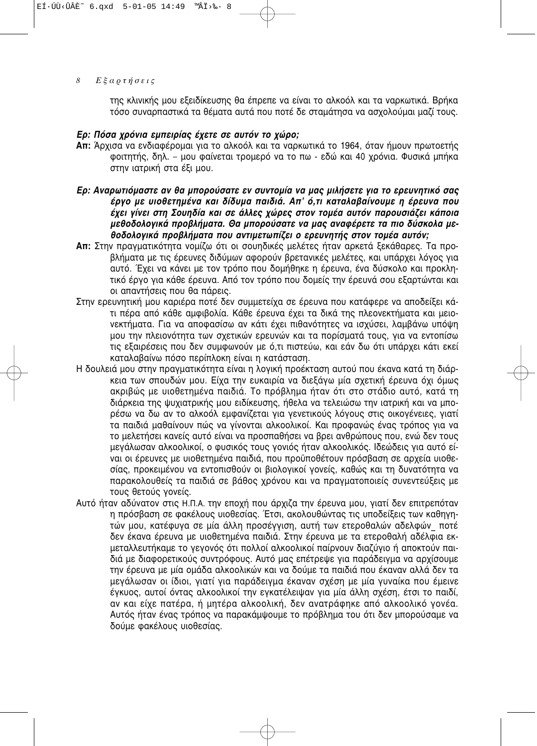της κλινικής μου εξειδίκευσης θα έπρεπε να είναι το αλκοόλ και τα ναρκωτικά. Βρήκα τόσο συναρπαστικά τα θέματα αυτά που ποτέ δε σταμάτησα να ασχολούμαι μαζί τους.

***Ερ: Πόσα χρόνια εμπειρίας έχετε σε αυτόν το χώρο;***

**Απ:** Άρχισα να ενδιαφέρομαι για το αλκοόλ και τα ναρκωτικά το 1964, όταν ήμουν πρωτοετής φοιτητής, δηλ. – μου φαίνεται τρομερό να το πω - εδώ και 40 χρόνια. Φυσικά μπήκα στην ιατρική στα έξι μου.

***Ερ: Αναρωτιόμαστε αν θα μπορούσατε εν συντομία να μας μιλήσετε για το ερευνητικό σας έργο με υιοθετημένα και δίδυμα παιδιά. Απ' ό,τι καταλαβαίνουμε η έρευνα που έχει γίνει στη Σουηδία και σε άλλες χώρες στον τομέα αυτόν παρουσιάζει κάποια μεθοδολογικά προβλήματα. Θα μπορούσατε να μας αναφέρετε τα πιο δύσκολα μεθοδολογικά προβλήματα που αντιμετωπίζει ο ερευνητής στον τομέα αυτόν;***

**Απ:** Στην πραγματικότητα νομίζω ότι οι σουηδικές μελέτες ήταν αρκετά ξεκάθαρες. Τα προβλήματα με τις έρευνες διδύμων αφορούν βρετανικές μελέτες, και υπάρχει λόγος για αυτό. Έχει να κάνει με τον τρόπο που δομήθηκε η έρευνα, ένα δύσκολο και προκλητικό έργο για κάθε έρευνα. Από τον τρόπο που δομείς την έρευνά σου εξαρτώνται και οι απαντήσεις που θα πάρεις.

Στην ερευνητική μου καριέρα ποτέ δεν συμμετείχα σε έρευνα που κατάφερε να αποδείξει κάτι πέρα από κάθε αμφιβολία. Κάθε έρευνα έχει τα δικά της πλεονεκτήματα και μειονεκτήματα. Για να αποφασίσω αν κάτι έχει πιθανότητες να ισχύσει, λαμβάνω υπόψη μου την πλειονότητα των σχετικών ερευνών και τα πορίσματά τους, για να εντοπίσω τις εξαιρέσεις που δεν συμφωνούν με ό,τι πιστεύω, και εάν δω ότι υπάρχει κάτι εκεί καταλαβαίνω πόσο περίπλοκη είναι η κατάσταση.

Η δουλειά μου στην πραγματικότητα είναι η λογική προέκταση αυτού που έκανα κατά τη διάρκεια των σπουδών μου. Είχα την ευκαιρία να διεξάγω μία σχετική έρευνα όχι όμως ακριβώς με υιοθετημένα παιδιά. Το πρόβλημα ήταν ότι στο στάδιο αυτό, κατά τη διάρκεια της ψυχιατρικής μου ειδίκευσης, ήθελα να τελειώσω την ιατρική και να μπορέσω να δω αν το αλκοόλ εμφανίζεται για γενετικούς λόγους στις οικογένειες, γιατί τα παιδιά μαθαίνουν πώς να γίνονται αλκοολικοί. Και προφανώς ένας τρόπος για να το μελετήσει κανείς αυτό είναι να προσπαθήσει να βρει ανθρώπους που, ενώ δεν τους μεγάλωσαν αλκοολικοί, ο φυσικός τους γονιός ήταν αλκοολικός. Ιδεώδεις για αυτό είναι οι έρευνες με υιοθετημένα παιδιά, που προϋποθέτουν πρόσβαση σε αρχεία υιοθεσίας, προκειμένου να εντοπισθούν οι βιολογικοί γονείς, καθώς και τη δυνατότητα να παρακολουθείς τα παιδιά σε βάθος χρόνου και να πραγματοποιείς συνεντεύξεις με τους θετούς γονείς.

Αυτό ήταν αδύνατον στις Η.Π.Α. την εποχή που άρχιζα την έρευνα μου, γιατί δεν επιτρεπόταν η πρόσβαση σε φακέλους υιοθεσίας. Έτσι, ακολουθώντας τις υποδείξεις των καθηγητών μου, κατέφυγα σε μία άλλη προσέγγιση, αυτή των ετεροθαλών αδελφών_ ποτέ δεν έκανα έρευνα με υιοθετημένα παιδιά. Στην έρευνα με τα ετεροθαλή αδέλφια εκμεταλλευτήκαμε το γεγονός ότι πολλοί αλκοολικοί παίρνουν διαζύγιο ή αποκτούν παιδιά με διαφορετικούς συντρόφους. Αυτό μας επέτρεψε για παράδειγμα να αρχίσουμε την έρευνα με μία ομάδα αλκοολικών και να δούμε τα παιδιά που έκαναν αλλά δεν τα μεγάλωσαν οι ίδιοι, γιατί για παράδειγμα έκαναν σχέση με μία γυναίκα που έμεινε έγκυος, αυτοί όντας αλκοολικοί την εγκατέλειψαν για μία άλλη σχέση, έτσι το παιδί, αν και είχε πατέρα, ή μητέρα αλκοολική, δεν ανατράφηκε από αλκοολικό γονέα. Αυτός ήταν ένας τρόπος να παρακάμψουμε το πρόβλημα του ότι δεν μπορούσαμε να δούμε φακέλους υιοθεσίας.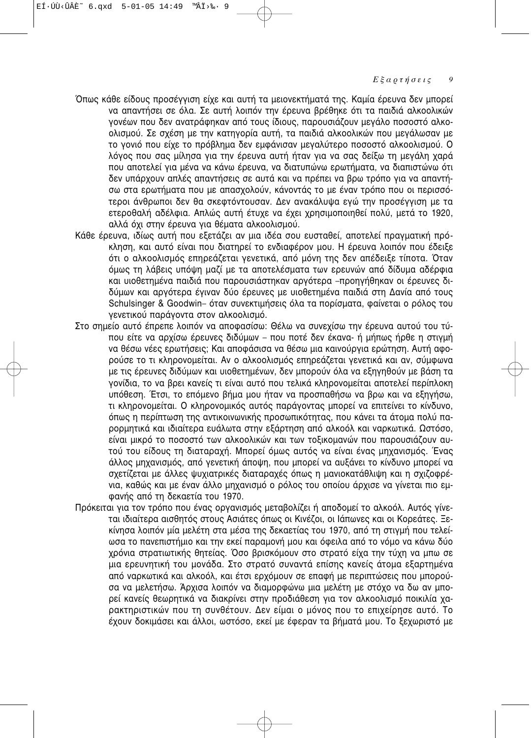Όπως κάθε είδους προσέγγιση είχε και αυτή τα μειονεκτήματά της. Καμία έρευνα δεν μπορεί να απαντήσει σε όλα. Σε αυτή λοιπόν την έρευνα βρέθηκε ότι τα παιδιά αλκοολικών γονέων που δεν ανατράφηκαν από τους ίδιους, παρουσιάζουν μεγάλο ποσοστό αλκοολισμού. Σε σχέση με την κατηγορία αυτή, τα παιδιά αλκοολικών που μεγάλωσαν με το γονιό που είχε το πρόβλημα δεν εμφάνισαν μεγαλύτερο ποσοστό αλκοολισμού. Ο λόγος που σας μίλησα για την έρευνα αυτή ήταν για να σας δείξω τη μεγάλη χαρά που αποτελεί για μένα να κάνω έρευνα, να διατυπώνω ερωτήματα, να διαπιστώνω ότι δεν υπάρχουν απλές απαντήσεις σε αυτά και να πρέπει να βρω τρόπο για να απαντήσω στα ερωτήματα που με απασχολούν, κάνοντάς το με έναν τρόπο που οι περισσότεροι άνθρωποι δεν θα σκεφτόντουσαν. Δεν ανακάλυψα εγώ την προσέγγιση με τα ετεροθαλή αδέλφια. Απλώς αυτή έτυχε να έχει χρησιμοποιηθεί πολύ, μετά το 1920, αλλά όχι στην έρευνα για θέματα αλκοολισμού.

Κάθε έρευνα, ιδίως αυτή που εξετάζει αν μια ιδέα σου ευσταθεί, αποτελεί πραγματική πρόκληση, και αυτό είναι που διατηρεί το ενδιαφέρον μου. Η έρευνα λοιπόν που έδειξε ότι ο αλκοολισμός επηρεάζεται γενετικά, από μόνη της δεν απέδειξε τίποτα. Όταν όμως τη λάβεις υπόψη μαζί με τα αποτελέσματα των ερευνών από δίδυμα αδέρφια και υιοθετημένα παιδιά που παρουσιάστηκαν αργότερα –προηγήθηκαν οι έρευνες διδύμων και αργότερα έγιναν δύο έρευνες με υιοθετημένα παιδιά στη Δανία από τους Schulsinger & Goodwin– όταν συνεκτιμήσεις όλα τα πορίσματα, φαίνεται ο ρόλος του γενετικού παράγοντα στον αλκοολισμό.

Στο σημείο αυτό έπρεπε λοιπόν να αποφασίσω: Θέλω να συνεχίσω την έρευνα αυτού του τύπου είτε να αρχίσω έρευνες διδύμων – που ποτέ δεν έκανα- ή μήπως ήρθε η στιγμή να θέσω νέες ερωτήσεις; Και αποφάσισα να θέσω μια καινούργια ερώτηση. Αυτή αφορούσε το τι κληρονομείται. Αν ο αλκοολισμός επηρεάζεται γενετικά και αν, σύμφωνα με τις έρευνες διδύμων και υιοθετημένων, δεν μπορούν όλα να εξηγηθούν με βάση τα γονίδια, το να βρει κανείς τι είναι αυτό που τελικά κληρονομείται αποτελεί περίπλοκη υπόθεση. Έτσι, το επόμενο βήμα μου ήταν να προσπαθήσω να βρω και να εξηγήσω, τι κληρονομείται. Ο κληρονομικός αυτός παράγοντας μπορεί να επιτείνει το κίνδυνο, όπως η περίπτωση της αντικοινωνικής προσωπικότητας, που κάνει τα άτομα πολύ παρορμητικά και ιδιαίτερα ευάλωτα στην εξάρτηση από αλκοόλ και ναρκωτικά. Ωστόσο, είναι μικρό το ποσοστό των αλκοολικών και των τοξικομανών που παρουσιάζουν αυτού του είδους τη διαταραχή. Μπορεί όμως αυτός να είναι ένας μηχανισμός. Ένας άλλος μηχανισμός, από γενετική άποψη, που μπορεί να αυξάνει το κίνδυνο μπορεί να σχετίζεται με άλλες ψυχιατρικές διαταραχές όπως η μανιοκατάθλιψη και η σχιζοφρένια, καθώς και με έναν άλλο μηχανισμό ο ρόλος του οποίου άρχισε να γίνεται πιο εμφανής από τη δεκαετία του 1970.

Πρόκειται για τον τρόπο που ένας οργανισμός μεταβολίζει ή αποδομεί το αλκοόλ. Αυτός γίνεται ιδιαίτερα αισθητός στους Ασιάτες όπως οι Κινέζοι, οι Ιάπωνες και οι Κορεάτες. Ξεκίνησα λοιπόν μία μελέτη στα μέσα της δεκαετίας του 1970, από τη στιγμή που τελείωσα το πανεπιστήμιο και την εκεί παραμονή μου και όφειλα από το νόμο να κάνω δύο χρόνια στρατιωτικής θητείας. Όσο βρισκόμουν στο στρατό είχα την τύχη να μπω σε μια ερευνητική του μονάδα. Στο στρατό συναντά επίσης κανείς άτομα εξαρτημένα από ναρκωτικά και αλκοόλ, και έτσι ερχόμουν σε επαφή με περιπτώσεις που μπορούσα να μελετήσω. Άρχισα λοιπόν να διαμορφώνω μια μελέτη με στόχο να δω αν μπορεί κανείς θεωρητικά να διακρίνει στην προδιάθεση για τον αλκοολισμό ποικιλία χαρακτηριστικών που τη συνθέτουν. Δεν είμαι ο μόνος που το επιχείρησε αυτό. Το έχουν δοκιμάσει και άλλοι, ωστόσο, εκεί με έφεραν τα βήματά μου. Το ξεχωριστό με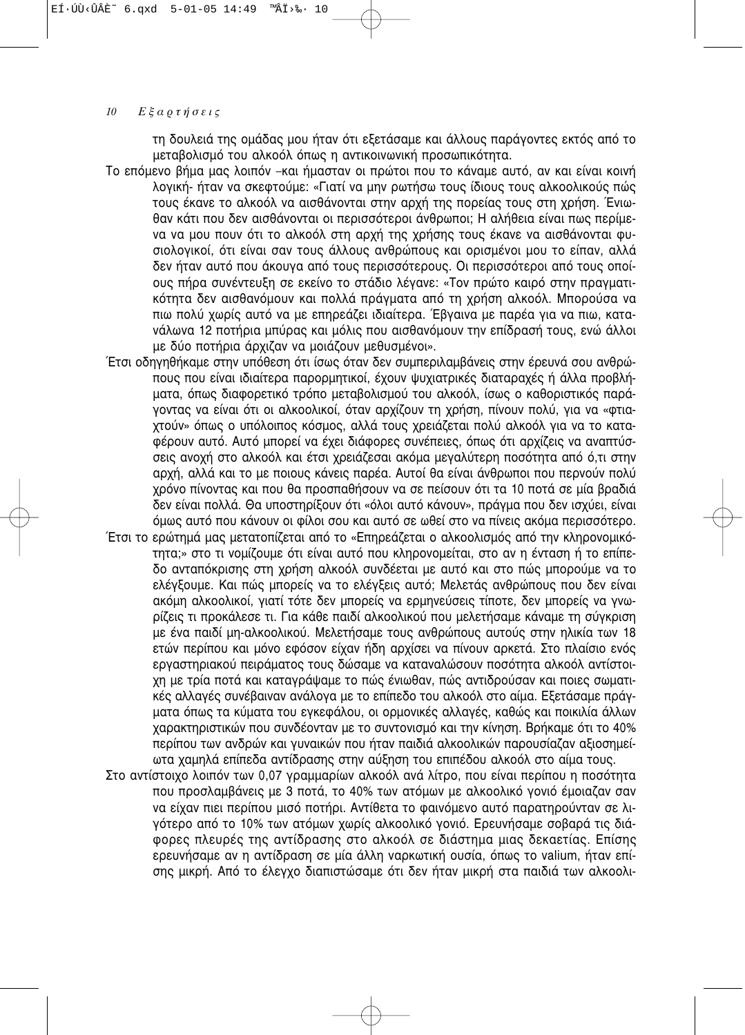τη δουλειά της ομάδας μου ήταν ότι εξετάσαμε και άλλους παράγοντες εκτός από το μεταβολισμό του αλκοόλ όπως η αντικοινωνική προσωπικότητα.

Το επόμενο βήμα μας λοιπόν –και ήμασταν οι πρώτοι που το κάναμε αυτό, αν και είναι κοινή λογική- ήταν να σκεφτούμε: «Γιατί να μην ρωτήσω τους ίδιους τους αλκοολικούς πώς τους έκανε το αλκοόλ να αισθάνονται στην αρχή της πορείας τους στη χρήση. Ένιωθαν κάτι που δεν αισθάνονται οι περισσότεροι άνθρωποι; Η αλήθεια είναι πως περίμενα να μου πουν ότι το αλκοόλ στη αρχή της χρήσης τους έκανε να αισθάνονται φυσιολογικοί, ότι είναι σαν τους άλλους ανθρώπους και ορισμένοι μου το είπαν, αλλά δεν ήταν αυτό που άκουγα από τους περισσότερους. Οι περισσότεροι από τους οποίους πήρα συνέντευξη σε εκείνο το στάδιο λέγανε: «Τον πρώτο καιρό στην πραγματικότητα δεν αισθανόμουν και πολλά πράγματα από τη χρήση αλκοόλ. Μπορούσα να πιω πολύ χωρίς αυτό να με επηρεάζει ιδιαίτερα. Έβγαινα με παρέα για να πιω, κατανάλωνα 12 ποτήρια μπύρας και μόλις που αισθανόμουν την επίδρασή τους, ενώ άλλοι με δύο ποτήρια άρχιζαν να μοιάζουν μεθυσμένοι».

Έτσι οδηγηθήκαμε στην υπόθεση ότι ίσως όταν δεν συμπεριλαμβάνεις στην έρευνά σου ανθρώπους που είναι ιδιαίτερα παρορμητικοί, έχουν ψυχιατρικές διαταραχές ή άλλα προβλήματα, όπως διαφορετικό τρόπο μεταβολισμού του αλκοόλ, ίσως ο καθοριστικός παράγοντας να είναι ότι οι αλκοολικοί, όταν αρχίζουν τη χρήση, πίνουν πολύ, για να «φτιαχτούν» όπως ο υπόλοιπος κόσμος, αλλά τους χρειάζεται πολύ αλκοόλ για να το καταφέρουν αυτό. Αυτό μπορεί να έχει διάφορες συνέπειες, όπως ότι αρχίζεις να αναπτύσσεις ανοχή στο αλκοόλ και έτσι χρειάζεσαι ακόμα μεγαλύτερη ποσότητα από ό,τι στην αρχή, αλλά και το με ποιους κάνεις παρέα. Αυτοί θα είναι άνθρωποι που περνούν πολύ χρόνο πίνοντας και που θα προσπαθήσουν να σε πείσουν ότι τα 10 ποτά σε μία βραδιά δεν είναι πολλά. Θα υποστηρίξουν ότι «όλοι αυτό κάνουν», πράγμα που δεν ισχύει, είναι όμως αυτό που κάνουν οι φίλοι σου και αυτό σε ωθεί στο να πίνεις ακόμα περισσότερο.

Έτσι το ερώτημά μας μετατοπίζεται από το «Επηρεάζεται ο αλκοολισμός από την κληρονομικότητα;» στο τι νομίζουμε ότι είναι αυτό που κληρονομείται, στο αν η ένταση ή το επίπεδο ανταπόκρισης στη χρήση αλκοόλ συνδέεται με αυτό και στο πώς μπορούμε να το ελέγξουμε. Και πώς μπορείς να το ελέγξεις αυτό; Μελετάς ανθρώπους που δεν είναι ακόμη αλκοολικοί, γιατί τότε δεν μπορείς να ερμηνεύσεις τίποτε, δεν μπορείς να γνωρίζεις τι προκάλεσε τι. Για κάθε παιδί αλκοολικού που μελετήσαμε κάναμε τη σύγκριση με ένα παιδί μη-αλκοολικού. Μελετήσαμε τους ανθρώπους αυτούς στην ηλικία των 18 ετών περίπου και μόνο εφόσον είχαν ήδη αρχίσει να πίνουν αρκετά. Στο πλαίσιο ενός εργαστηριακού πειράματος τους δώσαμε να καταναλώσουν ποσότητα αλκοόλ αντίστοιχη με τρία ποτά και καταγράψαμε το πώς ένιωθαν, πώς αντιδρούσαν και ποιες σωματικές αλλαγές συνέβαιναν ανάλογα με το επίπεδο του αλκοόλ στο αίμα. Εξετάσαμε πράγματα όπως τα κύματα του εγκεφάλου, οι ορμονικές αλλαγές, καθώς και ποικιλία άλλων χαρακτηριστικών που συνδέονταν με το συντονισμό και την κίνηση. Βρήκαμε ότι το 40% περίπου των ανδρών και γυναικών που ήταν παιδιά αλκοολικών παρουσίαζαν αξιοσημείωτα χαμηλά επίπεδα αντίδρασης στην αύξηση του επιπέδου αλκοόλ στο αίμα τους.

Στο αντίστοιχο λοιπόν των 0,07 γραμμαρίων αλκοόλ ανά λίτρο, που είναι περίπου η ποσότητα που προσλαμβάνεις με 3 ποτά, το 40% των ατόμων με αλκοολικό γονιό έμοιαζαν σαν να είχαν πιει περίπου μισό ποτήρι. Αντίθετα το φαινόμενο αυτό παρατηρούνταν σε λιγότερο από το 10% των ατόμων χωρίς αλκοολικό γονιό. Ερευνήσαμε σοβαρά τις διάφορες πλευρές της αντίδρασης στο αλκοόλ σε διάστημα μιας δεκαετίας. Επίσης ερευνήσαμε αν η αντίδραση σε μία άλλη ναρκωτική ουσία, όπως το valium, ήταν επίσης μικρή. Από το έλεγχο διαπιστώσαμε ότι δεν ήταν μικρή στα παιδιά των αλκοολι-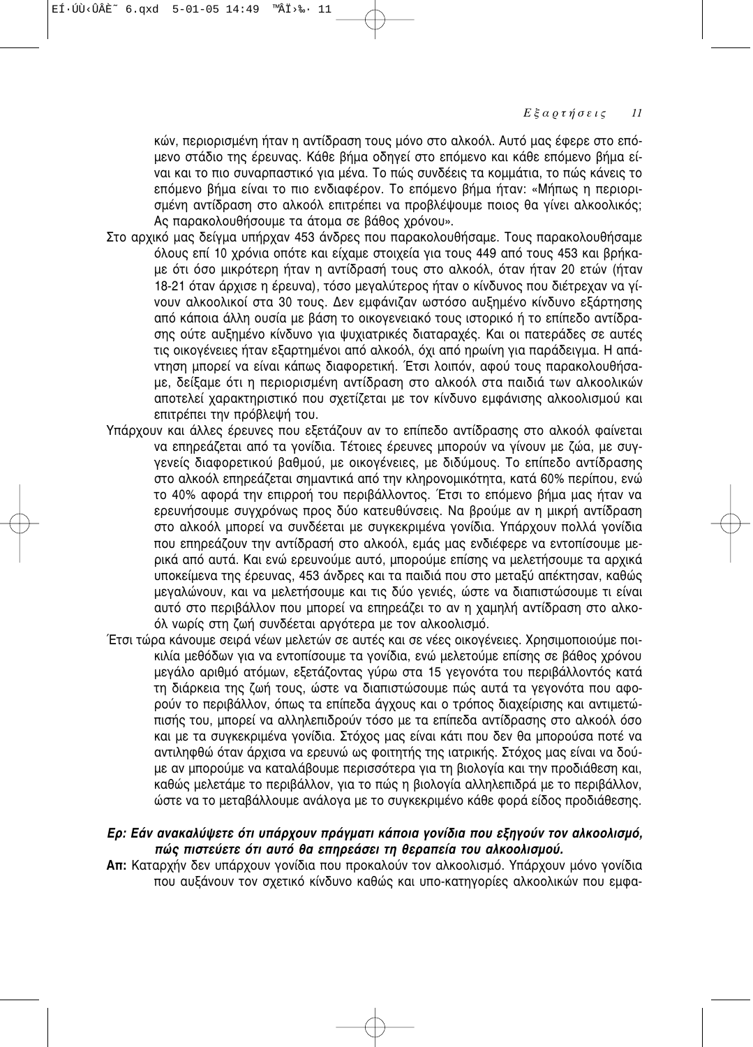κών, περιορισμένη ήταν η αντίδραση τους μόνο στο αλκοόλ. Αυτό μας έφερε στο επόμενο στάδιο της έρευνας. Κάθε βήμα οδηγεί στο επόμενο και κάθε επόμενο βήμα είναι και το πιο συναρπαστικό για μένα. Το πώς συνδέεις τα κομμάτια, το πώς κάνεις το επόμενο βήμα είναι το πιο ενδιαφέρον. Το επόμενο βήμα ήταν: «Μήπως η περιορισμένη αντίδραση στο αλκοόλ επιτρέπει να προβλέψουμε ποιος θα γίνει αλκοολικός; Ας παρακολουθήσουμε τα άτομα σε βάθος χρόνου».

Στο αρχικό μας δείγμα υπήρχαν 453 άνδρες που παρακολουθήσαμε. Τους παρακολουθήσαμε όλους επί 10 χρόνια οπότε και είχαμε στοιχεία για τους 449 από τους 453 και βρήκαμε ότι όσο μικρότερη ήταν η αντίδρασή τους στο αλκοόλ, όταν ήταν 20 ετών (ήταν 18-21 όταν άρχισε η έρευνα), τόσο μεγαλύτερος ήταν ο κίνδυνος που διέτρεχαν να γίνουν αλκοολικοί στα 30 τους. Δεν εμφάνιζαν ωστόσο αυξημένο κίνδυνο εξάρτησης από κάποια άλλη ουσία με βάση το οικογενειακό τους ιστορικό ή το επίπεδο αντίδρασης ούτε αυξημένο κίνδυνο για ψυχιατρικές διαταραχές. Και οι πατεράδες σε αυτές τις οικογένειες ήταν εξαρτημένοι από αλκοόλ, όχι από ηρωίνη για παράδειγμα. Η απάντηση μπορεί να είναι κάπως διαφορετική. Έτσι λοιπόν, αφού τους παρακολουθήσαμε, δείξαμε ότι η περιορισμένη αντίδραση στο αλκοόλ στα παιδιά των αλκοολικών αποτελεί χαρακτηριστικό που σχετίζεται με τον κίνδυνο εμφάνισης αλκοολισμού και επιτρέπει την πρόβλεψή του.

Υπάρχουν και άλλες έρευνες που εξετάζουν αν το επίπεδο αντίδρασης στο αλκοόλ φαίνεται να επηρεάζεται από τα γονίδια. Τέτοιες έρευνες μπορούν να γίνουν με ζώα, με συγγενείς διαφορετικού βαθμού, με οικογένειες, με διδύμους. Το επίπεδο αντίδρασης στο αλκοόλ επηρεάζεται σημαντικά από την κληρονομικότητα, κατά 60% περίπου, ενώ το 40% αφορά την επιρροή του περιβάλλοντος. Έτσι το επόμενο βήμα μας ήταν να ερευνήσουμε συγχρόνως προς δύο κατευθύνσεις. Να βρούμε αν η μικρή αντίδραση στο αλκοόλ μπορεί να συνδέεται με συγκεκριμένα γονίδια. Υπάρχουν πολλά γονίδια που επηρεάζουν την αντίδρασή στο αλκοόλ, εμάς μας ενδιέφερε να εντοπίσουμε μερικά από αυτά. Και ενώ ερευνούμε αυτό, μπορούμε επίσης να μελετήσουμε τα αρχικά υποκείμενα της έρευνας, 453 άνδρες και τα παιδιά που στο μεταξύ απέκτησαν, καθώς μεγαλώνουν, και να μελετήσουμε και τις δύο γενιές, ώστε να διαπιστώσουμε τι είναι αυτό στο περιβάλλον που μπορεί να επηρεάζει το αν η χαμηλή αντίδραση στο αλκοόλ νωρίς στη ζωή συνδέεται αργότερα με τον αλκοολισμό.

Έτσι τώρα κάνουμε σειρά νέων μελετών σε αυτές και σε νέες οικογένειες. Χρησιμοποιούμε ποικιλία μεθόδων για να εντοπίσουμε τα γονίδια, ενώ μελετούμε επίσης σε βάθος χρόνου μεγάλο αριθμό ατόμων, εξετάζοντας γύρω στα 15 γεγονότα του περιβάλλοντός κατά τη διάρκεια της ζωή τους, ώστε να διαπιστώσουμε πώς αυτά τα γεγονότα που αφορούν το περιβάλλον, όπως τα επίπεδα άγχους και ο τρόπος διαχείρισης και αντιμετώπισής του, μπορεί να αλληλεπιδρούν τόσο με τα επίπεδα αντίδρασης στο αλκοόλ όσο και με τα συγκεκριμένα γονίδια. Στόχος μας είναι κάτι που δεν θα μπορούσα ποτέ να αντιληφθώ όταν άρχισα να ερευνώ ως φοιτητής της ιατρικής. Στόχος μας είναι να δούμε αν μπορούμε να καταλάβουμε περισσότερα για τη βιολογία και την προδιάθεση και, καθώς μελετάμε το περιβάλλον, για το πώς η βιολογία αλληλεπιδρά με το περιβάλλον, ώστε να το μεταβάλλουμε ανάλογα με το συγκεκριμένο κάθε φορά είδος προδιάθεσης.

***Ερ: Εάν ανακαλύψετε ότι υπάρχουν πράγματι κάποια γονίδια που εξηγούν τον αλκοολισμό, πώς πιστεύετε ότι αυτό θα επηρεάσει τη θεραπεία του αλκοολισμού.***

**Απ:** Καταρχήν δεν υπάρχουν γονίδια που προκαλούν τον αλκοολισμό. Υπάρχουν μόνο γονίδια που αυξάνουν τον σχετικό κίνδυνο καθώς και υπο-κατηγορίες αλκοολικών που εμφα-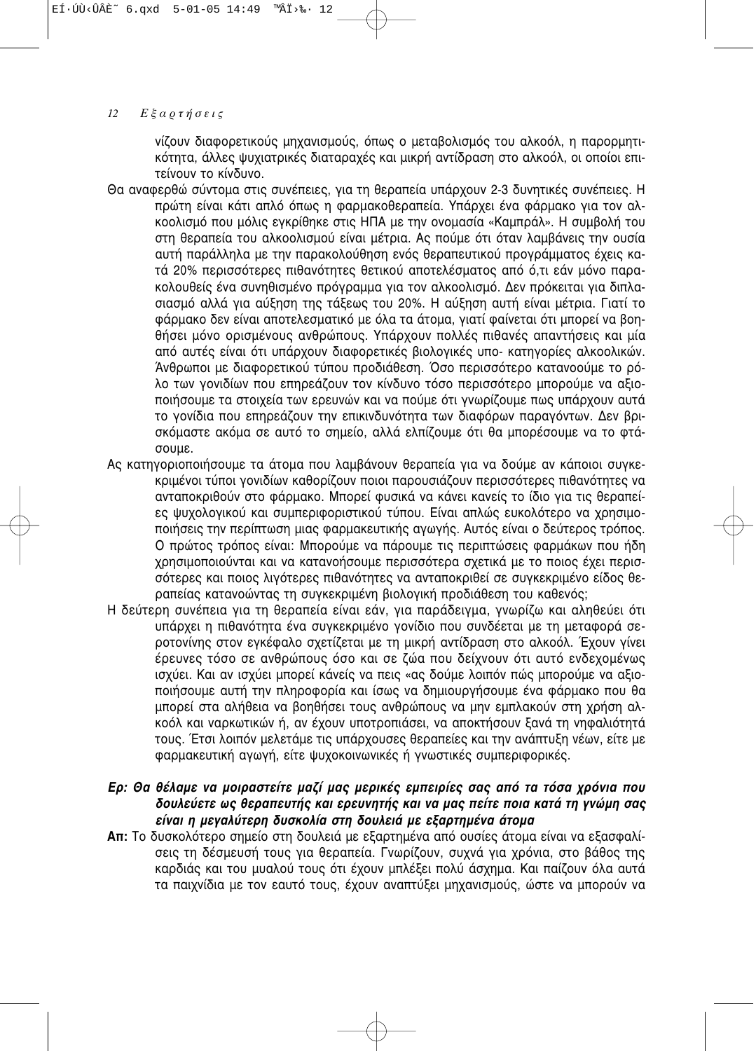νίζουν διαφορετικούς μηχανισμούς, όπως ο μεταβολισμός του αλκοόλ, η παρορμητικότητα, άλλες ψυχιατρικές διαταραχές και μικρή αντίδραση στο αλκοόλ, οι οποίοι επιτείνουν το κίνδυνο.

Θα αναφερθώ σύντομα στις συνέπειες, για τη θεραπεία υπάρχουν 2-3 δυνητικές συνέπειες. Η πρώτη είναι κάτι απλό όπως η φαρμακοθεραπεία. Υπάρχει ένα φάρμακο για τον αλκοολισμό που μόλις εγκρίθηκε στις ΗΠΑ με την ονομασία «Καμπράλ». Η συμβολή του στη θεραπεία του αλκοολισμού είναι μέτρια. Ας πούμε ότι όταν λαμβάνεις την ουσία αυτή παράλληλα με την παρακολούθηση ενός θεραπευτικού προγράμματος έχεις κατά 20% περισσότερες πιθανότητες θετικού αποτελέσματος από ό,τι εάν μόνο παρακολουθείς ένα συνηθισμένο πρόγραμμα για τον αλκοολισμό. Δεν πρόκειται για διπλασιασμό αλλά για αύξηση της τάξεως του 20%. Η αύξηση αυτή είναι μέτρια. Γιατί το φάρμακο δεν είναι αποτελεσματικό με όλα τα άτομα, γιατί φαίνεται ότι μπορεί να βοηθήσει μόνο ορισμένους ανθρώπους. Υπάρχουν πολλές πιθανές απαντήσεις και μία από αυτές είναι ότι υπάρχουν διαφορετικές βιολογικές υπο- κατηγορίες αλκοολικών. Άνθρωποι με διαφορετικού τύπου προδιάθεση. Όσο περισσότερο κατανοούμε το ρόλο των γονιδίων που επηρεάζουν τον κίνδυνο τόσο περισσότερο μπορούμε να αξιοποιήσουμε τα στοιχεία των ερευνών και να πούμε ότι γνωρίζουμε πως υπάρχουν αυτά το γονίδια που επηρεάζουν την επικινδυνότητα των διαφόρων παραγόντων. Δεν βρισκόμαστε ακόμα σε αυτό το σημείο, αλλά ελπίζουμε ότι θα μπορέσουμε να το φτάσουμε.

Ας κατηγοριοποιήσουμε τα άτομα που λαμβάνουν θεραπεία για να δούμε αν κάποιοι συγκεκριμένοι τύποι γονιδίων καθορίζουν ποιοι παρουσιάζουν περισσότερες πιθανότητες να ανταποκριθούν στο φάρμακο. Μπορεί φυσικά να κάνει κανείς το ίδιο για τις θεραπείες ψυχολογικού και συμπεριφοριστικού τύπου. Είναι απλώς ευκολότερο να χρησιμοποιήσεις την περίπτωση μιας φαρμακευτικής αγωγής. Αυτός είναι ο δεύτερος τρόπος. Ο πρώτος τρόπος είναι: Μπορούμε να πάρουμε τις περιπτώσεις φαρμάκων που ήδη χρησιμοποιούνται και να κατανοήσουμε περισσότερα σχετικά με το ποιος έχει περισσότερες και ποιος λιγότερες πιθανότητες να ανταποκριθεί σε συγκεκριμένο είδος θεραπείας κατανοώντας τη συγκεκριμένη βιολογική προδιάθεση του καθενός;

Η δεύτερη συνέπεια για τη θεραπεία είναι εάν, για παράδειγμα, γνωρίζω και αληθεύει ότι υπάρχει η πιθανότητα ένα συγκεκριμένο γονίδιο που συνδέεται με τη μεταφορά σεροτονίνης στον εγκέφαλο σχετίζεται με τη μικρή αντίδραση στο αλκοόλ. Έχουν γίνει έρευνες τόσο σε ανθρώπους όσο και σε ζώα που δείχνουν ότι αυτό ενδεχομένως ισχύει. Και αν ισχύει μπορεί κάνείς να πεις «ας δούμε λοιπόν πώς μπορούμε να αξιοποιήσουμε αυτή την πληροφορία και ίσως να δημιουργήσουμε ένα φάρμακο που θα μπορεί στα αλήθεια να βοηθήσει τους ανθρώπους να μην εμπλακούν στη χρήση αλκοόλ και ναρκωτικών ή, αν έχουν υποτροπιάσει, να αποκτήσουν ξανά τη νηφαλιότητά τους. Έτσι λοιπόν μελετάμε τις υπάρχουσες θεραπείες και την ανάπτυξη νέων, είτε με φαρμακευτική αγωγή, είτε ψυχοκοινωνικές ή γνωστικές συμπεριφορικές.

***Ερ: Θα θέλαμε να μοιραστείτε μαζί μας μερικές εμπειρίες σας από τα τόσα χρόνια που δουλεύετε ως θεραπευτής και ερευνητής και να μας πείτε ποια κατά τη γνώμη σας είναι η μεγαλύτερη δυσκολία στη δουλειά με εξαρτημένα άτομα***

**Απ:** Το δυσκολότερο σημείο στη δουλειά με εξαρτημένα από ουσίες άτομα είναι να εξασφαλίσεις τη δέσμευσή τους για θεραπεία. Γνωρίζουν, συχνά για χρόνια, στο βάθος της καρδιάς και του μυαλού τους ότι έχουν μπλέξει πολύ άσχημα. Και παίζουν όλα αυτά τα παιχνίδια με τον εαυτό τους, έχουν αναπτύξει μηχανισμούς, ώστε να μπορούν να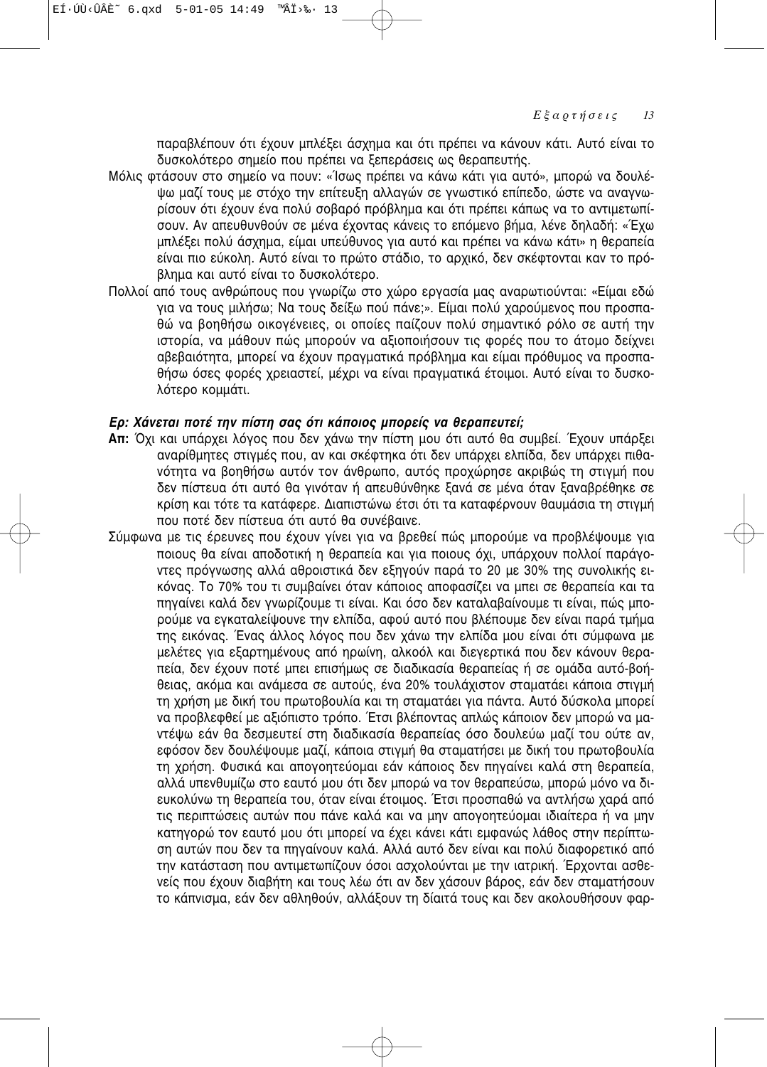παραβλέπουν ότι έχουν μπλέξει άσχημα και ότι πρέπει να κάνουν κάτι. Αυτό είναι το δυσκολότερο σημείο που πρέπει να ξεπεράσεις ως θεραπευτής.

Μόλις φτάσουν στο σημείο να πουν: «Ίσως πρέπει να κάνω κάτι για αυτό», μπορώ να δουλέψω μαζί τους με στόχο την επίτευξη αλλαγών σε γνωστικό επίπεδο, ώστε να αναγνωρίσουν ότι έχουν ένα πολύ σοβαρό πρόβλημα και ότι πρέπει κάπως να το αντιμετωπίσουν. Αν απευθυνθούν σε μένα έχοντας κάνεις το επόμενο βήμα, λένε δηλαδή: «Έχω μπλέξει πολύ άσχημα, είμαι υπεύθυνος για αυτό και πρέπει να κάνω κάτι» η θεραπεία είναι πιο εύκολη. Αυτό είναι το πρώτο στάδιο, το αρχικό, δεν σκέφτονται καν το πρόβλημα και αυτό είναι το δυσκολότερο.

Πολλοί από τους ανθρώπους που γνωρίζω στο χώρο εργασία μας αναρωτιούνται: «Είμαι εδώ για να τους μιλήσω; Να τους δείξω πού πάνε;». Είμαι πολύ χαρούμενος που προσπαθώ να βοηθήσω οικογένειες, οι οποίες παίζουν πολύ σημαντικό ρόλο σε αυτή την ιστορία, να μάθουν πώς μπορούν να αξιοποιήσουν τις φορές που το άτομο δείχνει αβεβαιότητα, μπορεί να έχουν πραγματικά πρόβλημα και είμαι πρόθυμος να προσπαθήσω όσες φορές χρειαστεί, μέχρι να είναι πραγματικά έτοιμοι. Αυτό είναι το δυσκολότερο κομμάτι.

***Ερ: Χάνεται ποτέ την πίστη σας ότι κάποιος μπορείς να θεραπευτεί;***

**Απ:** Όχι και υπάρχει λόγος που δεν χάνω την πίστη μου ότι αυτό θα συμβεί. Έχουν υπάρξει αναρίθμητες στιγμές που, αν και σκέφτηκα ότι δεν υπάρχει ελπίδα, δεν υπάρχει πιθανότητα να βοηθήσω αυτόν τον άνθρωπο, αυτός προχώρησε ακριβώς τη στιγμή που δεν πίστευα ότι αυτό θα γινόταν ή απευθύνθηκε ξανά σε μένα όταν ξαναβρέθηκε σε κρίση και τότε τα κατάφερε. Διαπιστώνω έτσι ότι τα καταφέρνουν θαυμάσια τη στιγμή που ποτέ δεν πίστευα ότι αυτό θα συνέβαινε.

Σύμφωνα με τις έρευνες που έχουν γίνει για να βρεθεί πώς μπορούμε να προβλέψουμε για ποιους θα είναι αποδοτική η θεραπεία και για ποιους όχι, υπάρχουν πολλοί παράγοντες πρόγνωσης αλλά αθροιστικά δεν εξηγούν παρά το 20 με 30% της συνολικής εικόνας. Το 70% του τι συμβαίνει όταν κάποιος αποφασίζει να μπει σε θεραπεία και τα πηγαίνει καλά δεν γνωρίζουμε τι είναι. Και όσο δεν καταλαβαίνουμε τι είναι, πώς μπορούμε να εγκαταλείψουνε την ελπίδα, αφού αυτό που βλέπουμε δεν είναι παρά τμήμα της εικόνας. Ένας άλλος λόγος που δεν χάνω την ελπίδα μου είναι ότι σύμφωνα με μελέτες για εξαρτημένους από ηρωίνη, αλκοόλ και διεγερτικά που δεν κάνουν θεραπεία, δεν έχουν ποτέ μπει επισήμως σε διαδικασία θεραπείας ή σε ομάδα αυτό-βοήθειας, ακόμα και ανάμεσα σε αυτούς, ένα 20% τουλάχιστον σταματάει κάποια στιγμή τη χρήση με δική του πρωτοβουλία και τη σταματάει για πάντα. Αυτό δύσκολα μπορεί να προβλεφθεί με αξιόπιστο τρόπο. Έτσι βλέποντας απλώς κάποιον δεν μπορώ να μαντέψω εάν θα δεσμευτεί στη διαδικασία θεραπείας όσο δουλεύω μαζί του ούτε αν, εφόσον δεν δουλέψουμε μαζί, κάποια στιγμή θα σταματήσει με δική του πρωτοβουλία τη χρήση. Φυσικά και απογοητεύομαι εάν κάποιος δεν πηγαίνει καλά στη θεραπεία, αλλά υπενθυμίζω στο εαυτό μου ότι δεν μπορώ να τον θεραπεύσω, μπορώ μόνο να διευκολύνω τη θεραπεία του, όταν είναι έτοιμος. Έτσι προσπαθώ να αντλήσω χαρά από τις περιπτώσεις αυτών που πάνε καλά και να μην απογοητεύομαι ιδιαίτερα ή να μην κατηγορώ τον εαυτό μου ότι μπορεί να έχει κάνει κάτι εμφανώς λάθος στην περίπτωση αυτών που δεν τα πηγαίνουν καλά. Αλλά αυτό δεν είναι και πολύ διαφορετικό από την κατάσταση που αντιμετωπίζουν όσοι ασχολούνται με την ιατρική. Έρχονται ασθενείς που έχουν διαβήτη και τους λέω ότι αν δεν χάσουν βάρος, εάν δεν σταματήσουν το κάπνισμα, εάν δεν αθληθούν, αλλάξουν τη δίαιτά τους και δεν ακολουθήσουν φαρ-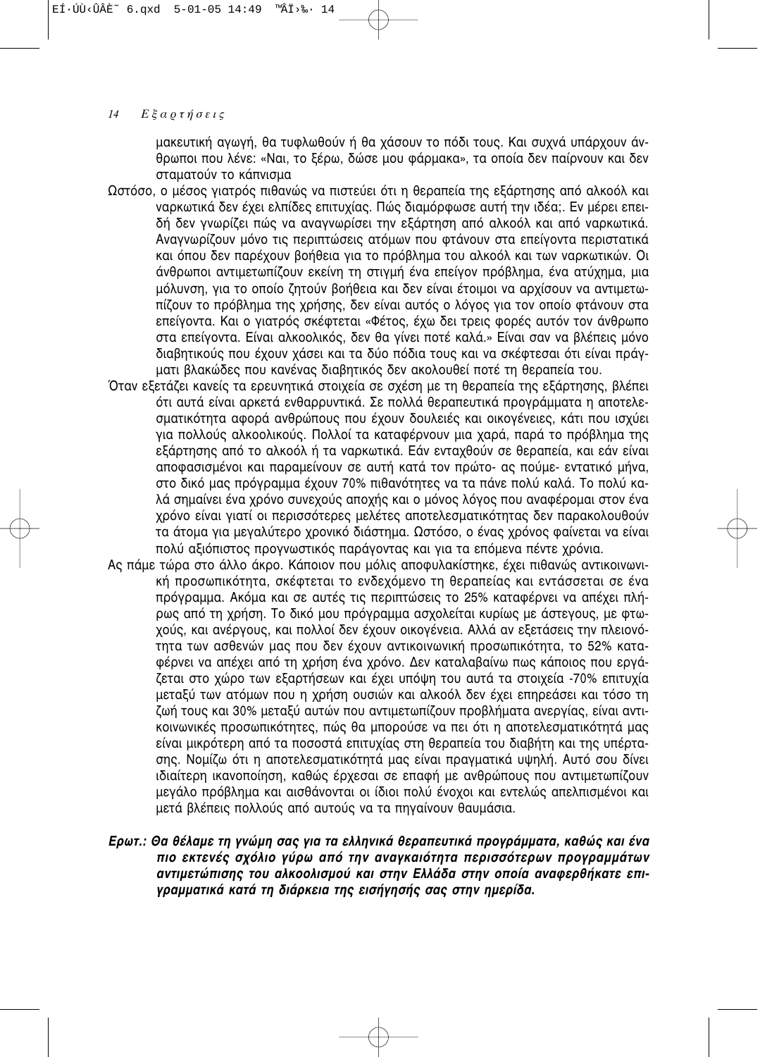μακευτική αγωγή, θα τυφλωθούν ή θα χάσουν το πόδι τους. Και συχνά υπάρχουν άνθρωποι που λένε: «Ναι, το ξέρω, δώσε μου φάρμακα», τα οποία δεν παίρνουν και δεν σταματούν το κάπνισμα

Ωστόσο, ο μέσος γιατρός πιθανώς να πιστεύει ότι η θεραπεία της εξάρτησης από αλκοόλ και ναρκωτικά δεν έχει ελπίδες επιτυχίας. Πώς διαμόρφωσε αυτή την ιδέα;. Εν μέρει επειδή δεν γνωρίζει πώς να αναγνωρίσει την εξάρτηση από αλκοόλ και από ναρκωτικά. Αναγνωρίζουν μόνο τις περιπτώσεις ατόμων που φτάνουν στα επείγοντα περιστατικά και όπου δεν παρέχουν βοήθεια για το πρόβλημα του αλκοόλ και των ναρκωτικών. Οι άνθρωποι αντιμετωπίζουν εκείνη τη στιγμή ένα επείγον πρόβλημα, ένα ατύχημα, μια μόλυνση, για το οποίο ζητούν βοήθεια και δεν είναι έτοιμοι να αρχίσουν να αντιμετωπίζουν το πρόβλημα της χρήσης, δεν είναι αυτός ο λόγος για τον οποίο φτάνουν στα επείγοντα. Και ο γιατρός σκέφτεται «Φέτος, έχω δει τρεις φορές αυτόν τον άνθρωπο στα επείγοντα. Είναι αλκοολικός, δεν θα γίνει ποτέ καλά.» Είναι σαν να βλέπεις μόνο διαβητικούς που έχουν χάσει και τα δύο πόδια τους και να σκέφτεσαι ότι είναι πράγματι βλακώδες που κανένας διαβητικός δεν ακολουθεί ποτέ τη θεραπεία του.

Όταν εξετάζει κανείς τα ερευνητικά στοιχεία σε σχέση με τη θεραπεία της εξάρτησης, βλέπει ότι αυτά είναι αρκετά ενθαρρυντικά. Σε πολλά θεραπευτικά προγράμματα η αποτελεσματικότητα αφορά ανθρώπους που έχουν δουλειές και οικογένειες, κάτι που ισχύει για πολλούς αλκοολικούς. Πολλοί τα καταφέρνουν μια χαρά, παρά το πρόβλημα της εξάρτησης από το αλκοόλ ή τα ναρκωτικά. Εάν ενταχθούν σε θεραπεία, και εάν είναι αποφασισμένοι και παραμείνουν σε αυτή κατά τον πρώτο- ας πούμε- εντατικό μήνα, στο δικό μας πρόγραμμα έχουν 70% πιθανότητες να τα πάνε πολύ καλά. Το πολύ καλά σημαίνει ένα χρόνο συνεχούς αποχής και ο μόνος λόγος που αναφέρομαι στον ένα χρόνο είναι γιατί οι περισσότερες μελέτες αποτελεσματικότητας δεν παρακολουθούν τα άτομα για μεγαλύτερο χρονικό διάστημα. Ωστόσο, ο ένας χρόνος φαίνεται να είναι πολύ αξιόπιστος προγνωστικός παράγοντας και για τα επόμενα πέντε χρόνια.

Ας πάμε τώρα στο άλλο άκρο. Κάποιον που μόλις αποφυλακίστηκε, έχει πιθανώς αντικοινωνική προσωπικότητα, σκέφτεται το ενδεχόμενο τη θεραπείας και εντάσσεται σε ένα πρόγραμμα. Ακόμα και σε αυτές τις περιπτώσεις το 25% καταφέρνει να απέχει πλήρως από τη χρήση. Το δικό μου πρόγραμμα ασχολείται κυρίως με άστεγους, με φτωχούς, και ανέργους, και πολλοί δεν έχουν οικογένεια. Αλλά αν εξετάσεις την πλειονότητα των ασθενών μας που δεν έχουν αντικοινωνική προσωπικότητα, το 52% καταφέρνει να απέχει από τη χρήση ένα χρόνο. Δεν καταλαβαίνω πως κάποιος που εργάζεται στο χώρο των εξαρτήσεων και έχει υπόψη του αυτά τα στοιχεία -70% επιτυχία μεταξύ των ατόμων που η χρήση ουσιών και αλκοόλ δεν έχει επηρεάσει και τόσο τη ζωή τους και 30% μεταξύ αυτών που αντιμετωπίζουν προβλήματα ανεργίας, είναι αντικοινωνικές προσωπικότητες, πώς θα μπορούσε να πει ότι η αποτελεσματικότητά μας είναι μικρότερη από τα ποσοστά επιτυχίας στη θεραπεία του διαβήτη και της υπέρτασης. Νομίζω ότι η αποτελεσματικότητά μας είναι πραγματικά υψηλή. Αυτό σου δίνει ιδιαίτερη ικανοποίηση, καθώς έρχεσαι σε επαφή με ανθρώπους που αντιμετωπίζουν μεγάλο πρόβλημα και αισθάνονται οι ίδιοι πολύ ένοχοι και εντελώς απελπισμένοι και μετά βλέπεις πολλούς από αυτούς να τα πηγαίνουν θαυμάσια.

***Ερωτ.: Θα θέλαμε τη γνώμη σας για τα ελληνικά θεραπευτικά προγράμματα, καθώς και ένα πιο εκτενές σχόλιο γύρω από την αναγκαιότητα περισσότερων προγραμμάτων αντιμετώπισης του αλκοολισμού και στην Ελλάδα στην οποία αναφερθήκατε επιγραμματικά κατά τη διάρκεια της εισήγησής σας στην ημερίδα.***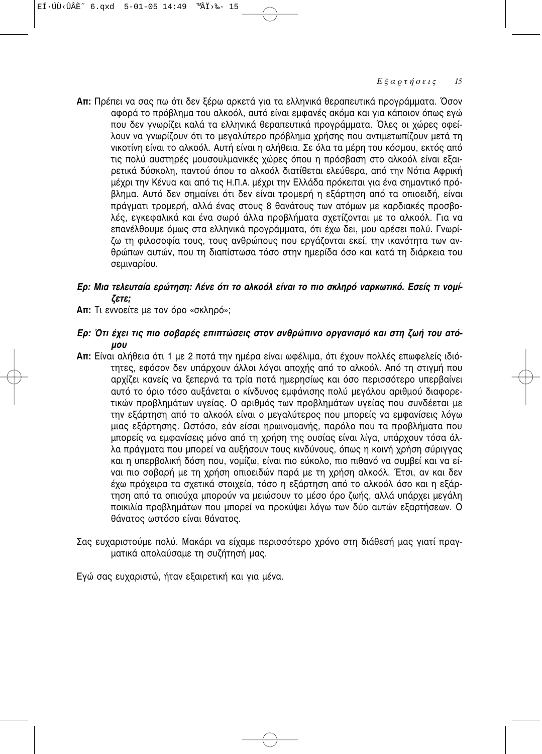**Απ:** Πρέπει να σας πω ότι δεν ξέρω αρκετά για τα ελληνικά θεραπευτικά προγράμματα. Όσον αφορά το πρόβλημα του αλκοόλ, αυτό είναι εμφανές ακόμα και για κάποιον όπως εγώ που δεν γνωρίζει καλά τα ελληνικά θεραπευτικά προγράμματα. Όλες οι χώρες οφείλουν να γνωρίζουν ότι το μεγαλύτερο πρόβλημα χρήσης που αντιμετωπίζουν μετά τη νικοτίνη είναι το αλκοόλ. Αυτή είναι η αλήθεια. Σε όλα τα μέρη του κόσμου, εκτός από τις πολύ αυστηρές μουσουλμανικές χώρες όπου η πρόσβαση στο αλκοόλ είναι εξαιρετικά δύσκολη, παντού όπου το αλκοόλ διατίθεται ελεύθερα, από την Νότια Αφρική μέχρι την Κένυα και από τις Η.Π.Α. μέχρι την Ελλάδα πρόκειται για ένα σημαντικό πρόβλημα. Αυτό δεν σημαίνει ότι δεν είναι τρομερή η εξάρτηση από τα οπιοειδή, είναι πράγματι τρομερή, αλλά ένας στους 8 θανάτους των ατόμων με καρδιακές προσβολές, εγκεφαλικά και ένα σωρό άλλα προβλήματα σχετίζονται με το αλκοόλ. Για να επανέλθουμε όμως στα ελληνικά προγράμματα, ότι έχω δει, μου αρέσει πολύ. Γνωρίζω τη φιλοσοφία τους, τους ανθρώπους που εργάζονται εκεί, την ικανότητα των ανθρώπων αυτών, που τη διαπίστωσα τόσο στην ημερίδα όσο και κατά τη διάρκεια του σεμιναρίου.

***Ερ: Μια τελευταία ερώτηση: Λένε ότι το αλκοόλ είναι το πιο σκληρό ναρκωτικό. Εσείς τι νομίζετε;***

**Απ:** Τι εννοείτε με τον όρο «σκληρό»;

***Ερ: Ότι έχει τις πιο σοβαρές επιπτώσεις στον ανθρώπινο οργανισμό και στη ζωή του ατόμου***

**Απ:** Είναι αλήθεια ότι 1 με 2 ποτά την ημέρα είναι ωφέλιμα, ότι έχουν πολλές επωφελείς ιδιότητες, εφόσον δεν υπάρχουν άλλοι λόγοι αποχής από το αλκοόλ. Από τη στιγμή που αρχίζει κανείς να ξεπερνά τα τρία ποτά ημερησίως και όσο περισσότερο υπερβαίνει αυτό το όριο τόσο αυξάνεται ο κίνδυνος εμφάνισης πολύ μεγάλου αριθμού διαφορετικών προβλημάτων υγείας. Ο αριθμός των προβλημάτων υγείας που συνδέεται με την εξάρτηση από το αλκοόλ είναι ο μεγαλύτερος που μπορείς να εμφανίσεις λόγω μιας εξάρτησης. Ωστόσο, εάν είσαι ηρωινομανής, παρόλο που τα προβλήματα που μπορείς να εμφανίσεις μόνο από τη χρήση της ουσίας είναι λίγα, υπάρχουν τόσα άλλα πράγματα που μπορεί να αυξήσουν τους κινδύνους, όπως η κοινή χρήση σύριγγας και η υπερβολική δόση που, νομίζω, είναι πιο εύκολο, πιο πιθανό να συμβεί και να είναι πιο σοβαρή με τη χρήση οπιοειδών παρά με τη χρήση αλκοόλ. Έτσι, αν και δεν έχω πρόχειρα τα σχετικά στοιχεία, τόσο η εξάρτηση από το αλκοόλ όσο και η εξάρτηση από τα οπιούχα μπορούν να μειώσουν το μέσο όρο ζωής, αλλά υπάρχει μεγάλη ποικιλία προβλημάτων που μπορεί να προκύψει λόγω των δύο αυτών εξαρτήσεων. Ο θάνατος ωστόσο είναι θάνατος.

Σας ευχαριστούμε πολύ. Μακάρι να είχαμε περισσότερο χρόνο στη διάθεσή μας γιατί πραγματικά απολαύσαμε τη συζήτησή μας.

Εγώ σας ευχαριστώ, ήταν εξαιρετική και για μένα.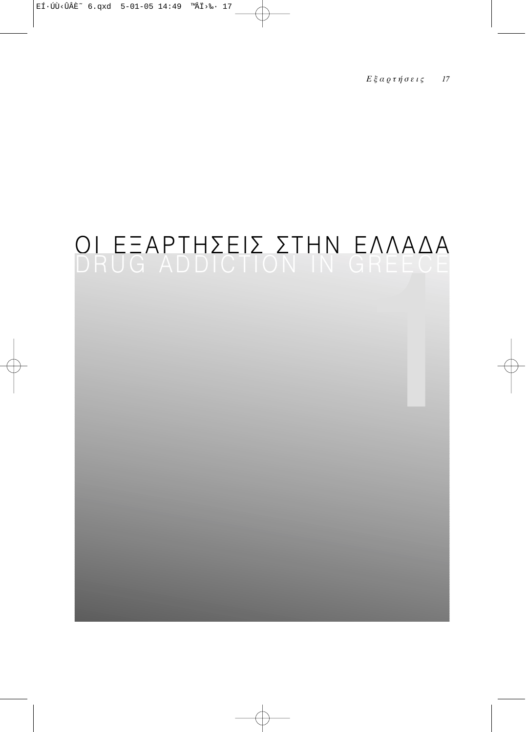# ΟΙ ΕΞΑΡΤΗΣΕΙΣ ΣΤΗΝ ΕΛΛΑΔΑ

## DRUG ADDICTION IN GREECE

1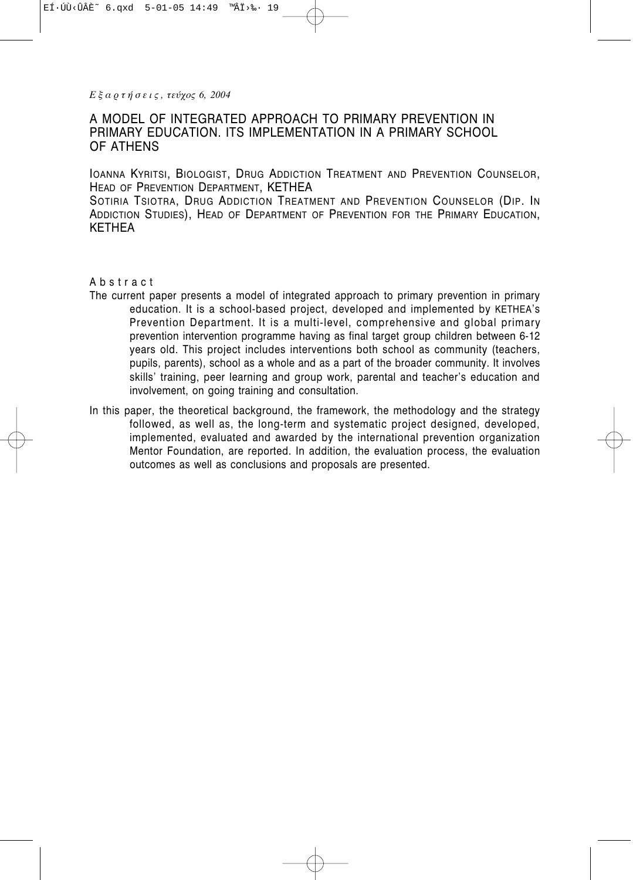# A MODEL OF INTEGRATED APPROACH TO PRIMARY PREVENTION IN PRIMARY EDUCATION. ITS IMPLEMENTATION IN A PRIMARY SCHOOL OF ATHENS

IOANNA KYRITSI, BIOLOGIST, DRUG ADDICTION TREATMENT AND PREVENTION COUNSELOR, HEAD OF PREVENTION DEPARTMENT, KETHEA

SOTIRIA TSIOTRA, DRUG ADDICTION TREATMENT AND PREVENTION COUNSELOR (DIP. IN ADDICTION STUDIES), HEAD OF DEPARTMENT OF PREVENTION FOR THE PRIMARY EDUCATION, KETHEA

## Abstract

The current paper presents a model of integrated approach to primary prevention in primary education. It is a school-based project, developed and implemented by KETHEA's Prevention Department. It is a multi-level, comprehensive and global primary prevention intervention programme having as final target group children between 6-12 years old. This project includes interventions both school as community (teachers, pupils, parents), school as a whole and as a part of the broader community. It involves skills' training, peer learning and group work, parental and teacher's education and involvement, on going training and consultation.

In this paper, the theoretical background, the framework, the methodology and the strategy followed, as well as, the long-term and systematic project designed, developed, implemented, evaluated and awarded by the international prevention organization Mentor Foundation, are reported. In addition, the evaluation process, the evaluation outcomes as well as conclusions and proposals are presented.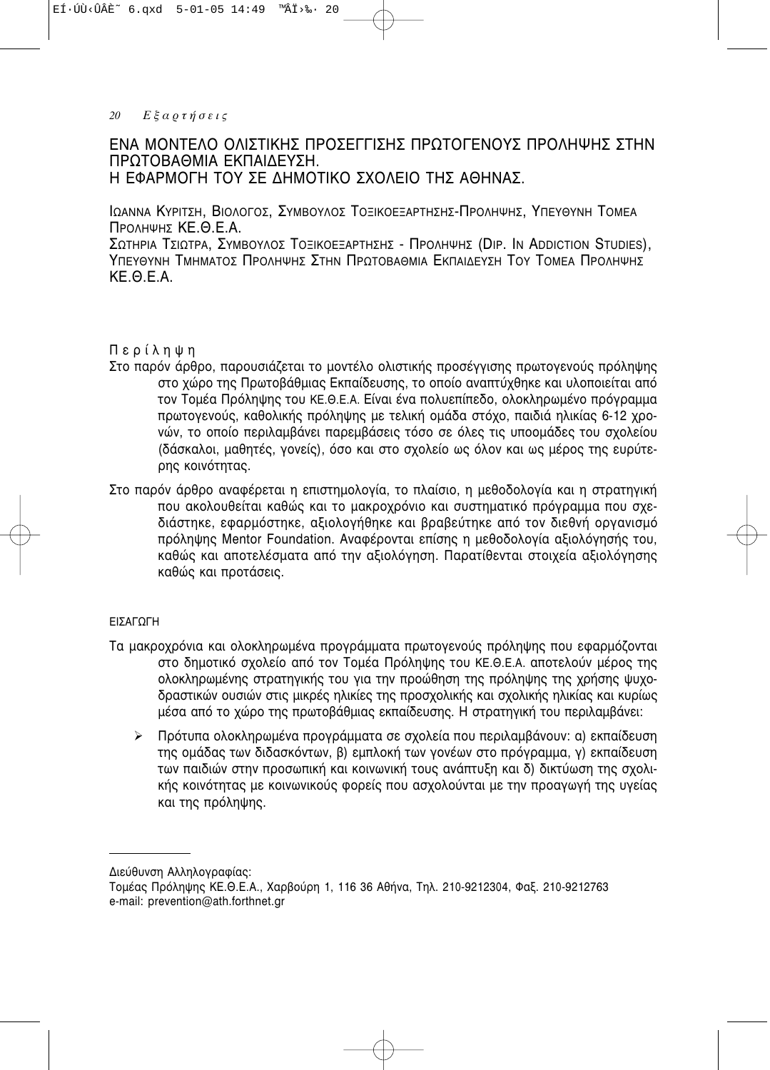# ΕΝΑ ΜΟΝΤΕΛΟ ΟΛΙΣΤΙΚΗΣ ΠΡΟΣΕΓΓΙΣΗΣ ΠΡΩΤΟΓΕΝΟΥΣ ΠΡΟΛΗΨΗΣ ΣΤΗΝ ΠΡΩΤΟΒΑΘΜΙΑ ΕΚΠΑΙΔΕΥΣΗ. Η ΕΦΑΡΜΟΓΗ ΤΟΥ ΣΕ ΔΗΜΟΤΙΚΟ ΣΧΟΛΕΙΟ ΤΗΣ ΑΘΗΝΑΣ.

ΙΩΑΝΝΑ ΚΥΡΙΤΣΗ, ΒΙΟΛΟΓΟΣ, ΣΥΜΒΟΥΛΟΣ ΤΟΞΙΚΟΕΞΑΡΤΗΣΗΣ-ΠΡΟΛΗΨΗΣ, ΥΠΕΥΘΥΝΗ ΤΟΜΕΑ ΠΡΟΛΗΨΗΣ ΚΕ.Θ.Ε.Α.

ΣΩΤΗΡΙΑ ΤΣΙΩΤΡΑ, ΣΥΜΒΟΥΛΟΣ ΤΟΞΙΚΟΕΞΑΡΤΗΣΗΣ - ΠΡΟΛΗΨΗΣ (DIP. IN ADDICTION STUDIES), ΥΠΕΥΘΥΝΗ ΤΜΗΜΑΤΟΣ ΠΡΟΛΗΨΗΣ ΣΤΗΝ ΠΡΩΤΟΒΑΘΜΙΑ ΕΚΠΑΙΔΕΥΣΗ ΤΟΥ ΤΟΜΕΑ ΠΡΟΛΗΨΗΣ ΚΕ.Θ.Ε.Α.

## Περίληψη

Στο παρόν άρθρο, παρουσιάζεται το μοντέλο ολιστικής προσέγγισης πρωτογενούς πρόληψης στο χώρο της Πρωτοβάθμιας Εκπαίδευσης, το οποίο αναπτύχθηκε και υλοποιείται από τον Τομέα Πρόληψης του ΚΕ.Θ.Ε.Α. Είναι ένα πολυεπίπεδο, ολοκληρωμένο πρόγραμμα πρωτογενούς, καθολικής πρόληψης με τελική ομάδα στόχο, παιδιά ηλικίας 6-12 χρονών, το οποίο περιλαμβάνει παρεμβάσεις τόσο σε όλες τις υποομάδες του σχολείου (δάσκαλοι, μαθητές, γονείς), όσο και στο σχολείο ως όλον και ως μέρος της ευρύτερης κοινότητας.

Στο παρόν άρθρο αναφέρεται η επιστημολογία, το πλαίσιο, η μεθοδολογία και η στρατηγική που ακολουθείται καθώς και το μακροχρόνιο και συστηματικό πρόγραμμα που σχεδιάστηκε, εφαρμόστηκε, αξιολογήθηκε και βραβεύτηκε από τον διεθνή οργανισμό πρόληψης Mentor Foundation. Αναφέρονται επίσης η μεθοδολογία αξιολόγησής του, καθώς και αποτελέσματα από την αξιολόγηση. Παρατίθενται στοιχεία αξιολόγησης καθώς και προτάσεις.

## ΕΙΣΑΓΩΓΗ

Τα μακροχρόνια και ολοκληρωμένα προγράμματα πρωτογενούς πρόληψης που εφαρμόζονται στο δημοτικό σχολείο από τον Τομέα Πρόληψης του ΚΕ.Θ.Ε.Α. αποτελούν μέρος της ολοκληρωμένης στρατηγικής του για την προώθηση της πρόληψης της χρήσης ψυχοδραστικών ουσιών στις μικρές ηλικίες της προσχολικής και σχολικής ηλικίας και κυρίως μέσα από το χώρο της πρωτοβάθμιας εκπαίδευσης. Η στρατηγική του περιλαμβάνει:

- Πρότυπα ολοκληρωμένα προγράμματα σε σχολεία που περιλαμβάνουν: α) εκπαίδευση της ομάδας των διδασκόντων, β) εμπλοκή των γονέων στο πρόγραμμα, γ) εκπαίδευση των παιδιών στην προσωπική και κοινωνική τους ανάπτυξη και δ) δικτύωση της σχολικής κοινότητας με κοινωνικούς φορείς που ασχολούνται με την προαγωγή της υγείας και της πρόληψης.

---

Διεύθυνση Αλληλογραφίας:
Τομέας Πρόληψης ΚΕ.Θ.Ε.Α., Χαρβούρη 1, 116 36 Αθήνα, Τηλ. 210-9212304, Φαξ. 210-9212763
e-mail: prevention@ath.forthnet.gr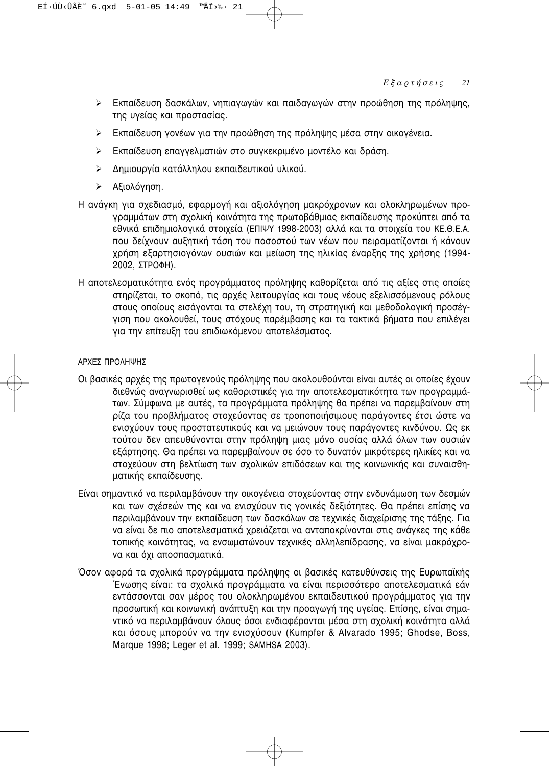- Εκπαίδευση δασκάλων, νηπιαγωγών και παιδαγωγών στην προώθηση της πρόληψης, της υγείας και προστασίας.
- Εκπαίδευση γονέων για την προώθηση της πρόληψης μέσα στην οικογένεια.
- Εκπαίδευση επαγγελματιών στο συγκεκριμένο μοντέλο και δράση.
- Δημιουργία κατάλληλου εκπαιδευτικού υλικού.
- Αξιολόγηση.

Η ανάγκη για σχεδιασμό, εφαρμογή και αξιολόγηση μακρόχρονων και ολοκληρωμένων προγραμμάτων στη σχολική κοινότητα της πρωτοβάθμιας εκπαίδευσης προκύπτει από τα εθνικά επιδημιολογικά στοιχεία (ΕΠΙΨΥ 1998-2003) αλλά και τα στοιχεία του ΚΕ.Θ.Ε.Α. που δείχνουν αυξητική τάση του ποσοστού των νέων που πειραματίζονται ή κάνουν χρήση εξαρτησιογόνων ουσιών και μείωση της ηλικίας έναρξης της χρήσης (1994-2002, ΣΤΡΟΦΗ).

Η αποτελεσματικότητα ενός προγράμματος πρόληψης καθορίζεται από τις αξίες στις οποίες στηρίζεται, το σκοπό, τις αρχές λειτουργίας και τους νέους εξελισσόμενους ρόλους στους οποίους εισάγονται τα στελέχη του, τη στρατηγική και μεθοδολογική προσέγγιση που ακολουθεί, τους στόχους παρέμβασης και τα τακτικά βήματα που επιλέγει για την επίτευξη του επιδιωκόμενου αποτελέσματος.

### ΑΡΧΕΣ ΠΡΟΛΗΨΗΣ

Οι βασικές αρχές της πρωτογενούς πρόληψης που ακολουθούνται είναι αυτές οι οποίες έχουν διεθνώς αναγνωρισθεί ως καθοριστικές για την αποτελεσματικότητα των προγραμμάτων. Σύμφωνα με αυτές, τα προγράμματα πρόληψης θα πρέπει να παρεμβαίνουν στη ρίζα του προβλήματος στοχεύοντας σε τροποποιήσιμους παράγοντες έτσι ώστε να ενισχύουν τους προστατευτικούς και να μειώνουν τους παράγοντες κινδύνου. Ως εκ τούτου δεν απευθύνονται στην πρόληψη μιας μόνο ουσίας αλλά όλων των ουσιών εξάρτησης. Θα πρέπει να παρεμβαίνουν σε όσο το δυνατόν μικρότερες ηλικίες και να στοχεύουν στη βελτίωση των σχολικών επιδόσεων και της κοινωνικής και συναισθηματικής εκπαίδευσης.

Είναι σημαντικό να περιλαμβάνουν την οικογένεια στοχεύοντας στην ενδυνάμωση των δεσμών και των σχέσεών της και να ενισχύουν τις γονικές δεξιότητες. Θα πρέπει επίσης να περιλαμβάνουν την εκπαίδευση των δασκάλων σε τεχνικές διαχείρισης της τάξης. Για να είναι δε πιο αποτελεσματικά χρειάζεται να ανταποκρίνονται στις ανάγκες της κάθε τοπικής κοινότητας, να ενσωματώνουν τεχνικές αλληλεπίδρασης, να είναι μακρόχρονα και όχι αποσπασματικά.

Όσον αφορά τα σχολικά προγράμματα πρόληψης οι βασικές κατευθύνσεις της Ευρωπαϊκής Ένωσης είναι: τα σχολικά προγράμματα να είναι περισσότερο αποτελεσματικά εάν εντάσσονται σαν μέρος του ολοκληρωμένου εκπαιδευτικού προγράμματος για την προσωπική και κοινωνική ανάπτυξη και την προαγωγή της υγείας. Επίσης, είναι σημαντικό να περιλαμβάνουν όλους όσοι ενδιαφέρονται μέσα στη σχολική κοινότητα αλλά και όσους μπορούν να την ενισχύσουν (Kumpfer & Alvarado 1995; Ghodse, Boss, Marque 1998; Leger et al. 1999; SAMHSA 2003).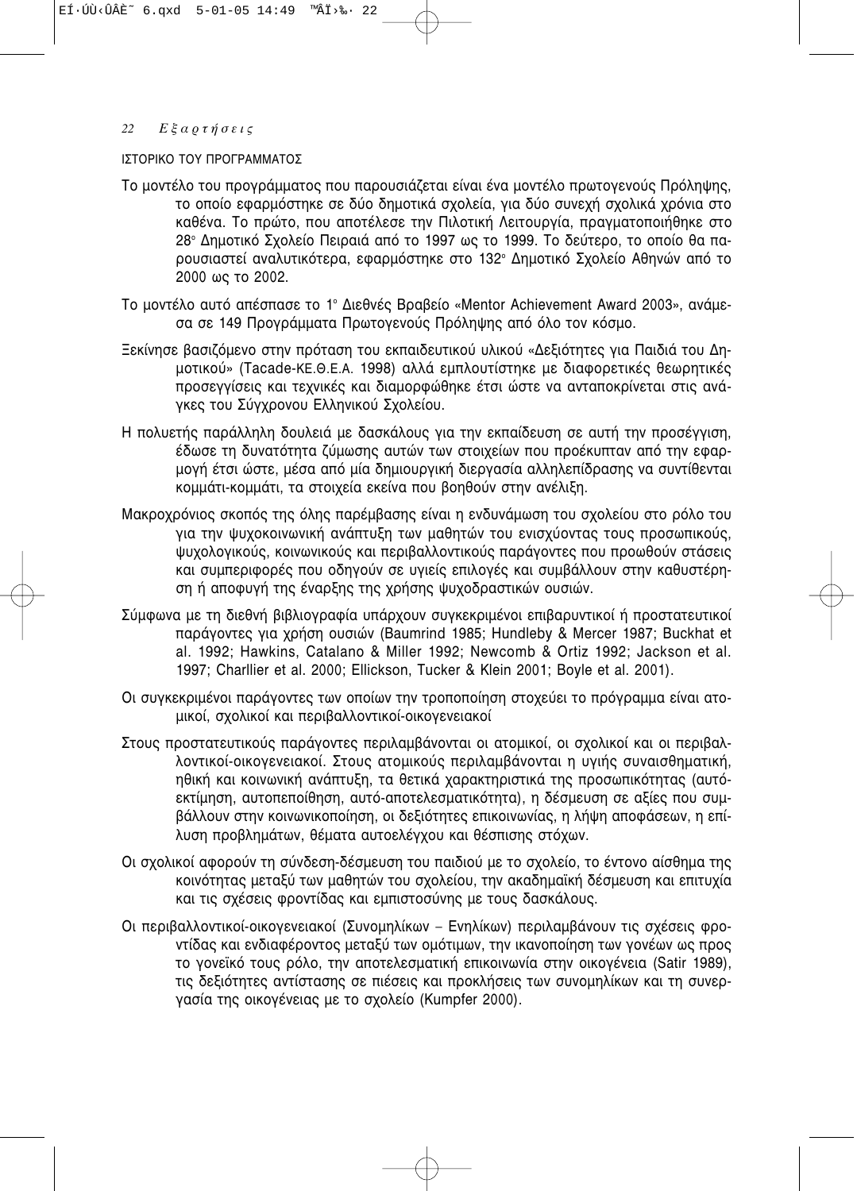## ΙΣΤΟΡΙΚΟ ΤΟΥ ΠΡΟΓΡΑΜΜΑΤΟΣ

Το μοντέλο του προγράμματος που παρουσιάζεται είναι ένα μοντέλο πρωτογενούς Πρόληψης, το οποίο εφαρμόστηκε σε δύο δημοτικά σχολεία, για δύο συνεχή σχολικά χρόνια στο καθένα. Το πρώτο, που αποτέλεσε την Πιλοτική Λειτουργία, πραγματοποιήθηκε στο 28° Δημοτικό Σχολείο Πειραιά από το 1997 ως το 1999. Το δεύτερο, το οποίο θα παρουσιαστεί αναλυτικότερα, εφαρμόστηκε στο 132° Δημοτικό Σχολείο Αθηνών από το 2000 ως το 2002.

Το μοντέλο αυτό απέσπασε το 1° Διεθνές Βραβείο «Mentor Achievement Award 2003», ανάμεσα σε 149 Προγράμματα Πρωτογενούς Πρόληψης από όλο τον κόσμο.

Ξεκίνησε βασιζόμενο στην πρόταση του εκπαιδευτικού υλικού «Δεξιότητες για Παιδιά του Δημοτικού» (Tacade-ΚΕ.Θ.Ε.Α. 1998) αλλά εμπλουτίστηκε με διαφορετικές θεωρητικές προσεγγίσεις και τεχνικές και διαμορφώθηκε έτσι ώστε να ανταποκρίνεται στις ανάγκες του Σύγχρονου Ελληνικού Σχολείου.

Η πολυετής παράλληλη δουλειά με δασκάλους για την εκπαίδευση σε αυτή την προσέγγιση, έδωσε τη δυνατότητα ζύμωσης αυτών των στοιχείων που προέκυπταν από την εφαρμογή έτσι ώστε, μέσα από μία δημιουργική διεργασία αλληλεπίδρασης να συντίθενται κομμάτι-κομμάτι, τα στοιχεία εκείνα που βοηθούν στην ανέλιξη.

Μακροχρόνιος σκοπός της όλης παρέμβασης είναι η ενδυνάμωση του σχολείου στο ρόλο του για την ψυχοκοινωνική ανάπτυξη των μαθητών του ενισχύοντας τους προσωπικούς, ψυχολογικούς, κοινωνικούς και περιβαλλοντικούς παράγοντες που προωθούν στάσεις και συμπεριφορές που οδηγούν σε υγιείς επιλογές και συμβάλλουν στην καθυστέρηση ή αποφυγή της έναρξης της χρήσης ψυχοδραστικών ουσιών.

Σύμφωνα με τη διεθνή βιβλιογραφία υπάρχουν συγκεκριμένοι επιβαρυντικοί ή προστατευτικοί παράγοντες για χρήση ουσιών (Baumrind 1985; Hundleby & Mercer 1987; Buckhat et al. 1992; Hawkins, Catalano & Miller 1992; Newcomb & Ortiz 1992; Jackson et al. 1997; Charllier et al. 2000; Ellickson, Tucker & Klein 2001; Boyle et al. 2001).

Οι συγκεκριμένοι παράγοντες των οποίων την τροποποίηση στοχεύει το πρόγραμμα είναι ατομικοί, σχολικοί και περιβαλλοντικοί-οικογενειακοί

Στους προστατευτικούς παράγοντες περιλαμβάνονται οι ατομικοί, οι σχολικοί και οι περιβαλλοντικοί-οικογενειακοί. Στους ατομικούς περιλαμβάνονται η υγιής συναισθηματική, ηθική και κοινωνική ανάπτυξη, τα θετικά χαρακτηριστικά της προσωπικότητας (αυτόεκτίμηση, αυτοπεποίθηση, αυτό-αποτελεσματικότητα), η δέσμευση σε αξίες που συμβάλλουν στην κοινωνικοποίηση, οι δεξιότητες επικοινωνίας, η λήψη αποφάσεων, η επίλυση προβλημάτων, θέματα αυτοελέγχου και θέσπισης στόχων.

Οι σχολικοί αφορούν τη σύνδεση-δέσμευση του παιδιού με το σχολείο, το έντονο αίσθημα της κοινότητας μεταξύ των μαθητών του σχολείου, την ακαδημαϊκή δέσμευση και επιτυχία και τις σχέσεις φροντίδας και εμπιστοσύνης με τους δασκάλους.

Οι περιβαλλοντικοί-οικογενειακοί (Συνομηλίκων – Ενηλίκων) περιλαμβάνουν τις σχέσεις φροντίδας και ενδιαφέροντος μεταξύ των ομότιμων, την ικανοποίηση των γονέων ως προς το γονεϊκό τους ρόλο, την αποτελεσματική επικοινωνία στην οικογένεια (Satir 1989), τις δεξιότητες αντίστασης σε πιέσεις και προκλήσεις των συνομηλίκων και τη συνεργασία της οικογένειας με το σχολείο (Kumpfer 2000).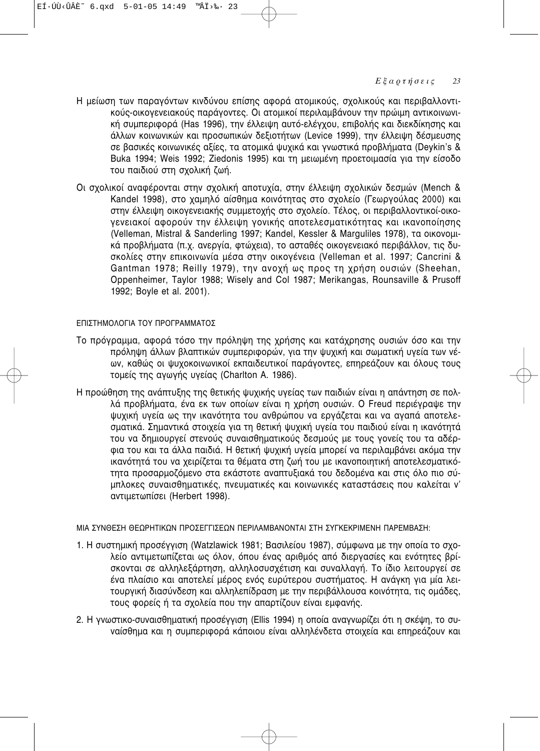Η μείωση των παραγόντων κινδύνου επίσης αφορά ατομικούς, σχολικούς και περιβαλλοντικούς-οικογενειακούς παράγοντες. Οι ατομικοί περιλαμβάνουν την πρώιμη αντικοινωνική συμπεριφορά (Has 1996), την έλλειψη αυτό-ελέγχου, επιβολής και διεκδίκησης και άλλων κοινωνικών και προσωπικών δεξιοτήτων (Levice 1999), την έλλειψη δέσμευσης σε βασικές κοινωνικές αξίες, τα ατομικά ψυχικά και γνωστικά προβλήματα (Deykin's & Buka 1994; Weis 1992; Ziedonis 1995) και τη μειωμένη προετοιμασία για την είσοδο του παιδιού στη σχολική ζωή.

Οι σχολικοί αναφέρονται στην σχολική αποτυχία, στην έλλειψη σχολικών δεσμών (Mench & Kandel 1998), στο χαμηλό αίσθημα κοινότητας στο σχολείο (Γεωργούλας 2000) και στην έλλειψη οικογενειακής συμμετοχής στο σχολείο. Τέλος, οι περιβαλλοντικοί-οικογενειακοί αφορούν την έλλειψη γονικής αποτελεσματικότητας και ικανοποίησης (Velleman, Mistral & Sanderling 1997; Kandel, Kessler & Marguliles 1978), τα οικονομικά προβλήματα (π.χ. ανεργία, φτώχεια), το ασταθές οικογενειακό περιβάλλον, τις δυσκολίες στην επικοινωνία μέσα στην οικογένεια (Velleman et al. 1997; Cancrini & Gantman 1978; Reilly 1979), την ανοχή ως προς τη χρήση ουσιών (Sheehan, Oppenheimer, Taylor 1988; Wisely and Col 1987; Merikangas, Rounsaville & Prusoff 1992; Boyle et al. 2001).

## ΕΠΙΣΤΗΜΟΛΟΓΙΑ ΤΟΥ ΠΡΟΓΡΑΜΜΑΤΟΣ

Το πρόγραμμα, αφορά τόσο την πρόληψη της χρήσης και κατάχρησης ουσιών όσο και την πρόληψη άλλων βλαπτικών συμπεριφορών, για την ψυχική και σωματική υγεία των νέων, καθώς οι ψυχοκοινωνικοί εκπαιδευτικοί παράγοντες, επηρεάζουν και όλους τους τομείς της αγωγής υγείας (Charlton A. 1986).

Η προώθηση της ανάπτυξης της θετικής ψυχικής υγείας των παιδιών είναι η απάντηση σε πολλά προβλήματα, ένα εκ των οποίων είναι η χρήση ουσιών. Ο Freud περιέγραψε την ψυχική υγεία ως την ικανότητα του ανθρώπου να εργάζεται και να αγαπά αποτελεσματικά. Σημαντικά στοιχεία για τη θετική ψυχική υγεία του παιδιού είναι η ικανότητά του να δημιουργεί στενούς συναισθηματικούς δεσμούς με τους γονείς του τα αδέρφια του και τα άλλα παιδιά. Η θετική ψυχική υγεία μπορεί να περιλαμβάνει ακόμα την ικανότητά του να χειρίζεται τα θέματα στη ζωή του με ικανοποιητική αποτελεσματικότητα προσαρμοζόμενο στα εκάστοτε αναπτυξιακά του δεδομένα και στις όλο πιο σύμπλοκες συναισθηματικές, πνευματικές και κοινωνικές καταστάσεις που καλείται ν' αντιμετωπίσει (Herbert 1998).

## ΜΙΑ ΣΥΝΘΕΣΗ ΘΕΩΡΗΤΙΚΩΝ ΠΡΟΣΕΓΓΙΣΕΩΝ ΠΕΡΙΛΑΜΒΑΝΟΝΤΑΙ ΣΤΗ ΣΥΓΚΕΚΡΙΜΕΝΗ ΠΑΡΕΜΒΑΣΗ:

1. Η συστημική προσέγγιση (Watzlawick 1981; Βασιλείου 1987), σύμφωνα με την οποία το σχολείο αντιμετωπίζεται ως όλον, όπου ένας αριθμός από διεργασίες και ενότητες βρίσκονται σε αλληλεξάρτηση, αλληλοσυσχέτιση και συναλλαγή. Το ίδιο λειτουργεί σε ένα πλαίσιο και αποτελεί μέρος ενός ευρύτερου συστήματος. Η ανάγκη για μία λειτουργική διασύνδεση και αλληλεπίδραση με την περιβάλλουσα κοινότητα, τις ομάδες, τους φορείς ή τα σχολεία που την απαρτίζουν είναι εμφανής.
2. Η γνωστικο-συναισθηματική προσέγγιση (Ellis 1994) η οποία αναγνωρίζει ότι η σκέψη, το συναίσθημα και η συμπεριφορά κάποιου είναι αλληλένδετα στοιχεία και επηρεάζουν και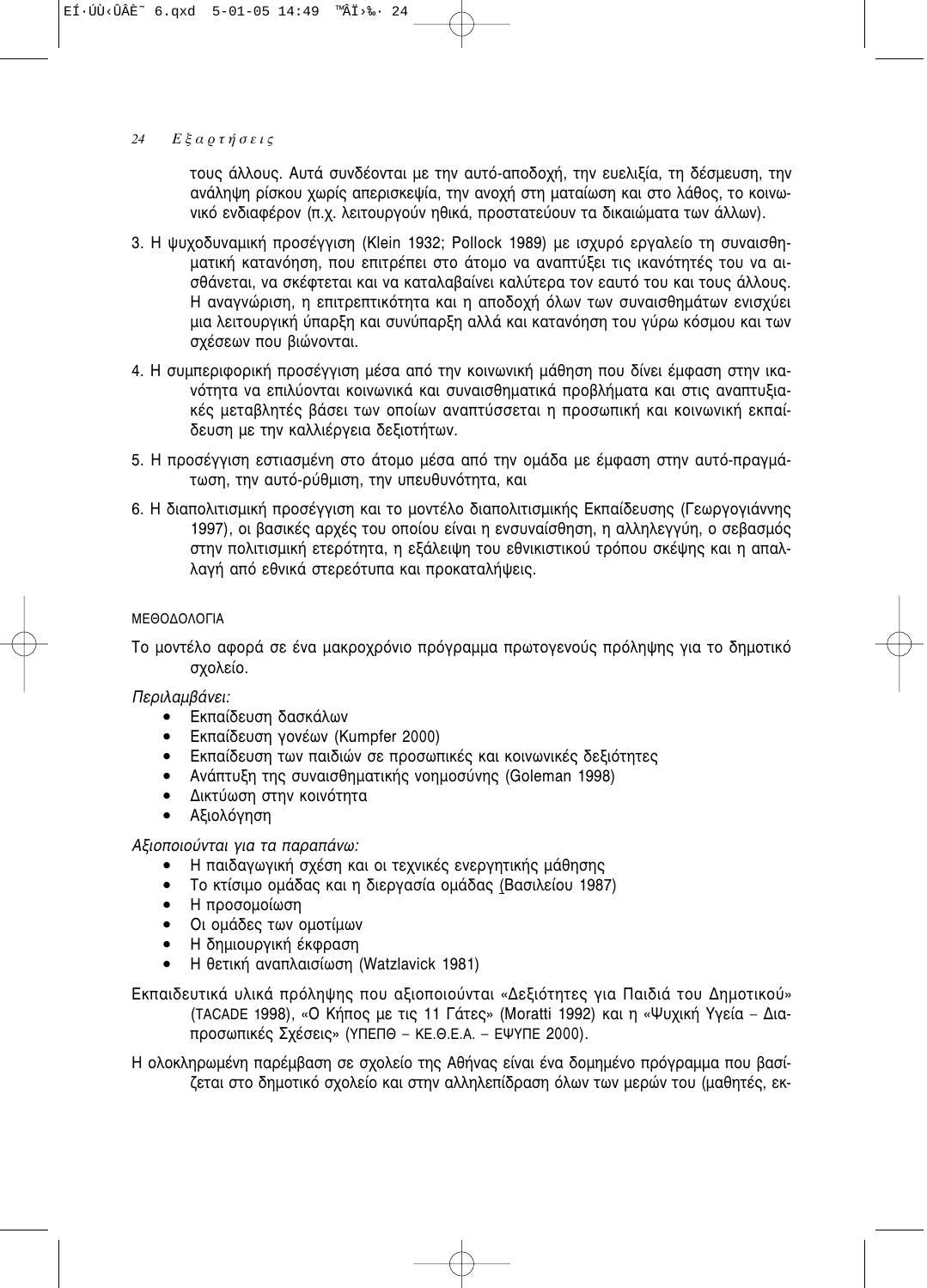τους άλλους. Αυτά συνδέονται με την αυτό-αποδοχή, την ευελιξία, τη δέσμευση, την ανάληψη ρίσκου χωρίς απερισκεψία, την ανοχή στη ματαίωση και στο λάθος, το κοινωνικό ενδιαφέρον (π.χ. λειτουργούν ηθικά, προστατεύουν τα δικαιώματα των άλλων).

3. Η ψυχοδυναμική προσέγγιση (Klein 1932; Pollock 1989) με ισχυρό εργαλείο τη συναισθηματική κατανόηση, που επιτρέπει στο άτομο να αναπτύξει τις ικανότητές του να αισθάνεται, να σκέφτεται και να καταλαβαίνει καλύτερα τον εαυτό του και τους άλλους. Η αναγνώριση, η επιτρεπτικότητα και η αποδοχή όλων των συναισθημάτων ενισχύει μια λειτουργική ύπαρξη και συνύπαρξη αλλά και κατανόηση του γύρω κόσμου και των σχέσεων που βιώνονται.
4. Η συμπεριφορική προσέγγιση μέσα από την κοινωνική μάθηση που δίνει έμφαση στην ικανότητα να επιλύονται κοινωνικά και συναισθηματικά προβλήματα και στις αναπτυξιακές μεταβλητές βάσει των οποίων αναπτύσσεται η προσωπική και κοινωνική εκπαίδευση με την καλλιέργεια δεξιοτήτων.
5. Η προσέγγιση εστιασμένη στο άτομο μέσα από την ομάδα με έμφαση στην αυτό-πραγμάτωση, την αυτό-ρύθμιση, την υπευθυνότητα, και
6. Η διαπολιτισμική προσέγγιση και το μοντέλο διαπολιτισμικής Εκπαίδευσης (Γεωργογιάννης 1997), οι βασικές αρχές του οποίου είναι η ενσυναίσθηση, η αλληλεγγύη, ο σεβασμός στην πολιτισμική ετερότητα, η εξάλειψη του εθνικιστικού τρόπου σκέψης και η απαλλαγή από εθνικά στερεότυπα και προκαταλήψεις.

## ΜΕΘΟΔΟΛΟΓΙΑ

Το μοντέλο αφορά σε ένα μακροχρόνιο πρόγραμμα πρωτογενούς πρόληψης για το δημοτικό σχολείο.

*Περιλαμβάνει:*

- Εκπαίδευση δασκάλων
- Εκπαίδευση γονέων (Kumpfer 2000)
- Εκπαίδευση των παιδιών σε προσωπικές και κοινωνικές δεξιότητες
- Ανάπτυξη της συναισθηματικής νοημοσύνης (Goleman 1998)
- Δικτύωση στην κοινότητα
- Αξιολόγηση

*Αξιοποιούνται για τα παραπάνω:*

- Η παιδαγωγική σχέση και οι τεχνικές ενεργητικής μάθησης
- Το κτίσιμο ομάδας και η διεργασία ομάδας (Βασιλείου 1987)
- Η προσομοίωση
- Οι ομάδες των ομοτίμων
- Η δημιουργική έκφραση
- Η θετική αναπλαισίωση (Watzlavick 1981)

Εκπαιδευτικά υλικά πρόληψης που αξιοποιούνται «Δεξιότητες για Παιδιά του Δημοτικού» (TACADE 1998), «Ο Κήπος με τις 11 Γάτες» (Moratti 1992) και η «Ψυχική Υγεία – Διαπροσωπικές Σχέσεις» (ΥΠΕΠΘ – ΚΕ.Θ.Ε.Α. – ΕΨΥΠΕ 2000).

Η ολοκληρωμένη παρέμβαση σε σχολείο της Αθήνας είναι ένα δομημένο πρόγραμμα που βασίζεται στο δημοτικό σχολείο και στην αλληλεπίδραση όλων των μερών του (μαθητές, εκ-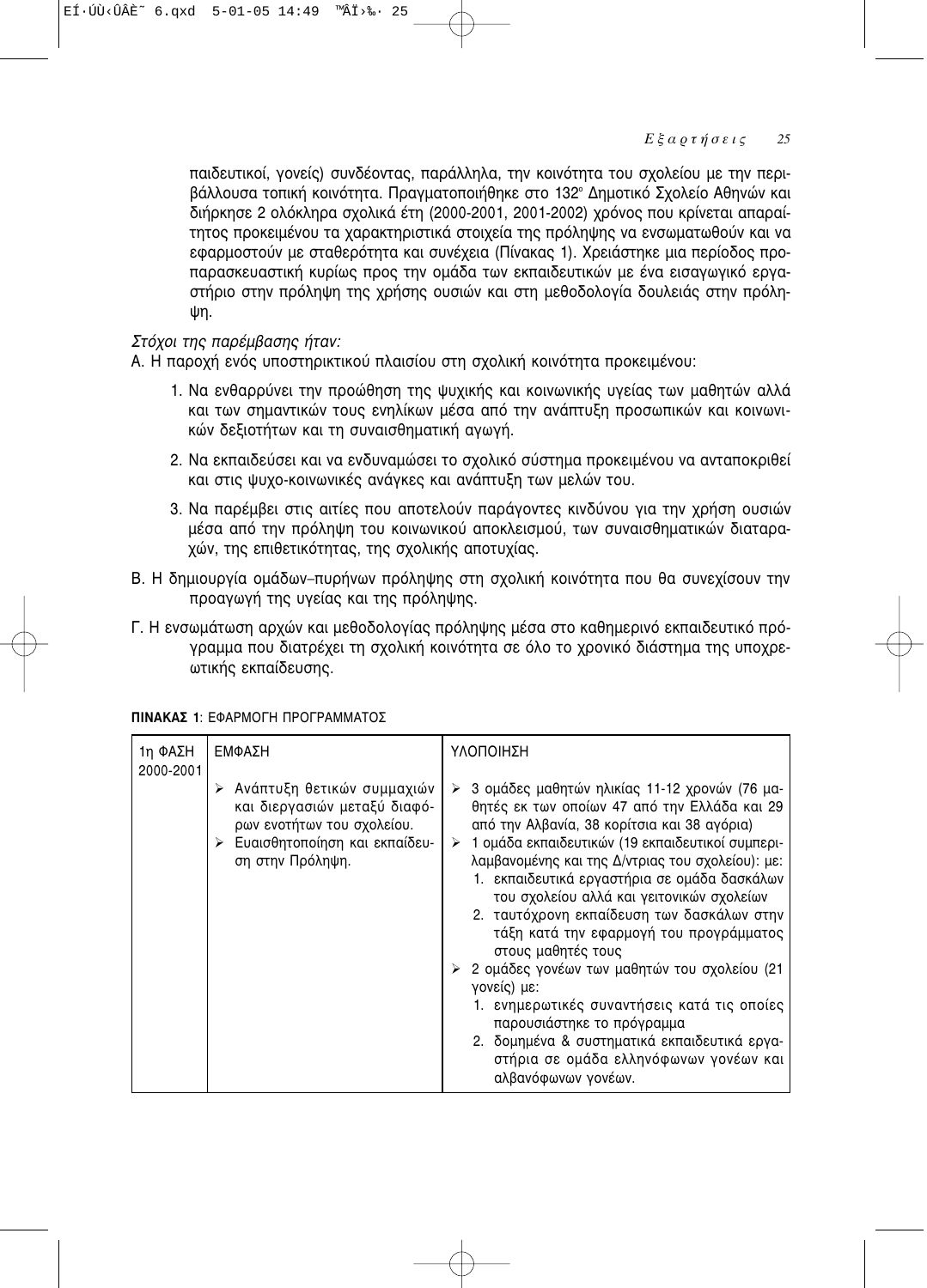παιδευτικοί, γονείς) συνδέοντας, παράλληλα, την κοινότητα του σχολείου με την περιβάλλουσα τοπική κοινότητα. Πραγματοποιήθηκε στο 132ο Δημοτικό Σχολείο Αθηνών και διήρκησε 2 ολόκληρα σχολικά έτη (2000-2001, 2001-2002) χρόνος που κρίνεται απαραίτητος προκειμένου τα χαρακτηριστικά στοιχεία της πρόληψης να ενσωματωθούν και να εφαρμοστούν με σταθερότητα και συνέχεια (Πίνακας 1). Χρειάστηκε μια περίοδος προπαρασκευαστική κυρίως προς την ομάδα των εκπαιδευτικών με ένα εισαγωγικό εργαστήριο στην πρόληψη της χρήσης ουσιών και στη μεθοδολογία δουλειάς στην πρόληψη.

*Στόχοι της παρέμβασης ήταν:*

Α. Η παροχή ενός υποστηρικτικού πλαισίου στη σχολική κοινότητα προκειμένου:

1. Να ενθαρρύνει την προώθηση της ψυχικής και κοινωνικής υγείας των μαθητών αλλά και των σημαντικών τους ενηλίκων μέσα από την ανάπτυξη προσωπικών και κοινωνικών δεξιοτήτων και τη συναισθηματική αγωγή.
2. Να εκπαιδεύσει και να ενδυναμώσει το σχολικό σύστημα προκειμένου να ανταποκριθεί και στις ψυχο-κοινωνικές ανάγκες και ανάπτυξη των μελών του.
3. Να παρέμβει στις αιτίες που αποτελούν παράγοντες κινδύνου για την χρήση ουσιών μέσα από την πρόληψη του κοινωνικού αποκλεισμού, των συναισθηματικών διαταραχών, της επιθετικότητας, της σχολικής αποτυχίας.

Β. Η δημιουργία ομάδων–πυρήνων πρόληψης στη σχολική κοινότητα που θα συνεχίσουν την προαγωγή της υγείας και της πρόληψης.

Γ. Η ενσωμάτωση αρχών και μεθοδολογίας πρόληψης μέσα στο καθημερινό εκπαιδευτικό πρόγραμμα που διατρέχει τη σχολική κοινότητα σε όλο το χρονικό διάστημα της υποχρεωτικής εκπαίδευσης.

**ΠΙΝΑΚΑΣ 1**: ΕΦΑΡΜΟΓΗ ΠΡΟΓΡΑΜΜΑΤΟΣ

| 1η ΦΑΣΗ 2000-2001 | ΕΜΦΑΣΗ | ΥΛΟΠΟΙΗΣΗ |
|---|---|---|
| | ➢ Ανάπτυξη θετικών συμμαχιών και διεργασιών μεταξύ διαφόρων ενοτήτων του σχολείου.<br>➢ Ευαισθητοποίηση και εκπαίδευση στην Πρόληψη. | ➢ 3 ομάδες μαθητών ηλικίας 11-12 χρονών (76 μαθητές εκ των οποίων 47 από την Ελλάδα και 29 από την Αλβανία, 38 κορίτσια και 38 αγόρια)<br>➢ 1 ομάδα εκπαιδευτικών (19 εκπαιδευτικοί συμπεριλαμβανομένης και της Δ/ντριας του σχολείου): με:<br>1. εκπαιδευτικά εργαστήρια σε ομάδα δασκάλων του σχολείου αλλά και γειτονικών σχολείων<br>2. ταυτόχρονη εκπαίδευση των δασκάλων στην τάξη κατά την εφαρμογή του προγράμματος στους μαθητές τους<br>➢ 2 ομάδες γονέων των μαθητών του σχολείου (21 γονείς) με:<br>1. ενημερωτικές συναντήσεις κατά τις οποίες παρουσιάστηκε το πρόγραμμα<br>2. δομημένα & συστηματικά εκπαιδευτικά εργαστήρια σε ομάδα ελληνόφωνων γονέων και αλβανόφωνων γονέων. |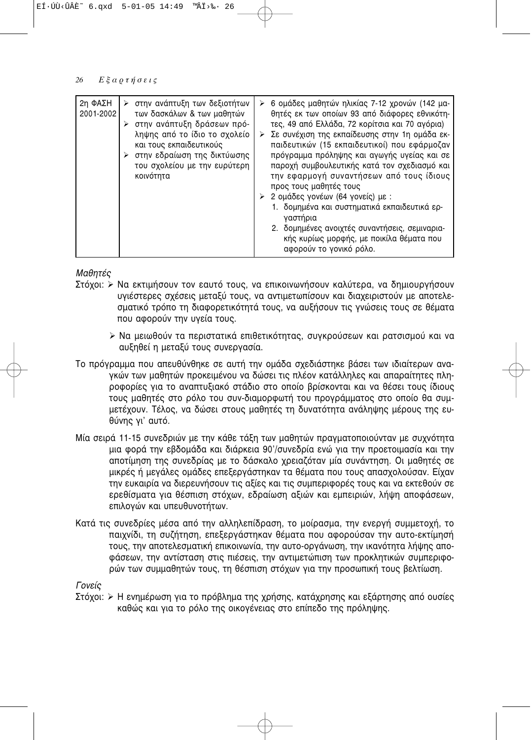| 2η ΦΑΣΗ 2001-2002 | ➢ στην ανάπτυξη των δεξιοτήτων των δασκάλων & των μαθητών<br>➢ στην ανάπτυξη δράσεων πρόληψης από το ίδιο το σχολείο και τους εκπαιδευτικούς<br>➢ στην εδραίωση της δικτύωσης του σχολείου με την ευρύτερη κοινότητα | ➢ 6 ομάδες μαθητών ηλικίας 7-12 χρονών (142 μαθητές εκ των οποίων 93 από διάφορες εθνικότητες, 49 από Ελλάδα, 72 κορίτσια και 70 αγόρια)<br>➢ Σε συνέχιση της εκπαίδευσης στην 1η ομάδα εκπαιδευτικών (15 εκπαιδευτικοί) που εφάρμοζαν πρόγραμμα πρόληψης και αγωγής υγείας και σε παροχή συμβουλευτικής κατά τον σχεδιασμό και την εφαρμογή συναντήσεων από τους ίδιους προς τους μαθητές τους<br>➢ 2 ομάδες γονέων (64 γονείς) με :<br>1. δομημένα και συστηματικά εκπαιδευτικά εργαστήρια<br>2. δομημένες ανοιχτές συναντήσεις, σεμιναριακής κυρίως μορφής, με ποικίλα θέματα που αφορούν το γονικό ρόλο. |
|---|---|---|

*Μαθητές*

Στόχοι: ➢ Να εκτιμήσουν τον εαυτό τους, να επικοινωνήσουν καλύτερα, να δημιουργήσουν υγιέστερες σχέσεις μεταξύ τους, να αντιμετωπίσουν και διαχειριστούν με αποτελεσματικό τρόπο τη διαφορετικότητά τους, να αυξήσουν τις γνώσεις τους σε θέματα που αφορούν την υγεία τους.

➢ Να μειωθούν τα περιστατικά επιθετικότητας, συγκρούσεων και ρατσισμού και να αυξηθεί η μεταξύ τους συνεργασία.

Το πρόγραμμα που απευθύνθηκε σε αυτή την ομάδα σχεδιάστηκε βάσει των ιδιαίτερων αναγκών των μαθητών προκειμένου να δώσει τις πλέον κατάλληλες και απαραίτητες πληροφορίες για το αναπτυξιακό στάδιο στο οποίο βρίσκονται και να θέσει τους ίδιους τους μαθητές στο ρόλο του συν-διαμορφωτή του προγράμματος στο οποίο θα συμμετέχουν. Τέλος, να δώσει στους μαθητές τη δυνατότητα ανάληψης μέρους της ευθύνης γι' αυτό.

Μία σειρά 11-15 συνεδριών με την κάθε τάξη των μαθητών πραγματοποιούνταν με συχνότητα μια φορά την εβδομάδα και διάρκεια 90'/συνεδρία ενώ για την προετοιμασία και την αποτίμηση της συνεδρίας με το δάσκαλο χρειαζόταν μία συνάντηση. Οι μαθητές σε μικρές ή μεγάλες ομάδες επεξεργάστηκαν τα θέματα που τους απασχολούσαν. Είχαν την ευκαιρία να διερευνήσουν τις αξίες και τις συμπεριφορές τους και να εκτεθούν σε ερεθίσματα για θέσπιση στόχων, εδραίωση αξιών και εμπειριών, λήψη αποφάσεων, επιλογών και υπευθυνοτήτων.

Κατά τις συνεδρίες μέσα από την αλληλεπίδραση, το μοίρασμα, την ενεργή συμμετοχή, το παιχνίδι, τη συζήτηση, επεξεργάστηκαν θέματα που αφορούσαν την αυτο-εκτίμησή τους, την αποτελεσματική επικοινωνία, την αυτο-οργάνωση, την ικανότητα λήψης αποφάσεων, την αντίσταση στις πιέσεις, την αντιμετώπιση των προκλητικών συμπεριφορών των συμμαθητών τους, τη θέσπιση στόχων για την προσωπική τους βελτίωση.

*Γονείς*

Στόχοι: ➢ Η ενημέρωση για το πρόβλημα της χρήσης, κατάχρησης και εξάρτησης από ουσίες καθώς και για το ρόλο της οικογένειας στο επίπεδο της πρόληψης.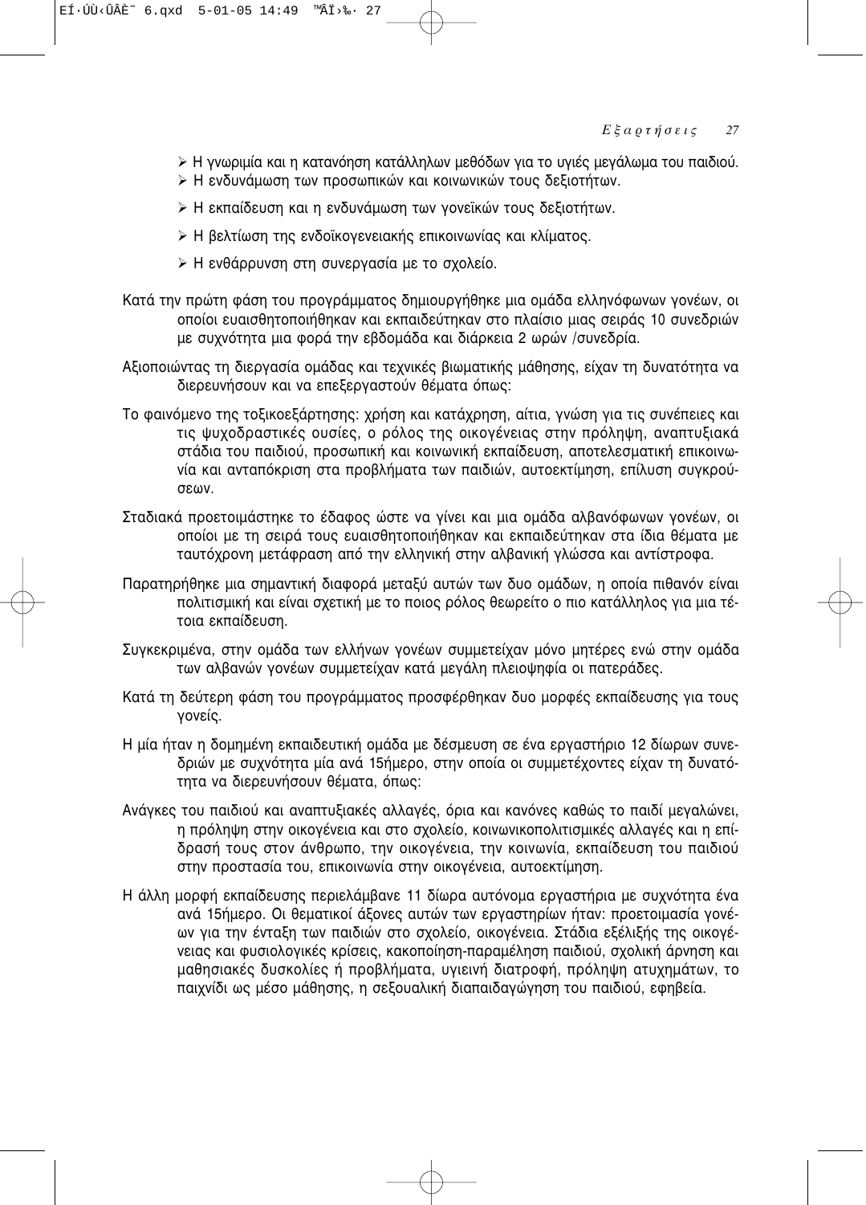- Η γνωριμία και η κατανόηση κατάλληλων μεθόδων για το υγιές μεγάλωμα του παιδιού.
- Η ενδυνάμωση των προσωπικών και κοινωνικών τους δεξιοτήτων.
- Η εκπαίδευση και η ενδυνάμωση των γονεϊκών τους δεξιοτήτων.
- Η βελτίωση της ενδοϊκογενειακής επικοινωνίας και κλίματος.
- Η ενθάρρυνση στη συνεργασία με το σχολείο.

Κατά την πρώτη φάση του προγράμματος δημιουργήθηκε μια ομάδα ελληνόφωνων γονέων, οι οποίοι ευαισθητοποιήθηκαν και εκπαιδεύτηκαν στο πλαίσιο μιας σειράς 10 συνεδριών με συχνότητα μια φορά την εβδομάδα και διάρκεια 2 ωρών /συνεδρία.

Αξιοποιώντας τη διεργασία ομάδας και τεχνικές βιωματικής μάθησης, είχαν τη δυνατότητα να διερευνήσουν και να επεξεργαστούν θέματα όπως:

Το φαινόμενο της τοξικοεξάρτησης: χρήση και κατάχρηση, αίτια, γνώση για τις συνέπειες και τις ψυχοδραστικές ουσίες, ο ρόλος της οικογένειας στην πρόληψη, αναπτυξιακά στάδια του παιδιού, προσωπική και κοινωνική εκπαίδευση, αποτελεσματική επικοινωνία και ανταπόκριση στα προβλήματα των παιδιών, αυτοεκτίμηση, επίλυση συγκρούσεων.

Σταδιακά προετοιμάστηκε το έδαφος ώστε να γίνει και μια ομάδα αλβανόφωνων γονέων, οι οποίοι με τη σειρά τους ευαισθητοποιήθηκαν και εκπαιδεύτηκαν στα ίδια θέματα με ταυτόχρονη μετάφραση από την ελληνική στην αλβανική γλώσσα και αντίστροφα.

Παρατηρήθηκε μια σημαντική διαφορά μεταξύ αυτών των δυο ομάδων, η οποία πιθανόν είναι πολιτισμική και είναι σχετική με το ποιος ρόλος θεωρείτο ο πιο κατάλληλος για μια τέτοια εκπαίδευση.

Συγκεκριμένα, στην ομάδα των ελλήνων γονέων συμμετείχαν μόνο μητέρες ενώ στην ομάδα των αλβανών γονέων συμμετείχαν κατά μεγάλη πλειοψηφία οι πατεράδες.

Κατά τη δεύτερη φάση του προγράμματος προσφέρθηκαν δυο μορφές εκπαίδευσης για τους γονείς.

Η μία ήταν η δομημένη εκπαιδευτική ομάδα με δέσμευση σε ένα εργαστήριο 12 δίωρων συνεδριών με συχνότητα μία ανά 15ήμερο, στην οποία οι συμμετέχοντες είχαν τη δυνατότητα να διερευνήσουν θέματα, όπως:

Ανάγκες του παιδιού και αναπτυξιακές αλλαγές, όρια και κανόνες καθώς το παιδί μεγαλώνει, η πρόληψη στην οικογένεια και στο σχολείο, κοινωνικοπολιτισμικές αλλαγές και η επίδρασή τους στον άνθρωπο, την οικογένεια, την κοινωνία, εκπαίδευση του παιδιού στην προστασία του, επικοινωνία στην οικογένεια, αυτοεκτίμηση.

Η άλλη μορφή εκπαίδευσης περιελάμβανε 11 δίωρα αυτόνομα εργαστήρια με συχνότητα ένα ανά 15ήμερο. Οι θεματικοί άξονες αυτών των εργαστηρίων ήταν: προετοιμασία γονέων για την ένταξη των παιδιών στο σχολείο, οικογένεια. Στάδια εξέλιξής της οικογένειας και φυσιολογικές κρίσεις, κακοποίηση-παραμέληση παιδιού, σχολική άρνηση και μαθησιακές δυσκολίες ή προβλήματα, υγιεινή διατροφή, πρόληψη ατυχημάτων, το παιχνίδι ως μέσο μάθησης, η σεξουαλική διαπαιδαγώγηση του παιδιού, εφηβεία.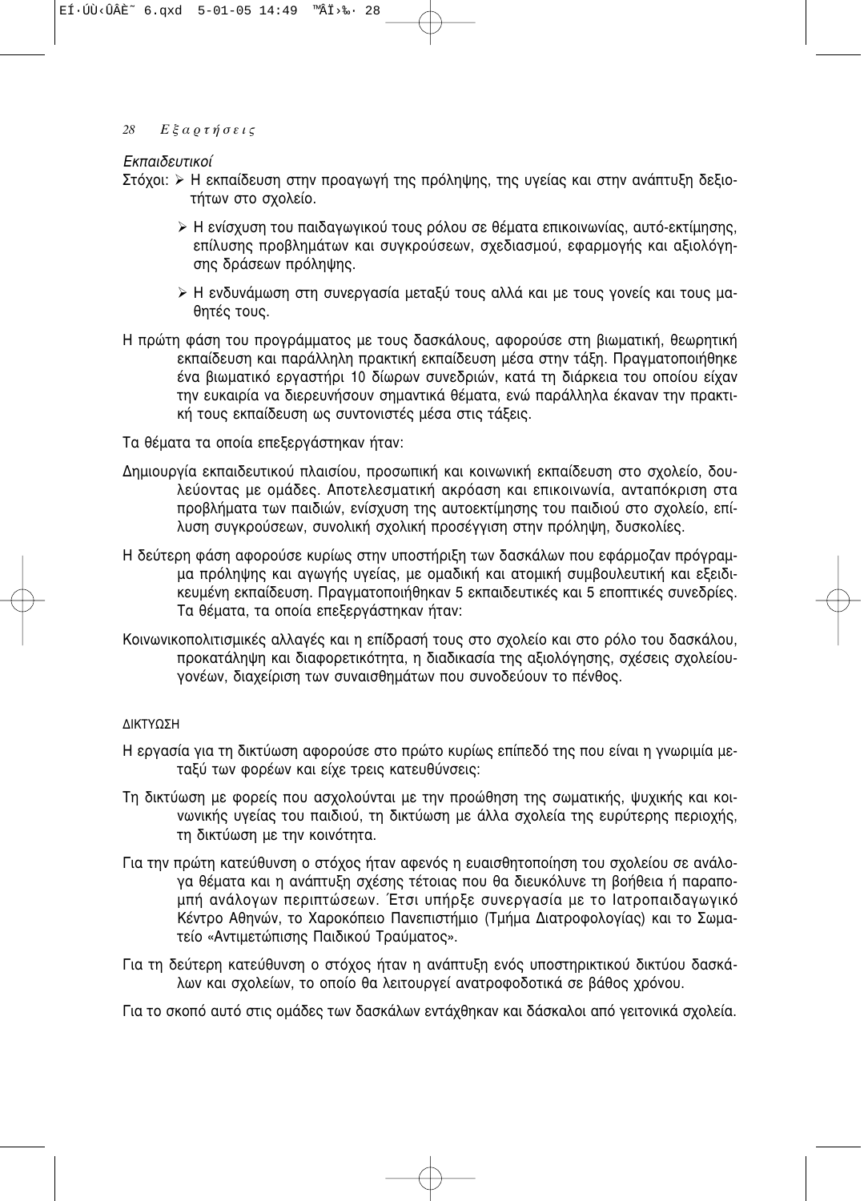*Εκπαιδευτικοί*

Στόχοι:
- Η εκπαίδευση στην προαγωγή της πρόληψης, της υγείας και στην ανάπτυξη δεξιοτήτων στο σχολείο.
- Η ενίσχυση του παιδαγωγικού τους ρόλου σε θέματα επικοινωνίας, αυτό-εκτίμησης, επίλυσης προβλημάτων και συγκρούσεων, σχεδιασμού, εφαρμογής και αξιολόγησης δράσεων πρόληψης.
- Η ενδυνάμωση στη συνεργασία μεταξύ τους αλλά και με τους γονείς και τους μαθητές τους.

Η πρώτη φάση του προγράμματος με τους δασκάλους, αφορούσε στη βιωματική, θεωρητική εκπαίδευση και παράλληλη πρακτική εκπαίδευση μέσα στην τάξη. Πραγματοποιήθηκε ένα βιωματικό εργαστήρι 10 δίωρων συνεδριών, κατά τη διάρκεια του οποίου είχαν την ευκαιρία να διερευνήσουν σημαντικά θέματα, ενώ παράλληλα έκαναν την πρακτική τους εκπαίδευση ως συντονιστές μέσα στις τάξεις.

Τα θέματα τα οποία επεξεργάστηκαν ήταν:

Δημιουργία εκπαιδευτικού πλαισίου, προσωπική και κοινωνική εκπαίδευση στο σχολείο, δουλεύοντας με ομάδες. Αποτελεσματική ακρόαση και επικοινωνία, ανταπόκριση στα προβλήματα των παιδιών, ενίσχυση της αυτοεκτίμησης του παιδιού στο σχολείο, επίλυση συγκρούσεων, συνολική σχολική προσέγγιση στην πρόληψη, δυσκολίες.

Η δεύτερη φάση αφορούσε κυρίως στην υποστήριξη των δασκάλων που εφάρμοζαν πρόγραμμα πρόληψης και αγωγής υγείας, με ομαδική και ατομική συμβουλευτική και εξειδικευμένη εκπαίδευση. Πραγματοποιήθηκαν 5 εκπαιδευτικές και 5 εποπτικές συνεδρίες. Τα θέματα, τα οποία επεξεργάστηκαν ήταν:

Κοινωνικοπολιτισμικές αλλαγές και η επίδρασή τους στο σχολείο και στο ρόλο του δασκάλου, προκατάληψη και διαφορετικότητα, η διαδικασία της αξιολόγησης, σχέσεις σχολείου-γονέων, διαχείριση των συναισθημάτων που συνοδεύουν το πένθος.

ΔΙΚΤΥΩΣΗ

Η εργασία για τη δικτύωση αφορούσε στο πρώτο κυρίως επίπεδό της που είναι η γνωριμία μεταξύ των φορέων και είχε τρεις κατευθύνσεις:

Τη δικτύωση με φορείς που ασχολούνται με την προώθηση της σωματικής, ψυχικής και κοινωνικής υγείας του παιδιού, τη δικτύωση με άλλα σχολεία της ευρύτερης περιοχής, τη δικτύωση με την κοινότητα.

Για την πρώτη κατεύθυνση ο στόχος ήταν αφενός η ευαισθητοποίηση του σχολείου σε ανάλογα θέματα και η ανάπτυξη σχέσης τέτοιας που θα διευκόλυνε τη βοήθεια ή παραπομπή ανάλογων περιπτώσεων. Έτσι υπήρξε συνεργασία με το Ιατροπαιδαγωγικό Κέντρο Αθηνών, το Χαροκόπειο Πανεπιστήμιο (Τμήμα Διατροφολογίας) και το Σωματείο «Αντιμετώπισης Παιδικού Τραύματος».

Για τη δεύτερη κατεύθυνση ο στόχος ήταν η ανάπτυξη ενός υποστηρικτικού δικτύου δασκάλων και σχολείων, το οποίο θα λειτουργεί ανατροφοδοτικά σε βάθος χρόνου.

Για το σκοπό αυτό στις ομάδες των δασκάλων εντάχθηκαν και δάσκαλοι από γειτονικά σχολεία.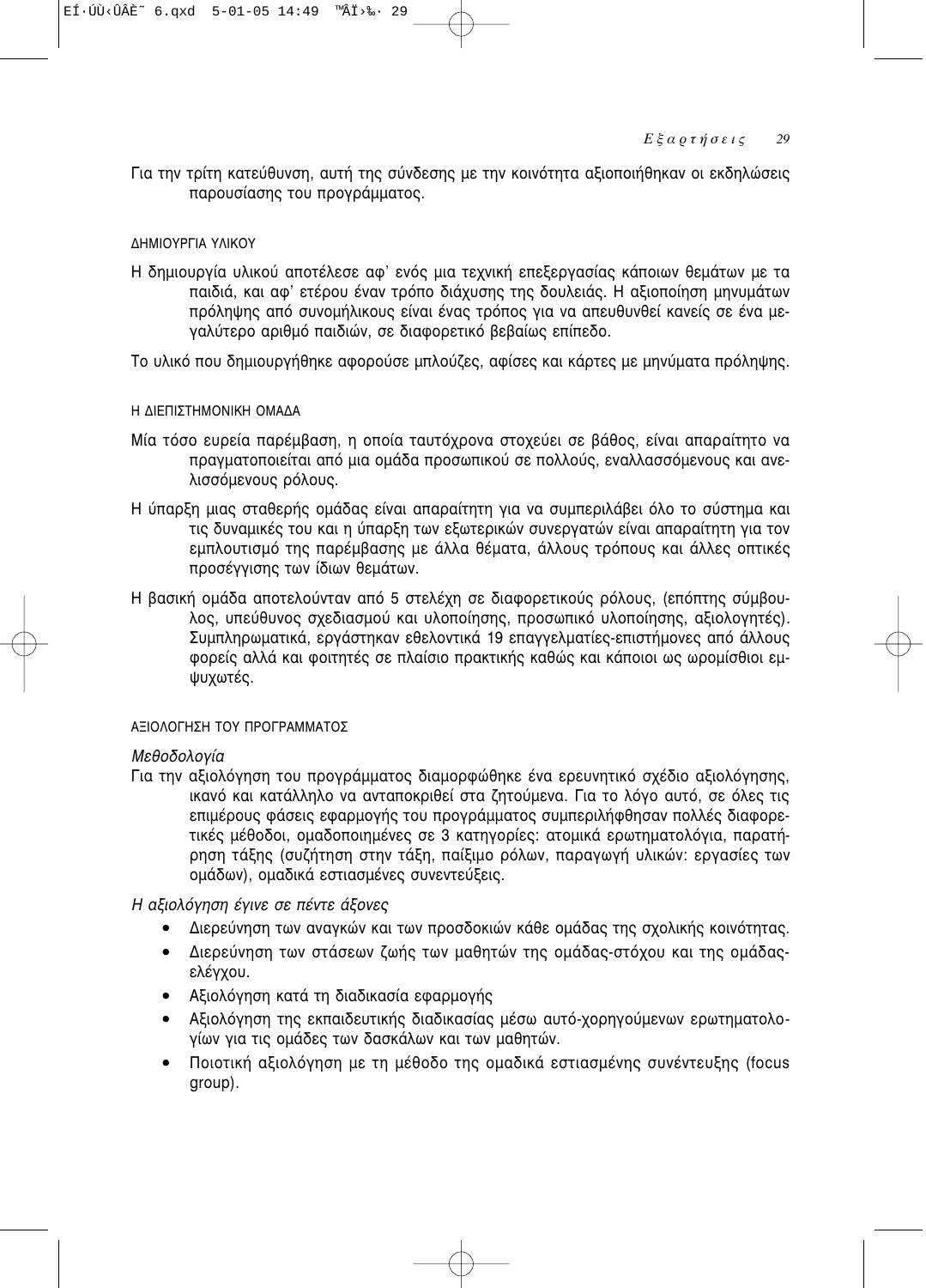Για την τρίτη κατεύθυνση, αυτή της σύνδεσης με την κοινότητα αξιοποιήθηκαν οι εκδηλώσεις παρουσίασης του προγράμματος.

### ΔΗΜΙΟΥΡΓΙΑ ΥΛΙΚΟΥ

Η δημιουργία υλικού αποτέλεσε αφ' ενός μια τεχνική επεξεργασίας κάποιων θεμάτων με τα παιδιά, και αφ' ετέρου έναν τρόπο διάχυσης της δουλειάς. Η αξιοποίηση μηνυμάτων πρόληψης από συνομήλικους είναι ένας τρόπος για να απευθυνθεί κανείς σε ένα μεγαλύτερο αριθμό παιδιών, σε διαφορετικό βεβαίως επίπεδο.

Το υλικό που δημιουργήθηκε αφορούσε μπλούζες, αφίσες και κάρτες με μηνύματα πρόληψης.

### Η ΔΙΕΠΙΣΤΗΜΟΝΙΚΗ ΟΜΑΔΑ

Μία τόσο ευρεία παρέμβαση, η οποία ταυτόχρονα στοχεύει σε βάθος, είναι απαραίτητο να πραγματοποιείται από μια ομάδα προσωπικού σε πολλούς, εναλλασσόμενους και ανελισσόμενους ρόλους.

Η ύπαρξη μιας σταθερής ομάδας είναι απαραίτητη για να συμπεριλάβει όλο το σύστημα και τις δυναμικές του και η ύπαρξη των εξωτερικών συνεργατών είναι απαραίτητη για τον εμπλουτισμό της παρέμβασης με άλλα θέματα, άλλους τρόπους και άλλες οπτικές προσέγγισης των ίδιων θεμάτων.

Η βασική ομάδα αποτελούνταν από 5 στελέχη σε διαφορετικούς ρόλους, (επόπτης σύμβουλος, υπεύθυνος σχεδιασμού και υλοποίησης, προσωπικό υλοποίησης, αξιολογητές). Συμπληρωματικά, εργάστηκαν εθελοντικά 19 επαγγελματίες-επιστήμονες από άλλους φορείς αλλά και φοιτητές σε πλαίσιο πρακτικής καθώς και κάποιοι ως ωρομίσθιοι εμψυχωτές.

### ΑΞΙΟΛΟΓΗΣΗ ΤΟΥ ΠΡΟΓΡΑΜΜΑΤΟΣ

*Μεθοδολογία*

Για την αξιολόγηση του προγράμματος διαμορφώθηκε ένα ερευνητικό σχέδιο αξιολόγησης, ικανό και κατάλληλο να ανταποκριθεί στα ζητούμενα. Για το λόγο αυτό, σε όλες τις επιμέρους φάσεις εφαρμογής του προγράμματος συμπεριλήφθησαν πολλές διαφορετικές μέθοδοι, ομαδοποιημένες σε 3 κατηγορίες: ατομικά ερωτηματολόγια, παρατήρηση τάξης (συζήτηση στην τάξη, παίξιμο ρόλων, παραγωγή υλικών: εργασίες των ομάδων), ομαδικά εστιασμένες συνεντεύξεις.

*Η αξιολόγηση έγινε σε πέντε άξονες*

- Διερεύνηση των αναγκών και των προσδοκιών κάθε ομάδας της σχολικής κοινότητας.
- Διερεύνηση των στάσεων ζωής των μαθητών της ομάδας-στόχου και της ομάδας-ελέγχου.
- Αξιολόγηση κατά τη διαδικασία εφαρμογής
- Αξιολόγηση της εκπαιδευτικής διαδικασίας μέσω αυτό-χορηγούμενων ερωτηματολογίων για τις ομάδες των δασκάλων και των μαθητών.
- Ποιοτική αξιολόγηση με τη μέθοδο της ομαδικά εστιασμένης συνέντευξης (focus group).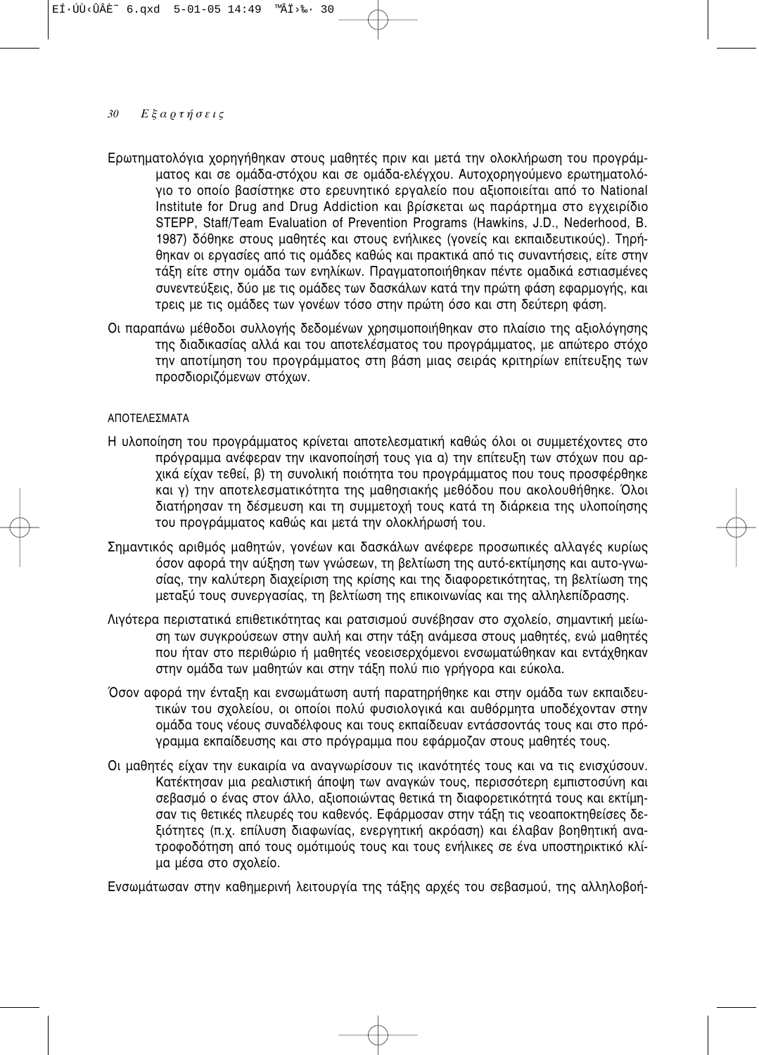Ερωτηματολόγια χορηγήθηκαν στους μαθητές πριν και μετά την ολοκλήρωση του προγράμματος και σε ομάδα-στόχου και σε ομάδα-ελέγχου. Αυτοχορηγούμενο ερωτηματολόγιο το οποίο βασίστηκε στο ερευνητικό εργαλείο που αξιοποιείται από το National Institute for Drug and Drug Addiction και βρίσκεται ως παράρτημα στο εγχειρίδιο STEPP, Staff/Team Evaluation of Prevention Programs (Hawkins, J.D., Nederhood, B. 1987) δόθηκε στους μαθητές και στους ενήλικες (γονείς και εκπαιδευτικούς). Τηρήθηκαν οι εργασίες από τις ομάδες καθώς και πρακτικά από τις συναντήσεις, είτε στην τάξη είτε στην ομάδα των ενηλίκων. Πραγματοποιήθηκαν πέντε ομαδικά εστιασμένες συνεντεύξεις, δύο με τις ομάδες των δασκάλων κατά την πρώτη φάση εφαρμογής, και τρεις με τις ομάδες των γονέων τόσο στην πρώτη όσο και στη δεύτερη φάση.

Οι παραπάνω μέθοδοι συλλογής δεδομένων χρησιμοποιήθηκαν στο πλαίσιο της αξιολόγησης της διαδικασίας αλλά και του αποτελέσματος του προγράμματος, με απώτερο στόχο την αποτίμηση του προγράμματος στη βάση μιας σειράς κριτηρίων επίτευξης των προσδιοριζόμενων στόχων.

ΑΠΟΤΕΛΕΣΜΑΤΑ

Η υλοποίηση του προγράμματος κρίνεται αποτελεσματική καθώς όλοι οι συμμετέχοντες στο πρόγραμμα ανέφεραν την ικανοποίησή τους για α) την επίτευξη των στόχων που αρχικά είχαν τεθεί, β) τη συνολική ποιότητα του προγράμματος που τους προσφέρθηκε και γ) την αποτελεσματικότητα της μαθησιακής μεθόδου που ακολουθήθηκε. Όλοι διατήρησαν τη δέσμευση και τη συμμετοχή τους κατά τη διάρκεια της υλοποίησης του προγράμματος καθώς και μετά την ολοκλήρωσή του.

Σημαντικός αριθμός μαθητών, γονέων και δασκάλων ανέφερε προσωπικές αλλαγές κυρίως όσον αφορά την αύξηση των γνώσεων, τη βελτίωση της αυτό-εκτίμησης και αυτο-γνωσίας, την καλύτερη διαχείριση της κρίσης και της διαφορετικότητας, τη βελτίωση της μεταξύ τους συνεργασίας, τη βελτίωση της επικοινωνίας και της αλληλεπίδρασης.

Λιγότερα περιστατικά επιθετικότητας και ρατσισμού συνέβησαν στο σχολείο, σημαντική μείωση των συγκρούσεων στην αυλή και στην τάξη ανάμεσα στους μαθητές, ενώ μαθητές που ήταν στο περιθώριο ή μαθητές νεοεισερχόμενοι ενσωματώθηκαν και εντάχθηκαν στην ομάδα των μαθητών και στην τάξη πολύ πιο γρήγορα και εύκολα.

Όσον αφορά την ένταξη και ενσωμάτωση αυτή παρατηρήθηκε και στην ομάδα των εκπαιδευτικών του σχολείου, οι οποίοι πολύ φυσιολογικά και αυθόρμητα υποδέχονταν στην ομάδα τους νέους συναδέλφους και τους εκπαίδευαν εντάσσοντάς τους και στο πρόγραμμα εκπαίδευσης και στο πρόγραμμα που εφάρμοζαν στους μαθητές τους.

Οι μαθητές είχαν την ευκαιρία να αναγνωρίσουν τις ικανότητές τους και να τις ενισχύσουν. Κατέκτησαν μια ρεαλιστική άποψη των αναγκών τους, περισσότερη εμπιστοσύνη και σεβασμό ο ένας στον άλλο, αξιοποιώντας θετικά τη διαφορετικότητά τους και εκτίμησαν τις θετικές πλευρές του καθενός. Εφάρμοσαν στην τάξη τις νεοαποκτηθείσες δεξιότητες (π.χ. επίλυση διαφωνίας, ενεργητική ακρόαση) και έλαβαν βοηθητική ανατροφοδότηση από τους ομότιμούς τους και τους ενήλικες σε ένα υποστηρικτικό κλίμα μέσα στο σχολείο.

Ενσωμάτωσαν στην καθημερινή λειτουργία της τάξης αρχές του σεβασμού, της αλληλοβοή-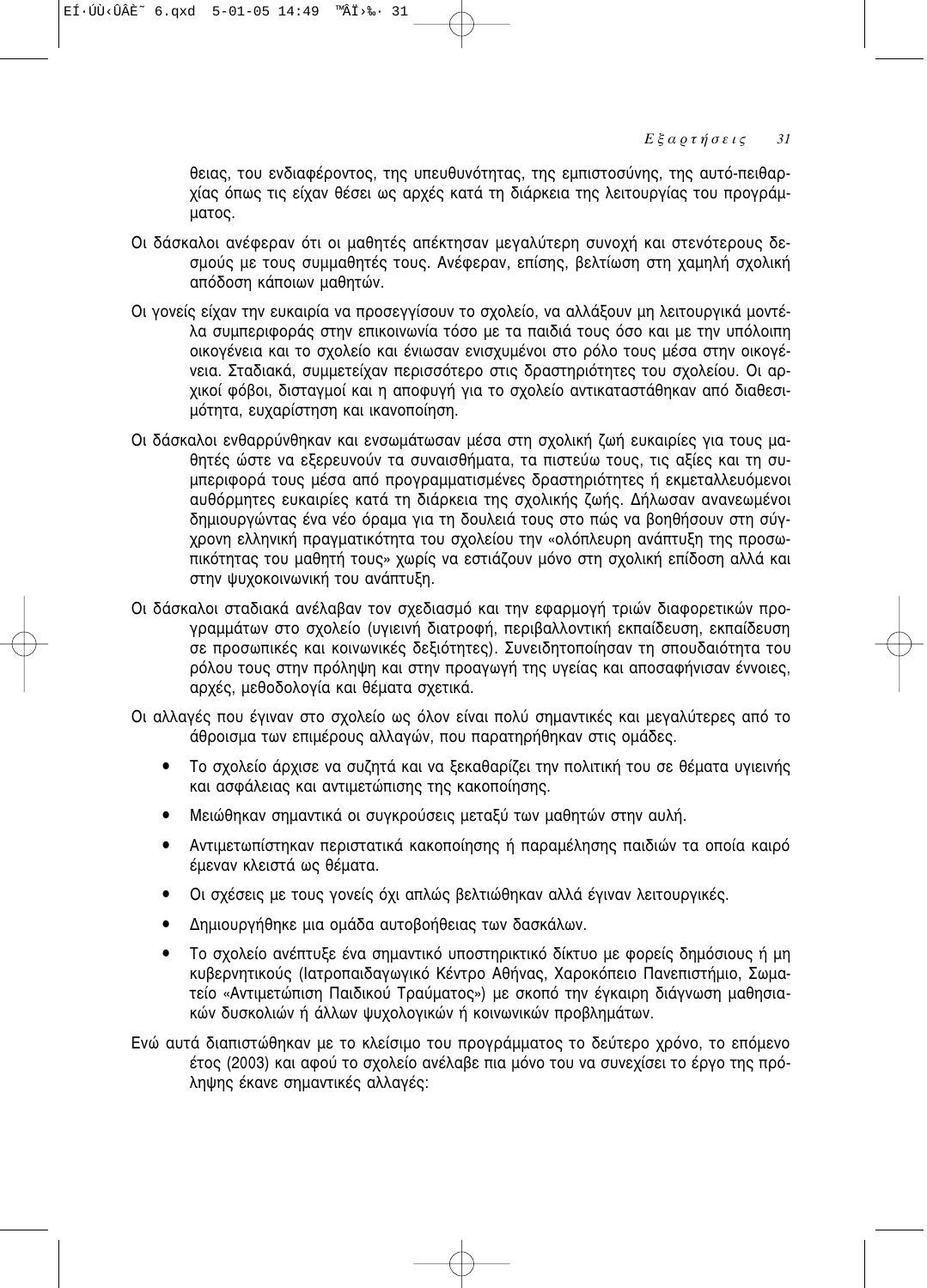θειας, του ενδιαφέροντος, της υπευθυνότητας, της εμπιστοσύνης, της αυτό-πειθαρχίας όπως τις είχαν θέσει ως αρχές κατά τη διάρκεια της λειτουργίας του προγράμματος.

Οι δάσκαλοι ανέφεραν ότι οι μαθητές απέκτησαν μεγαλύτερη συνοχή και στενότερους δεσμούς με τους συμμαθητές τους. Ανέφεραν, επίσης, βελτίωση στη χαμηλή σχολική απόδοση κάποιων μαθητών.

Οι γονείς είχαν την ευκαιρία να προσεγγίσουν το σχολείο, να αλλάξουν μη λειτουργικά μοντέλα συμπεριφοράς στην επικοινωνία τόσο με τα παιδιά τους όσο και με την υπόλοιπη οικογένεια και το σχολείο και ένιωσαν ενισχυμένοι στο ρόλο τους μέσα στην οικογένεια. Σταδιακά, συμμετείχαν περισσότερο στις δραστηριότητες του σχολείου. Οι αρχικοί φόβοι, δισταγμοί και η αποφυγή για το σχολείο αντικαταστάθηκαν από διαθεσιμότητα, ευχαρίστηση και ικανοποίηση.

Οι δάσκαλοι ενθαρρύνθηκαν και ενσωμάτωσαν μέσα στη σχολική ζωή ευκαιρίες για τους μαθητές ώστε να εξερευνούν τα συναισθήματα, τα πιστεύω τους, τις αξίες και τη συμπεριφορά τους μέσα από προγραμματισμένες δραστηριότητες ή εκμεταλλευόμενοι αυθόρμητες ευκαιρίες κατά τη διάρκεια της σχολικής ζωής. Δήλωσαν ανανεωμένοι δημιουργώντας ένα νέο όραμα για τη δουλειά τους στο πώς να βοηθήσουν στη σύγχρονη ελληνική πραγματικότητα του σχολείου την «ολόπλευρη ανάπτυξη της προσωπικότητας του μαθητή τους» χωρίς να εστιάζουν μόνο στη σχολική επίδοση αλλά και στην ψυχοκοινωνική του ανάπτυξη.

Οι δάσκαλοι σταδιακά ανέλαβαν τον σχεδιασμό και την εφαρμογή τριών διαφορετικών προγραμμάτων στο σχολείο (υγιεινή διατροφή, περιβαλλοντική εκπαίδευση, εκπαίδευση σε προσωπικές και κοινωνικές δεξιότητες). Συνειδητοποίησαν τη σπουδαιότητα του ρόλου τους στην πρόληψη και στην προαγωγή της υγείας και αποσαφήνισαν έννοιες, αρχές, μεθοδολογία και θέματα σχετικά.

Οι αλλαγές που έγιναν στο σχολείο ως όλον είναι πολύ σημαντικές και μεγαλύτερες από το άθροισμα των επιμέρους αλλαγών, που παρατηρήθηκαν στις ομάδες.

- Το σχολείο άρχισε να συζητά και να ξεκαθαρίζει την πολιτική του σε θέματα υγιεινής και ασφάλειας και αντιμετώπισης της κακοποίησης.
- Μειώθηκαν σημαντικά οι συγκρούσεις μεταξύ των μαθητών στην αυλή.
- Αντιμετωπίστηκαν περιστατικά κακοποίησης ή παραμέλησης παιδιών τα οποία καιρό έμεναν κλειστά ως θέματα.
- Οι σχέσεις με τους γονείς όχι απλώς βελτιώθηκαν αλλά έγιναν λειτουργικές.
- Δημιουργήθηκε μια ομάδα αυτοβοήθειας των δασκάλων.
- Το σχολείο ανέπτυξε ένα σημαντικό υποστηρικτικό δίκτυο με φορείς δημόσιους ή μη κυβερνητικούς (Ιατροπαιδαγωγικό Κέντρο Αθήνας, Χαροκόπειο Πανεπιστήμιο, Σωματείο «Αντιμετώπιση Παιδικού Τραύματος») με σκοπό την έγκαιρη διάγνωση μαθησιακών δυσκολιών ή άλλων ψυχολογικών ή κοινωνικών προβλημάτων.

Ενώ αυτά διαπιστώθηκαν με το κλείσιμο του προγράμματος το δεύτερο χρόνο, το επόμενο έτος (2003) και αφού το σχολείο ανέλαβε πια μόνο του να συνεχίσει το έργο της πρόληψης έκανε σημαντικές αλλαγές: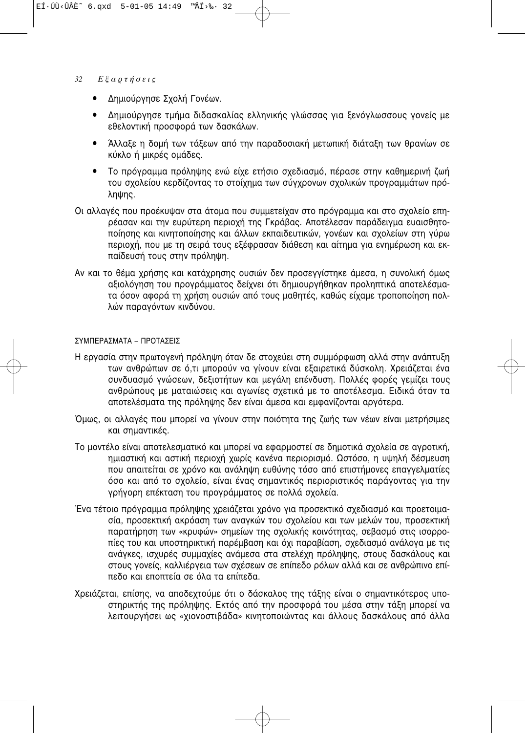- Δημιούργησε Σχολή Γονέων.
- Δημιούργησε τμήμα διδασκαλίας ελληνικής γλώσσας για ξενόγλωσσους γονείς με εθελοντική προσφορά των δασκάλων.
- Άλλαξε η δομή των τάξεων από την παραδοσιακή μετωπική διάταξη των θρανίων σε κύκλο ή μικρές ομάδες.
- Το πρόγραμμα πρόληψης ενώ είχε ετήσιο σχεδιασμό, πέρασε στην καθημερινή ζωή του σχολείου κερδίζοντας το στοίχημα των σύγχρονων σχολικών προγραμμάτων πρόληψης.

Οι αλλαγές που προέκυψαν στα άτομα που συμμετείχαν στο πρόγραμμα και στο σχολείο επηρέασαν και την ευρύτερη περιοχή της Γκράβας. Αποτέλεσαν παράδειγμα ευαισθητοποίησης και κινητοποίησης και άλλων εκπαιδευτικών, γονέων και σχολείων στη γύρω περιοχή, που με τη σειρά τους εξέφρασαν διάθεση και αίτημα για ενημέρωση και εκπαίδευσή τους στην πρόληψη.

Αν και το θέμα χρήσης και κατάχρησης ουσιών δεν προσεγγίστηκε άμεσα, η συνολική όμως αξιολόγηση του προγράμματος δείχνει ότι δημιουργήθηκαν προληπτικά αποτελέσματα όσον αφορά τη χρήση ουσιών από τους μαθητές, καθώς είχαμε τροποποίηση πολλών παραγόντων κινδύνου.

## ΣΥΜΠΕΡΑΣΜΑΤΑ – ΠΡΟΤΑΣΕΙΣ

Η εργασία στην πρωτογενή πρόληψη όταν δε στοχεύει στη συμμόρφωση αλλά στην ανάπτυξη των ανθρώπων σε ό,τι μπορούν να γίνουν είναι εξαιρετικά δύσκολη. Χρειάζεται ένα συνδυασμό γνώσεων, δεξιοτήτων και μεγάλη επένδυση. Πολλές φορές γεμίζει τους ανθρώπους με ματαιώσεις και αγωνίες σχετικά με το αποτέλεσμα. Ειδικά όταν τα αποτελέσματα της πρόληψης δεν είναι άμεσα και εμφανίζονται αργότερα.

Όμως, οι αλλαγές που μπορεί να γίνουν στην ποιότητα της ζωής των νέων είναι μετρήσιμες και σημαντικές.

Το μοντέλο είναι αποτελεσματικό και μπορεί να εφαρμοστεί σε δημοτικά σχολεία σε αγροτική, ημιαστική και αστική περιοχή χωρίς κανένα περιορισμό. Ωστόσο, η υψηλή δέσμευση που απαιτείται σε χρόνο και ανάληψη ευθύνης τόσο από επιστήμονες επαγγελματίες όσο και από το σχολείο, είναι ένας σημαντικός περιοριστικός παράγοντας για την γρήγορη επέκταση του προγράμματος σε πολλά σχολεία.

Ένα τέτοιο πρόγραμμα πρόληψης χρειάζεται χρόνο για προσεκτικό σχεδιασμό και προετοιμασία, προσεκτική ακρόαση των αναγκών του σχολείου και των μελών του, προσεκτική παρατήρηση των «κρυφών» σημείων της σχολικής κοινότητας, σεβασμό στις ισορροπίες του και υποστηρικτική παρέμβαση και όχι παραβίαση, σχεδιασμό ανάλογα με τις ανάγκες, ισχυρές συμμαχίες ανάμεσα στα στελέχη πρόληψης, στους δασκάλους και στους γονείς, καλλιέργεια των σχέσεων σε επίπεδο ρόλων αλλά και σε ανθρώπινο επίπεδο και εποπτεία σε όλα τα επίπεδα.

Χρειάζεται, επίσης, να αποδεχτούμε ότι ο δάσκαλος της τάξης είναι ο σημαντικότερος υποστηρικτής της πρόληψης. Εκτός από την προσφορά του μέσα στην τάξη μπορεί να λειτουργήσει ως «χιονοστιβάδα» κινητοποιώντας και άλλους δασκάλους από άλλα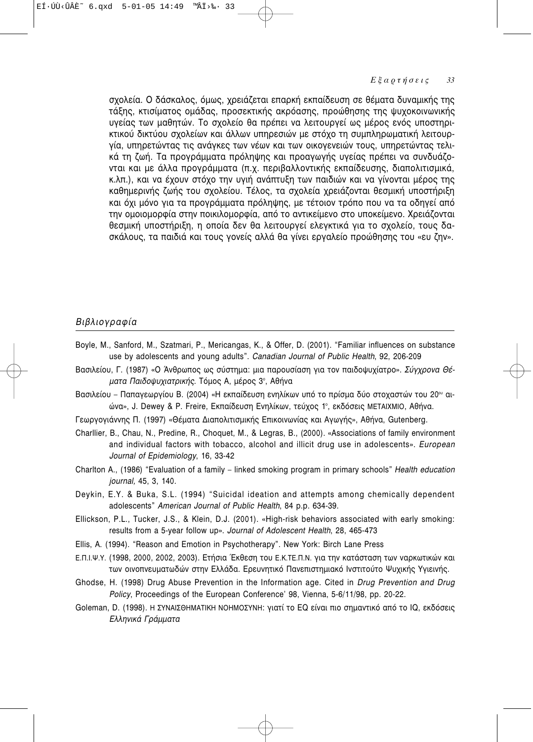σχολεία. Ο δάσκαλος, όμως, χρειάζεται επαρκή εκπαίδευση σε θέματα δυναμικής της τάξης, κτισίματος ομάδας, προσεκτικής ακρόασης, προώθησης της ψυχοκοινωνικής υγείας των μαθητών. Το σχολείο θα πρέπει να λειτουργεί ως μέρος ενός υποστηρικτικού δικτύου σχολείων και άλλων υπηρεσιών με στόχο τη συμπληρωματική λειτουργία, υπηρετώντας τις ανάγκες των νέων και των οικογενειών τους, υπηρετώντας τελικά τη ζωή. Τα προγράμματα πρόληψης και προαγωγής υγείας πρέπει να συνδυάζονται και με άλλα προγράμματα (π.χ. περιβαλλοντικής εκπαίδευσης, διαπολιτισμικά, κ.λπ.), και να έχουν στόχο την υγιή ανάπτυξη των παιδιών και να γίνονται μέρος της καθημερινής ζωής του σχολείου. Τέλος, τα σχολεία χρειάζονται θεσμική υποστήριξη και όχι μόνο για τα προγράμματα πρόληψης, με τέτοιον τρόπο που να τα οδηγεί από την ομοιομορφία στην ποικιλομορφία, από το αντικείμενο στο υποκείμενο. Χρειάζονται θεσμική υποστήριξη, η οποία δεν θα λειτουργεί ελεγκτικά για το σχολείο, τους δασκάλους, τα παιδιά και τους γονείς αλλά θα γίνει εργαλείο προώθησης του «ευ ζην».

## *Βιβλιογραφία*

Boyle, M., Sanford, M., Szatmari, P., Mericangas, K., & Offer, D. (2001). "Familiar influences on substance use by adolescents and young adults". *Canadian Journal of Public Health*, 92, 206-209

Βασιλείου, Γ. (1987) «Ο Άνθρωπος ως σύστημα: μια παρουσίαση για τον παιδοψυχίατρο». *Σύγχρονα Θέματα Παιδοψυχιατρικής*. Τόμος Α, μέρος 3ο, Αθήνα

Βασιλείου – Παπαγεωργίου Β. (2004) «Η εκπαίδευση ενηλίκων υπό το πρίσμα δύο στοχαστών του 20ου αιώνα», J. Dewey & P. Freire, Εκπαίδευση Ενηλίκων, τεύχος 1ο, εκδόσεις ΜΕΤΑΙΧΜΙΟ, Αθήνα.

Γεωργογιάννης Π. (1997) «Θέματα Διαπολιτισμικής Επικοινωνίας και Αγωγής», Αθήνα, Gutenberg.

Charllier, B., Chau, N., Predine, R., Choquet, M., & Legras, B., (2000). «Associations of family environment and individual factors with tobacco, alcohol and illicit drug use in adolescents». *European Journal of Epidemiology*, 16, 33-42

Charlton A., (1986) "Evaluation of a family – linked smoking program in primary schools" *Health education journal,* 45, 3, 140.

Deykin, E.Y. & Buka, S.L. (1994) "Suicidal ideation and attempts among chemically dependent adolescents" *American Journal of Public Health*, 84 p.p. 634-39.

Ellickson, P.L., Tucker, J.S., & Klein, D.J. (2001). «High-risk behaviors associated with early smoking: results from a 5-year follow up». *Journal of Adolescent Health*, 28, 465-473

Ellis, A. (1994). "Reason and Emotion in Psychotherapy". New York: Birch Lane Press

Ε.Π.Ι.Ψ.Υ. (1998, 2000, 2002, 2003). Ετήσια Έκθεση του Ε.Κ.ΤΕ.Π.Ν. για την κατάσταση των ναρκωτικών και των οινοπνευματωδών στην Ελλάδα. Ερευνητικό Πανεπιστημιακό Ινστιτούτο Ψυχικής Υγιεινής.

Ghodse, H. (1998) Drug Abuse Prevention in the Information age. Cited in *Drug Prevention and Drug Policy*, Proceedings of the European Conference' 98, Vienna, 5-6/11/98, pp. 20-22.

Goleman, D. (1998). Η ΣΥΝΑΙΣΘΗΜΑΤΙΚΗ ΝΟΗΜΟΣΥΝΗ: γιατί το EQ είναι πιο σημαντικό από το IQ, εκδόσεις *Ελληνικά Γράμματα*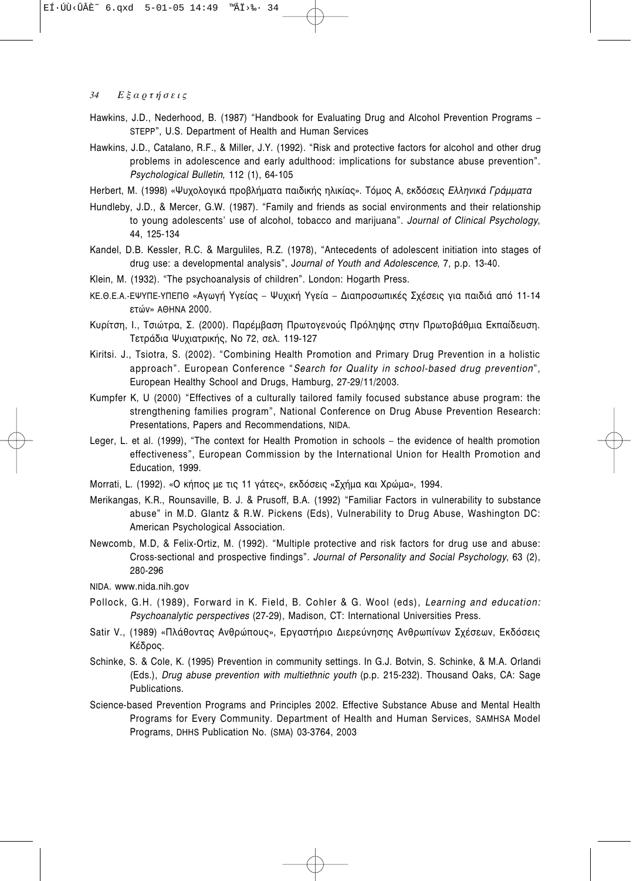Hawkins, J.D., Nederhood, B. (1987) "Handbook for Evaluating Drug and Alcohol Prevention Programs – STEPP", U.S. Department of Health and Human Services

Hawkins, J.D., Catalano, R.F., & Miller, J.Y. (1992). "Risk and protective factors for alcohol and other drug problems in adolescence and early adulthood: implications for substance abuse prevention". *Psychological Bulletin*, 112 (1), 64-105

Herbert, M. (1998) «Ψυχολογικά προβλήματα παιδικής ηλικίας». Τόμος Α, εκδόσεις *Ελληνικά Γράμματα*

Hundleby, J.D., & Mercer, G.W. (1987). "Family and friends as social environments and their relationship to young adolescents' use of alcohol, tobacco and marijuana". *Journal of Clinical Psychology*, 44, 125-134

Kandel, D.B. Kessler, R.C. & Marguliles, R.Z. (1978), "Antecedents of adolescent initiation into stages of drug use: a developmental analysis", *Journal of Youth and Adolescence*, 7, p.p. 13-40.

Klein, M. (1932). "The psychoanalysis of children". London: Hogarth Press.

ΚΕ.Θ.Ε.Α.-ΕΨΥΠΕ-ΥΠΕΠΘ «Αγωγή Υγείας – Ψυχική Υγεία – Διαπροσωπικές Σχέσεις για παιδιά από 11-14 ετών» ΑΘΗΝΑ 2000.

Κυρίτση, Ι., Τσιώτρα, Σ. (2000). Παρέμβαση Πρωτογενούς Πρόληψης στην Πρωτοβάθμια Εκπαίδευση. Τετράδια Ψυχιατρικής, Νο 72, σελ. 119-127

Kiritsi. J., Tsiotra, S. (2002). "Combining Health Promotion and Primary Drug Prevention in a holistic approach". European Conference "*Search for Quality in school-based drug prevention*", European Healthy School and Drugs, Hamburg, 27-29/11/2003.

Kumpfer K, U (2000) "Effectives of a culturally tailored family focused substance abuse program: the strengthening families program", National Conference on Drug Abuse Prevention Research: Presentations, Papers and Recommendations, NIDA.

Leger, L. et al. (1999), "The context for Health Promotion in schools – the evidence of health promotion effectiveness", European Commission by the International Union for Health Promotion and Education, 1999.

Morrati, L. (1992). «Ο κήπος με τις 11 γάτες», εκδόσεις «Σχήμα και Χρώμα», 1994.

Merikangas, K.R., Rounsaville, B. J. & Prusoff, B.A. (1992) "Familiar Factors in vulnerability to substance abuse" in M.D. Glantz & R.W. Pickens (Eds), Vulnerability to Drug Abuse, Washington DC: American Psychological Association.

Newcomb, M.D, & Felix-Ortiz, M. (1992). "Multiple protective and risk factors for drug use and abuse: Cross-sectional and prospective findings". *Journal of Personality and Social Psychology*, 63 (2), 280-296

NIDA. www.nida.nih.gov

Pollock, G.H. (1989), Forward in K. Field, B. Cohler & G. Wool (eds), *Learning and education: Psychoanalytic perspectives* (27-29), Madison, CT: International Universities Press.

Satir V., (1989) «Πλάθοντας Ανθρώπους», Εργαστήριο Διερεύνησης Ανθρωπίνων Σχέσεων, Εκδόσεις Κέδρος.

Schinke, S. & Cole, K. (1995) Prevention in community settings. In G.J. Botvin, S. Schinke, & M.A. Orlandi (Eds.), *Drug abuse prevention with multiethnic youth* (p.p. 215-232). Thousand Oaks, CA: Sage Publications.

Science-based Prevention Programs and Principles 2002. Effective Substance Abuse and Mental Health Programs for Every Community. Department of Health and Human Services, SAMHSA Model Programs, DHHS Publication No. (SMA) 03-3764, 2003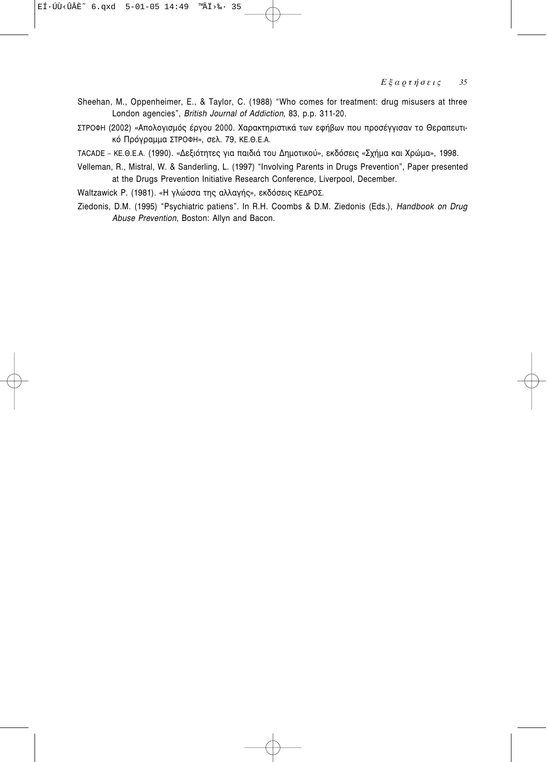Sheehan, M., Oppenheimer, E., & Taylor, C. (1988) "Who comes for treatment: drug misusers at three London agencies", *British Journal of Addiction*, 83, p.p. 311-20.

ΣΤΡΟΦΗ (2002) «Απολογισμός έργου 2000. Χαρακτηριστικά των εφήβων που προσέγγισαν το Θεραπευτικό Πρόγραμμα ΣΤΡΟΦΗ», σελ. 79, ΚΕ.Θ.Ε.Α.

TACADE – ΚΕ.Θ.Ε.Α. (1990). «Δεξιότητες για παιδιά του Δημοτικού», εκδόσεις «Σχήμα και Χρώμα», 1998.

Velleman, R., Mistral, W. & Sanderling, L. (1997) "Involving Parents in Drugs Prevention", Paper presented at the Drugs Prevention Initiative Research Conference, Liverpool, December.

Waltzawick P. (1981). «Η γλώσσα της αλλαγής», εκδόσεις ΚΕΔΡΟΣ.

Ziedonis, D.M. (1995) "Psychiatric patiens". In R.H. Coombs & D.M. Ziedonis (Eds.), *Handbook on Drug Abuse Prevention*, Boston: Allyn and Bacon.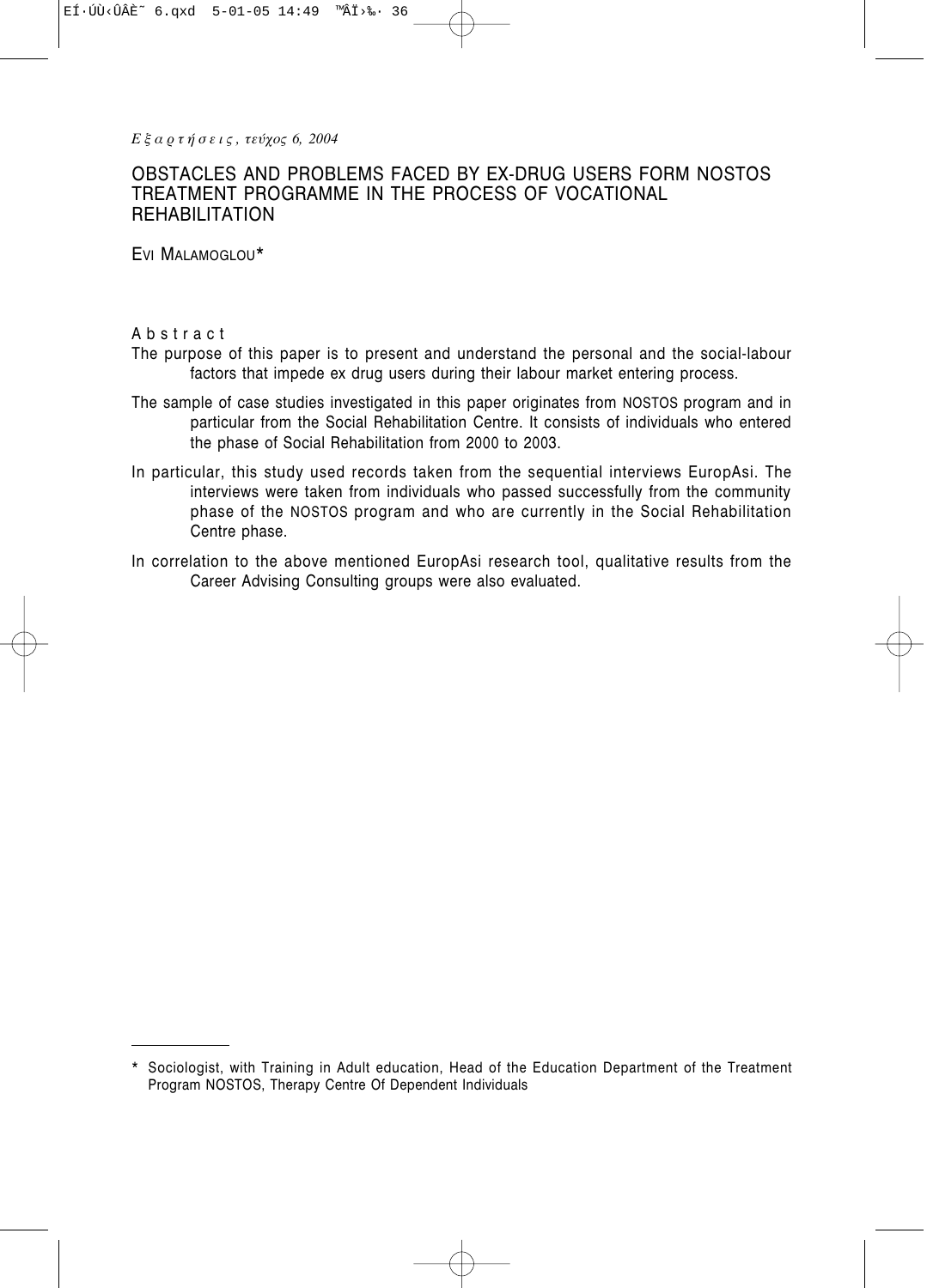# OBSTACLES AND PROBLEMS FACED BY EX-DRUG USERS FORM NOSTOS TREATMENT PROGRAMME IN THE PROCESS OF VOCATIONAL REHABILITATION

EVI MALAMOGLOU*

## Abstract

The purpose of this paper is to present and understand the personal and the social-labour factors that impede ex drug users during their labour market entering process.

The sample of case studies investigated in this paper originates from NOSTOS program and in particular from the Social Rehabilitation Centre. It consists of individuals who entered the phase of Social Rehabilitation from 2000 to 2003.

In particular, this study used records taken from the sequential interviews EuropAsi. The interviews were taken from individuals who passed successfully from the community phase of the NOSTOS program and who are currently in the Social Rehabilitation Centre phase.

In correlation to the above mentioned EuropAsi research tool, qualitative results from the Career Advising Consulting groups were also evaluated.

---

* Sociologist, with Training in Adult education, Head of the Education Department of the Treatment Program NOSTOS, Therapy Centre Of Dependent Individuals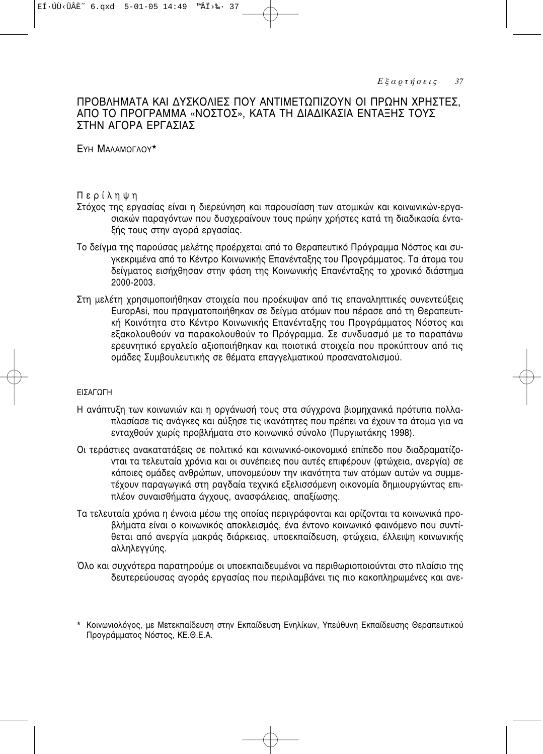# ΠΡΟΒΛΗΜΑΤΑ ΚΑΙ ΔΥΣΚΟΛΙΕΣ ΠΟΥ ΑΝΤΙΜΕΤΩΠΙΖΟΥΝ ΟΙ ΠΡΩΗΝ ΧΡΗΣΤΕΣ, ΑΠΟ ΤΟ ΠΡΟΓΡΑΜΜΑ «ΝΟΣΤΟΣ», ΚΑΤΑ ΤΗ ΔΙΑΔΙΚΑΣΙΑ ΕΝΤΑΞΗΣ ΤΟΥΣ ΣΤΗΝ ΑΓΟΡΑ ΕΡΓΑΣΙΑΣ

ΕΥΗ ΜΑΛΑΜΟΓΛΟΥ*

## Περίληψη

Στόχος της εργασίας είναι η διερεύνηση και παρουσίαση των ατομικών και κοινωνικών-εργασιακών παραγόντων που δυσχεραίνουν τους πρώην χρήστες κατά τη διαδικασία ένταξής τους στην αγορά εργασίας.

Το δείγμα της παρούσας μελέτης προέρχεται από το Θεραπευτικό Πρόγραμμα Νόστος και συγκεκριμένα από το Κέντρο Κοινωνικής Επανένταξης του Προγράμματος. Τα άτομα του δείγματος εισήχθησαν στην φάση της Κοινωνικής Επανένταξης το χρονικό διάστημα 2000-2003.

Στη μελέτη χρησιμοποιήθηκαν στοιχεία που προέκυψαν από τις επαναληπτικές συνεντεύξεις EuropAsi, που πραγματοποιήθηκαν σε δείγμα ατόμων που πέρασε από τη Θεραπευτική Κοινότητα στο Κέντρο Κοινωνικής Επανένταξης του Προγράμματος Νόστος και εξακολουθούν να παρακολουθούν το Πρόγραμμα. Σε συνδυασμό με το παραπάνω ερευνητικό εργαλείο αξιοποιήθηκαν και ποιοτικά στοιχεία που προκύπτουν από τις ομάδες Συμβουλευτικής σε θέματα επαγγελματικού προσανατολισμού.

## ΕΙΣΑΓΩΓΗ

Η ανάπτυξη των κοινωνιών και η οργάνωσή τους στα σύγχρονα βιομηχανικά πρότυπα πολλαπλασίασε τις ανάγκες και αύξησε τις ικανότητες που πρέπει να έχουν τα άτομα για να ενταχθούν χωρίς προβλήματα στο κοινωνικό σύνολο (Πυργιωτάκης 1998).

Οι τεράστιες ανακατατάξεις σε πολιτικό και κοινωνικό-οικονομικό επίπεδο που διαδραματίζονται τα τελευταία χρόνια και οι συνέπειες που αυτές επιφέρουν (φτώχεια, ανεργία) σε κάποιες ομάδες ανθρώπων, υπονομεύουν την ικανότητα των ατόμων αυτών να συμμετέχουν παραγωγικά στη ραγδαία τεχνικά εξελισσόμενη οικονομία δημιουργώντας επιπλέον συναισθήματα άγχους, ανασφάλειας, απαξίωσης.

Τα τελευταία χρόνια η έννοια μέσω της οποίας περιγράφονται και ορίζονται τα κοινωνικά προβλήματα είναι ο κοινωνικός αποκλεισμός, ένα έντονο κοινωνικό φαινόμενο που συντίθεται από ανεργία μακράς διάρκειας, υποεκπαίδευση, φτώχεια, έλλειψη κοινωνικής αλληλεγγύης.

Όλο και συχνότερα παρατηρούμε οι υποεκπαιδευμένοι να περιθωριοποιούνται στο πλαίσιο της δευτερεύουσας αγοράς εργασίας που περιλαμβάνει τις πιο κακοπληρωμένες και ανε-

---

\* Κοινωνιολόγος, με Μετεκπαίδευση στην Εκπαίδευση Ενηλίκων, Υπεύθυνη Εκπαίδευσης Θεραπευτικού Προγράμματος Νόστος, ΚΕ.Θ.Ε.Α.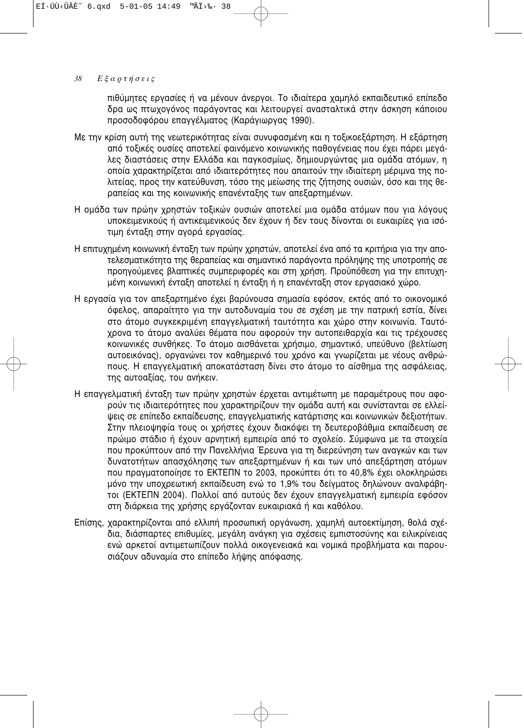πιθύμητες εργασίες ή να μένουν άνεργοι. Το ιδιαίτερα χαμηλό εκπαιδευτικό επίπεδο δρα ως πτωχογόνος παράγοντας και λειτουργεί ανασταλτικά στην άσκηση κάποιου προσοδοφόρου επαγγέλματος (Καράγιωργας 1990).

Με την κρίση αυτή της νεωτερικότητας είναι συνυφασμένη και η τοξικοεξάρτηση. Η εξάρτηση από τοξικές ουσίες αποτελεί φαινόμενο κοινωνικής παθογένειας που έχει πάρει μεγάλες διαστάσεις στην Ελλάδα και παγκοσμίως, δημιουργώντας μια ομάδα ατόμων, η οποία χαρακτηρίζεται από ιδιαιτερότητες που απαιτούν την ιδιαίτερη μέριμνα της πολιτείας, προς την κατεύθυνση, τόσο της μείωσης της ζήτησης ουσιών, όσο και της θεραπείας και της κοινωνικής επανένταξης των απεξαρτημένων.

Η ομάδα των πρώην χρηστών τοξικών ουσιών αποτελεί μια ομάδα ατόμων που για λόγους υποκειμενικούς ή αντικειμενικούς δεν έχουν ή δεν τους δίνονται οι ευκαιρίες για ισότιμη ένταξη στην αγορά εργασίας.

Η επιτυχημένη κοινωνική ένταξη των πρώην χρηστών, αποτελεί ένα από τα κριτήρια για την αποτελεσματικότητα της θεραπείας και σημαντικό παράγοντα πρόληψης της υποτροπής σε προηγούμενες βλαπτικές συμπεριφορές και στη χρήση. Προϋπόθεση για την επιτυχημένη κοινωνική ένταξη αποτελεί η ένταξη ή η επανένταξη στον εργασιακό χώρο.

Η εργασία για τον απεξαρτημένο έχει βαρύνουσα σημασία εφόσον, εκτός από το οικονομικό όφελος, απαραίτητο για την αυτοδυναμία του σε σχέση με την πατρική εστία, δίνει στο άτομο συγκεκριμένη επαγγελματική ταυτότητα και χώρο στην κοινωνία. Ταυτόχρονα το άτομο αναλύει θέματα που αφορούν την αυτοπειθαρχία και τις τρέχουσες κοινωνικές συνθήκες. Το άτομο αισθάνεται χρήσιμο, σημαντικό, υπεύθυνο (βελτίωση αυτοεικόνας), οργανώνει τον καθημερινό του χρόνο και γνωρίζεται με νέους ανθρώπους. Η επαγγελματική αποκατάσταση δίνει στο άτομο το αίσθημα της ασφάλειας, της αυτοαξίας, του ανήκειν.

Η επαγγελματική ένταξη των πρώην χρηστών έρχεται αντιμέτωπη με παραμέτρους που αφορούν τις ιδιαιτερότητες που χαρακτηρίζουν την ομάδα αυτή και συνίστανται σε ελλείψεις σε επίπεδο εκπαίδευσης, επαγγελματικής κατάρτισης και κοινωνικών δεξιοτήτων. Στην πλειοψηφία τους οι χρήστες έχουν διακόψει τη δευτεροβάθμια εκπαίδευση σε πρώιμο στάδιο ή έχουν αρνητική εμπειρία από το σχολείο. Σύμφωνα με τα στοιχεία που προκύπτουν από την Πανελλήνια Έρευνα για τη διερεύνηση των αναγκών και των δυνατοτήτων απασχόλησης των απεξαρτημένων ή και των υπό απεξάρτηση ατόμων που πραγματοποίησε το ΕΚΤΕΠΝ το 2003, προκύπτει ότι το 40,8% έχει ολοκληρώσει μόνο την υποχρεωτική εκπαίδευση ενώ το 1,9% του δείγματος δηλώνουν αναλφάβητοι (ΕΚΤΕΠΝ 2004). Πολλοί από αυτούς δεν έχουν επαγγελματική εμπειρία εφόσον στη διάρκεια της χρήσης εργάζονταν ευκαιριακά ή και καθόλου.

Επίσης, χαρακτηρίζονται από ελλιπή προσωπική οργάνωση, χαμηλή αυτοεκτίμηση, θολά σχέδια, διάσπαρτες επιθυμίες, μεγάλη ανάγκη για σχέσεις εμπιστοσύνης και ειλικρίνειας ενώ αρκετοί αντιμετωπίζουν πολλά οικογενειακά και νομικά προβλήματα και παρουσιάζουν αδυναμία στο επίπεδο λήψης απόφασης.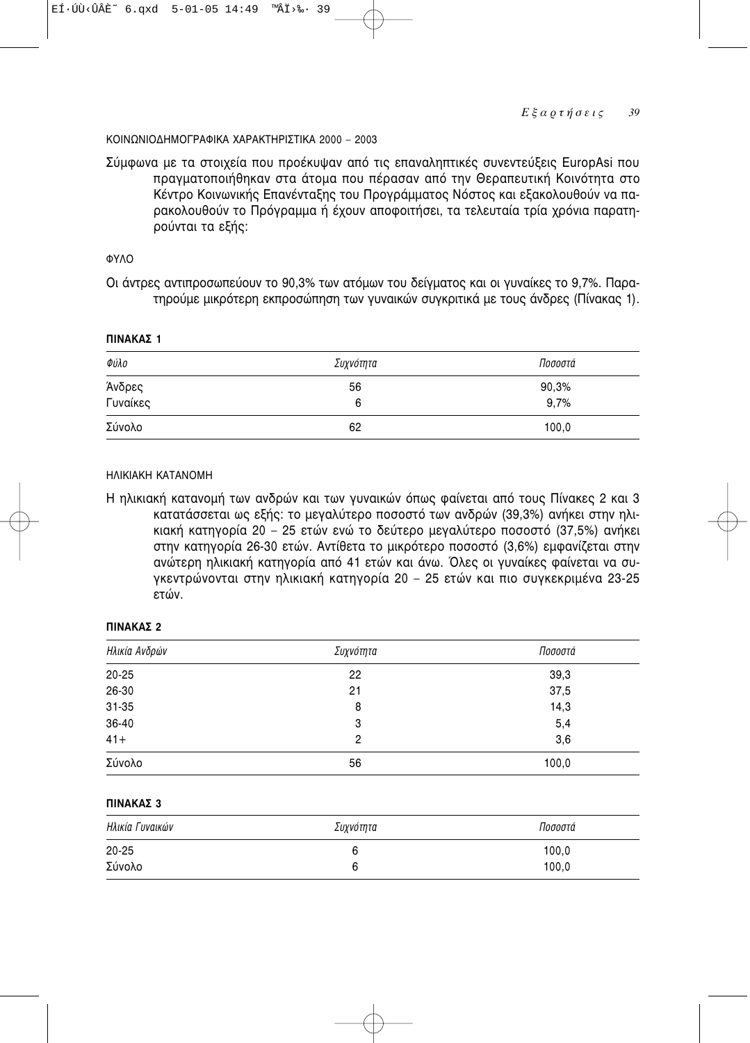## ΚΟΙΝΩΝΙΟΔΗΜΟΓΡΑΦΙΚΑ ΧΑΡΑΚΤΗΡΙΣΤΙΚΑ 2000 – 2003

Σύμφωνα με τα στοιχεία που προέκυψαν από τις επαναληπτικές συνεντεύξεις EuropAsi που πραγματοποιήθηκαν στα άτομα που πέρασαν από την Θεραπευτική Κοινότητα στο Κέντρο Κοινωνικής Επανένταξης του Προγράμματος Νόστος και εξακολουθούν να παρακολουθούν το Πρόγραμμα ή έχουν αποφοιτήσει, τα τελευταία τρία χρόνια παρατηρούνται τα εξής:

### ΦΥΛΟ

Οι άντρες αντιπροσωπεύουν το 90,3% των ατόμων του δείγματος και οι γυναίκες το 9,7%. Παρατηρούμε μικρότερη εκπροσώπηση των γυναικών συγκριτικά με τους άνδρες (Πίνακας 1).

**ΠΙΝΑΚΑΣ 1**

| *Φύλο* | *Συχνότητα* | *Ποσοστά* |
|---|---|---|
| Άνδρες | 56 | 90,3% |
| Γυναίκες | 6 | 9,7% |
| Σύνολο | 62 | 100,0 |

### ΗΛΙΚΙΑΚΗ ΚΑΤΑΝΟΜΗ

Η ηλικιακή κατανομή των ανδρών και των γυναικών όπως φαίνεται από τους Πίνακες 2 και 3 κατατάσσεται ως εξής: το μεγαλύτερο ποσοστό των ανδρών (39,3%) ανήκει στην ηλικιακή κατηγορία 20 – 25 ετών ενώ το δεύτερο μεγαλύτερο ποσοστό (37,5%) ανήκει στην κατηγορία 26-30 ετών. Αντίθετα το μικρότερο ποσοστό (3,6%) εμφανίζεται στην ανώτερη ηλικιακή κατηγορία από 41 ετών και άνω. Όλες οι γυναίκες φαίνεται να συγκεντρώνονται στην ηλικιακή κατηγορία 20 – 25 ετών και πιο συγκεκριμένα 23-25 ετών.

**ΠΙΝΑΚΑΣ 2**

| *Ηλικία Ανδρών* | *Συχνότητα* | *Ποσοστά* |
|---|---|---|
| 20-25 | 22 | 39,3 |
| 26-30 | 21 | 37,5 |
| 31-35 | 8 | 14,3 |
| 36-40 | 3 | 5,4 |
| 41+ | 2 | 3,6 |
| Σύνολο | 56 | 100,0 |

**ΠΙΝΑΚΑΣ 3**

| *Ηλικία Γυναικών* | *Συχνότητα* | *Ποσοστά* |
|---|---|---|
| 20-25 | 6 | 100,0 |
| Σύνολο | 6 | 100,0 |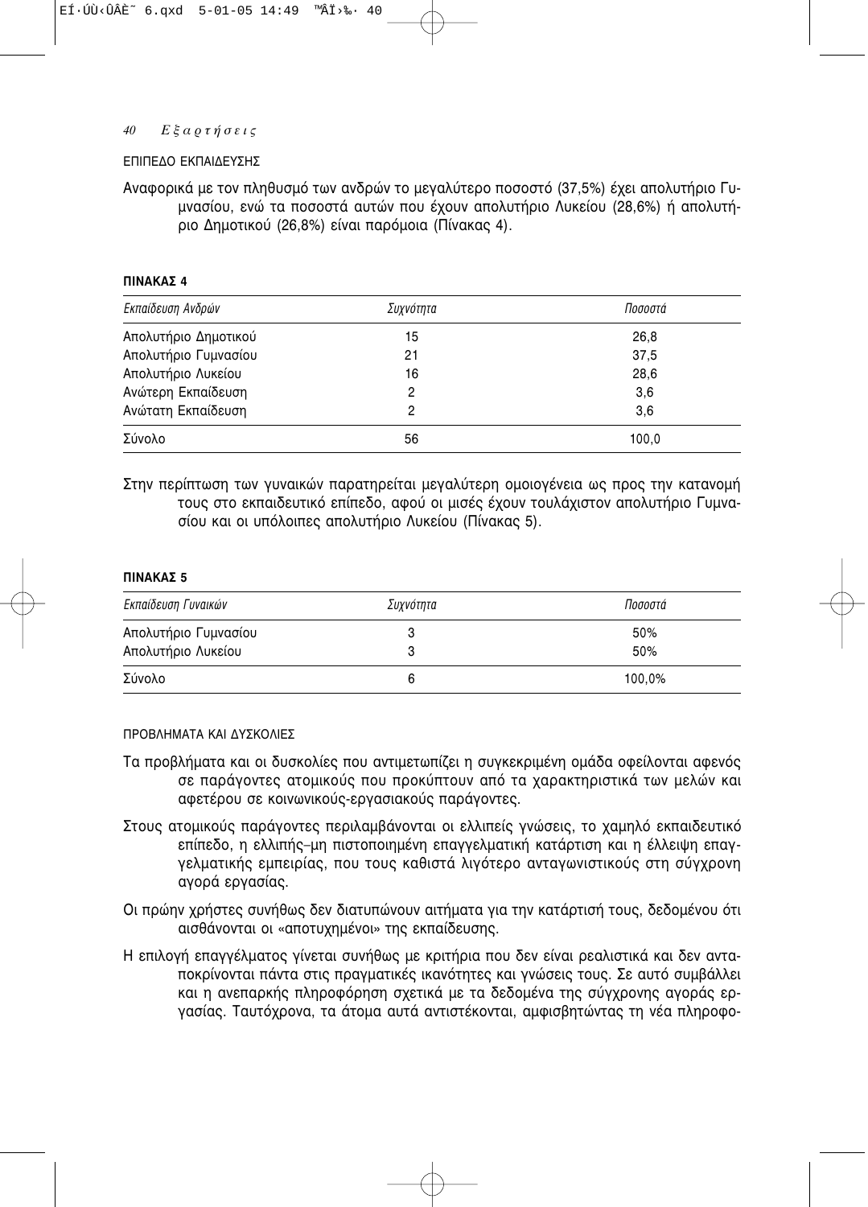### ΕΠΙΠΕΔΟ ΕΚΠΑΙΔΕΥΣΗΣ

Αναφορικά με τον πληθυσμό των ανδρών το μεγαλύτερο ποσοστό (37,5%) έχει απολυτήριο Γυμνασίου, ενώ τα ποσοστά αυτών που έχουν απολυτήριο Λυκείου (28,6%) ή απολυτήριο Δημοτικού (26,8%) είναι παρόμοια (Πίνακας 4).

**ΠΙΝΑΚΑΣ 4**

| *Εκπαίδευση Ανδρών* | *Συχνότητα* | *Ποσοστά* |
|---|---|---|
| Απολυτήριο Δημοτικού | 15 | 26,8 |
| Απολυτήριο Γυμνασίου | 21 | 37,5 |
| Απολυτήριο Λυκείου | 16 | 28,6 |
| Ανώτερη Εκπαίδευση | 2 | 3,6 |
| Ανώτατη Εκπαίδευση | 2 | 3,6 |
| Σύνολο | 56 | 100,0 |

Στην περίπτωση των γυναικών παρατηρείται μεγαλύτερη ομοιογένεια ως προς την κατανομή τους στο εκπαιδευτικό επίπεδο, αφού οι μισές έχουν τουλάχιστον απολυτήριο Γυμνασίου και οι υπόλοιπες απολυτήριο Λυκείου (Πίνακας 5).

**ΠΙΝΑΚΑΣ 5**

| *Εκπαίδευση Γυναικών* | *Συχνότητα* | *Ποσοστά* |
|---|---|---|
| Απολυτήριο Γυμνασίου | 3 | 50% |
| Απολυτήριο Λυκείου | 3 | 50% |
| Σύνολο | 6 | 100,0% |

### ΠΡΟΒΛΗΜΑΤΑ ΚΑΙ ΔΥΣΚΟΛΙΕΣ

Τα προβλήματα και οι δυσκολίες που αντιμετωπίζει η συγκεκριμένη ομάδα οφείλονται αφενός σε παράγοντες ατομικούς που προκύπτουν από τα χαρακτηριστικά των μελών και αφετέρου σε κοινωνικούς-εργασιακούς παράγοντες.

Στους ατομικούς παράγοντες περιλαμβάνονται οι ελλιπείς γνώσεις, το χαμηλό εκπαιδευτικό επίπεδο, η ελλιπής–μη πιστοποιημένη επαγγελματική κατάρτιση και η έλλειψη επαγγελματικής εμπειρίας, που τους καθιστά λιγότερο ανταγωνιστικούς στη σύγχρονη αγορά εργασίας.

Οι πρώην χρήστες συνήθως δεν διατυπώνουν αιτήματα για την κατάρτισή τους, δεδομένου ότι αισθάνονται οι «αποτυχημένοι» της εκπαίδευσης.

Η επιλογή επαγγέλματος γίνεται συνήθως με κριτήρια που δεν είναι ρεαλιστικά και δεν ανταποκρίνονται πάντα στις πραγματικές ικανότητες και γνώσεις τους. Σε αυτό συμβάλλει και η ανεπαρκής πληροφόρηση σχετικά με τα δεδομένα της σύγχρονης αγοράς εργασίας. Ταυτόχρονα, τα άτομα αυτά αντιστέκονται, αμφισβητώντας τη νέα πληροφο-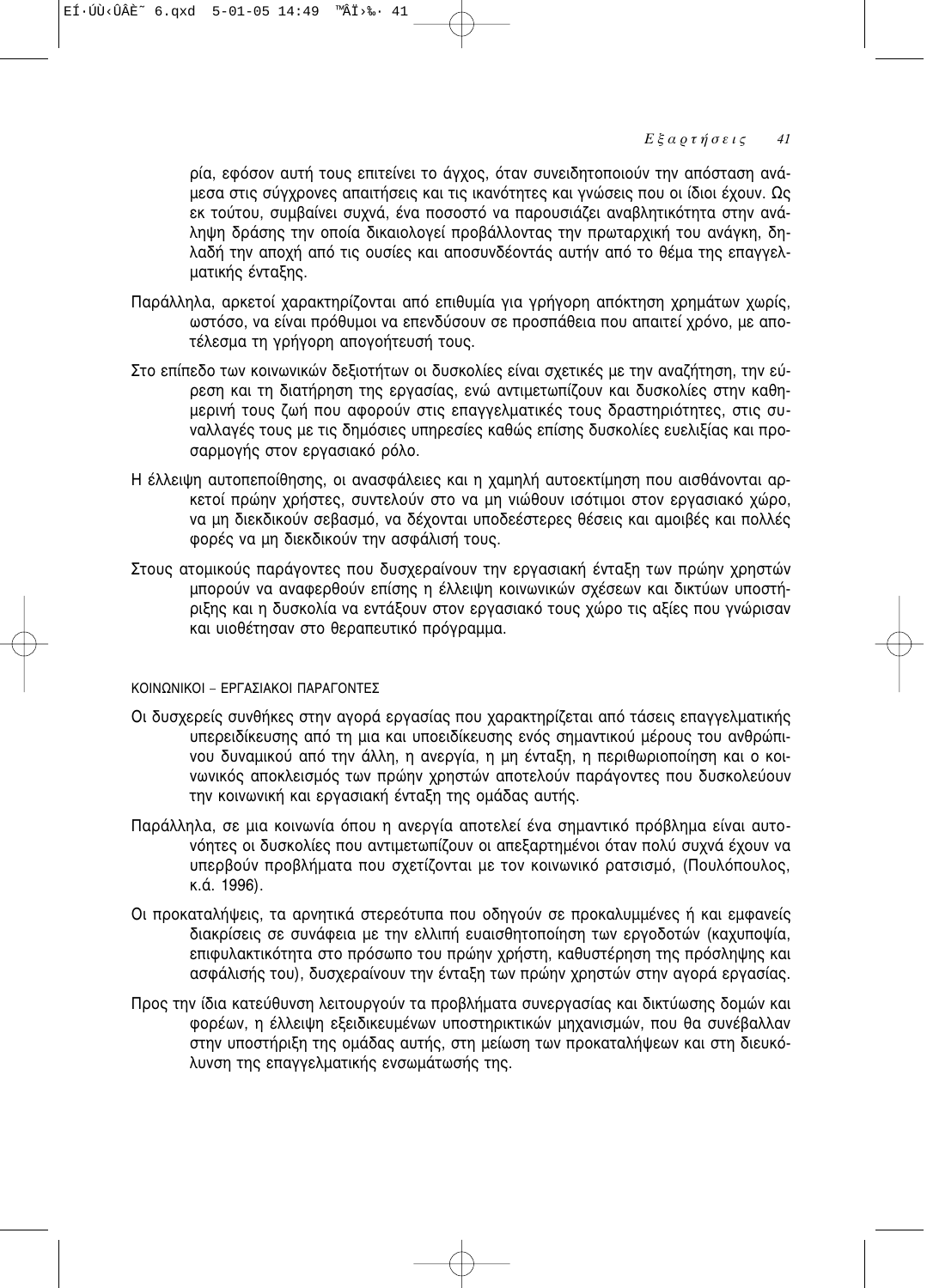ρία, εφόσον αυτή τους επιτείνει το άγχος, όταν συνειδητοποιούν την απόσταση ανάμεσα στις σύγχρονες απαιτήσεις και τις ικανότητες και γνώσεις που οι ίδιοι έχουν. Ως εκ τούτου, συμβαίνει συχνά, ένα ποσοστό να παρουσιάζει αναβλητικότητα στην ανάληψη δράσης την οποία δικαιολογεί προβάλλοντας την πρωταρχική του ανάγκη, δηλαδή την αποχή από τις ουσίες και αποσυνδέοντάς αυτήν από το θέμα της επαγγελματικής ένταξης.

Παράλληλα, αρκετοί χαρακτηρίζονται από επιθυμία για γρήγορη απόκτηση χρημάτων χωρίς, ωστόσο, να είναι πρόθυμοι να επενδύσουν σε προσπάθεια που απαιτεί χρόνο, με αποτέλεσμα τη γρήγορη απογοήτευσή τους.

Στο επίπεδο των κοινωνικών δεξιοτήτων οι δυσκολίες είναι σχετικές με την αναζήτηση, την εύρεση και τη διατήρηση της εργασίας, ενώ αντιμετωπίζουν και δυσκολίες στην καθημερινή τους ζωή που αφορούν στις επαγγελματικές τους δραστηριότητες, στις συναλλαγές τους με τις δημόσιες υπηρεσίες καθώς επίσης δυσκολίες ευελιξίας και προσαρμογής στον εργασιακό ρόλο.

Η έλλειψη αυτοπεποίθησης, οι ανασφάλειες και η χαμηλή αυτοεκτίμηση που αισθάνονται αρκετοί πρώην χρήστες, συντελούν στο να μη νιώθουν ισότιμοι στον εργασιακό χώρο, να μη διεκδικούν σεβασμό, να δέχονται υποδεέστερες θέσεις και αμοιβές και πολλές φορές να μη διεκδικούν την ασφάλισή τους.

Στους ατομικούς παράγοντες που δυσχεραίνουν την εργασιακή ένταξη των πρώην χρηστών μπορούν να αναφερθούν επίσης η έλλειψη κοινωνικών σχέσεων και δικτύων υποστήριξης και η δυσκολία να εντάξουν στον εργασιακό τους χώρο τις αξίες που γνώρισαν και υιοθέτησαν στο θεραπευτικό πρόγραμμα.

ΚΟΙΝΩΝΙΚΟΙ – ΕΡΓΑΣΙΑΚΟΙ ΠΑΡΑΓΟΝΤΕΣ

Οι δυσχερείς συνθήκες στην αγορά εργασίας που χαρακτηρίζεται από τάσεις επαγγελματικής υπερειδίκευσης από τη μια και υποειδίκευσης ενός σημαντικού μέρους του ανθρώπινου δυναμικού από την άλλη, η ανεργία, η μη ένταξη, η περιθωριοποίηση και ο κοινωνικός αποκλεισμός των πρώην χρηστών αποτελούν παράγοντες που δυσκολεύουν την κοινωνική και εργασιακή ένταξη της ομάδας αυτής.

Παράλληλα, σε μια κοινωνία όπου η ανεργία αποτελεί ένα σημαντικό πρόβλημα είναι αυτονόητες οι δυσκολίες που αντιμετωπίζουν οι απεξαρτημένοι όταν πολύ συχνά έχουν να υπερβούν προβλήματα που σχετίζονται με τον κοινωνικό ρατσισμό, (Πουλόπουλος, κ.ά. 1996).

Οι προκαταλήψεις, τα αρνητικά στερεότυπα που οδηγούν σε προκαλυμμένες ή και εμφανείς διακρίσεις σε συνάφεια με την ελλιπή ευαισθητοποίηση των εργοδοτών (καχυποψία, επιφυλακτικότητα στο πρόσωπο του πρώην χρήστη, καθυστέρηση της πρόσληψης και ασφάλισής του), δυσχεραίνουν την ένταξη των πρώην χρηστών στην αγορά εργασίας.

Προς την ίδια κατεύθυνση λειτουργούν τα προβλήματα συνεργασίας και δικτύωσης δομών και φορέων, η έλλειψη εξειδικευμένων υποστηρικτικών μηχανισμών, που θα συνέβαλλαν στην υποστήριξη της ομάδας αυτής, στη μείωση των προκαταλήψεων και στη διευκόλυνση της επαγγελματικής ενσωμάτωσής της.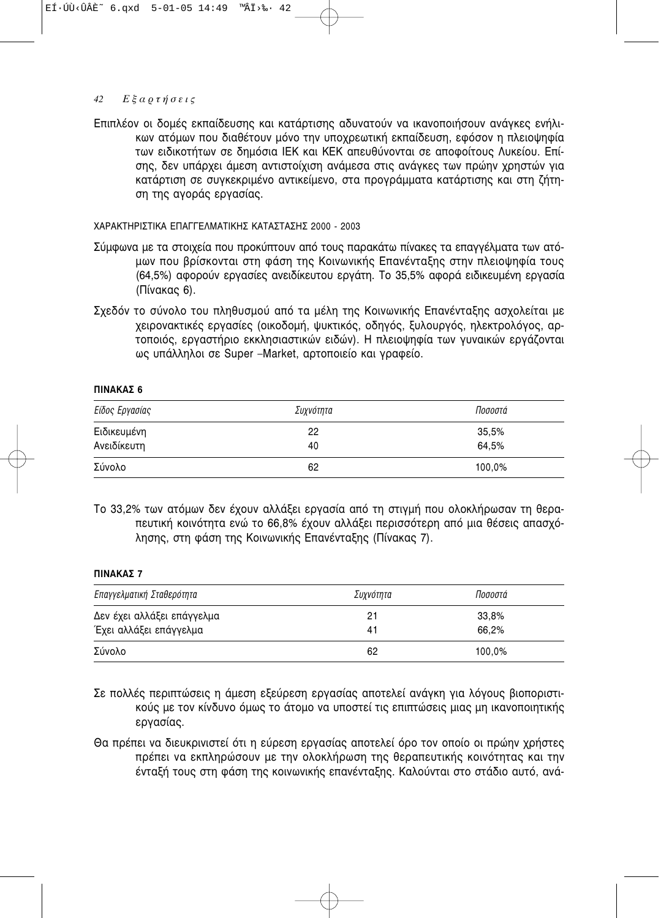Επιπλέον οι δομές εκπαίδευσης και κατάρτισης αδυνατούν να ικανοποιήσουν ανάγκες ενήλικων ατόμων που διαθέτουν μόνο την υποχρεωτική εκπαίδευση, εφόσον η πλειοψηφία των ειδικοτήτων σε δημόσια ΙΕΚ και ΚΕΚ απευθύνονται σε αποφοίτους Λυκείου. Επίσης, δεν υπάρχει άμεση αντιστοίχιση ανάμεσα στις ανάγκες των πρώην χρηστών για κατάρτιση σε συγκεκριμένο αντικείμενο, στα προγράμματα κατάρτισης και στη ζήτηση της αγοράς εργασίας.

ΧΑΡΑΚΤΗΡΙΣΤΙΚΑ ΕΠΑΓΓΕΛΜΑΤΙΚΗΣ ΚΑΤΑΣΤΑΣΗΣ 2000 - 2003

Σύμφωνα με τα στοιχεία που προκύπτουν από τους παρακάτω πίνακες τα επαγγέλματα των ατόμων που βρίσκονται στη φάση της Κοινωνικής Επανένταξης στην πλειοψηφία τους (64,5%) αφορούν εργασίες ανειδίκευτου εργάτη. Το 35,5% αφορά ειδικευμένη εργασία (Πίνακας 6).

Σχεδόν το σύνολο του πληθυσμού από τα μέλη της Κοινωνικής Επανένταξης ασχολείται με χειρονακτικές εργασίες (οικοδομή, ψυκτικός, οδηγός, ξυλουργός, ηλεκτρολόγος, αρτοποιός, εργαστήριο εκκλησιαστικών ειδών). Η πλειοψηφία των γυναικών εργάζονται ως υπάλληλοι σε Super –Market, αρτοποιείο και γραφείο.

**ΠΙΝΑΚΑΣ 6**

| *Είδος Εργασίας* | *Συχνότητα* | *Ποσοστά* |
|---|---|---|
| Ειδικευμένη | 22 | 35,5% |
| Ανειδίκευτη | 40 | 64,5% |
| Σύνολο | 62 | 100,0% |

Το 33,2% των ατόμων δεν έχουν αλλάξει εργασία από τη στιγμή που ολοκλήρωσαν τη θεραπευτική κοινότητα ενώ το 66,8% έχουν αλλάξει περισσότερη από μια θέσεις απασχόλησης, στη φάση της Κοινωνικής Επανένταξης (Πίνακας 7).

**ΠΙΝΑΚΑΣ 7**

| *Επαγγελματική Σταθερότητα* | *Συχνότητα* | *Ποσοστά* |
|---|---|---|
| Δεν έχει αλλάξει επάγγελμα | 21 | 33,8% |
| Έχει αλλάξει επάγγελμα | 41 | 66,2% |
| Σύνολο | 62 | 100,0% |

Σε πολλές περιπτώσεις η άμεση εξεύρεση εργασίας αποτελεί ανάγκη για λόγους βιοποριστικούς με τον κίνδυνο όμως το άτομο να υποστεί τις επιπτώσεις μιας μη ικανοποιητικής εργασίας.

Θα πρέπει να διευκρινιστεί ότι η εύρεση εργασίας αποτελεί όρο τον οποίο οι πρώην χρήστες πρέπει να εκπληρώσουν με την ολοκλήρωση της θεραπευτικής κοινότητας και την ένταξή τους στη φάση της κοινωνικής επανένταξης. Καλούνται στο στάδιο αυτό, ανά-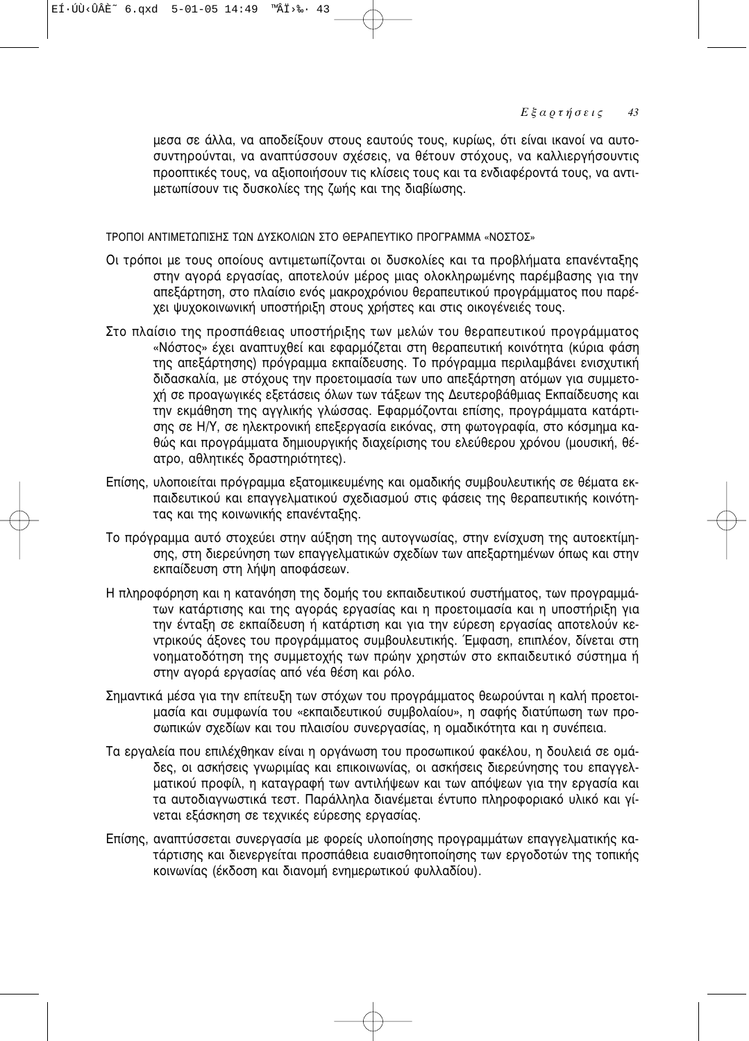μεσα σε άλλα, να αποδείξουν στους εαυτούς τους, κυρίως, ότι είναι ικανοί να αυτοσυντηρούνται, να αναπτύσσουν σχέσεις, να θέτουν στόχους, να καλλιεργήσουντις προοπτικές τους, να αξιοποιήσουν τις κλίσεις τους και τα ενδιαφέροντά τους, να αντιμετωπίσουν τις δυσκολίες της ζωής και της διαβίωσης.

### ΤΡΟΠΟΙ ΑΝΤΙΜΕΤΩΠΙΣΗΣ ΤΩΝ ΔΥΣΚΟΛΙΩΝ ΣΤΟ ΘΕΡΑΠΕΥΤΙΚΟ ΠΡΟΓΡΑΜΜΑ «ΝΟΣΤΟΣ»

Οι τρόποι με τους οποίους αντιμετωπίζονται οι δυσκολίες και τα προβλήματα επανένταξης στην αγορά εργασίας, αποτελούν μέρος μιας ολοκληρωμένης παρέμβασης για την απεξάρτηση, στο πλαίσιο ενός μακροχρόνιου θεραπευτικού προγράμματος που παρέχει ψυχοκοινωνική υποστήριξη στους χρήστες και στις οικογένειές τους.

Στο πλαίσιο της προσπάθειας υποστήριξης των μελών του θεραπευτικού προγράμματος «Νόστος» έχει αναπτυχθεί και εφαρμόζεται στη θεραπευτική κοινότητα (κύρια φάση της απεξάρτησης) πρόγραμμα εκπαίδευσης. Το πρόγραμμα περιλαμβάνει ενισχυτική διδασκαλία, με στόχους την προετοιμασία των υπο απεξάρτηση ατόμων για συμμετοχή σε προαγωγικές εξετάσεις όλων των τάξεων της Δευτεροβάθμιας Εκπαίδευσης και την εκμάθηση της αγγλικής γλώσσας. Εφαρμόζονται επίσης, προγράμματα κατάρτισης σε Η/Υ, σε ηλεκτρονική επεξεργασία εικόνας, στη φωτογραφία, στο κόσμημα καθώς και προγράμματα δημιουργικής διαχείρισης του ελεύθερου χρόνου (μουσική, θέατρο, αθλητικές δραστηριότητες).

Επίσης, υλοποιείται πρόγραμμα εξατομικευμένης και ομαδικής συμβουλευτικής σε θέματα εκπαιδευτικού και επαγγελματικού σχεδιασμού στις φάσεις της θεραπευτικής κοινότητας και της κοινωνικής επανένταξης.

Το πρόγραμμα αυτό στοχεύει στην αύξηση της αυτογνωσίας, στην ενίσχυση της αυτοεκτίμησης, στη διερεύνηση των επαγγελματικών σχεδίων των απεξαρτημένων όπως και στην εκπαίδευση στη λήψη αποφάσεων.

Η πληροφόρηση και η κατανόηση της δομής του εκπαιδευτικού συστήματος, των προγραμμάτων κατάρτισης και της αγοράς εργασίας και η προετοιμασία και η υποστήριξη για την ένταξη σε εκπαίδευση ή κατάρτιση και για την εύρεση εργασίας αποτελούν κεντρικούς άξονες του προγράμματος συμβουλευτικής. Έμφαση, επιπλέον, δίνεται στη νοηματοδότηση της συμμετοχής των πρώην χρηστών στο εκπαιδευτικό σύστημα ή στην αγορά εργασίας από νέα θέση και ρόλο.

Σημαντικά μέσα για την επίτευξη των στόχων του προγράμματος θεωρούνται η καλή προετοιμασία και συμφωνία του «εκπαιδευτικού συμβολαίου», η σαφής διατύπωση των προσωπικών σχεδίων και του πλαισίου συνεργασίας, η ομαδικότητα και η συνέπεια.

Τα εργαλεία που επιλέχθηκαν είναι η οργάνωση του προσωπικού φακέλου, η δουλειά σε ομάδες, οι ασκήσεις γνωριμίας και επικοινωνίας, οι ασκήσεις διερεύνησης του επαγγελματικού προφίλ, η καταγραφή των αντιλήψεων και των απόψεων για την εργασία και τα αυτοδιαγνωστικά τεστ. Παράλληλα διανέμεται έντυπο πληροφοριακό υλικό και γίνεται εξάσκηση σε τεχνικές εύρεσης εργασίας.

Επίσης, αναπτύσσεται συνεργασία με φορείς υλοποίησης προγραμμάτων επαγγελματικής κατάρτισης και διενεργείται προσπάθεια ευαισθητοποίησης των εργοδοτών της τοπικής κοινωνίας (έκδοση και διανομή ενημερωτικού φυλλαδίου).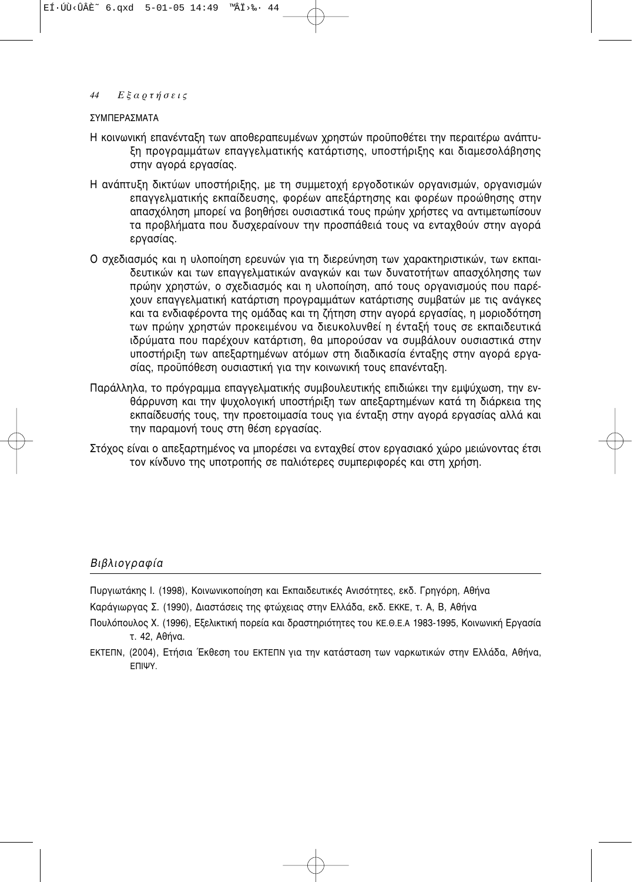ΣΥΜΠΕΡΑΣΜΑΤΑ

Η κοινωνική επανένταξη των αποθεραπευμένων χρηστών προϋποθέτει την περαιτέρω ανάπτυξη προγραμμάτων επαγγελματικής κατάρτισης, υποστήριξης και διαμεσολάβησης στην αγορά εργασίας.

Η ανάπτυξη δικτύων υποστήριξης, με τη συμμετοχή εργοδοτικών οργανισμών, οργανισμών επαγγελματικής εκπαίδευσης, φορέων απεξάρτησης και φορέων προώθησης στην απασχόληση μπορεί να βοηθήσει ουσιαστικά τους πρώην χρήστες να αντιμετωπίσουν τα προβλήματα που δυσχεραίνουν την προσπάθειά τους να ενταχθούν στην αγορά εργασίας.

Ο σχεδιασμός και η υλοποίηση ερευνών για τη διερεύνηση των χαρακτηριστικών, των εκπαιδευτικών και των επαγγελματικών αναγκών και των δυνατοτήτων απασχόλησης των πρώην χρηστών, ο σχεδιασμός και η υλοποίηση, από τους οργανισμούς που παρέχουν επαγγελματική κατάρτιση προγραμμάτων κατάρτισης συμβατών με τις ανάγκες και τα ενδιαφέροντα της ομάδας και τη ζήτηση στην αγορά εργασίας, η μοριοδότηση των πρώην χρηστών προκειμένου να διευκολυνθεί η ένταξή τους σε εκπαιδευτικά ιδρύματα που παρέχουν κατάρτιση, θα μπορούσαν να συμβάλουν ουσιαστικά στην υποστήριξη των απεξαρτημένων ατόμων στη διαδικασία ένταξης στην αγορά εργασίας, προϋπόθεση ουσιαστική για την κοινωνική τους επανένταξη.

Παράλληλα, το πρόγραμμα επαγγελματικής συμβουλευτικής επιδιώκει την εμψύχωση, την ενθάρρυνση και την ψυχολογική υποστήριξη των απεξαρτημένων κατά τη διάρκεια της εκπαίδευσής τους, την προετοιμασία τους για ένταξη στην αγορά εργασίας αλλά και την παραμονή τους στη θέση εργασίας.

Στόχος είναι ο απεξαρτημένος να μπορέσει να ενταχθεί στον εργασιακό χώρο μειώνοντας έτσι τον κίνδυνο της υποτροπής σε παλιότερες συμπεριφορές και στη χρήση.

## *Βιβλιογραφία*

Πυργιωτάκης Ι. (1998), Κοινωνικοποίηση και Εκπαιδευτικές Ανισότητες, εκδ. Γρηγόρη, Αθήνα

Καράγιωργας Σ. (1990), Διαστάσεις της φτώχειας στην Ελλάδα, εκδ. ΕΚΚΕ, τ. Α, Β, Αθήνα

Πουλόπουλος Χ. (1996), Εξελικτική πορεία και δραστηριότητες του ΚΕ.Θ.Ε.Α 1983-1995, Κοινωνική Εργασία τ. 42, Αθήνα.

ΕΚΤΕΠΝ, (2004), Ετήσια Έκθεση του ΕΚΤΕΠΝ για την κατάσταση των ναρκωτικών στην Ελλάδα, Αθήνα, ΕΠΙΨΥ.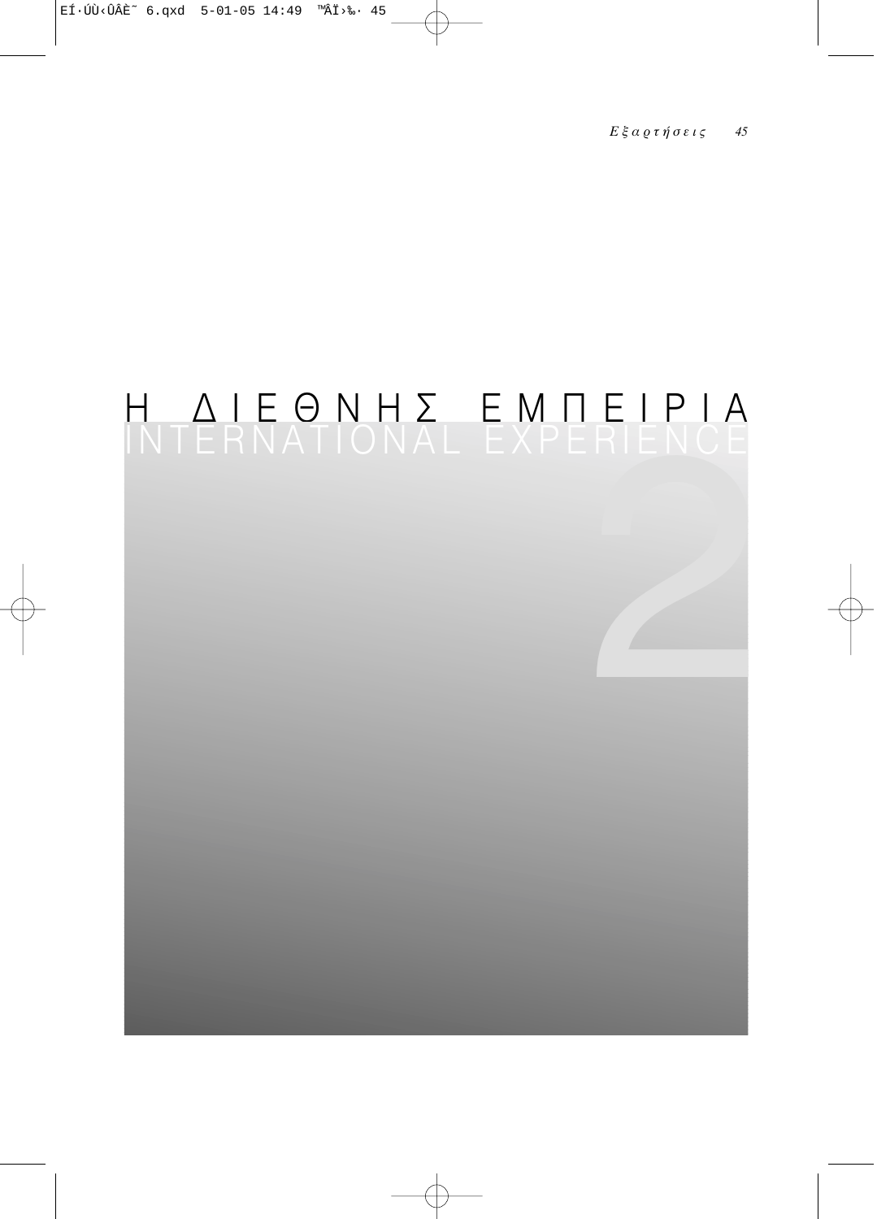# Η ΔΙΕΘΝΗΣ ΕΜΠΕΙΡΙΑ

# INTERNATIONAL EXPERIENCE

2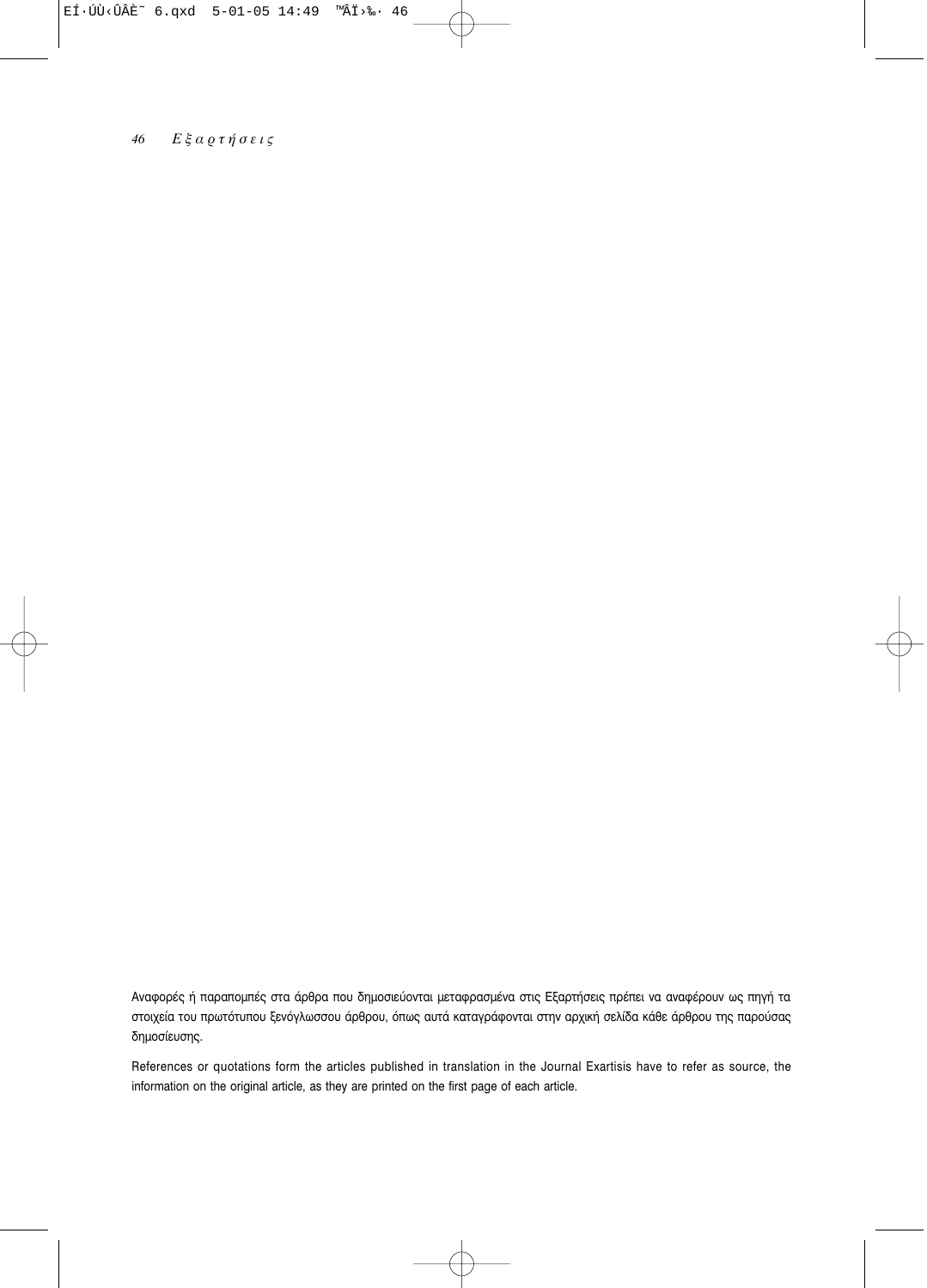Αναφορές ή παραπομπές στα άρθρα που δημοσιεύονται μεταφρασμένα στις Εξαρτήσεις πρέπει να αναφέρουν ως πηγή τα στοιχεία του πρωτότυπου ξενόγλωσσου άρθρου, όπως αυτά καταγράφονται στην αρχική σελίδα κάθε άρθρου της παρούσας δημοσίευσης.

References or quotations form the articles published in translation in the Journal Exartisis have to refer as source, the information on the original article, as they are printed on the first page of each article.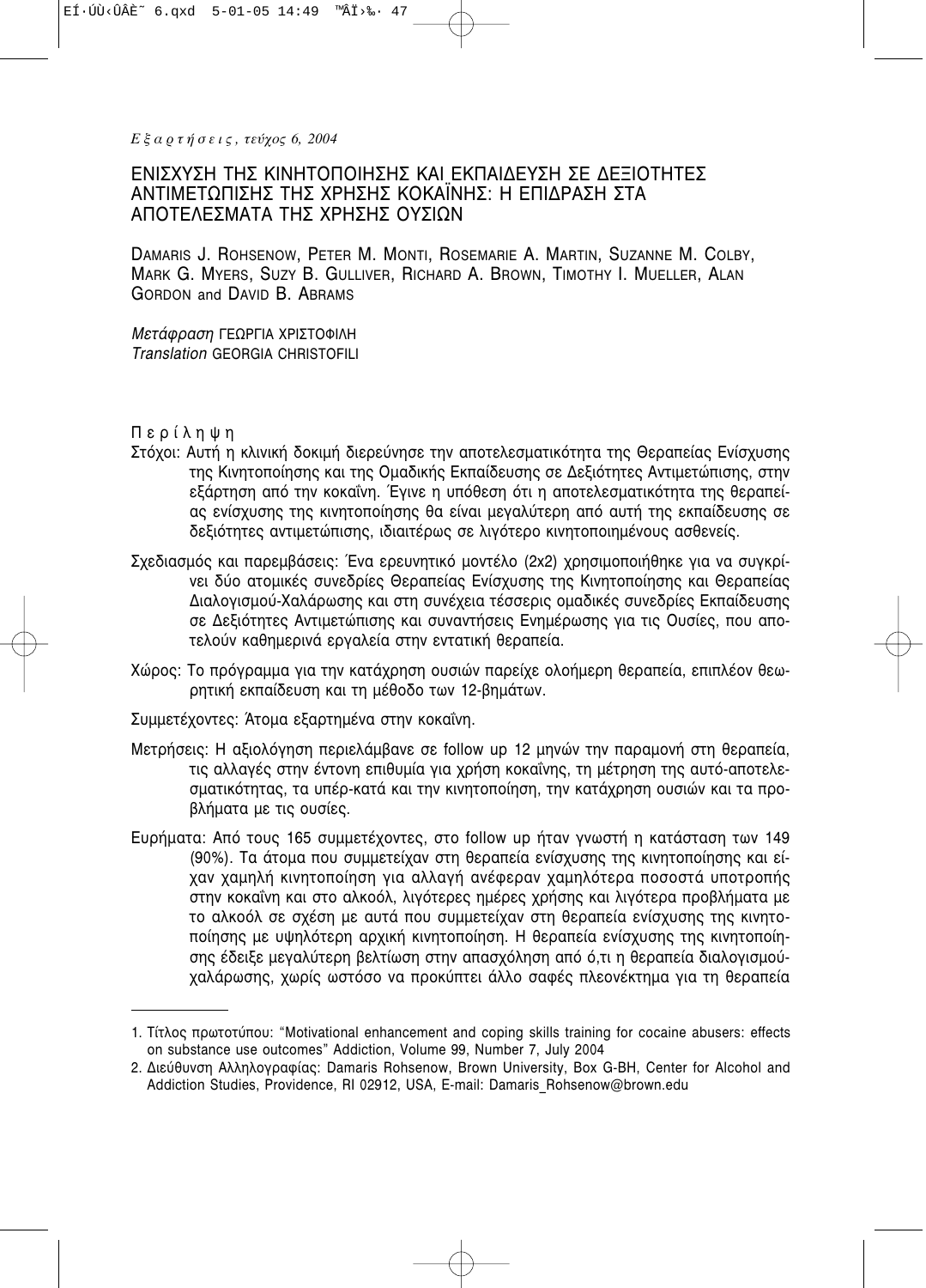*Εξαρτήσεις, τεύχος 6, 2004*

# ΕΝΙΣΧΥΣΗ ΤΗΣ ΚΙΝΗΤΟΠΟΙΗΣΗΣ ΚΑΙ ΕΚΠΑΙΔΕΥΣΗ ΣΕ ΔΕΞΙΟΤΗΤΕΣ ΑΝΤΙΜΕΤΩΠΙΣΗΣ ΤΗΣ ΧΡΗΣΗΣ ΚΟΚΑΪΝΗΣ: Η ΕΠΙΔΡΑΣΗ ΣΤΑ ΑΠΟΤΕΛΕΣΜΑΤΑ ΤΗΣ ΧΡΗΣΗΣ ΟΥΣΙΩΝ

DAMARIS J. ROHSENOW, PETER M. MONTI, ROSEMARIE A. MARTIN, SUZANNE M. COLBY, MARK G. MYERS, SUZY B. GULLIVER, RICHARD A. BROWN, TIMOTHY I. MUELLER, ALAN GORDON and DAVID B. ABRAMS

*Μετάφραση* ΓΕΩΡΓΙΑ ΧΡΙΣΤΟΦΙΛΗ
*Translation* GEORGIA CHRISTOFILI

## Περίληψη

Στόχοι: Αυτή η κλινική δοκιμή διερεύνησε την αποτελεσματικότητα της Θεραπείας Ενίσχυσης της Κινητοποίησης και της Ομαδικής Εκπαίδευσης σε Δεξιότητες Αντιμετώπισης, στην εξάρτηση από την κοκαΐνη. Έγινε η υπόθεση ότι η αποτελεσματικότητα της θεραπείας ενίσχυσης της κινητοποίησης θα είναι μεγαλύτερη από αυτή της εκπαίδευσης σε δεξιότητες αντιμετώπισης, ιδιαιτέρως σε λιγότερο κινητοποιημένους ασθενείς.

Σχεδιασμός και παρεμβάσεις: Ένα ερευνητικό μοντέλο (2x2) χρησιμοποιήθηκε για να συγκρίνει δύο ατομικές συνεδρίες Θεραπείας Ενίσχυσης της Κινητοποίησης και Θεραπείας Διαλογισμού-Χαλάρωσης και στη συνέχεια τέσσερις ομαδικές συνεδρίες Εκπαίδευσης σε Δεξιότητες Αντιμετώπισης και συναντήσεις Ενημέρωσης για τις Ουσίες, που αποτελούν καθημερινά εργαλεία στην εντατική θεραπεία.

Χώρος: Το πρόγραμμα για την κατάχρηση ουσιών παρείχε ολοήμερη θεραπεία, επιπλέον θεωρητική εκπαίδευση και τη μέθοδο των 12-βημάτων.

Συμμετέχοντες: Άτομα εξαρτημένα στην κοκαΐνη.

Μετρήσεις: Η αξιολόγηση περιελάμβανε σε follow up 12 μηνών την παραμονή στη θεραπεία, τις αλλαγές στην έντονη επιθυμία για χρήση κοκαΐνης, τη μέτρηση της αυτό-αποτελεσματικότητας, τα υπέρ-κατά και την κινητοποίηση, την κατάχρηση ουσιών και τα προβλήματα με τις ουσίες.

Ευρήματα: Από τους 165 συμμετέχοντες, στο follow up ήταν γνωστή η κατάσταση των 149 (90%). Τα άτομα που συμμετείχαν στη θεραπεία ενίσχυσης της κινητοποίησης και είχαν χαμηλή κινητοποίηση για αλλαγή ανέφεραν χαμηλότερα ποσοστά υποτροπής στην κοκαΐνη και στο αλκοόλ, λιγότερες ημέρες χρήσης και λιγότερα προβλήματα με το αλκοόλ σε σχέση με αυτά που συμμετείχαν στη θεραπεία ενίσχυσης της κινητοποίησης με υψηλότερη αρχική κινητοποίηση. Η θεραπεία ενίσχυσης της κινητοποίησης έδειξε μεγαλύτερη βελτίωση στην απασχόληση από ό,τι η θεραπεία διαλογισμού-χαλάρωσης, χωρίς ωστόσο να προκύπτει άλλο σαφές πλεονέκτημα για τη θεραπεία

---

1. Τίτλος πρωτοτύπου: "Motivational enhancement and coping skills training for cocaine abusers: effects on substance use outcomes" Addiction, Volume 99, Number 7, July 2004
2. Διεύθυνση Αλληλογραφίας: Damaris Rohsenow, Brown University, Box G-BH, Center for Alcohol and Addiction Studies, Providence, RI 02912, USA, E-mail: Damaris_Rohsenow@brown.edu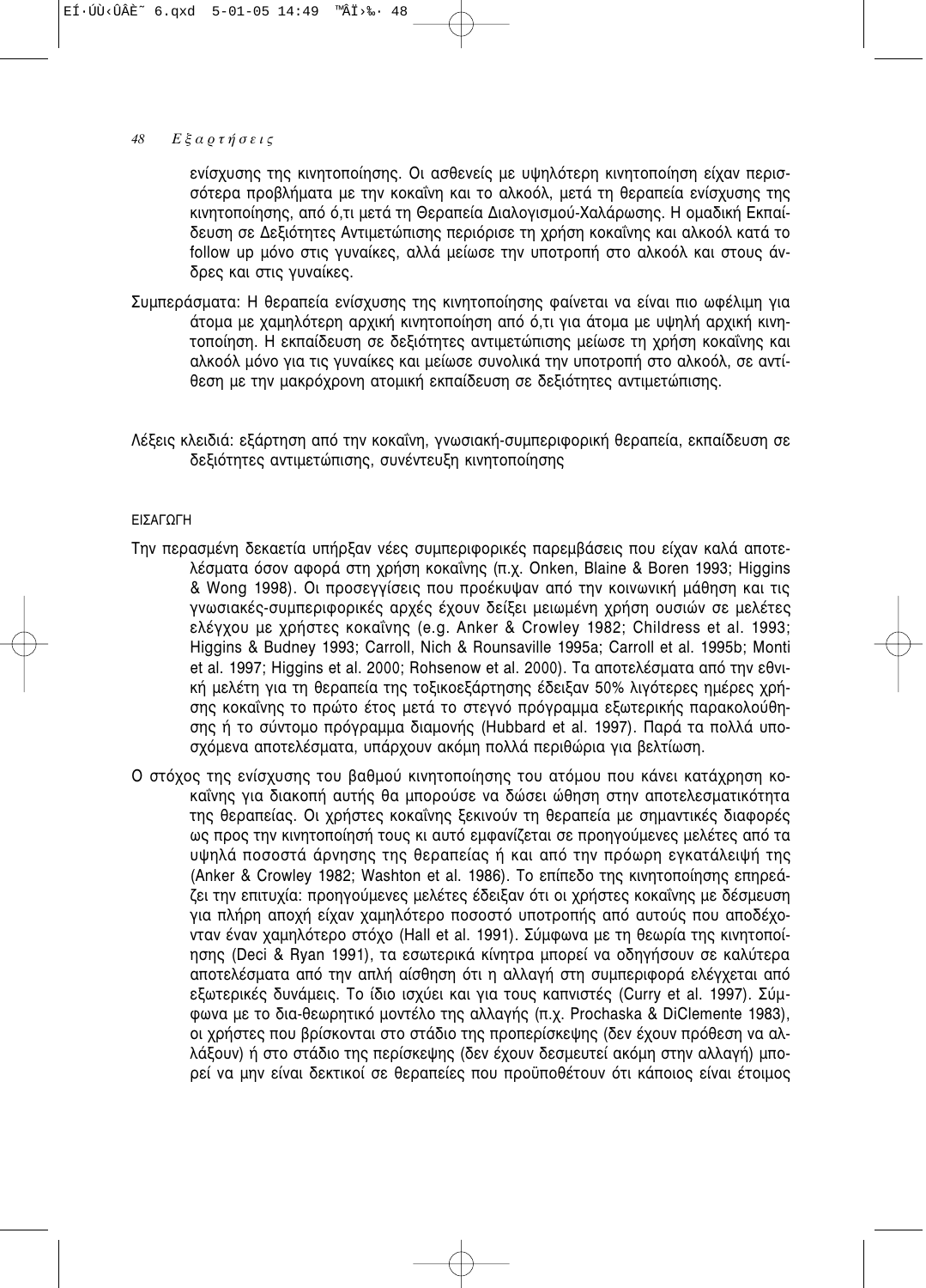ενίσχυσης της κινητοποίησης. Οι ασθενείς με υψηλότερη κινητοποίηση είχαν περισσότερα προβλήματα με την κοκαΐνη και το αλκοόλ, μετά τη θεραπεία ενίσχυσης της κινητοποίησης, από ό,τι μετά τη Θεραπεία Διαλογισμού-Χαλάρωσης. Η ομαδική Εκπαίδευση σε Δεξιότητες Αντιμετώπισης περιόρισε τη χρήση κοκαΐνης και αλκοόλ κατά το follow up μόνο στις γυναίκες, αλλά μείωσε την υποτροπή στο αλκοόλ και στους άνδρες και στις γυναίκες.

Συμπεράσματα: Η θεραπεία ενίσχυσης της κινητοποίησης φαίνεται να είναι πιο ωφέλιμη για άτομα με χαμηλότερη αρχική κινητοποίηση από ό,τι για άτομα με υψηλή αρχική κινητοποίηση. Η εκπαίδευση σε δεξιότητες αντιμετώπισης μείωσε τη χρήση κοκαΐνης και αλκοόλ μόνο για τις γυναίκες και μείωσε συνολικά την υποτροπή στο αλκοόλ, σε αντίθεση με την μακρόχρονη ατομική εκπαίδευση σε δεξιότητες αντιμετώπισης.

Λέξεις κλειδιά: εξάρτηση από την κοκαΐνη, γνωσιακή-συμπεριφορική θεραπεία, εκπαίδευση σε δεξιότητες αντιμετώπισης, συνέντευξη κινητοποίησης

## ΕΙΣΑΓΩΓΗ

Την περασμένη δεκαετία υπήρξαν νέες συμπεριφορικές παρεμβάσεις που είχαν καλά αποτελέσματα όσον αφορά στη χρήση κοκαΐνης (π.χ. Onken, Blaine & Boren 1993; Higgins & Wong 1998). Οι προσεγγίσεις που προέκυψαν από την κοινωνική μάθηση και τις γνωσιακές-συμπεριφορικές αρχές έχουν δείξει μειωμένη χρήση ουσιών σε μελέτες ελέγχου με χρήστες κοκαΐνης (e.g. Anker & Crowley 1982; Childress et al. 1993; Higgins & Budney 1993; Carroll, Nich & Rounsaville 1995a; Carroll et al. 1995b; Monti et al. 1997; Higgins et al. 2000; Rohsenow et al. 2000). Τα αποτελέσματα από την εθνική μελέτη για τη θεραπεία της τοξικοεξάρτησης έδειξαν 50% λιγότερες ημέρες χρήσης κοκαΐνης το πρώτο έτος μετά το στεγνό πρόγραμμα εξωτερικής παρακολούθησης ή το σύντομο πρόγραμμα διαμονής (Hubbard et al. 1997). Παρά τα πολλά υποσχόμενα αποτελέσματα, υπάρχουν ακόμη πολλά περιθώρια για βελτίωση.

Ο στόχος της ενίσχυσης του βαθμού κινητοποίησης του ατόμου που κάνει κατάχρηση κοκαΐνης για διακοπή αυτής θα μπορούσε να δώσει ώθηση στην αποτελεσματικότητα της θεραπείας. Οι χρήστες κοκαΐνης ξεκινούν τη θεραπεία με σημαντικές διαφορές ως προς την κινητοποίησή τους κι αυτό εμφανίζεται σε προηγούμενες μελέτες από τα υψηλά ποσοστά άρνησης της θεραπείας ή και από την πρόωρη εγκατάλειψή της (Anker & Crowley 1982; Washton et al. 1986). Το επίπεδο της κινητοποίησης επηρεάζει την επιτυχία: προηγούμενες μελέτες έδειξαν ότι οι χρήστες κοκαΐνης με δέσμευση για πλήρη αποχή είχαν χαμηλότερο ποσοστό υποτροπής από αυτούς που αποδέχονταν έναν χαμηλότερο στόχο (Hall et al. 1991). Σύμφωνα με τη θεωρία της κινητοποίησης (Deci & Ryan 1991), τα εσωτερικά κίνητρα μπορεί να οδηγήσουν σε καλύτερα αποτελέσματα από την απλή αίσθηση ότι η αλλαγή στη συμπεριφορά ελέγχεται από εξωτερικές δυνάμεις. Το ίδιο ισχύει και για τους καπνιστές (Curry et al. 1997). Σύμφωνα με το δια-θεωρητικό μοντέλο της αλλαγής (π.χ. Prochaska & DiClemente 1983), οι χρήστες που βρίσκονται στο στάδιο της προπερίσκεψης (δεν έχουν πρόθεση να αλλάξουν) ή στο στάδιο της περίσκεψης (δεν έχουν δεσμευτεί ακόμη στην αλλαγή) μπορεί να μην είναι δεκτικοί σε θεραπείες που προϋποθέτουν ότι κάποιος είναι έτοιμος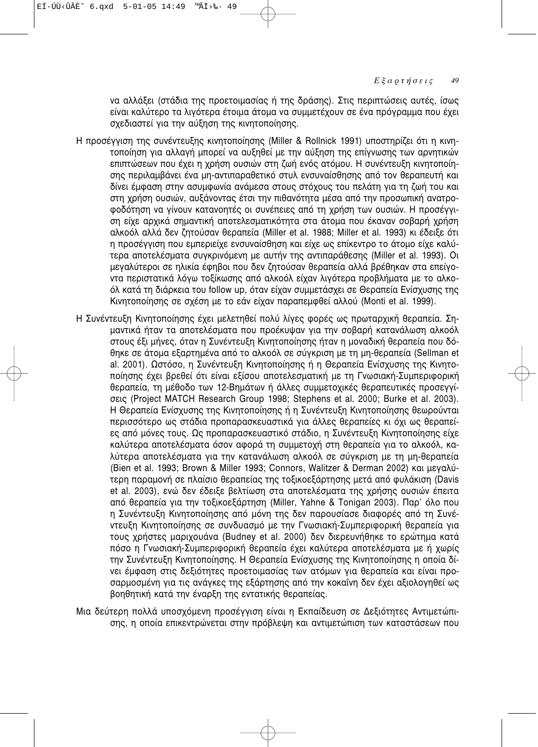να αλλάξει (στάδια της προετοιμασίας ή της δράσης). Στις περιπτώσεις αυτές, ίσως είναι καλύτερο τα λιγότερα έτοιμα άτομα να συμμετέχουν σε ένα πρόγραμμα που έχει σχεδιαστεί για την αύξηση της κινητοποίησης.

Η προσέγγιση της συνέντευξης κινητοποίησης (Miller & Rollnick 1991) υποστηρίζει ότι η κινητοποίηση για αλλαγή μπορεί να αυξηθεί με την αύξηση της επίγνωσης των αρνητικών επιπτώσεων που έχει η χρήση ουσιών στη ζωή ενός ατόμου. Η συνέντευξη κινητοποίησης περιλαμβάνει ένα μη-αντιπαραθετικό στυλ ενσυναίσθησης από τον θεραπευτή και δίνει έμφαση στην ασυμφωνία ανάμεσα στους στόχους του πελάτη για τη ζωή του και στη χρήση ουσιών, αυξάνοντας έτσι την πιθανότητα μέσα από την προσωπική ανατροφοδότηση να γίνουν κατανοητές οι συνέπειες από τη χρήση των ουσιών. Η προσέγγιση είχε αρχικά σημαντική αποτελεσματικότητα στα άτομα που έκαναν σοβαρή χρήση αλκοόλ αλλά δεν ζητούσαν θεραπεία (Miller et al. 1988; Miller et al. 1993) κι έδειξε ότι η προσέγγιση που εμπεριείχε ενσυναίσθηση και είχε ως επίκεντρο το άτομο είχε καλύτερα αποτελέσματα συγκρινόμενη με αυτήν της αντιπαράθεσης (Miller et al. 1993). Οι μεγαλύτεροι σε ηλικία έφηβοι που δεν ζητούσαν θεραπεία αλλά βρέθηκαν στα επείγοντα περιστατικά λόγω τοξίκωσης από αλκοόλ είχαν λιγότερα προβλήματα με το αλκοόλ κατά τη διάρκεια του follow up, όταν είχαν συμμετάσχει σε Θεραπεία Ενίσχυσης της Κινητοποίησης σε σχέση με το εάν είχαν παραπεμφθεί αλλού (Monti et al. 1999).

Η Συνέντευξη Κινητοποίησης έχει μελετηθεί πολύ λίγες φορές ως πρωταρχική θεραπεία. Σημαντικά ήταν τα αποτελέσματα που προέκυψαν για την σοβαρή κατανάλωση αλκοόλ στους έξι μήνες, όταν η Συνέντευξη Κινητοποίησης ήταν η μοναδική θεραπεία που δόθηκε σε άτομα εξαρτημένα από το αλκοόλ σε σύγκριση με τη μη-θεραπεία (Sellman et al. 2001). Ωστόσο, η Συνέντευξη Κινητοποίησης ή η Θεραπεία Ενίσχυσης της Κινητοποίησης έχει βρεθεί ότι είναι εξίσου αποτελεσματική με τη Γνωσιακή-Συμπεριφορική θεραπεία, τη μέθοδο των 12-Βημάτων ή άλλες συμμετοχικές θεραπευτικές προσεγγίσεις (Project MATCH Research Group 1998; Stephens et al. 2000; Burke et al. 2003). Η Θεραπεία Ενίσχυσης της Κινητοποίησης ή η Συνέντευξη Κινητοποίησης θεωρούνται περισσότερο ως στάδια προπαρασκευαστικά για άλλες θεραπείες κι όχι ως θεραπείες από μόνες τους. Ως προπαρασκευαστικό στάδιο, η Συνέντευξη Κινητοποίησης είχε καλύτερα αποτελέσματα όσον αφορά τη συμμετοχή στη θεραπεία για το αλκοόλ, καλύτερα αποτελέσματα για την κατανάλωση αλκοόλ σε σύγκριση με τη μη-θεραπεία (Bien et al. 1993; Brown & Miller 1993; Connors, Walitzer & Derman 2002) και μεγαλύτερη παραμονή σε πλαίσιο θεραπείας της τοξικοεξάρτησης μετά από φυλάκιση (Davis et al. 2003), ενώ δεν έδειξε βελτίωση στα αποτελέσματα της χρήσης ουσιών έπειτα από θεραπεία για την τοξικοεξάρτηση (Miller, Yahne & Tonigan 2003). Παρ' όλο που η Συνέντευξη Κινητοποίησης από μόνη της δεν παρουσίασε διαφορές από τη Συνέντευξη Κινητοποίησης σε συνδυασμό με την Γνωσιακή-Συμπεριφορική θεραπεία για τους χρήστες μαριχουάνα (Budney et al. 2000) δεν διερευνήθηκε το ερώτημα κατά πόσο η Γνωσιακή-Συμπεριφορική θεραπεία έχει καλύτερα αποτελέσματα με ή χωρίς την Συνέντευξη Κινητοποίησης. Η Θεραπεία Ενίσχυσης της Κινητοποίησης η οποία δίνει έμφαση στις δεξιότητες προετοιμασίας των ατόμων για θεραπεία και είναι προσαρμοσμένη για τις ανάγκες της εξάρτησης από την κοκαΐνη δεν έχει αξιολογηθεί ως βοηθητική κατά την έναρξη της εντατικής θεραπείας.

Μια δεύτερη πολλά υποσχόμενη προσέγγιση είναι η Εκπαίδευση σε Δεξιότητες Αντιμετώπισης, η οποία επικεντρώνεται στην πρόβλεψη και αντιμετώπιση των καταστάσεων που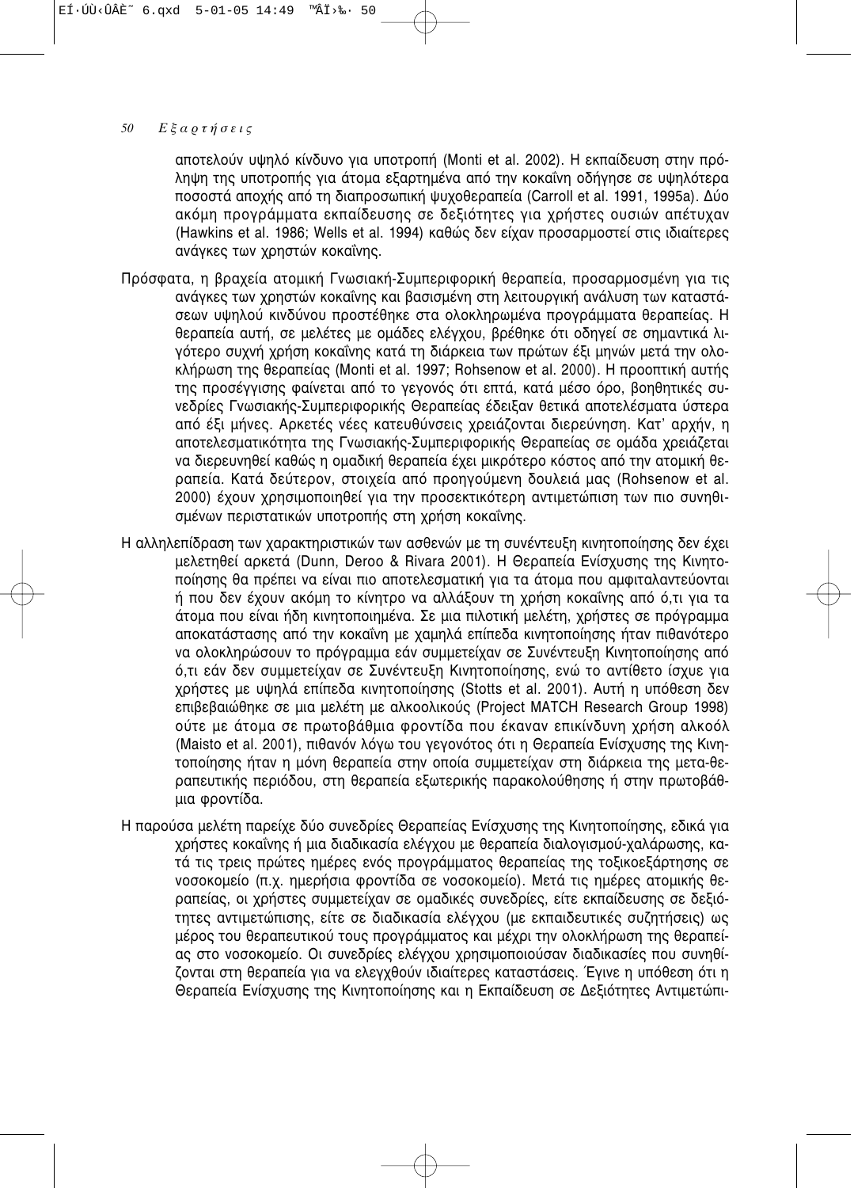αποτελούν υψηλό κίνδυνο για υποτροπή (Monti et al. 2002). Η εκπαίδευση στην πρόληψη της υποτροπής για άτομα εξαρτημένα από την κοκαΐνη οδήγησε σε υψηλότερα ποσοστά αποχής από τη διαπροσωπική ψυχοθεραπεία (Carroll et al. 1991, 1995a). Δύο ακόμη προγράμματα εκπαίδευσης σε δεξιότητες για χρήστες ουσιών απέτυχαν (Hawkins et al. 1986; Wells et al. 1994) καθώς δεν είχαν προσαρμοστεί στις ιδιαίτερες ανάγκες των χρηστών κοκαΐνης.

Πρόσφατα, η βραχεία ατομική Γνωσιακή-Συμπεριφορική θεραπεία, προσαρμοσμένη για τις ανάγκες των χρηστών κοκαΐνης και βασισμένη στη λειτουργική ανάλυση των καταστάσεων υψηλού κινδύνου προστέθηκε στα ολοκληρωμένα προγράμματα θεραπείας. Η θεραπεία αυτή, σε μελέτες με ομάδες ελέγχου, βρέθηκε ότι οδηγεί σε σημαντικά λιγότερο συχνή χρήση κοκαΐνης κατά τη διάρκεια των πρώτων έξι μηνών μετά την ολοκλήρωση της θεραπείας (Monti et al. 1997; Rohsenow et al. 2000). Η προοπτική αυτής της προσέγγισης φαίνεται από το γεγονός ότι επτά, κατά μέσο όρο, βοηθητικές συνεδρίες Γνωσιακής-Συμπεριφορικής Θεραπείας έδειξαν θετικά αποτελέσματα ύστερα από έξι μήνες. Αρκετές νέες κατευθύνσεις χρειάζονται διερεύνηση. Κατ' αρχήν, η αποτελεσματικότητα της Γνωσιακής-Συμπεριφορικής Θεραπείας σε ομάδα χρειάζεται να διερευνηθεί καθώς η ομαδική θεραπεία έχει μικρότερο κόστος από την ατομική θεραπεία. Κατά δεύτερον, στοιχεία από προηγούμενη δουλειά μας (Rohsenow et al. 2000) έχουν χρησιμοποιηθεί για την προσεκτικότερη αντιμετώπιση των πιο συνηθισμένων περιστατικών υποτροπής στη χρήση κοκαΐνης.

Η αλληλεπίδραση των χαρακτηριστικών των ασθενών με τη συνέντευξη κινητοποίησης δεν έχει μελετηθεί αρκετά (Dunn, Deroo & Rivara 2001). Η Θεραπεία Ενίσχυσης της Κινητοποίησης θα πρέπει να είναι πιο αποτελεσματική για τα άτομα που αμφιταλαντεύονται ή που δεν έχουν ακόμη το κίνητρο να αλλάξουν τη χρήση κοκαΐνης από ό,τι για τα άτομα που είναι ήδη κινητοποιημένα. Σε μια πιλοτική μελέτη, χρήστες σε πρόγραμμα αποκατάστασης από την κοκαΐνη με χαμηλά επίπεδα κινητοποίησης ήταν πιθανότερο να ολοκληρώσουν το πρόγραμμα εάν συμμετείχαν σε Συνέντευξη Κινητοποίησης από ό,τι εάν δεν συμμετείχαν σε Συνέντευξη Κινητοποίησης, ενώ το αντίθετο ίσχυε για χρήστες με υψηλά επίπεδα κινητοποίησης (Stotts et al. 2001). Αυτή η υπόθεση δεν επιβεβαιώθηκε σε μια μελέτη με αλκοολικούς (Project MATCH Research Group 1998) ούτε με άτομα σε πρωτοβάθμια φροντίδα που έκαναν επικίνδυνη χρήση αλκοόλ (Maisto et al. 2001), πιθανόν λόγω του γεγονότος ότι η Θεραπεία Ενίσχυσης της Κινητοποίησης ήταν η μόνη θεραπεία στην οποία συμμετείχαν στη διάρκεια της μετα-θεραπευτικής περιόδου, στη θεραπεία εξωτερικής παρακολούθησης ή στην πρωτοβάθμια φροντίδα.

Η παρούσα μελέτη παρείχε δύο συνεδρίες Θεραπείας Ενίσχυσης της Κινητοποίησης, ειδικά για χρήστες κοκαΐνης ή μια διαδικασία ελέγχου με θεραπεία διαλογισμού-χαλάρωσης, κατά τις τρεις πρώτες ημέρες ενός προγράμματος θεραπείας της τοξικοεξάρτησης σε νοσοκομείο (π.χ. ημερήσια φροντίδα σε νοσοκομείο). Μετά τις ημέρες ατομικής θεραπείας, οι χρήστες συμμετείχαν σε ομαδικές συνεδρίες, είτε εκπαίδευσης σε δεξιότητες αντιμετώπισης, είτε σε διαδικασία ελέγχου (με εκπαιδευτικές συζητήσεις) ως μέρος του θεραπευτικού τους προγράμματος και μέχρι την ολοκλήρωση της θεραπείας στο νοσοκομείο. Οι συνεδρίες ελέγχου χρησιμοποιούσαν διαδικασίες που συνηθίζονται στη θεραπεία για να ελεγχθούν ιδιαίτερες καταστάσεις. Έγινε η υπόθεση ότι η Θεραπεία Ενίσχυσης της Κινητοποίησης και η Εκπαίδευση σε Δεξιότητες Αντιμετώπι-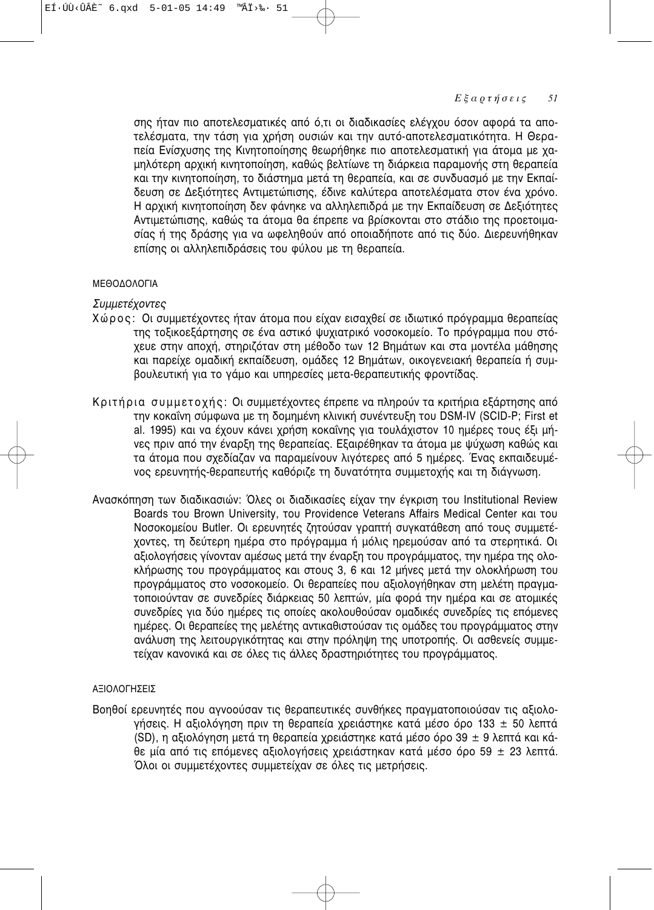σης ήταν πιο αποτελεσματικές από ό,τι οι διαδικασίες ελέγχου όσον αφορά τα αποτελέσματα, την τάση για χρήση ουσιών και την αυτό-αποτελεσματικότητα. Η Θεραπεία Ενίσχυσης της Κινητοποίησης θεωρήθηκε πιο αποτελεσματική για άτομα με χαμηλότερη αρχική κινητοποίηση, καθώς βελτίωνε τη διάρκεια παραμονής στη θεραπεία και την κινητοποίηση, το διάστημα μετά τη θεραπεία, και σε συνδυασμό με την Εκπαίδευση σε Δεξιότητες Αντιμετώπισης, έδινε καλύτερα αποτελέσματα στον ένα χρόνο. Η αρχική κινητοποίηση δεν φάνηκε να αλληλεπιδρά με την Εκπαίδευση σε Δεξιότητες Αντιμετώπισης, καθώς τα άτομα θα έπρεπε να βρίσκονται στο στάδιο της προετοιμασίας ή της δράσης για να ωφεληθούν από οποιαδήποτε από τις δύο. Διερευνήθηκαν επίσης οι αλληλεπιδράσεις του φύλου με τη θεραπεία.

## ΜΕΘΟΔΟΛΟΓΙΑ

### *Συμμετέχοντες*

Χώρος: Οι συμμετέχοντες ήταν άτομα που είχαν εισαχθεί σε ιδιωτικό πρόγραμμα θεραπείας της τοξικοεξάρτησης σε ένα αστικό ψυχιατρικό νοσοκομείο. Το πρόγραμμα που στόχευε στην αποχή, στηριζόταν στη μέθοδο των 12 Βημάτων και στα μοντέλα μάθησης και παρείχε ομαδική εκπαίδευση, ομάδες 12 Βημάτων, οικογενειακή θεραπεία ή συμβουλευτική για το γάμο και υπηρεσίες μετα-θεραπευτικής φροντίδας.

Κριτήρια συμμετοχής: Οι συμμετέχοντες έπρεπε να πληρούν τα κριτήρια εξάρτησης από την κοκαΐνη σύμφωνα με τη δομημένη κλινική συνέντευξη του DSM-IV (SCID-P; First et al. 1995) και να έχουν κάνει χρήση κοκαΐνης για τουλάχιστον 10 ημέρες τους έξι μήνες πριν από την έναρξη της θεραπείας. Εξαιρέθηκαν τα άτομα με ψύχωση καθώς και τα άτομα που σχεδίαζαν να παραμείνουν λιγότερες από 5 ημέρες. Ένας εκπαιδευμένος ερευνητής-θεραπευτής καθόριζε τη δυνατότητα συμμετοχής και τη διάγνωση.

Ανασκόπηση των διαδικασιών: Όλες οι διαδικασίες είχαν την έγκριση του Institutional Review Boards του Brown University, του Providence Veterans Affairs Medical Center και του Νοσοκομείου Butler. Οι ερευνητές ζητούσαν γραπτή συγκατάθεση από τους συμμετέχοντες, τη δεύτερη ημέρα στο πρόγραμμα ή μόλις ηρεμούσαν από τα στερητικά. Οι αξιολογήσεις γίνονταν αμέσως μετά την έναρξη του προγράμματος, την ημέρα της ολοκλήρωσης του προγράμματος και στους 3, 6 και 12 μήνες μετά την ολοκλήρωση του προγράμματος στο νοσοκομείο. Οι θεραπείες που αξιολογήθηκαν στη μελέτη πραγματοποιούνταν σε συνεδρίες διάρκειας 50 λεπτών, μία φορά την ημέρα και σε ατομικές συνεδρίες για δύο ημέρες τις οποίες ακολουθούσαν ομαδικές συνεδρίες τις επόμενες ημέρες. Οι θεραπείες της μελέτης αντικαθιστούσαν τις ομάδες του προγράμματος στην ανάλυση της λειτουργικότητας και στην πρόληψη της υποτροπής. Οι ασθενείς συμμετείχαν κανονικά και σε όλες τις άλλες δραστηριότητες του προγράμματος.

## ΑΞΙΟΛΟΓΗΣΕΙΣ

Βοηθοί ερευνητές που αγνοούσαν τις θεραπευτικές συνθήκες πραγματοποιούσαν τις αξιολογήσεις. Η αξιολόγηση πριν τη θεραπεία χρειάστηκε κατά μέσο όρο 133 ± 50 λεπτά (SD), η αξιολόγηση μετά τη θεραπεία χρειάστηκε κατά μέσο όρο 39 ± 9 λεπτά και κάθε μία από τις επόμενες αξιολογήσεις χρειάστηκαν κατά μέσο όρο 59 ± 23 λεπτά. Όλοι οι συμμετέχοντες συμμετείχαν σε όλες τις μετρήσεις.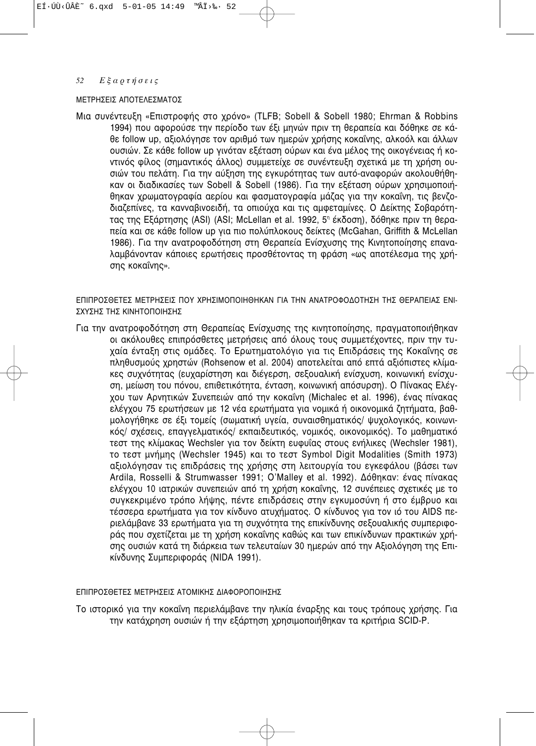### ΜΕΤΡΗΣΕΙΣ ΑΠΟΤΕΛΕΣΜΑΤΟΣ

Μια συνέντευξη «Επιστροφής στο χρόνο» (TLFB; Sobell & Sobell 1980; Ehrman & Robbins 1994) που αφορούσε την περίοδο των έξι μηνών πριν τη θεραπεία και δόθηκε σε κάθε follow up, αξιολόγησε τον αριθμό των ημερών χρήσης κοκαΐνης, αλκοόλ και άλλων ουσιών. Σε κάθε follow up γινόταν εξέταση ούρων και ένα μέλος της οικογένειας ή κοντινός φίλος (σημαντικός άλλος) συμμετείχε σε συνέντευξη σχετικά με τη χρήση ουσιών του πελάτη. Για την αύξηση της εγκυρότητας των αυτό-αναφορών ακολουθήθηκαν οι διαδικασίες των Sobell & Sobell (1986). Για την εξέταση ούρων χρησιμοποιήθηκαν χρωματογραφία αερίου και φασματογραφία μάζας για την κοκαΐνη, τις βενζοδιαζεπίνες, τα κανναβινοειδή, τα οπιούχα και τις αμφεταμίνες. Ο Δείκτης Σοβαρότητας της Εξάρτησης (ASI) (ASI; McLellan et al. 1992, 5η έκδοση), δόθηκε πριν τη θεραπεία και σε κάθε follow up για πιο πολύπλοκους δείκτες (McGahan, Griffith & McLellan 1986). Για την ανατροφοδότηση στη Θεραπεία Ενίσχυσης της Κινητοποίησης επαναλαμβάνονταν κάποιες ερωτήσεις προσθέτοντας τη φράση «ως αποτέλεσμα της χρήσης κοκαΐνης».

### ΕΠΙΠΡΟΣΘΕΤΕΣ ΜΕΤΡΗΣΕΙΣ ΠΟΥ ΧΡΗΣΙΜΟΠΟΙΗΘΗΚΑΝ ΓΙΑ ΤΗΝ ΑΝΑΤΡΟΦΟΔΟΤΗΣΗ ΤΗΣ ΘΕΡΑΠΕΙΑΣ ΕΝΙΣΧΥΣΗΣ ΤΗΣ ΚΙΝΗΤΟΠΟΙΗΣΗΣ

Για την ανατροφοδότηση στη Θεραπείας Ενίσχυσης της κινητοποίησης, πραγματοποιήθηκαν οι ακόλουθες επιπρόσθετες μετρήσεις από όλους τους συμμετέχοντες, πριν την τυχαία ένταξη στις ομάδες. Το Ερωτηματολόγιο για τις Επιδράσεις της Κοκαΐνης σε πληθυσμούς χρηστών (Rohsenow et al. 2004) αποτελείται από επτά αξιόπιστες κλίμακες συχνότητας (ευχαρίστηση και διέγερση, σεξουαλική ενίσχυση, κοινωνική ενίσχυση, μείωση του πόνου, επιθετικότητα, ένταση, κοινωνική απόσυρση). Ο Πίνακας Ελέγχου των Αρνητικών Συνεπειών από την κοκαΐνη (Michalec et al. 1996), ένας πίνακας ελέγχου 75 ερωτήσεων με 12 νέα ερωτήματα για νομικά ή οικονομικά ζητήματα, βαθμολογήθηκε σε έξι τομείς (σωματική υγεία, συναισθηματικός/ ψυχολογικός, κοινωνικός/ σχέσεις, επαγγελματικός/ εκπαιδευτικός, νομικός, οικονομικός). Το μαθηματικό τεστ της κλίμακας Wechsler για τον δείκτη ευφυΐας στους ενήλικες (Wechsler 1981), το τεστ μνήμης (Wechsler 1945) και το τεστ Symbol Digit Modalities (Smith 1973) αξιολόγησαν τις επιδράσεις της χρήσης στη λειτουργία του εγκεφάλου (βάσει των Ardila, Rosselli & Strumwasser 1991; O'Malley et al. 1992). Δόθηκαν: ένας πίνακας ελέγχου 10 ιατρικών συνεπειών από τη χρήση κοκαΐνης, 12 συνέπειες σχετικές με το συγκεκριμένο τρόπο λήψης, πέντε επιδράσεις στην εγκυμοσύνη ή στο έμβρυο και τέσσερα ερωτήματα για τον κίνδυνο ατυχήματος. Ο κίνδυνος για τον ιό του AIDS περιελάμβανε 33 ερωτήματα για τη συχνότητα της επικίνδυνης σεξουαλικής συμπεριφοράς που σχετίζεται με τη χρήση κοκαΐνης καθώς και των επικίνδυνων πρακτικών χρήσης ουσιών κατά τη διάρκεια των τελευταίων 30 ημερών από την Αξιολόγηση της Επικίνδυνης Συμπεριφοράς (NIDA 1991).

### ΕΠΙΠΡΟΣΘΕΤΕΣ ΜΕΤΡΗΣΕΙΣ ΑΤΟΜΙΚΗΣ ΔΙΑΦΟΡΟΠΟΙΗΣΗΣ

Το ιστορικό για την κοκαΐνη περιελάμβανε την ηλικία έναρξης και τους τρόπους χρήσης. Για την κατάχρηση ουσιών ή την εξάρτηση χρησιμοποιήθηκαν τα κριτήρια SCID-P.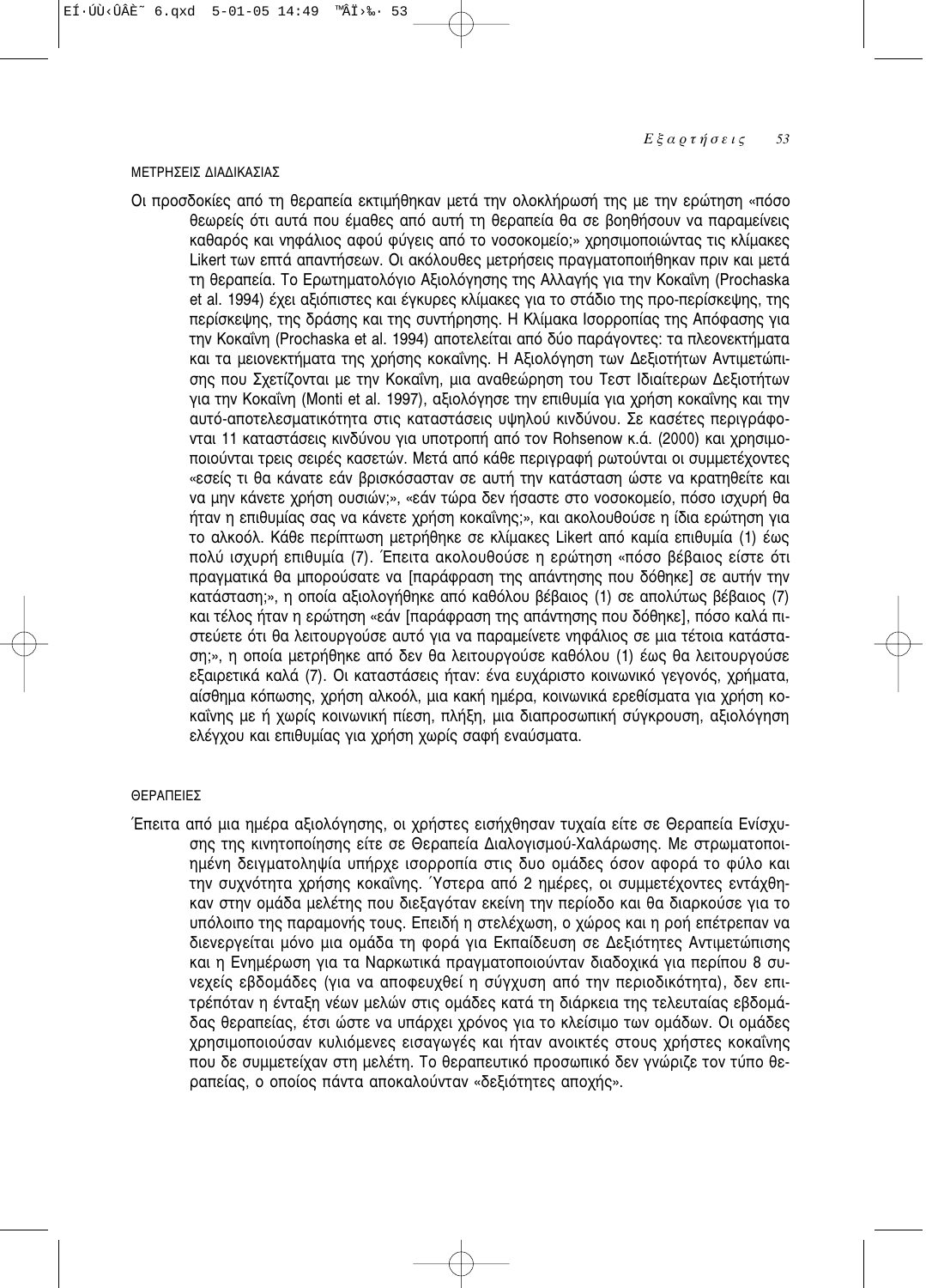### ΜΕΤΡΗΣΕΙΣ ΔΙΑΔΙΚΑΣΙΑΣ

Οι προσδοκίες από τη θεραπεία εκτιμήθηκαν μετά την ολοκλήρωσή της με την ερώτηση «πόσο θεωρείς ότι αυτά που έμαθες από αυτή τη θεραπεία θα σε βοηθήσουν να παραμείνεις καθαρός και νηφάλιος αφού φύγεις από το νοσοκομείο;» χρησιμοποιώντας τις κλίμακες Likert των επτά απαντήσεων. Οι ακόλουθες μετρήσεις πραγματοποιήθηκαν πριν και μετά τη θεραπεία. Το Ερωτηματολόγιο Αξιολόγησης της Αλλαγής για την Κοκαΐνη (Prochaska et al. 1994) έχει αξιόπιστες και έγκυρες κλίμακες για το στάδιο της προ-περίσκεψης, της περίσκεψης, της δράσης και της συντήρησης. Η Κλίμακα Ισορροπίας της Απόφασης για την Κοκαΐνη (Prochaska et al. 1994) αποτελείται από δύο παράγοντες: τα πλεονεκτήματα και τα μειονεκτήματα της χρήσης κοκαΐνης. Η Αξιολόγηση των Δεξιοτήτων Αντιμετώπισης που Σχετίζονται με την Κοκαΐνη, μια αναθεώρηση του Τεστ Ιδιαίτερων Δεξιοτήτων για την Κοκαΐνη (Monti et al. 1997), αξιολόγησε την επιθυμία για χρήση κοκαΐνης και την αυτό-αποτελεσματικότητα στις καταστάσεις υψηλού κινδύνου. Σε κασέτες περιγράφονται 11 καταστάσεις κινδύνου για υποτροπή από τον Rohsenow κ.ά. (2000) και χρησιμοποιούνται τρεις σειρές κασετών. Μετά από κάθε περιγραφή ρωτούνται οι συμμετέχοντες «εσείς τι θα κάνατε εάν βρισκόσασταν σε αυτή την κατάσταση ώστε να κρατηθείτε και να μην κάνετε χρήση ουσιών;», «εάν τώρα δεν ήσαστε στο νοσοκομείο, πόσο ισχυρή θα ήταν η επιθυμίας σας να κάνετε χρήση κοκαΐνης;», και ακολουθούσε η ίδια ερώτηση για το αλκοόλ. Κάθε περίπτωση μετρήθηκε σε κλίμακες Likert από καμία επιθυμία (1) έως πολύ ισχυρή επιθυμία (7). Έπειτα ακολουθούσε η ερώτηση «πόσο βέβαιος είστε ότι πραγματικά θα μπορούσατε να [παράφραση της απάντησης που δόθηκε] σε αυτήν την κατάσταση;», η οποία αξιολογήθηκε από καθόλου βέβαιος (1) σε απολύτως βέβαιος (7) και τέλος ήταν η ερώτηση «εάν [παράφραση της απάντησης που δόθηκε], πόσο καλά πιστεύετε ότι θα λειτουργούσε αυτό για να παραμείνετε νηφάλιος σε μια τέτοια κατάσταση;», η οποία μετρήθηκε από δεν θα λειτουργούσε καθόλου (1) έως θα λειτουργούσε εξαιρετικά καλά (7). Οι καταστάσεις ήταν: ένα ευχάριστο κοινωνικό γεγονός, χρήματα, αίσθημα κόπωσης, χρήση αλκοόλ, μια κακή ημέρα, κοινωνικά ερεθίσματα για χρήση κοκαΐνης με ή χωρίς κοινωνική πίεση, πλήξη, μια διαπροσωπική σύγκρουση, αξιολόγηση ελέγχου και επιθυμίας για χρήση χωρίς σαφή εναύσματα.

### ΘΕΡΑΠΕΙΕΣ

Έπειτα από μια ημέρα αξιολόγησης, οι χρήστες εισήχθησαν τυχαία είτε σε Θεραπεία Ενίσχυσης της κινητοποίησης είτε σε Θεραπεία Διαλογισμού-Χαλάρωσης. Με στρωματοποιημένη δειγματοληψία υπήρχε ισορροπία στις δυο ομάδες όσον αφορά το φύλο και την συχνότητα χρήσης κοκαΐνης. Ύστερα από 2 ημέρες, οι συμμετέχοντες εντάχθηκαν στην ομάδα μελέτης που διεξαγόταν εκείνη την περίοδο και θα διαρκούσε για το υπόλοιπο της παραμονής τους. Επειδή η στελέχωση, ο χώρος και η ροή επέτρεπαν να διενεργείται μόνο μια ομάδα τη φορά για Εκπαίδευση σε Δεξιότητες Αντιμετώπισης και η Ενημέρωση για τα Ναρκωτικά πραγματοποιούνταν διαδοχικά για περίπου 8 συνεχείς εβδομάδες (για να αποφευχθεί η σύγχυση από την περιοδικότητα), δεν επιτρέπόταν η ένταξη νέων μελών στις ομάδες κατά τη διάρκεια της τελευταίας εβδομάδας θεραπείας, έτσι ώστε να υπάρχει χρόνος για το κλείσιμο των ομάδων. Οι ομάδες χρησιμοποιούσαν κυλιόμενες εισαγωγές και ήταν ανοικτές στους χρήστες κοκαΐνης που δε συμμετείχαν στη μελέτη. Το θεραπευτικό προσωπικό δεν γνώριζε τον τύπο θεραπείας, ο οποίος πάντα αποκαλούνταν «δεξιότητες αποχής».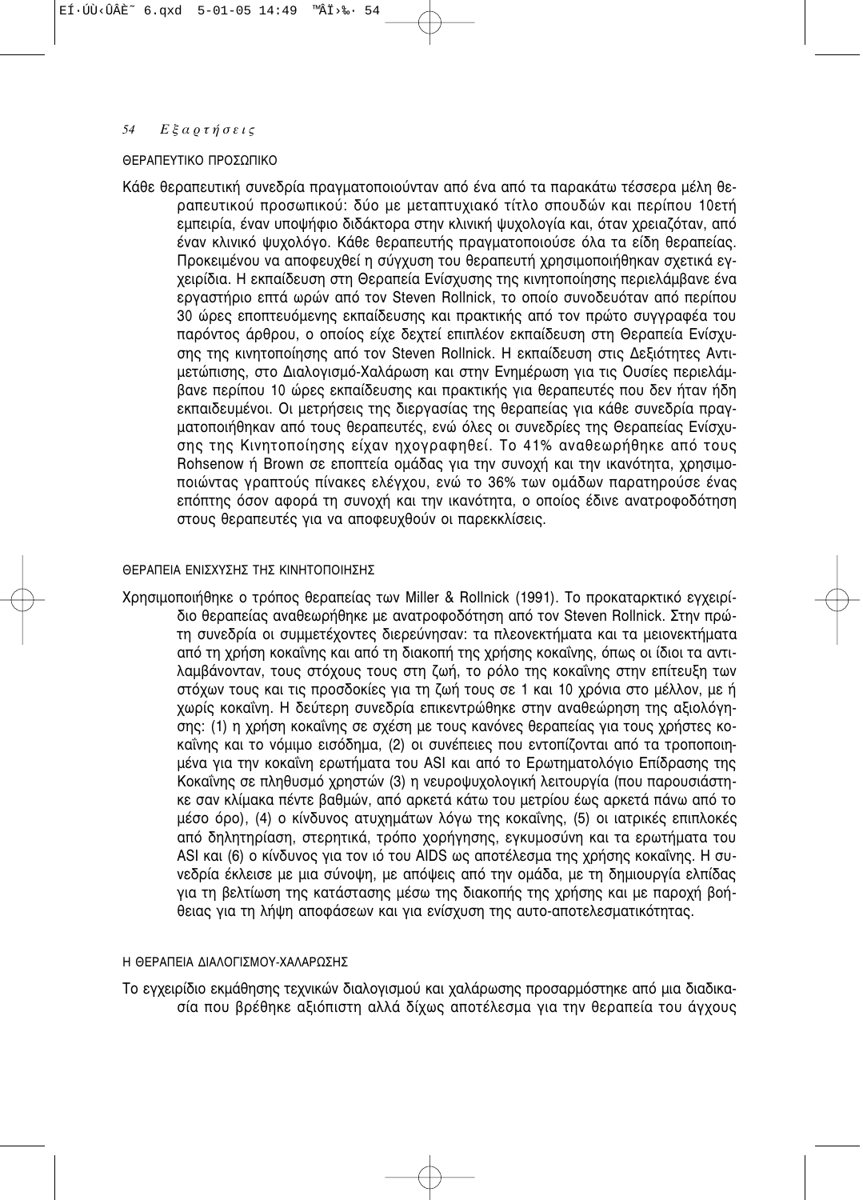### ΘΕΡΑΠΕΥΤΙΚΟ ΠΡΟΣΩΠΙΚΟ

Κάθε θεραπευτική συνεδρία πραγματοποιούνταν από ένα από τα παρακάτω τέσσερα μέλη θεραπευτικού προσωπικού: δύο με μεταπτυχιακό τίτλο σπουδών και περίπου 10ετή εμπειρία, έναν υποψήφιο διδάκτορα στην κλινική ψυχολογία και, όταν χρειαζόταν, από έναν κλινικό ψυχολόγο. Κάθε θεραπευτής πραγματοποιούσε όλα τα είδη θεραπείας. Προκειμένου να αποφευχθεί η σύγχυση του θεραπευτή χρησιμοποιήθηκαν σχετικά εγχειρίδια. Η εκπαίδευση στη Θεραπεία Ενίσχυσης της κινητοποίησης περιελάμβανε ένα εργαστήριο επτά ωρών από τον Steven Rollnick, το οποίο συνοδευόταν από περίπου 30 ώρες εποπτευόμενης εκπαίδευσης και πρακτικής από τον πρώτο συγγραφέα του παρόντος άρθρου, ο οποίος είχε δεχτεί επιπλέον εκπαίδευση στη Θεραπεία Ενίσχυσης της κινητοποίησης από τον Steven Rollnick. Η εκπαίδευση στις Δεξιότητες Αντιμετώπισης, στο Διαλογισμό-Χαλάρωση και στην Ενημέρωση για τις Ουσίες περιελάμβανε περίπου 10 ώρες εκπαίδευσης και πρακτικής για θεραπευτές που δεν ήταν ήδη εκπαιδευμένοι. Οι μετρήσεις της διεργασίας της θεραπείας για κάθε συνεδρία πραγματοποιήθηκαν από τους θεραπευτές, ενώ όλες οι συνεδρίες της Θεραπείας Ενίσχυσης της Κινητοποίησης είχαν ηχογραφηθεί. Το 41% αναθεωρήθηκε από τους Rohsenow ή Brown σε εποπτεία ομάδας για την συνοχή και την ικανότητα, χρησιμοποιώντας γραπτούς πίνακες ελέγχου, ενώ το 36% των ομάδων παρατηρούσε ένας επόπτης όσον αφορά τη συνοχή και την ικανότητα, ο οποίος έδινε ανατροφοδότηση στους θεραπευτές για να αποφευχθούν οι παρεκκλίσεις.

### ΘΕΡΑΠΕΙΑ ΕΝΙΣΧΥΣΗΣ ΤΗΣ ΚΙΝΗΤΟΠΟΙΗΣΗΣ

Χρησιμοποιήθηκε ο τρόπος θεραπείας των Miller & Rollnick (1991). Το προκαταρκτικό εγχειρίδιο θεραπείας αναθεωρήθηκε με ανατροφοδότηση από τον Steven Rollnick. Στην πρώτη συνεδρία οι συμμετέχοντες διερεύνησαν: τα πλεονεκτήματα και τα μειονεκτήματα από τη χρήση κοκαΐνης και από τη διακοπή της χρήσης κοκαΐνης, όπως οι ίδιοι τα αντιλαμβάνονταν, τους στόχους τους στη ζωή, το ρόλο της κοκαΐνης στην επίτευξη των στόχων τους και τις προσδοκίες για τη ζωή τους σε 1 και 10 χρόνια στο μέλλον, με ή χωρίς κοκαΐνη. Η δεύτερη συνεδρία επικεντρώθηκε στην αναθεώρηση της αξιολόγησης: (1) η χρήση κοκαΐνης σε σχέση με τους κανόνες θεραπείας για τους χρήστες κοκαΐνης και το νόμιμο εισόδημα, (2) οι συνέπειες που εντοπίζονται από τα τροποποιημένα για την κοκαΐνη ερωτήματα του ASI και από το Ερωτηματολόγιο Επίδρασης της Κοκαΐνης σε πληθυσμό χρηστών (3) η νευροψυχολογική λειτουργία (που παρουσιάστηκε σαν κλίμακα πέντε βαθμών, από αρκετά κάτω του μετρίου έως αρκετά πάνω από το μέσο όρο), (4) ο κίνδυνος ατυχημάτων λόγω της κοκαΐνης, (5) οι ιατρικές επιπλοκές από δηλητηρίαση, στερητικά, τρόπο χορήγησης, εγκυμοσύνη και τα ερωτήματα του ASI και (6) ο κίνδυνος για τον ιό του AIDS ως αποτέλεσμα της χρήσης κοκαΐνης. Η συνεδρία έκλεισε με μια σύνοψη, με απόψεις από την ομάδα, με τη δημιουργία ελπίδας για τη βελτίωση της κατάστασης μέσω της διακοπής της χρήσης και με παροχή βοήθειας για τη λήψη αποφάσεων και για ενίσχυση της αυτο-αποτελεσματικότητας.

### Η ΘΕΡΑΠΕΙΑ ΔΙΑΛΟΓΙΣΜΟΥ-ΧΑΛΑΡΩΣΗΣ

Το εγχειρίδιο εκμάθησης τεχνικών διαλογισμού και χαλάρωσης προσαρμόστηκε από μια διαδικασία που βρέθηκε αξιόπιστη αλλά δίχως αποτέλεσμα για την θεραπεία του άγχους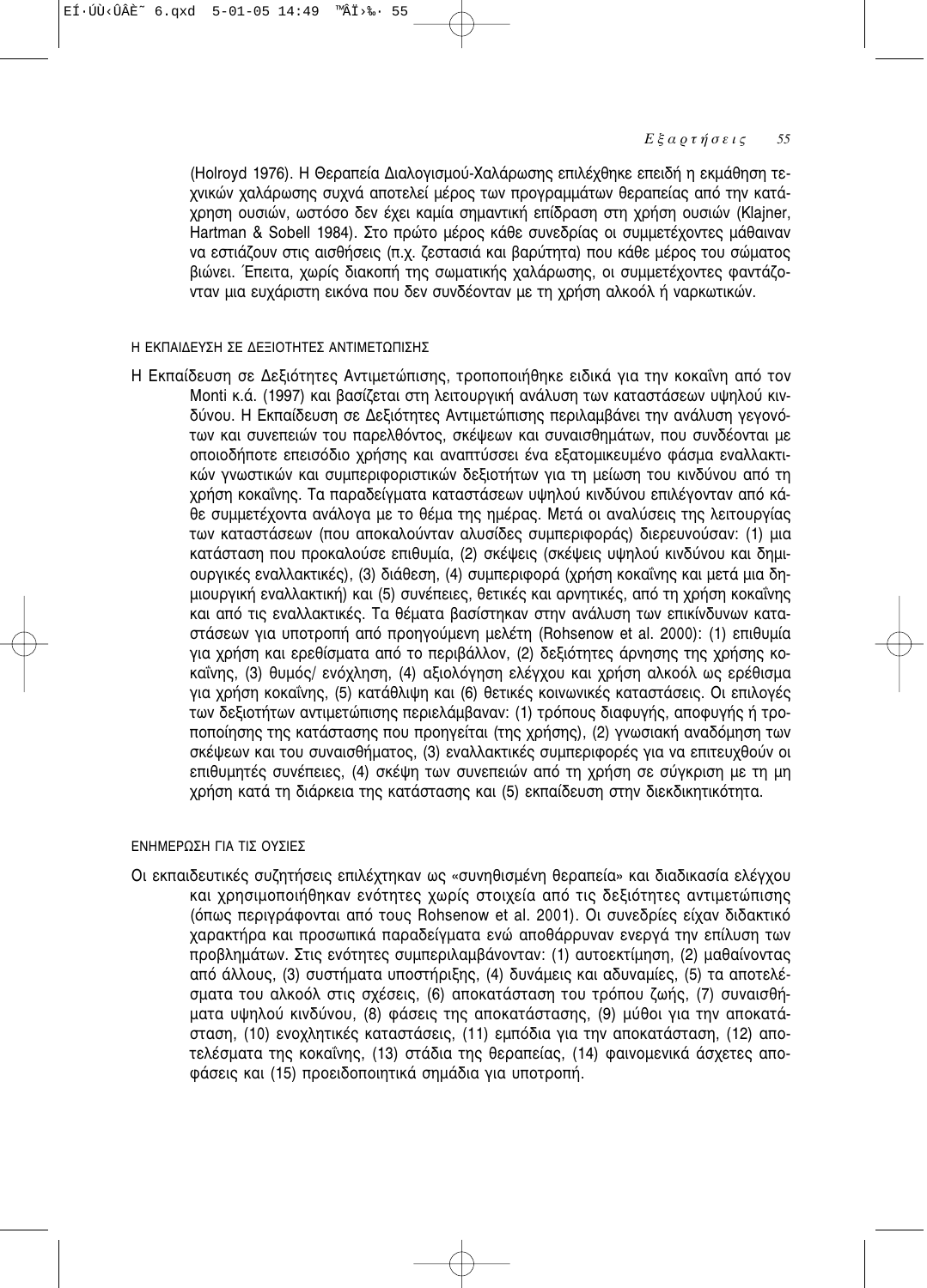(Holroyd 1976). Η Θεραπεία Διαλογισμού-Χαλάρωσης επιλέχθηκε επειδή η εκμάθηση τεχνικών χαλάρωσης συχνά αποτελεί μέρος των προγραμμάτων θεραπείας από την κατάχρηση ουσιών, ωστόσο δεν έχει καμία σημαντική επίδραση στη χρήση ουσιών (Klajner, Hartman & Sobell 1984). Στο πρώτο μέρος κάθε συνεδρίας οι συμμετέχοντες μάθαιναν να εστιάζουν στις αισθήσεις (π.χ. ζεστασιά και βαρύτητα) που κάθε μέρος του σώματος βιώνει. Έπειτα, χωρίς διακοπή της σωματικής χαλάρωσης, οι συμμετέχοντες φαντάζονταν μια ευχάριστη εικόνα που δεν συνδέονταν με τη χρήση αλκοόλ ή ναρκωτικών.

#### Η ΕΚΠΑΙΔΕΥΣΗ ΣΕ ΔΕΞΙΟΤΗΤΕΣ ΑΝΤΙΜΕΤΩΠΙΣΗΣ

Η Εκπαίδευση σε Δεξιότητες Αντιμετώπισης, τροποποιήθηκε ειδικά για την κοκαΐνη από τον Monti κ.ά. (1997) και βασίζεται στη λειτουργική ανάλυση των καταστάσεων υψηλού κινδύνου. Η Εκπαίδευση σε Δεξιότητες Αντιμετώπισης περιλαμβάνει την ανάλυση γεγονότων και συνεπειών του παρελθόντος, σκέψεων και συναισθημάτων, που συνδέονται με οποιοδήποτε επεισόδιο χρήσης και αναπτύσσει ένα εξατομικευμένο φάσμα εναλλακτικών γνωστικών και συμπεριφοριστικών δεξιοτήτων για τη μείωση του κινδύνου από τη χρήση κοκαΐνης. Τα παραδείγματα καταστάσεων υψηλού κινδύνου επιλέγονταν από κάθε συμμετέχοντα ανάλογα με το θέμα της ημέρας. Μετά οι αναλύσεις της λειτουργίας των καταστάσεων (που αποκαλούνταν αλυσίδες συμπεριφοράς) διερευνούσαν: (1) μια κατάσταση που προκαλούσε επιθυμία, (2) σκέψεις (σκέψεις υψηλού κινδύνου και δημιουργικές εναλλακτικές), (3) διάθεση, (4) συμπεριφορά (χρήση κοκαΐνης και μετά μια δημιουργική εναλλακτική) και (5) συνέπειες, θετικές και αρνητικές, από τη χρήση κοκαΐνης και από τις εναλλακτικές. Τα θέματα βασίστηκαν στην ανάλυση των επικίνδυνων καταστάσεων για υποτροπή από προηγούμενη μελέτη (Rohsenow et al. 2000): (1) επιθυμία για χρήση και ερεθίσματα από το περιβάλλον, (2) δεξιότητες άρνησης της χρήσης κοκαΐνης, (3) θυμός/ ενόχληση, (4) αξιολόγηση ελέγχου και χρήση αλκοόλ ως ερέθισμα για χρήση κοκαΐνης, (5) κατάθλιψη και (6) θετικές κοινωνικές καταστάσεις. Οι επιλογές των δεξιοτήτων αντιμετώπισης περιελάμβαναν: (1) τρόπους διαφυγής, αποφυγής ή τροποποίησης της κατάστασης που προηγείται (της χρήσης), (2) γνωσιακή αναδόμηση των σκέψεων και του συναισθήματος, (3) εναλλακτικές συμπεριφορές για να επιτευχθούν οι επιθυμητές συνέπειες, (4) σκέψη των συνεπειών από τη χρήση σε σύγκριση με τη μη χρήση κατά τη διάρκεια της κατάστασης και (5) εκπαίδευση στην διεκδικητικότητα.

#### ΕΝΗΜΕΡΩΣΗ ΓΙΑ ΤΙΣ ΟΥΣΙΕΣ

Οι εκπαιδευτικές συζητήσεις επιλέχτηκαν ως «συνηθισμένη θεραπεία» και διαδικασία ελέγχου και χρησιμοποιήθηκαν ενότητες χωρίς στοιχεία από τις δεξιότητες αντιμετώπισης (όπως περιγράφονται από τους Rohsenow et al. 2001). Οι συνεδρίες είχαν διδακτικό χαρακτήρα και προσωπικά παραδείγματα ενώ αποθάρρυναν ενεργά την επίλυση των προβλημάτων. Στις ενότητες συμπεριλαμβάνονταν: (1) αυτοεκτίμηση, (2) μαθαίνοντας από άλλους, (3) συστήματα υποστήριξης, (4) δυνάμεις και αδυναμίες, (5) τα αποτελέσματα του αλκοόλ στις σχέσεις, (6) αποκατάσταση του τρόπου ζωής, (7) συναισθήματα υψηλού κινδύνου, (8) φάσεις της αποκατάστασης, (9) μύθοι για την αποκατάσταση, (10) ενοχλητικές καταστάσεις, (11) εμπόδια για την αποκατάσταση, (12) αποτελέσματα της κοκαΐνης, (13) στάδια της θεραπείας, (14) φαινομενικά άσχετες αποφάσεις και (15) προειδοποιητικά σημάδια για υποτροπή.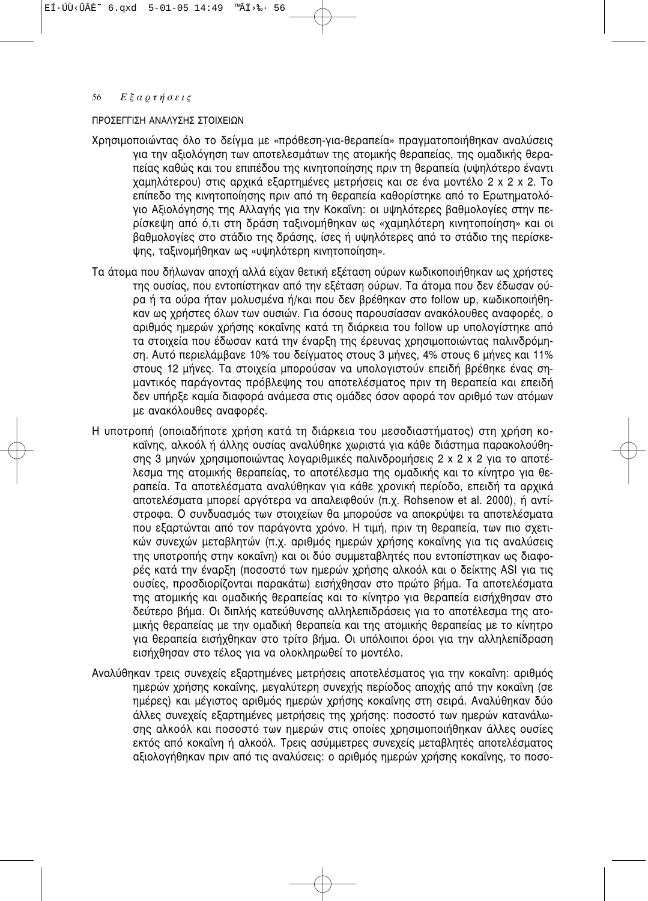ΠΡΟΣΕΓΓΙΣΗ ΑΝΑΛΥΣΗΣ ΣΤΟΙΧΕΙΩΝ

Χρησιμοποιώντας όλο το δείγμα με «πρόθεση-για-θεραπεία» πραγματοποιήθηκαν αναλύσεις για την αξιολόγηση των αποτελεσμάτων της ατομικής θεραπείας, της ομαδικής θεραπείας καθώς και του επιπέδου της κινητοποίησης πριν τη θεραπεία (υψηλότερο έναντι χαμηλότερου) στις αρχικά εξαρτημένες μετρήσεις και σε ένα μοντέλο 2 x 2 x 2. Το επίπεδο της κινητοποίησης πριν από τη θεραπεία καθορίστηκε από το Ερωτηματολόγιο Αξιολόγησης της Αλλαγής για την Κοκαΐνη: οι υψηλότερες βαθμολογίες στην περίσκεψη από ό,τι στη δράση ταξινομήθηκαν ως «χαμηλότερη κινητοποίηση» και οι βαθμολογίες στο στάδιο της δράσης, ίσες ή υψηλότερες από το στάδιο της περίσκεψης, ταξινομήθηκαν ως «υψηλότερη κινητοποίηση».

Τα άτομα που δήλωναν αποχή αλλά είχαν θετική εξέταση ούρων κωδικοποιήθηκαν ως χρήστες της ουσίας, που εντοπίστηκαν από την εξέταση ούρων. Τα άτομα που δεν έδωσαν ούρα ή τα ούρα ήταν μολυσμένα ή/και που δεν βρέθηκαν στο follow up, κωδικοποιήθηκαν ως χρήστες όλων των ουσιών. Για όσους παρουσίασαν ανακόλουθες αναφορές, ο αριθμός ημερών χρήσης κοκαΐνης κατά τη διάρκεια του follow up υπολογίστηκε από τα στοιχεία που έδωσαν κατά την έναρξη της έρευνας χρησιμοποιώντας παλινδρόμηση. Αυτό περιελάμβανε 10% του δείγματος στους 3 μήνες, 4% στους 6 μήνες και 11% στους 12 μήνες. Τα στοιχεία μπορούσαν να υπολογιστούν επειδή βρέθηκε ένας σημαντικός παράγοντας πρόβλεψης του αποτελέσματος πριν τη θεραπεία και επειδή δεν υπήρξε καμία διαφορά ανάμεσα στις ομάδες όσον αφορά τον αριθμό των ατόμων με ανακόλουθες αναφορές.

Η υποτροπή (οποιαδήποτε χρήση κατά τη διάρκεια του μεσοδιαστήματος) στη χρήση κοκαΐνης, αλκοόλ ή άλλης ουσίας αναλύθηκε χωριστά για κάθε διάστημα παρακολούθησης 3 μηνών χρησιμοποιώντας λογαριθμικές παλινδρομήσεις 2 x 2 x 2 για το αποτέλεσμα της ατομικής θεραπείας, το αποτέλεσμα της ομαδικής και το κίνητρο για θεραπεία. Τα αποτελέσματα αναλύθηκαν για κάθε χρονική περίοδο, επειδή τα αρχικά αποτελέσματα μπορεί αργότερα να απαλειφθούν (π.χ. Rohsenow et al. 2000), ή αντίστροφα. Ο συνδυασμός των στοιχείων θα μπορούσε να αποκρύψει τα αποτελέσματα που εξαρτώνται από τον παράγοντα χρόνο. Η τιμή, πριν τη θεραπεία, των πιο σχετικών συνεχών μεταβλητών (π.χ. αριθμός ημερών χρήσης κοκαΐνης για τις αναλύσεις της υποτροπής στην κοκαΐνη) και οι δύο συμμεταβλητές που εντοπίστηκαν ως διαφορές κατά την έναρξη (ποσοστό των ημερών χρήσης αλκοόλ και ο δείκτης ASI για τις ουσίες, προσδιορίζονται παρακάτω) εισήχθησαν στο πρώτο βήμα. Τα αποτελέσματα της ατομικής και ομαδικής θεραπείας και το κίνητρο για θεραπεία εισήχθησαν στο δεύτερο βήμα. Οι διπλής κατεύθυνσης αλληλεπιδράσεις για το αποτέλεσμα της ατομικής θεραπείας με την ομαδική θεραπεία και της ατομικής θεραπείας με το κίνητρο για θεραπεία εισήχθηκαν στο τρίτο βήμα. Οι υπόλοιποι όροι για την αλληλεπίδραση εισήχθησαν στο τέλος για να ολοκληρωθεί το μοντέλο.

Αναλύθηκαν τρεις συνεχείς εξαρτημένες μετρήσεις αποτελέσματος για την κοκαΐνη: αριθμός ημερών χρήσης κοκαΐνης, μεγαλύτερη συνεχής περίοδος αποχής από την κοκαΐνη (σε ημέρες) και μέγιστος αριθμός ημερών χρήσης κοκαΐνης στη σειρά. Αναλύθηκαν δύο άλλες συνεχείς εξαρτημένες μετρήσεις της χρήσης: ποσοστό των ημερών κατανάλωσης αλκοόλ και ποσοστό των ημερών στις οποίες χρησιμοποιήθηκαν άλλες ουσίες εκτός από κοκαΐνη ή αλκοόλ. Τρεις ασύμμετρες συνεχείς μεταβλητές αποτελέσματος αξιολογήθηκαν πριν από τις αναλύσεις: ο αριθμός ημερών χρήσης κοκαΐνης, το ποσο-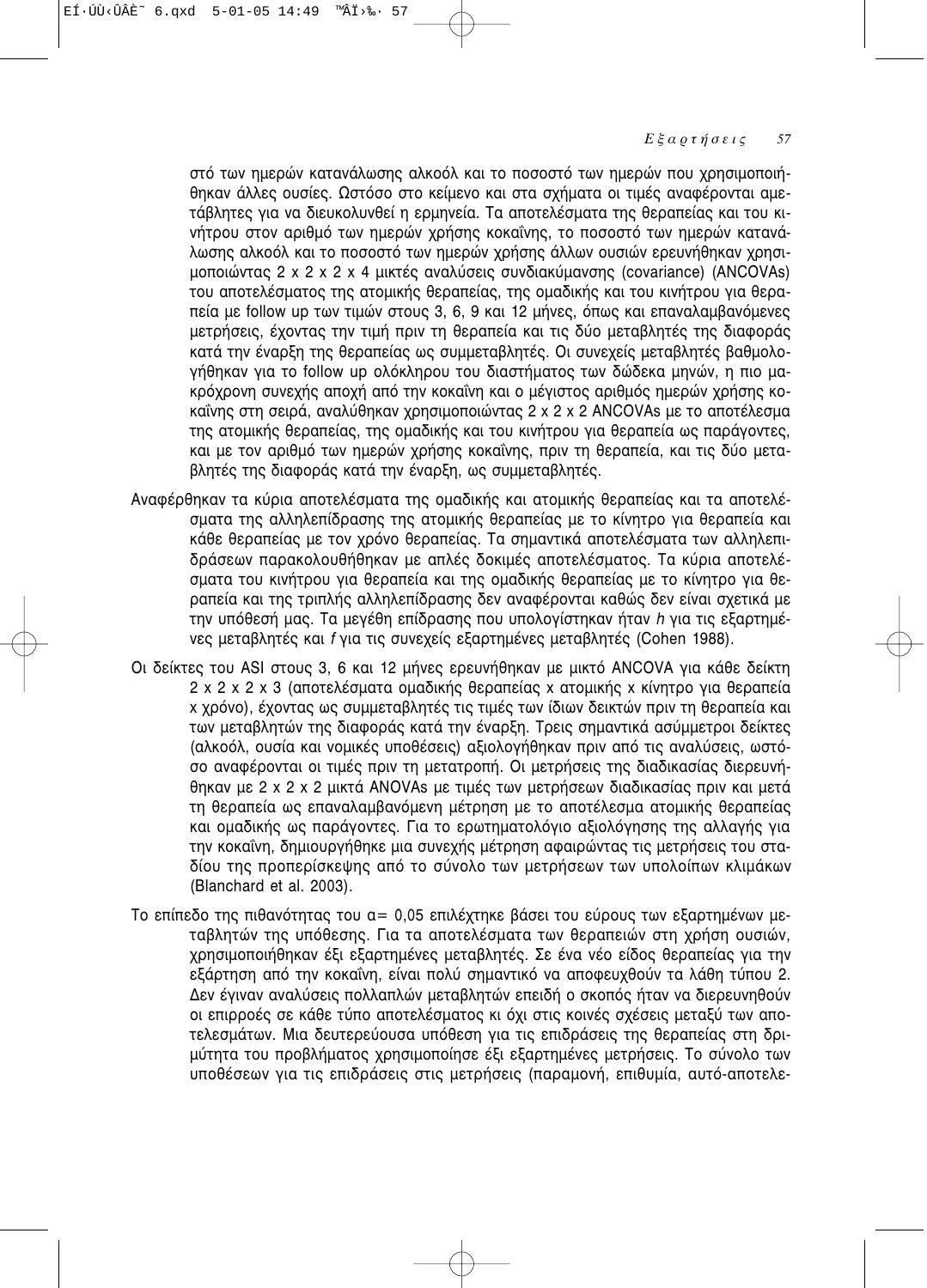στό των ημερών κατανάλωσης αλκοόλ και το ποσοστό των ημερών που χρησιμοποιήθηκαν άλλες ουσίες. Ωστόσο στο κείμενο και στα σχήματα οι τιμές αναφέρονται αμετάβλητες για να διευκολυνθεί η ερμηνεία. Τα αποτελέσματα της θεραπείας και του κινήτρου στον αριθμό των ημερών χρήσης κοκαΐνης, το ποσοστό των ημερών κατανάλωσης αλκοόλ και το ποσοστό των ημερών χρήσης άλλων ουσιών ερευνήθηκαν χρησιμοποιώντας 2 x 2 x 2 x 4 μικτές αναλύσεις συνδιακύμανσης (covariance) (ANCOVAs) του αποτελέσματος της ατομικής θεραπείας, της ομαδικής και του κινήτρου για θεραπεία με follow up των τιμών στους 3, 6, 9 και 12 μήνες, όπως και επαναλαμβανόμενες μετρήσεις, έχοντας την τιμή πριν τη θεραπεία και τις δύο μεταβλητές της διαφοράς κατά την έναρξη της θεραπείας ως συμμεταβλητές. Οι συνεχείς μεταβλητές βαθμολογήθηκαν για το follow up ολόκληρου του διαστήματος των δώδεκα μηνών, η πιο μακρόχρονη συνεχής αποχή από την κοκαΐνη και ο μέγιστος αριθμός ημερών χρήσης κοκαΐνης στη σειρά, αναλύθηκαν χρησιμοποιώντας 2 x 2 x 2 ANCOVAs με το αποτέλεσμα της ατομικής θεραπείας, της ομαδικής και του κινήτρου για θεραπεία ως παράγοντες, και με τον αριθμό των ημερών χρήσης κοκαΐνης, πριν τη θεραπεία, και τις δύο μεταβλητές της διαφοράς κατά την έναρξη, ως συμμεταβλητές.

Αναφέρθηκαν τα κύρια αποτελέσματα της ομαδικής και ατομικής θεραπείας και τα αποτελέσματα της αλληλεπίδρασης της ατομικής θεραπείας με το κίνητρο για θεραπεία και κάθε θεραπείας με τον χρόνο θεραπείας. Τα σημαντικά αποτελέσματα των αλληλεπιδράσεων παρακολουθήθηκαν με απλές δοκιμές αποτελέσματος. Τα κύρια αποτελέσματα του κινήτρου για θεραπεία και της ομαδικής θεραπείας με το κίνητρο για θεραπεία και της τριπλής αλληλεπίδρασης δεν αναφέρονται καθώς δεν είναι σχετικά με την υπόθεσή μας. Τα μεγέθη επίδρασης που υπολογίστηκαν ήταν *h* για τις εξαρτημένες μεταβλητές και *f* για τις συνεχείς εξαρτημένες μεταβλητές (Cohen 1988).

Οι δείκτες του ASI στους 3, 6 και 12 μήνες ερευνήθηκαν με μικτό ANCOVA για κάθε δείκτη 2 x 2 x 2 x 3 (αποτελέσματα ομαδικής θεραπείας x ατομικής x κίνητρο για θεραπεία x χρόνο), έχοντας ως συμμεταβλητές τις τιμές των ίδιων δεικτών πριν τη θεραπεία και των μεταβλητών της διαφοράς κατά την έναρξη. Τρεις σημαντικά ασύμμετροι δείκτες (αλκοόλ, ουσία και νομικές υποθέσεις) αξιολογήθηκαν πριν από τις αναλύσεις, ωστόσο αναφέρονται οι τιμές πριν τη μετατροπή. Οι μετρήσεις της διαδικασίας διερευνήθηκαν με 2 x 2 x 2 x 2 μικτά ANOVAs με τιμές των μετρήσεων διαδικασίας πριν και μετά τη θεραπεία ως επαναλαμβανόμενη μέτρηση με το αποτέλεσμα ατομικής θεραπείας και ομαδικής ως παράγοντες. Για το ερωτηματολόγιο αξιολόγησης της αλλαγής για την κοκαΐνη, δημιουργήθηκε μια συνεχής μέτρηση αφαιρώντας τις μετρήσεις του σταδίου της προπερίσκεψης από το σύνολο των μετρήσεων των υπολοίπων κλιμάκων (Blanchard et al. 2003).

Το επίπεδο της πιθανότητας του $\alpha = 0{,}05$ επιλέχτηκε βάσει του εύρους των εξαρτημένων μεταβλητών της υπόθεσης. Για τα αποτελέσματα των θεραπειών στη χρήση ουσιών, χρησιμοποιήθηκαν έξι εξαρτημένες μεταβλητές. Σε ένα νέο είδος θεραπείας για την εξάρτηση από την κοκαΐνη, είναι πολύ σημαντικό να αποφευχθούν τα λάθη τύπου 2. Δεν έγιναν αναλύσεις πολλαπλών μεταβλητών επειδή ο σκοπός ήταν να διερευνηθούν οι επιρροές σε κάθε τύπο αποτελέσματος κι όχι στις κοινές σχέσεις μεταξύ των αποτελεσμάτων. Μια δευτερεύουσα υπόθεση για τις επιδράσεις της θεραπείας στη δριμύτητα του προβλήματος χρησιμοποίησε έξι εξαρτημένες μετρήσεις. Το σύνολο των υποθέσεων για τις επιδράσεις στις μετρήσεις (παραμονή, επιθυμία, αυτό-αποτελε-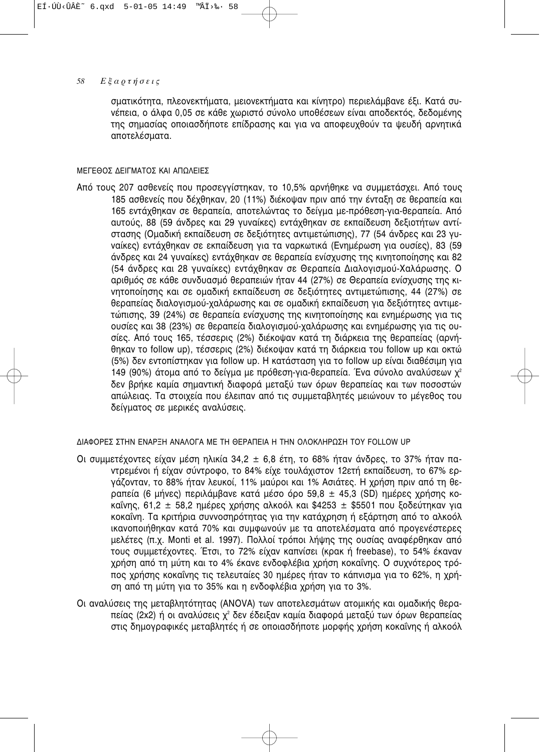σματικότητα, πλεονεκτήματα, μειονεκτήματα και κίνητρο) περιελάμβανε έξι. Κατά συνέπεια, ο άλφα 0,05 σε κάθε χωριστό σύνολο υποθέσεων είναι αποδεκτός, δεδομένης της σημασίας οποιασδήποτε επίδρασης και για να αποφευχθούν τα ψευδή αρνητικά αποτελέσματα.

### ΜΕΓΕΘΟΣ ΔΕΙΓΜΑΤΟΣ ΚΑΙ ΑΠΩΛΕΙΕΣ

Από τους 207 ασθενείς που προσεγγίστηκαν, το 10,5% αρνήθηκε να συμμετάσχει. Από τους 185 ασθενείς που δέχθηκαν, 20 (11%) διέκοψαν πριν από την ένταξη σε θεραπεία και 165 εντάχθηκαν σε θεραπεία, αποτελώντας το δείγμα με-πρόθεση-για-θεραπεία. Από αυτούς, 88 (59 άνδρες και 29 γυναίκες) εντάχθηκαν σε εκπαίδευση δεξιοτήτων αντίστασης (Ομαδική εκπαίδευση σε δεξιότητες αντιμετώπισης), 77 (54 άνδρες και 23 γυναίκες) εντάχθηκαν σε εκπαίδευση για τα ναρκωτικά (Ενημέρωση για ουσίες), 83 (59 άνδρες και 24 γυναίκες) εντάχθηκαν σε θεραπεία ενίσχυσης της κινητοποίησης και 82 (54 άνδρες και 28 γυναίκες) εντάχθηκαν σε Θεραπεία Διαλογισμού-Χαλάρωσης. Ο αριθμός σε κάθε συνδυασμό θεραπειών ήταν 44 (27%) σε Θεραπεία ενίσχυσης της κινητοποίησης και σε ομαδική εκπαίδευση σε δεξιότητες αντιμετώπισης, 44 (27%) σε θεραπείας διαλογισμού-χαλάρωσης και σε ομαδική εκπαίδευση για δεξιότητες αντιμετώπισης, 39 (24%) σε θεραπεία ενίσχυσης της κινητοποίησης και ενημέρωσης για τις ουσίες και 38 (23%) σε θεραπεία διαλογισμού-χαλάρωσης και ενημέρωσης για τις ουσίες. Από τους 165, τέσσερις (2%) διέκοψαν κατά τη διάρκεια της θεραπείας (αρνήθηκαν το follow up), τέσσερις (2%) διέκοψαν κατά τη διάρκεια του follow up και οκτώ (5%) δεν εντοπίστηκαν για follow up. Η κατάσταση για το follow up είναι διαθέσιμη για 149 (90%) άτομα από το δείγμα με πρόθεση-για-θεραπεία. Ένα σύνολο αναλύσεων $\chi^2$ δεν βρήκε καμία σημαντική διαφορά μεταξύ των όρων θεραπείας και των ποσοστών απώλειας. Τα στοιχεία που έλειπαν από τις συμμεταβλητές μειώνουν το μέγεθος του δείγματος σε μερικές αναλύσεις.

### ΔΙΑΦΟΡΕΣ ΣΤΗΝ ΕΝΑΡΞΗ ΑΝΑΛΟΓΑ ΜΕ ΤΗ ΘΕΡΑΠΕΙΑ Η ΤΗΝ ΟΛΟΚΛΗΡΩΣΗ ΤΟΥ FOLLOW UP

Οι συμμετέχοντες είχαν μέση ηλικία 34,2 ± 6,8 έτη, το 68% ήταν άνδρες, το 37% ήταν παντρεμένοι ή είχαν σύντροφο, το 84% είχε τουλάχιστον 12ετή εκπαίδευση, το 67% εργάζονταν, το 88% ήταν λευκοί, 11% μαύροι και 1% Ασιάτες. Η χρήση πριν από τη θεραπεία (6 μήνες) περιλάμβανε κατά μέσο όρο 59,8 ± 45,3 (SD) ημέρες χρήσης κοκαΐνης, 61,2 ± 58,2 ημέρες χρήσης αλκοόλ και \$4253 ± \$5501 που ξοδεύτηκαν για κοκαΐνη. Τα κριτήρια συννοσηρότητας για την κατάχρηση ή εξάρτηση από το αλκοόλ ικανοποιήθηκαν κατά 70% και συμφωνούν με τα αποτελέσματα από προγενέστερες μελέτες (π.χ. Monti et al. 1997). Πολλοί τρόποι λήψης της ουσίας αναφέρθηκαν από τους συμμετέχοντες. Έτσι, το 72% είχαν καπνίσει (κρακ ή freebase), το 54% έκαναν χρήση από τη μύτη και το 4% έκανε ενδοφλέβια χρήση κοκαΐνης. Ο συχνότερος τρόπος χρήσης κοκαΐνης τις τελευταίες 30 ημέρες ήταν το κάπνισμα για το 62%, η χρήση από τη μύτη για το 35% και η ενδοφλέβια χρήση για το 3%.

Οι αναλύσεις της μεταβλητότητας (ANOVA) των αποτελεσμάτων ατομικής και ομαδικής θεραπείας (2x2) ή οι αναλύσεις $\chi^2$ δεν έδειξαν καμία διαφορά μεταξύ των όρων θεραπείας στις δημογραφικές μεταβλητές ή σε οποιασδήποτε μορφής χρήση κοκαΐνης ή αλκοόλ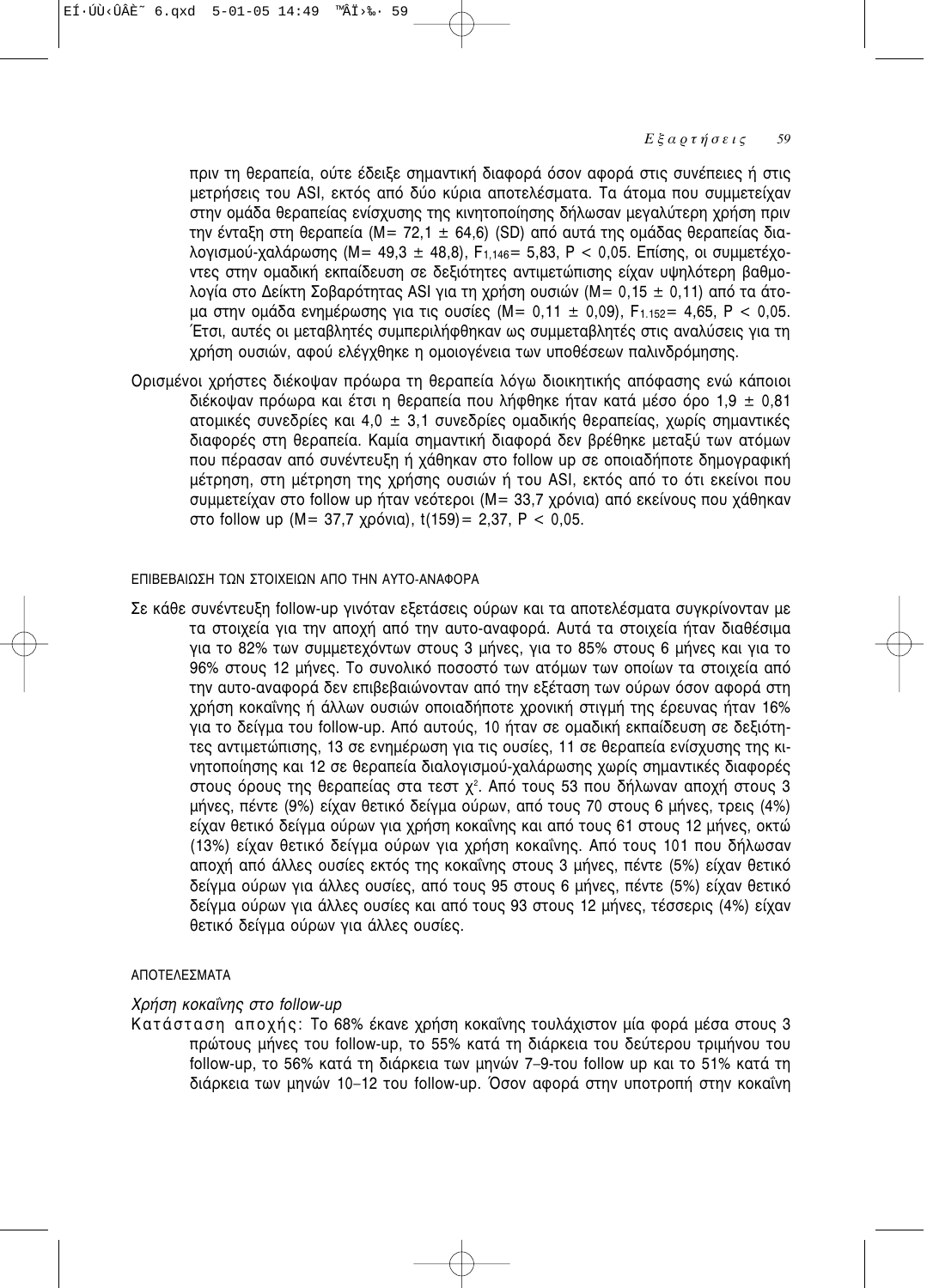πριν τη θεραπεία, ούτε έδειξε σημαντική διαφορά όσον αφορά στις συνέπειες ή στις μετρήσεις του ASI, εκτός από δύο κύρια αποτελέσματα. Τα άτομα που συμμετείχαν στην ομάδα θεραπείας ενίσχυσης της κινητοποίησης δήλωσαν μεγαλύτερη χρήση πριν την ένταξη στη θεραπεία (M= 72,1 ± 64,6) (SD) από αυτά της ομάδας θεραπείας διαλογισμού-χαλάρωσης (M= 49,3 ± 48,8), $F_{1,146}$= 5,83, P < 0,05. Επίσης, οι συμμετέχοντες στην ομαδική εκπαίδευση σε δεξιότητες αντιμετώπισης είχαν υψηλότερη βαθμολογία στο Δείκτη Σοβαρότητας ASI για τη χρήση ουσιών (M= 0,15 ± 0,11) από τα άτομα στην ομάδα ενημέρωσης για τις ουσίες (M= 0,11 ± 0,09), $F_{1.152}$= 4,65, P < 0,05. Έτσι, αυτές οι μεταβλητές συμπεριλήφθηκαν ως συμμεταβλητές στις αναλύσεις για τη χρήση ουσιών, αφού ελέγχθηκε η ομοιογένεια των υποθέσεων παλινδρόμησης.

Ορισμένοι χρήστες διέκοψαν πρόωρα τη θεραπεία λόγω διοικητικής απόφασης ενώ κάποιοι διέκοψαν πρόωρα και έτσι η θεραπεία που λήφθηκε ήταν κατά μέσο όρο 1,9 ± 0,81 ατομικές συνεδρίες και 4,0 ± 3,1 συνεδρίες ομαδικής θεραπείας, χωρίς σημαντικές διαφορές στη θεραπεία. Καμία σημαντική διαφορά δεν βρέθηκε μεταξύ των ατόμων που πέρασαν από συνέντευξη ή χάθηκαν στο follow up σε οποιαδήποτε δημογραφική μέτρηση, στη μέτρηση της χρήσης ουσιών ή του ASI, εκτός από το ότι εκείνοι που συμμετείχαν στο follow up ήταν νεότεροι (M= 33,7 χρόνια) από εκείνους που χάθηκαν στο follow up (M= 37,7 χρόνια), t(159)= 2,37, P < 0,05.

ΕΠΙΒΕΒΑΙΩΣΗ ΤΩΝ ΣΤΟΙΧΕΙΩΝ ΑΠΟ ΤΗΝ ΑΥΤΟ-ΑΝΑΦΟΡΑ

Σε κάθε συνέντευξη follow-up γινόταν εξετάσεις ούρων και τα αποτελέσματα συγκρίνονταν με τα στοιχεία για την αποχή από την αυτο-αναφορά. Αυτά τα στοιχεία ήταν διαθέσιμα για το 82% των συμμετεχόντων στους 3 μήνες, για το 85% στους 6 μήνες και για το 96% στους 12 μήνες. Το συνολικό ποσοστό των ατόμων των οποίων τα στοιχεία από την αυτο-αναφορά δεν επιβεβαιώνονταν από την εξέταση των ούρων όσον αφορά στη χρήση κοκαΐνης ή άλλων ουσιών οποιαδήποτε χρονική στιγμή της έρευνας ήταν 16% για το δείγμα του follow-up. Από αυτούς, 10 ήταν σε ομαδική εκπαίδευση σε δεξιότητες αντιμετώπισης, 13 σε ενημέρωση για τις ουσίες, 11 σε θεραπεία ενίσχυσης της κινητοποίησης και 12 σε θεραπεία διαλογισμού-χαλάρωσης χωρίς σημαντικές διαφορές στους όρους της θεραπείας στα τεστ $\chi^2$. Από τους 53 που δήλωναν αποχή στους 3 μήνες, πέντε (9%) είχαν θετικό δείγμα ούρων, από τους 70 στους 6 μήνες, τρεις (4%) είχαν θετικό δείγμα ούρων για χρήση κοκαΐνης και από τους 61 στους 12 μήνες, οκτώ (13%) είχαν θετικό δείγμα ούρων για χρήση κοκαΐνης. Από τους 101 που δήλωσαν αποχή από άλλες ουσίες εκτός της κοκαΐνης στους 3 μήνες, πέντε (5%) είχαν θετικό δείγμα ούρων για άλλες ουσίες, από τους 95 στους 6 μήνες, πέντε (5%) είχαν θετικό δείγμα ούρων για άλλες ουσίες και από τους 93 στους 12 μήνες, τέσσερις (4%) είχαν θετικό δείγμα ούρων για άλλες ουσίες.

ΑΠΟΤΕΛΕΣΜΑΤΑ

*Χρήση κοκαΐνης στο follow-up*

Κατάσταση αποχής: Το 68% έκανε χρήση κοκαΐνης τουλάχιστον μία φορά μέσα στους 3 πρώτους μήνες του follow-up, το 55% κατά τη διάρκεια του δεύτερου τριμήνου του follow-up, το 56% κατά τη διάρκεια των μηνών 7–9-του follow up και το 51% κατά τη διάρκεια των μηνών 10–12 του follow-up. Όσον αφορά στην υποτροπή στην κοκαΐνη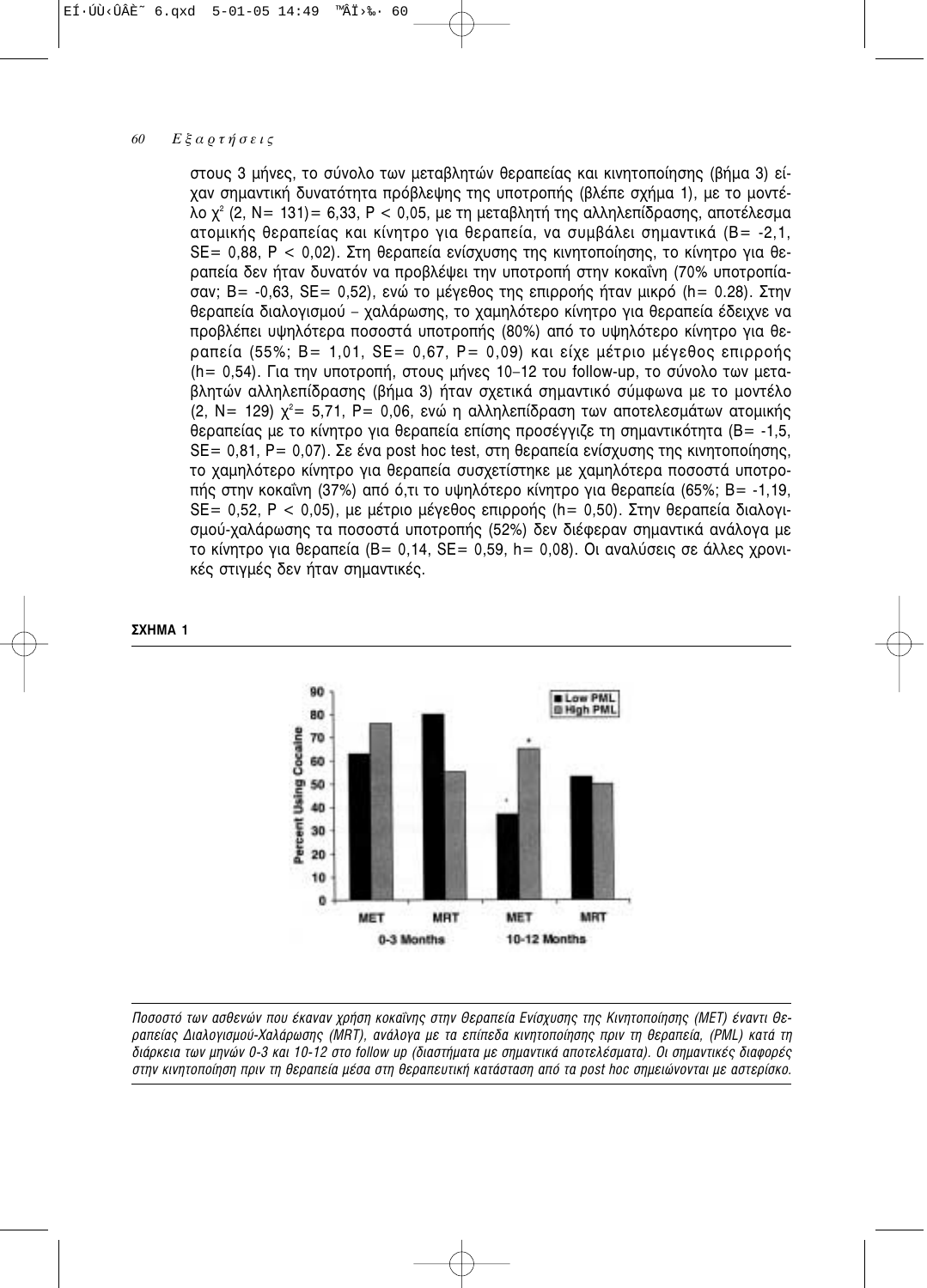στους 3 μήνες, το σύνολο των μεταβλητών θεραπείας και κινητοποίησης (βήμα 3) είχαν σημαντική δυνατότητα πρόβλεψης της υποτροπής (βλέπε σχήμα 1), με το μοντέλο $\chi^2$ (2, N= 131)= 6,33, $P < 0,05$, με τη μεταβλητή της αλληλεπίδρασης, αποτέλεσμα ατομικής θεραπείας και κίνητρο για θεραπεία, να συμβάλει σημαντικά (B= -2,1, SE= 0,88, $P < 0,02$). Στη θεραπεία ενίσχυσης της κινητοποίησης, το κίνητρο για θεραπεία δεν ήταν δυνατόν να προβλέψει την υποτροπή στην κοκαΐνη (70% υποτροπίασαν; B= -0,63, SE= 0,52), ενώ το μέγεθος της επιρροής ήταν μικρό (h= 0.28). Στην θεραπεία διαλογισμού – χαλάρωσης, το χαμηλότερο κίνητρο για θεραπεία έδειχνε να προβλέπει υψηλότερα ποσοστά υποτροπής (80%) από το υψηλότερο κίνητρο για θεραπεία (55%; B= 1,01, SE= 0,67, P= 0,09) και είχε μέτριο μέγεθος επιρροής (h= 0,54). Για την υποτροπή, στους μήνες 10–12 του follow-up, το σύνολο των μεταβλητών αλληλεπίδρασης (βήμα 3) ήταν σχετικά σημαντικό σύμφωνα με το μοντέλο (2, N= 129) $\chi^2$= 5,71, P= 0,06, ενώ η αλληλεπίδραση των αποτελεσμάτων ατομικής θεραπείας με το κίνητρο για θεραπεία επίσης προσέγγιζε τη σημαντικότητα (B= -1,5, SE= 0,81, P= 0,07). Σε ένα post hoc test, στη θεραπεία ενίσχυσης της κινητοποίησης, το χαμηλότερο κίνητρο για θεραπεία συσχετίστηκε με χαμηλότερα ποσοστά υποτροπής στην κοκαΐνη (37%) από ό,τι το υψηλότερο κίνητρο για θεραπεία (65%; B= -1,19, SE= 0,52, $P < 0,05$), με μέτριο μέγεθος επιρροής (h= 0,50). Στην θεραπεία διαλογισμού-χαλάρωσης τα ποσοστά υποτροπής (52%) δεν διέφεραν σημαντικά ανάλογα με το κίνητρο για θεραπεία (B= 0,14, SE= 0,59, h= 0,08). Οι αναλύσεις σε άλλες χρονικές στιγμές δεν ήταν σημαντικές.

**ΣΧΗΜΑ 1**

*Ποσοστό των ασθενών που έκαναν χρήση κοκαΐνης στην Θεραπεία Ενίσχυσης της Κινητοποίησης (MET) έναντι Θεραπείας Διαλογισμού-Χαλάρωσης (MRT), ανάλογα με τα επίπεδα κινητοποίησης πριν τη θεραπεία, (PML) κατά τη διάρκεια των μηνών 0-3 και 10-12 στο follow up (διαστήματα με σημαντικά αποτελέσματα). Οι σημαντικές διαφορές στην κινητοποίηση πριν τη θεραπεία μέσα στη θεραπευτική κατάσταση από τα post hoc σημειώνονται με αστερίσκο.*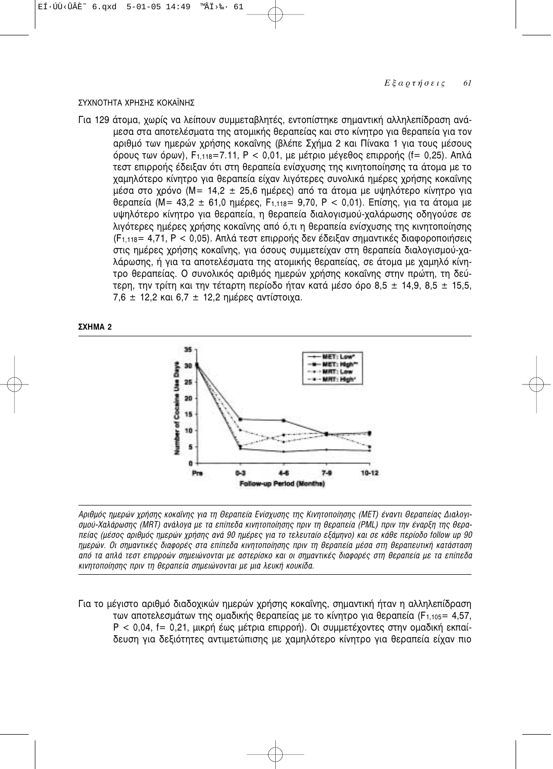ΣΥΧΝΟΤΗΤΑ ΧΡΗΣΗΣ ΚΟΚΑΪΝΗΣ

Για 129 άτομα, χωρίς να λείπουν συμμεταβλητές, εντοπίστηκε σημαντική αλληλεπίδραση ανάμεσα στα αποτελέσματα της ατομικής θεραπείας και στο κίνητρο για θεραπεία για τον αριθμό των ημερών χρήσης κοκαΐνης (βλέπε Σχήμα 2 και Πίνακα 1 για τους μέσους όρους των όρων), $F_{1,118}$=7.11, $P < 0,01$, με μέτριο μέγεθος επιρροής (f= 0,25). Απλά τεστ επιρροής έδειξαν ότι στη θεραπεία ενίσχυσης της κινητοποίησης τα άτομα με το χαμηλότερο κίνητρο για θεραπεία είχαν λιγότερες συνολικά ημέρες χρήσης κοκαΐνης μέσα στο χρόνο (M= 14,2 ± 25,6 ημέρες) από τα άτομα με υψηλότερο κίνητρο για θεραπεία (M= 43,2 ± 61,0 ημέρες, $F_{1,118}$= 9,70, $P < 0,01$). Επίσης, για τα άτομα με υψηλότερο κίνητρο για θεραπεία, η θεραπεία διαλογισμού-χαλάρωσης οδηγούσε σε λιγότερες ημέρες χρήσης κοκαΐνης από ό,τι η θεραπεία ενίσχυσης της κινητοποίησης ($F_{1,118}$= 4,71, $P < 0,05$). Απλά τεστ επιρροής δεν έδειξαν σημαντικές διαφοροποιήσεις στις ημέρες χρήσης κοκαΐνης, για όσους συμμετείχαν στη θεραπεία διαλογισμού-χαλάρωσης, ή για τα αποτελέσματα της ατομικής θεραπείας, σε άτομα με χαμηλό κίνητρο θεραπείας. Ο συνολικός αριθμός ημερών χρήσης κοκαΐνης στην πρώτη, τη δεύτερη, την τρίτη και την τέταρτη περίοδο ήταν κατά μέσο όρο 8,5 ± 14,9, 8,5 ± 15,5, 7,6 ± 12,2 και 6,7 ± 12,2 ημέρες αντίστοιχα.

**ΣΧΗΜΑ 2**

*Αριθμός ημερών χρήσης κοκαΐνης για τη Θεραπεία Ενίσχυσης της Κινητοποίησης (MET) έναντι Θεραπείας Διαλογισμού-Χαλάρωσης (MRT) ανάλογα με τα επίπεδα κινητοποίησης πριν τη θεραπεία (PML) πριν την έναρξη της θεραπείας (μέσος αριθμός ημερών χρήσης ανά 90 ημέρες για το τελευταίο εξάμηνο) και σε κάθε περίοδο follow up 90 ημερών. Οι σημαντικές διαφορές στα επίπεδα κινητοποίησης πριν τη θεραπεία μέσα στη θεραπευτική κατάσταση από τα απλά τεστ επιρροών σημειώνονται με αστερίσκο και οι σημαντικές διαφορές στη θεραπεία με τα επίπεδα κινητοποίησης πριν τη θεραπεία σημειώνονται με μια λευκή κουκίδα.*

Για το μέγιστο αριθμό διαδοχικών ημερών χρήσης κοκαΐνης, σημαντική ήταν η αλληλεπίδραση των αποτελεσμάτων της ομαδικής θεραπείας με το κίνητρο για θεραπεία ($F_{1,105}$= 4,57, $P < 0,04$, f= 0,21, μικρή έως μέτρια επιρροή). Οι συμμετέχοντες στην ομαδική εκπαίδευση για δεξιότητες αντιμετώπισης με χαμηλότερο κίνητρο για θεραπεία είχαν πιο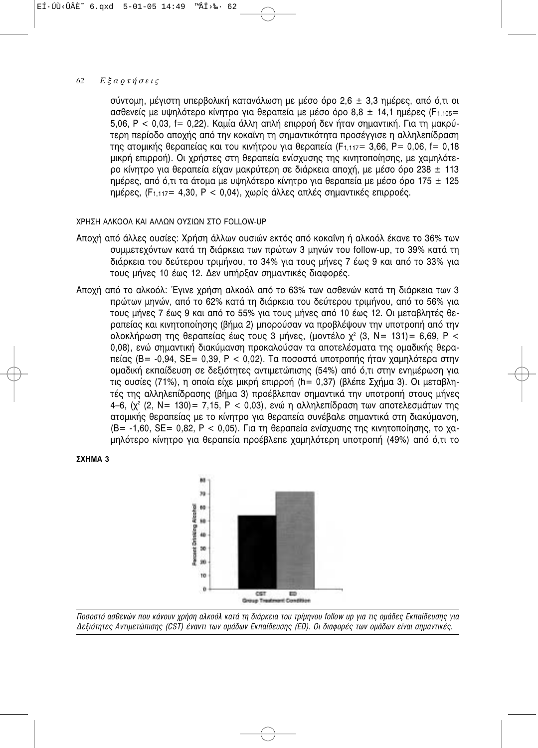σύντομη, μέγιστη υπερβολική κατανάλωση με μέσο όρο 2,6 ± 3,3 ημέρες, από ό,τι οι ασθενείς με υψηλότερο κίνητρο για θεραπεία με μέσο όρο 8,8 ± 14,1 ημέρες ($F_{1,105}$= 5,06, P < 0,03, f= 0,22). Καμία άλλη απλή επιρροή δεν ήταν σημαντική. Για τη μακρύτερη περίοδο αποχής από την κοκαΐνη τη σημαντικότητα προσέγγισε η αλληλεπίδραση της ατομικής θεραπείας και του κινήτρου για θεραπεία ($F_{1,117}$= 3,66, P= 0,06, f= 0,18 μικρή επιρροή). Οι χρήστες στη θεραπεία ενίσχυσης της κινητοποίησης, με χαμηλότερο κίνητρο για θεραπεία είχαν μακρύτερη σε διάρκεια αποχή, με μέσο όρο 238 ± 113 ημέρες, από ό,τι τα άτομα με υψηλότερο κίνητρο για θεραπεία με μέσο όρο 175 ± 125 ημέρες, ($F_{1,117}$= 4,30, P < 0,04), χωρίς άλλες απλές σημαντικές επιρροές.

ΧΡΗΣΗ ΑΛΚΟΟΛ ΚΑΙ ΑΛΛΩΝ ΟΥΣΙΩΝ ΣΤΟ FOLLOW-UP

Αποχή από άλλες ουσίες: Χρήση άλλων ουσιών εκτός από κοκαΐνη ή αλκοόλ έκανε το 36% των συμμετεχόντων κατά τη διάρκεια των πρώτων 3 μηνών του follow-up, το 39% κατά τη διάρκεια του δεύτερου τριμήνου, το 34% για τους μήνες 7 έως 9 και από το 33% για τους μήνες 10 έως 12. Δεν υπήρξαν σημαντικές διαφορές.

Αποχή από το αλκοόλ: Έγινε χρήση αλκοόλ από το 63% των ασθενών κατά τη διάρκεια των 3 πρώτων μηνών, από το 62% κατά τη διάρκεια του δεύτερου τριμήνου, από το 56% για τους μήνες 7 έως 9 και από το 55% για τους μήνες από 10 έως 12. Οι μεταβλητές θεραπείας και κινητοποίησης (βήμα 2) μπορούσαν να προβλέψουν την υποτροπή από την ολοκλήρωση της θεραπείας έως τους 3 μήνες, (μοντέλο $\chi^2$ (3, N= 131)= 6,69, P < 0,08), ενώ σημαντική διακύμανση προκαλούσαν τα αποτελέσματα της ομαδικής θεραπείας (B= -0,94, SE= 0,39, P < 0,02). Τα ποσοστά υποτροπής ήταν χαμηλότερα στην ομαδική εκπαίδευση σε δεξιότητες αντιμετώπισης (54%) από ό,τι στην ενημέρωση για τις ουσίες (71%), η οποία είχε μικρή επιρροή (h= 0,37) (βλέπε Σχήμα 3). Οι μεταβλητές της αλληλεπίδρασης (βήμα 3) προέβλεπαν σημαντικά την υποτροπή στους μήνες 4–6, ($\chi^2$ (2, N= 130)= 7,15, P < 0,03), ενώ η αλληλεπίδραση των αποτελεσμάτων της ατομικής θεραπείας με το κίνητρο για θεραπεία συνέβαλε σημαντικά στη διακύμανση, (B= -1,60, SE= 0,82, P < 0,05). Για τη θεραπεία ενίσχυσης της κινητοποίησης, το χαμηλότερο κίνητρο για θεραπεία προέβλεπε χαμηλότερη υποτροπή (49%) από ό,τι το

**ΣΧΗΜΑ 3**

*Ποσοστό ασθενών που κάνουν χρήση αλκοόλ κατά τη διάρκεια του τρίμηνου follow up για τις ομάδες Εκπαίδευσης για Δεξιότητες Αντιμετώπισης (CST) έναντι των ομάδων Εκπαίδευσης (ED). Οι διαφορές των ομάδων είναι σημαντικές.*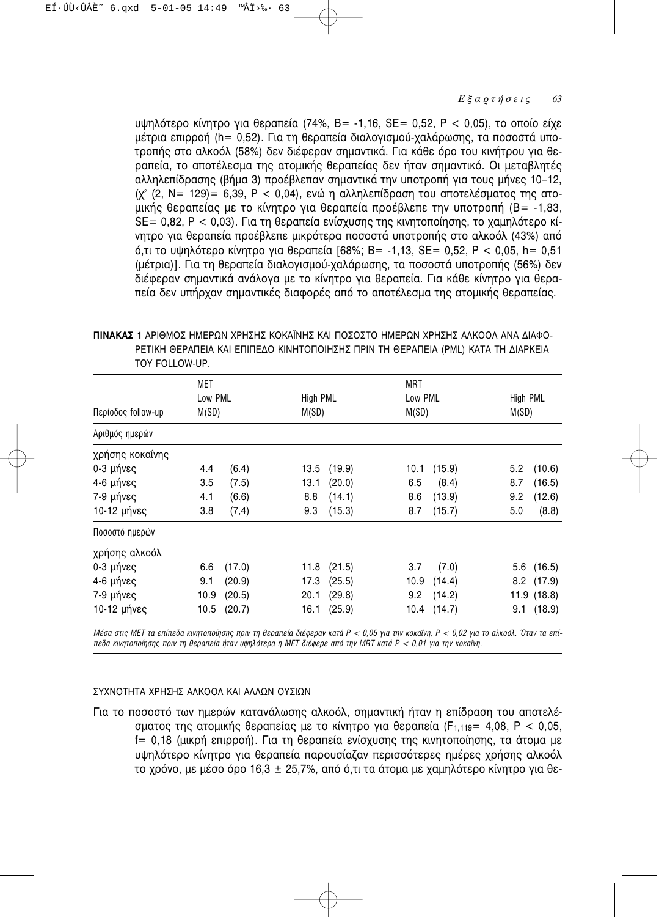υψηλότερο κίνητρο για θεραπεία (74%, B= -1,16, SE= 0,52, P < 0,05), το οποίο είχε μέτρια επιρροή (h= 0,52). Για τη θεραπεία διαλογισμού-χαλάρωσης, τα ποσοστά υποτροπής στο αλκοόλ (58%) δεν διέφεραν σημαντικά. Για κάθε όρο του κινήτρου για θεραπεία, το αποτέλεσμα της ατομικής θεραπείας δεν ήταν σημαντικό. Οι μεταβλητές αλληλεπίδρασης (βήμα 3) προέβλεπαν σημαντικά την υποτροπή για τους μήνες 10–12, ($\chi^2$ (2, N= 129)= 6,39, P < 0,04), ενώ η αλληλεπίδραση του αποτελέσματος της ατομικής θεραπείας με το κίνητρο για θεραπεία προέβλεπε την υποτροπή (B= -1,83, SE= 0,82, P < 0,03). Για τη θεραπεία ενίσχυσης της κινητοποίησης, το χαμηλότερο κίνητρο για θεραπεία προέβλεπε μικρότερα ποσοστά υποτροπής στο αλκοόλ (43%) από ό,τι το υψηλότερο κίνητρο για θεραπεία [68%; B= -1,13, SE= 0,52, P < 0,05, h= 0,51 (μέτρια)]. Για τη θεραπεία διαλογισμού-χαλάρωσης, τα ποσοστά υποτροπής (56%) δεν διέφεραν σημαντικά ανάλογα με το κίνητρο για θεραπεία. Για κάθε κίνητρο για θεραπεία δεν υπήρχαν σημαντικές διαφορές από το αποτέλεσμα της ατομικής θεραπείας.

**ΠΙΝΑΚΑΣ 1** ΑΡΙΘΜΟΣ ΗΜΕΡΩΝ ΧΡΗΣΗΣ ΚΟΚΑΪΝΗΣ ΚΑΙ ΠΟΣΟΣΤΟ ΗΜΕΡΩΝ ΧΡΗΣΗΣ ΑΛΚΟΟΛ ΑΝΑ ΔΙΑΦΟΡΕΤΙΚΗ ΘΕΡΑΠΕΙΑ ΚΑΙ ΕΠΙΠΕΔΟ ΚΙΝΗΤΟΠΟΙΗΣΗΣ ΠΡΙΝ ΤΗ ΘΕΡΑΠΕΙΑ (PML) ΚΑΤΑ ΤΗ ΔΙΑΡΚΕΙΑ ΤΟΥ FOLLOW-UP.

| | MET | | MRT | |
|---|---|---|---|---|
| | Low PML | High PML | Low PML | High PML |
| Περίοδος follow-up | M(SD) | M(SD) | M(SD) | M(SD) |
| **Αριθμός ημερών χρήσης κοκαΐνης** | | | | |
| 0-3 μήνες | 4.4 (6.4) | 13.5 (19.9) | 10.1 (15.9) | 5.2 (10.6) |
| 4-6 μήνες | 3.5 (7.5) | 13.1 (20.0) | 6.5 (8.4) | 8.7 (16.5) |
| 7-9 μήνες | 4.1 (6.6) | 8.8 (14.1) | 8.6 (13.9) | 9.2 (12.6) |
| 10-12 μήνες | 3.8 (7,4) | 9.3 (15.3) | 8.7 (15.7) | 5.0 (8.8) |
| **Ποσοστό ημερών χρήσης αλκοόλ** | | | | |
| 0-3 μήνες | 6.6 (17.0) | 11.8 (21.5) | 3.7 (7.0) | 5.6 (16.5) |
| 4-6 μήνες | 9.1 (20.9) | 17.3 (25.5) | 10.9 (14.4) | 8.2 (17.9) |
| 7-9 μήνες | 10.9 (20.5) | 20.1 (29.8) | 9.2 (14.2) | 11.9 (18.8) |
| 10-12 μήνες | 10.5 (20.7) | 16.1 (25.9) | 10.4 (14.7) | 9.1 (18.9) |

*Μέσα στις MET τα επίπεδα κινητοποίησης πριν τη θεραπεία διέφεραν κατά P < 0,05 για την κοκαΐνη, P < 0,02 για το αλκοόλ. Όταν τα επίπεδα κινητοποίησης πριν τη θεραπεία ήταν υψηλότερα η MET διέφερε από την MRT κατά P < 0,01 για την κοκαΐνη.*

### ΣΥΧΝΟΤΗΤΑ ΧΡΗΣΗΣ ΑΛΚΟΟΛ ΚΑΙ ΑΛΛΩΝ ΟΥΣΙΩΝ

Για το ποσοστό των ημερών κατανάλωσης αλκοόλ, σημαντική ήταν η επίδραση του αποτελέσματος της ατομικής θεραπείας με το κίνητρο για θεραπεία ($F_{1,119}$= 4,08, P < 0,05, f= 0,18 (μικρή επιρροή). Για τη θεραπεία ενίσχυσης της κινητοποίησης, τα άτομα με υψηλότερο κίνητρο για θεραπεία παρουσίαζαν περισσότερες ημέρες χρήσης αλκοόλ το χρόνο, με μέσο όρο 16,3 ± 25,7%, από ό,τι τα άτομα με χαμηλότερο κίνητρο για θε-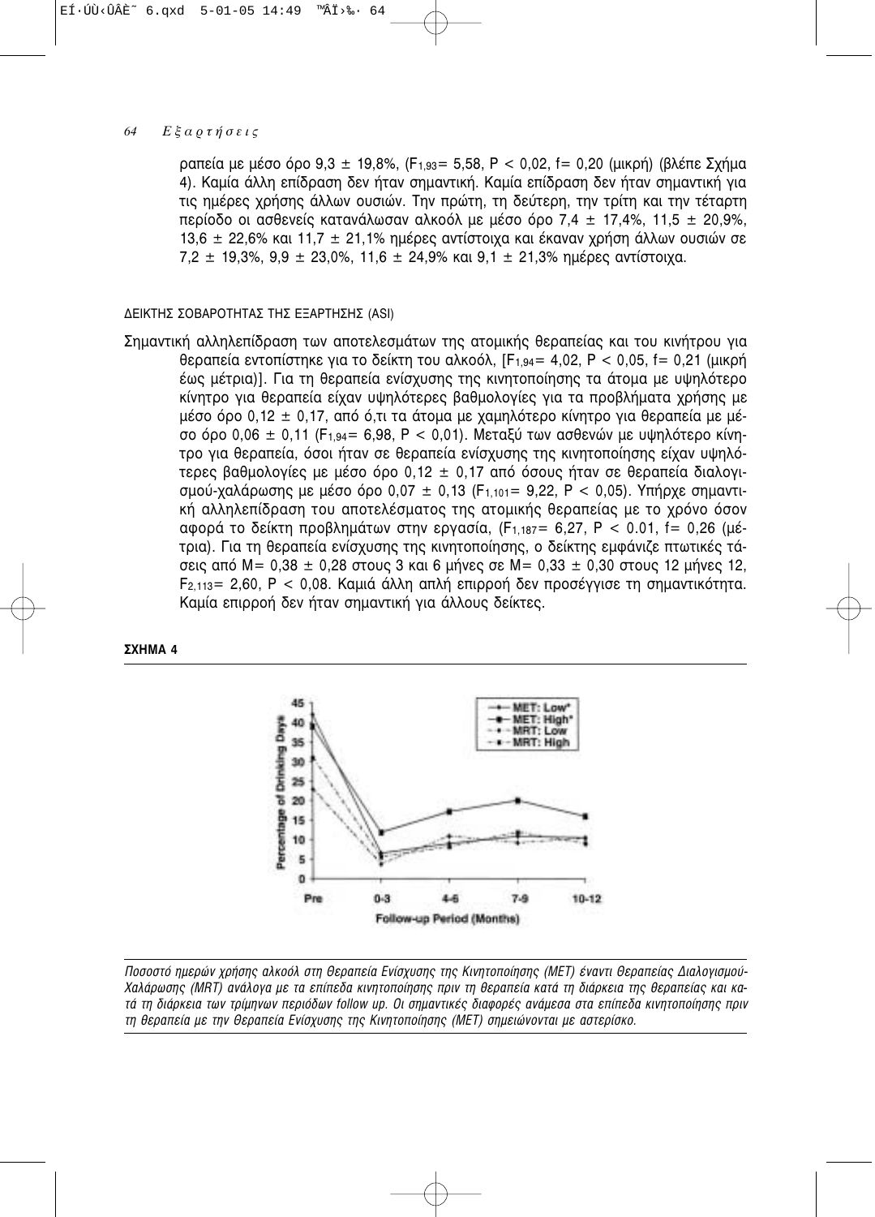ραπεία με μέσο όρο 9,3 ± 19,8%, ($F_{1,93}$= 5,58, $P < 0,02$, f= 0,20 (μικρή) (βλέπε Σχήμα 4). Καμία άλλη επίδραση δεν ήταν σημαντική. Καμία επίδραση δεν ήταν σημαντική για τις ημέρες χρήσης άλλων ουσιών. Την πρώτη, τη δεύτερη, την τρίτη και την τέταρτη περίοδο οι ασθενείς κατανάλωσαν αλκοόλ με μέσο όρο 7,4 ± 17,4%, 11,5 ± 20,9%, 13,6 ± 22,6% και 11,7 ± 21,1% ημέρες αντίστοιχα και έκαναν χρήση άλλων ουσιών σε 7,2 ± 19,3%, 9,9 ± 23,0%, 11,6 ± 24,9% και 9,1 ± 21,3% ημέρες αντίστοιχα.

### ΔΕΙΚΤΗΣ ΣΟΒΑΡΟΤΗΤΑΣ ΤΗΣ ΕΞΑΡΤΗΣΗΣ (ASI)

Σημαντική αλληλεπίδραση των αποτελεσμάτων της ατομικής θεραπείας και του κινήτρου για θεραπεία εντοπίστηκε για το δείκτη του αλκοόλ, [$F_{1,94}$= 4,02, $P < 0,05$, f= 0,21 (μικρή έως μέτρια)]. Για τη θεραπεία ενίσχυσης της κινητοποίησης τα άτομα με υψηλότερο κίνητρο για θεραπεία είχαν υψηλότερες βαθμολογίες για τα προβλήματα χρήσης με μέσο όρο 0,12 ± 0,17, από ό,τι τα άτομα με χαμηλότερο κίνητρο για θεραπεία με μέσο όρο 0,06 ± 0,11 ($F_{1,94}$= 6,98, $P < 0,01$). Μεταξύ των ασθενών με υψηλότερο κίνητρο για θεραπεία, όσοι ήταν σε θεραπεία ενίσχυσης της κινητοποίησης είχαν υψηλότερες βαθμολογίες με μέσο όρο 0,12 ± 0,17 από όσους ήταν σε θεραπεία διαλογισμού-χαλάρωσης με μέσο όρο 0,07 ± 0,13 ($F_{1,101}$= 9,22, $P < 0,05$). Υπήρχε σημαντική αλληλεπίδραση του αποτελέσματος της ατομικής θεραπείας με το χρόνο όσον αφορά το δείκτη προβλημάτων στην εργασία, ($F_{1,187}$= 6,27, $P < 0.01$, f= 0,26 (μέτρια). Για τη θεραπεία ενίσχυσης της κινητοποίησης, ο δείκτης εμφάνιζε πτωτικές τάσεις από M= 0,38 ± 0,28 στους 3 και 6 μήνες σε M= 0,33 ± 0,30 στους 12 μήνες 12, $F_{2,113}$= 2,60, $P < 0,08$. Καμιά άλλη απλή επιρροή δεν προσέγγισε τη σημαντικότητα. Καμία επιρροή δεν ήταν σημαντική για άλλους δείκτες.

**ΣΧΗΜΑ 4**

*Ποσοστό ημερών χρήσης αλκοόλ στη Θεραπεία Ενίσχυσης της Κινητοποίησης (MET) έναντι Θεραπείας Διαλογισμού-Χαλάρωσης (MRT) ανάλογα με τα επίπεδα κινητοποίησης πριν τη θεραπεία κατά τη διάρκεια της θεραπείας και κατά τη διάρκεια των τρίμηνων περιόδων follow up. Οι σημαντικές διαφορές ανάμεσα στα επίπεδα κινητοποίησης πριν τη θεραπεία με την Θεραπεία Ενίσχυσης της Κινητοποίησης (MET) σημειώνονται με αστερίσκο.*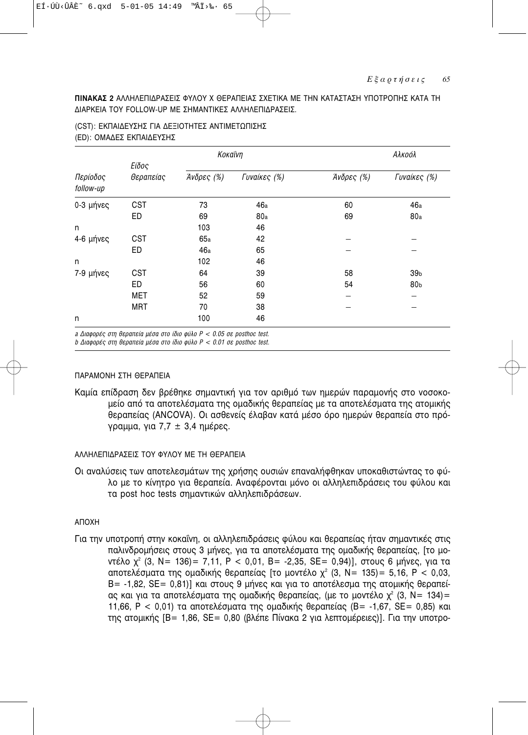**ΠΙΝΑΚΑΣ 2** ΑΛΛΗΛΕΠΙΔΡΑΣΕΙΣ ΦΥΛΟΥ Χ ΘΕΡΑΠΕΙΑΣ ΣΧΕΤΙΚΑ ΜΕ ΤΗΝ ΚΑΤΑΣΤΑΣΗ ΥΠΟΤΡΟΠΗΣ ΚΑΤΑ ΤΗ ΔΙΑΡΚΕΙΑ ΤΟΥ FOLLOW-UP ΜΕ ΣΗΜΑΝΤΙΚΕΣ ΑΛΛΗΛΕΠΙΔΡΑΣΕΙΣ.

(CST): ΕΚΠΑΙΔΕΥΣΗΣ ΓΙΑ ΔΕΞΙΟΤΗΤΕΣ ΑΝΤΙΜΕΤΩΠΙΣΗΣ
(ED): ΟΜΑΔΕΣ ΕΚΠΑΙΔΕΥΣΗΣ

| | | *Κοκαΐνη* | | *Αλκοόλ* | |
|---|---|---|---|---|---|
| *Περίοδος follow-up* | *Είδος Θεραπείας* | *Άνδρες (%)* | *Γυναίκες (%)* | *Άνδρες (%)* | *Γυναίκες (%)* |
| 0-3 μήνες | CST | 73 | 46a | 60 | 46a |
| | ED | 69 | 80a | 69 | 80a |
| n | | 103 | 46 | | |
| 4-6 μήνες | CST | 65a | 42 | – | – |
| | ED | 46a | 65 | – | – |
| n | | 102 | 46 | | |
| 7-9 μήνες | CST | 64 | 39 | 58 | 39b |
| | ED | 56 | 60 | 54 | 80b |
| | MET | 52 | 59 | – | – |
| | MRT | 70 | 38 | – | – |
| n | | 100 | 46 | | |

*a Διαφορές στη θεραπεία μέσα στο ίδιο φύλο $P < 0.05$ σε posthoc test.*
*b Διαφορές στη θεραπεία μέσα στο ίδιο φύλο $P < 0.01$ σε posthoc test.*

ΠΑΡΑΜΟΝΗ ΣΤΗ ΘΕΡΑΠΕΙΑ

Καμία επίδραση δεν βρέθηκε σημαντική για τον αριθμό των ημερών παραμονής στο νοσοκομείο από τα αποτελέσματα της ομαδικής θεραπείας με τα αποτελέσματα της ατομικής θεραπείας (ANCOVA). Οι ασθενείς έλαβαν κατά μέσο όρο ημερών θεραπεία στο πρόγραμμα, για 7,7 ± 3,4 ημέρες.

ΑΛΛΗΛΕΠΙΔΡΑΣΕΙΣ ΤΟΥ ΦΥΛΟΥ ΜΕ ΤΗ ΘΕΡΑΠΕΙΑ

Οι αναλύσεις των αποτελεσμάτων της χρήσης ουσιών επαναλήφθηκαν υποκαθιστώντας το φύλο με το κίνητρο για θεραπεία. Αναφέρονται μόνο οι αλληλεπιδράσεις του φύλου και τα post hoc tests σημαντικών αλληλεπιδράσεων.

ΑΠΟΧΗ

Για την υποτροπή στην κοκαΐνη, οι αλληλεπιδράσεις φύλου και θεραπείας ήταν σημαντικές στις παλινδρομήσεις στους 3 μήνες, για τα αποτελέσματα της ομαδικής θεραπείας, [το μοντέλο $\chi^2$ (3, N= 136)= 7,11, $P < 0,01$, B= -2,35, SE= 0,94)], στους 6 μήνες, για τα αποτελέσματα της ομαδικής θεραπείας [το μοντέλο $\chi^2$ (3, N= 135)= 5,16, $P < 0,03$, B= -1,82, SE= 0,81)] και στους 9 μήνες και για το αποτέλεσμα της ατομικής θεραπείας και για τα αποτελέσματα της ομαδικής θεραπείας, (με το μοντέλο $\chi^2$ (3, N= 134)= 11,66, $P < 0,01$) τα αποτελέσματα της ομαδικής θεραπείας (B= -1,67, SE= 0,85) και της ατομικής [B= 1,86, SE= 0,80 (βλέπε Πίνακα 2 για λεπτομέρειες)]. Για την υποτρο-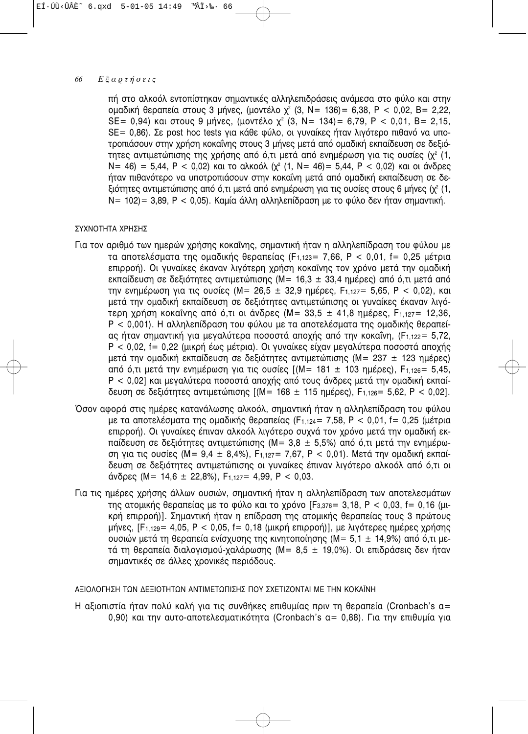πή στο αλκοόλ εντοπίστηκαν σημαντικές αλληλεπιδράσεις ανάμεσα στο φύλο και στην ομαδική θεραπεία στους 3 μήνες, (μοντέλο $\chi^2$ (3, N= 136)= 6,38, P < 0,02, B= 2,22, SE= 0,94) και στους 9 μήνες, (μοντέλο $\chi^2$ (3, N= 134)= 6,79, P < 0,01, B= 2,15, SE= 0,86). Σε post hoc tests για κάθε φύλο, οι γυναίκες ήταν λιγότερο πιθανό να υποτροπιάσουν στην χρήση κοκαΐνης στους 3 μήνες μετά από ομαδική εκπαίδευση σε δεξιότητες αντιμετώπισης της χρήσης από ό,τι μετά από ενημέρωση για τις ουσίες ($\chi^2$ (1, N= 46) = 5,44, P < 0,02) και το αλκοόλ ($\chi^2$ (1, N= 46)= 5,44, P < 0,02) και οι άνδρες ήταν πιθανότερο να υποτροπιάσουν στην κοκαΐνη μετά από ομαδική εκπαίδευση σε δεξιότητες αντιμετώπισης από ό,τι μετά από ενημέρωση για τις ουσίες στους 6 μήνες ($\chi^2$ (1, N= 102)= 3,89, P < 0,05). Καμία άλλη αλληλεπίδραση με το φύλο δεν ήταν σημαντική.

ΣΥΧΝΟΤΗΤΑ ΧΡΗΣΗΣ

Για τον αριθμό των ημερών χρήσης κοκαΐνης, σημαντική ήταν η αλληλεπίδραση του φύλου με τα αποτελέσματα της ομαδικής θεραπείας ($F_{1,123}$= 7,66, P < 0,01, f= 0,25 μέτρια επιρροή). Οι γυναίκες έκαναν λιγότερη χρήση κοκαΐνης τον χρόνο μετά την ομαδική εκπαίδευση σε δεξιότητες αντιμετώπισης (M= 16,3 ± 33,4 ημέρες) από ό,τι μετά από την ενημέρωση για τις ουσίες (M= 26,5 ± 32,9 ημέρες, $F_{1,127}$= 5,65, P < 0,02), και μετά την ομαδική εκπαίδευση σε δεξιότητες αντιμετώπισης οι γυναίκες έκαναν λιγότερη χρήση κοκαΐνης από ό,τι οι άνδρες (M= 33,5 ± 41,8 ημέρες, $F_{1,127}$= 12,36, P < 0,001). Η αλληλεπίδραση του φύλου με τα αποτελέσματα της ομαδικής θεραπείας ήταν σημαντική για μεγαλύτερα ποσοστά αποχής από την κοκαΐνη, ($F_{1,122}$= 5,72, P < 0,02, f= 0,22 (μικρή έως μέτρια). Οι γυναίκες είχαν μεγαλύτερα ποσοστά αποχής μετά την ομαδική εκπαίδευση σε δεξιότητες αντιμετώπισης (M= 237 ± 123 ημέρες) από ό,τι μετά την ενημέρωση για τις ουσίες [(M= 181 ± 103 ημέρες), $F_{1,126}$= 5,45, P < 0,02] και μεγαλύτερα ποσοστά αποχής από τους άνδρες μετά την ομαδική εκπαίδευση σε δεξιότητες αντιμετώπισης [(M= 168 ± 115 ημέρες), $F_{1,126}$= 5,62, P < 0,02].

Όσον αφορά στις ημέρες κατανάλωσης αλκοόλ, σημαντική ήταν η αλληλεπίδραση του φύλου με τα αποτελέσματα της ομαδικής θεραπείας ($F_{1,124}$= 7,58, P < 0,01, f= 0,25 (μέτρια επιρροή). Οι γυναίκες έπιναν αλκοόλ λιγότερο συχνά τον χρόνο μετά την ομαδική εκπαίδευση σε δεξιότητες αντιμετώπισης (M= 3,8 ± 5,5%) από ό,τι μετά την ενημέρωση για τις ουσίες (M= 9,4 ± 8,4%), $F_{1,127}$= 7,67, P < 0,01). Μετά την ομαδική εκπαίδευση σε δεξιότητες αντιμετώπισης οι γυναίκες έπιναν λιγότερο αλκοόλ από ό,τι οι άνδρες (M= 14,6 ± 22,8%), $F_{1,127}$= 4,99, P < 0,03.

Για τις ημέρες χρήσης άλλων ουσιών, σημαντική ήταν η αλληλεπίδραση των αποτελεσμάτων της ατομικής θεραπείας με το φύλο και το χρόνο [$F_{3,376}$= 3,18, P < 0,03, f= 0,16 (μικρή επιρροή)]. Σημαντική ήταν η επίδραση της ατομικής θεραπείας τους 3 πρώτους μήνες, [$F_{1,129}$= 4,05, P < 0,05, f= 0,18 (μικρή επιρροή)], με λιγότερες ημέρες χρήσης ουσιών μετά τη θεραπεία ενίσχυσης της κινητοποίησης (M= 5,1 ± 14,9%) από ό,τι μετά τη θεραπεία διαλογισμού-χαλάρωσης (M= 8,5 ± 19,0%). Οι επιδράσεις δεν ήταν σημαντικές σε άλλες χρονικές περιόδους.

ΑΞΙΟΛΟΓΗΣΗ ΤΩΝ ΔΕΞΙΟΤΗΤΩΝ ΑΝΤΙΜΕΤΩΠΙΣΗΣ ΠΟΥ ΣΧΕΤΙΖΟΝΤΑΙ ΜΕ ΤΗΝ ΚΟΚΑΪΝΗ

Η αξιοπιστία ήταν πολύ καλή για τις συνθήκες επιθυμίας πριν τη θεραπεία (Cronbach's α= 0,90) και την αυτο-αποτελεσματικότητα (Cronbach's α= 0,88). Για την επιθυμία για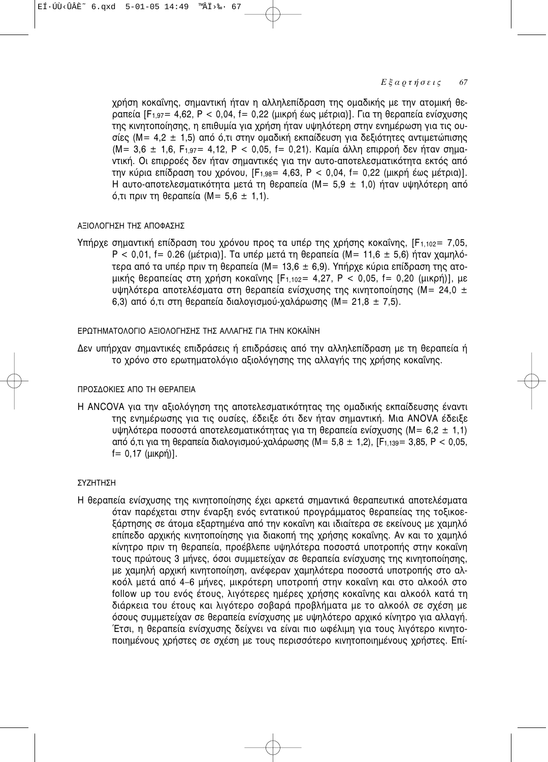χρήση κοκαΐνης, σημαντική ήταν η αλληλεπίδραση της ομαδικής με την ατομική θεραπεία [$F_{1,97}$= 4,62, $P < 0,04$, f= 0,22 (μικρή έως μέτρια)]. Για τη θεραπεία ενίσχυσης της κινητοποίησης, η επιθυμία για χρήση ήταν υψηλότερη στην ενημέρωση για τις ουσίες (M= 4,2 ± 1,5) από ό,τι στην ομαδική εκπαίδευση για δεξιότητες αντιμετώπισης (M= 3,6 ± 1,6, $F_{1,97}$= 4,12, $P < 0,05$, f= 0,21). Καμία άλλη επιρροή δεν ήταν σημαντική. Οι επιρροές δεν ήταν σημαντικές για την αυτο-αποτελεσματικότητα εκτός από την κύρια επίδραση του χρόνου, [$F_{1,98}$= 4,63, $P < 0,04$, f= 0,22 (μικρή έως μέτρια)]. Η αυτο-αποτελεσματικότητα μετά τη θεραπεία (M= 5,9 ± 1,0) ήταν υψηλότερη από ό,τι πριν τη θεραπεία (M= 5,6 ± 1,1).

### ΑΞΙΟΛΟΓΗΣΗ ΤΗΣ ΑΠΟΦΑΣΗΣ

Υπήρχε σημαντική επίδραση του χρόνου προς τα υπέρ της χρήσης κοκαΐνης, [$F_{1,102}$= 7,05, $P < 0,01$, f= 0.26 (μέτρια)]. Τα υπέρ μετά τη θεραπεία (M= 11,6 ± 5,6) ήταν χαμηλότερα από τα υπέρ πριν τη θεραπεία (M= 13,6 ± 6,9). Υπήρχε κύρια επίδραση της ατομικής θεραπείας στη χρήση κοκαΐνης [$F_{1,102}$= 4,27, $P < 0,05$, f= 0,20 (μικρή)], με υψηλότερα αποτελέσματα στη θεραπεία ενίσχυσης της κινητοποίησης (M= 24,0 ± 6,3) από ό,τι στη θεραπεία διαλογισμού-χαλάρωσης (M= 21,8 ± 7,5).

### ΕΡΩΤΗΜΑΤΟΛΟΓΙΟ ΑΞΙΟΛΟΓΗΣΗΣ ΤΗΣ ΑΛΛΑΓΗΣ ΓΙΑ ΤΗΝ ΚΟΚΑΪΝΗ

Δεν υπήρχαν σημαντικές επιδράσεις ή επιδράσεις από την αλληλεπίδραση με τη θεραπεία ή το χρόνο στο ερωτηματολόγιο αξιολόγησης της αλλαγής της χρήσης κοκαΐνης.

### ΠΡΟΣΔΟΚΙΕΣ ΑΠΟ ΤΗ ΘΕΡΑΠΕΙΑ

Η ANCOVA για την αξιολόγηση της αποτελεσματικότητας της ομαδικής εκπαίδευσης έναντι της ενημέρωσης για τις ουσίες, έδειξε ότι δεν ήταν σημαντική. Μια ANOVA έδειξε υψηλότερα ποσοστά αποτελεσματικότητας για τη θεραπεία ενίσχυσης (M= 6,2 ± 1,1) από ό,τι για τη θεραπεία διαλογισμού-χαλάρωσης (M= 5,8 ± 1,2), [$F_{1,139}$= 3,85, $P < 0,05$, f= 0,17 (μικρή)].

### ΣΥΖΗΤΗΣΗ

Η θεραπεία ενίσχυσης της κινητοποίησης έχει αρκετά σημαντικά θεραπευτικά αποτελέσματα όταν παρέχεται στην έναρξη ενός εντατικού προγράμματος θεραπείας της τοξικοεξάρτησης σε άτομα εξαρτημένα από την κοκαΐνη και ιδιαίτερα σε εκείνους με χαμηλό επίπεδο αρχικής κινητοποίησης για διακοπή της χρήσης κοκαΐνης. Αν και το χαμηλό κίνητρο πριν τη θεραπεία, προέβλεπε υψηλότερα ποσοστά υποτροπής στην κοκαΐνη τους πρώτους 3 μήνες, όσοι συμμετείχαν σε θεραπεία ενίσχυσης της κινητοποίησης, με χαμηλή αρχική κινητοποίηση, ανέφεραν χαμηλότερα ποσοστά υποτροπής στο αλκοόλ μετά από 4–6 μήνες, μικρότερη υποτροπή στην κοκαΐνη και στο αλκοόλ στο follow up του ενός έτους, λιγότερες ημέρες χρήσης κοκαΐνης και αλκοόλ κατά τη διάρκεια του έτους και λιγότερο σοβαρά προβλήματα με το αλκοόλ σε σχέση με όσους συμμετείχαν σε θεραπεία ενίσχυσης με υψηλότερο αρχικό κίνητρο για αλλαγή. Έτσι, η θεραπεία ενίσχυσης δείχνει να είναι πιο ωφέλιμη για τους λιγότερο κινητοποιημένους χρήστες σε σχέση με τους περισσότερο κινητοποιημένους χρήστες. Επί-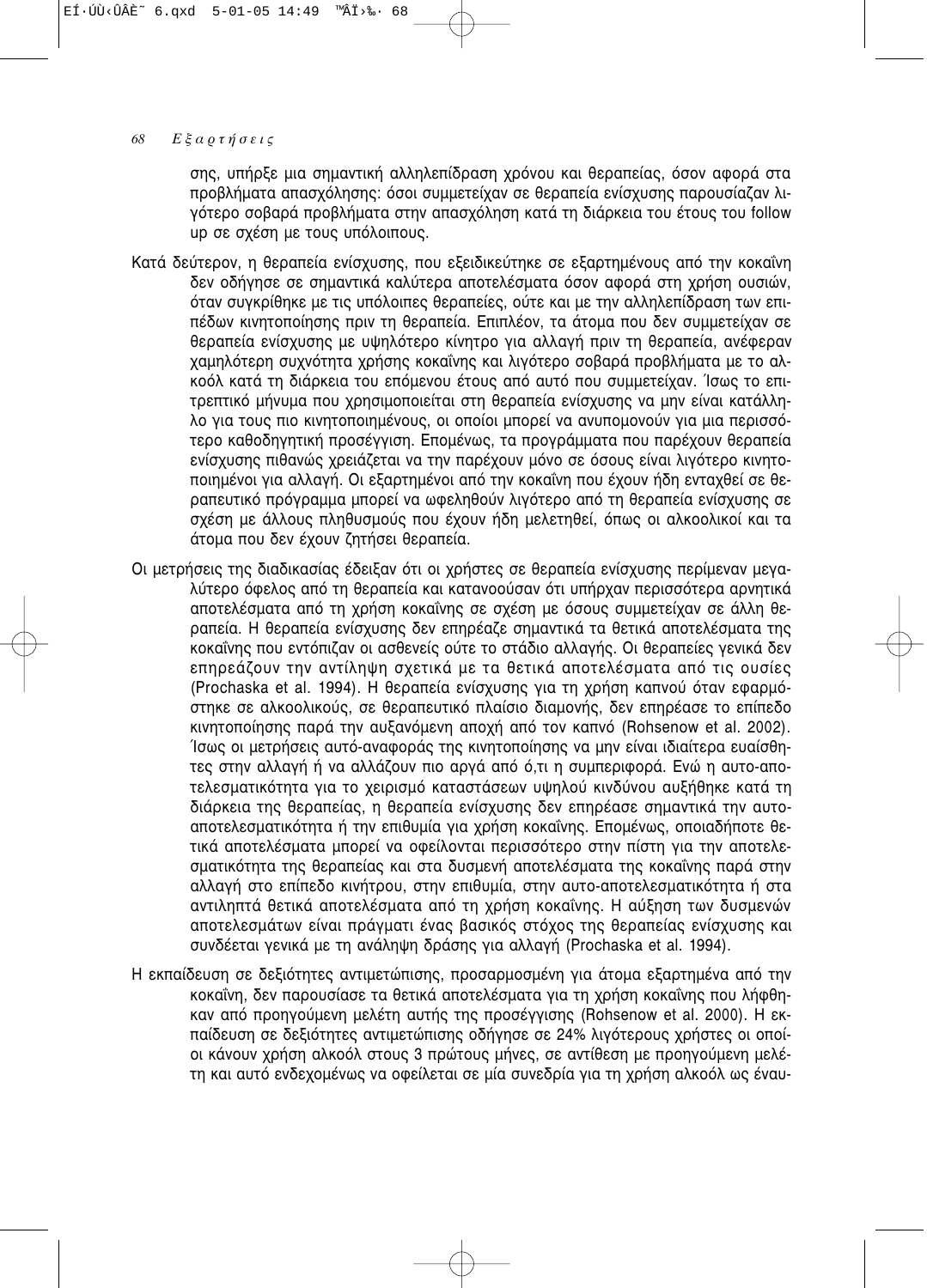σης, υπήρξε μια σημαντική αλληλεπίδραση χρόνου και θεραπείας, όσον αφορά στα προβλήματα απασχόλησης: όσοι συμμετείχαν σε θεραπεία ενίσχυσης παρουσίαζαν λιγότερο σοβαρά προβλήματα στην απασχόληση κατά τη διάρκεια του έτους του follow up σε σχέση με τους υπόλοιπους.

Κατά δεύτερον, η θεραπεία ενίσχυσης, που εξειδικεύτηκε σε εξαρτημένους από την κοκαΐνη δεν οδήγησε σε σημαντικά καλύτερα αποτελέσματα όσον αφορά στη χρήση ουσιών, όταν συγκρίθηκε με τις υπόλοιπες θεραπείες, ούτε και με την αλληλεπίδραση των επιπέδων κινητοποίησης πριν τη θεραπεία. Επιπλέον, τα άτομα που δεν συμμετείχαν σε θεραπεία ενίσχυσης με υψηλότερο κίνητρο για αλλαγή πριν τη θεραπεία, ανέφεραν χαμηλότερη συχνότητα χρήσης κοκαΐνης και λιγότερο σοβαρά προβλήματα με το αλκοόλ κατά τη διάρκεια του επόμενου έτους από αυτό που συμμετείχαν. Ίσως το επιτρεπτικό μήνυμα που χρησιμοποιείται στη θεραπεία ενίσχυσης να μην είναι κατάλληλο για τους πιο κινητοποιημένους, οι οποίοι μπορεί να ανυπομονούν για μια περισσότερο καθοδηγητική προσέγγιση. Επομένως, τα προγράμματα που παρέχουν θεραπεία ενίσχυσης πιθανώς χρειάζεται να την παρέχουν μόνο σε όσους είναι λιγότερο κινητοποιημένοι για αλλαγή. Οι εξαρτημένοι από την κοκαΐνη που έχουν ήδη ενταχθεί σε θεραπευτικό πρόγραμμα μπορεί να ωφεληθούν λιγότερο από τη θεραπεία ενίσχυσης σε σχέση με άλλους πληθυσμούς που έχουν ήδη μελετηθεί, όπως οι αλκοολικοί και τα άτομα που δεν έχουν ζητήσει θεραπεία.

Οι μετρήσεις της διαδικασίας έδειξαν ότι οι χρήστες σε θεραπεία ενίσχυσης περίμεναν μεγαλύτερο όφελος από τη θεραπεία και κατανοούσαν ότι υπήρχαν περισσότερα αρνητικά αποτελέσματα από τη χρήση κοκαΐνης σε σχέση με όσους συμμετείχαν σε άλλη θεραπεία. Η θεραπεία ενίσχυσης δεν επηρέαζε σημαντικά τα θετικά αποτελέσματα της κοκαΐνης που εντόπιζαν οι ασθενείς ούτε το στάδιο αλλαγής. Οι θεραπείες γενικά δεν επηρεάζουν την αντίληψη σχετικά με τα θετικά αποτελέσματα από τις ουσίες (Prochaska et al. 1994). Η θεραπεία ενίσχυσης για τη χρήση καπνού όταν εφαρμόστηκε σε αλκοολικούς, σε θεραπευτικό πλαίσιο διαμονής, δεν επηρέασε το επίπεδο κινητοποίησης παρά την αυξανόμενη αποχή από τον καπνό (Rohsenow et al. 2002). Ίσως οι μετρήσεις αυτό-αναφοράς της κινητοποίησης να μην είναι ιδιαίτερα ευαίσθητες στην αλλαγή ή να αλλάζουν πιο αργά από ό,τι η συμπεριφορά. Ενώ η αυτο-αποτελεσματικότητα για το χειρισμό καταστάσεων υψηλού κινδύνου αυξήθηκε κατά τη διάρκεια της θεραπείας, η θεραπεία ενίσχυσης δεν επηρέασε σημαντικά την αυτο-αποτελεσματικότητα ή την επιθυμία για χρήση κοκαΐνης. Επομένως, οποιαδήποτε θετικά αποτελέσματα μπορεί να οφείλονται περισσότερο στην πίστη για την αποτελεσματικότητα της θεραπείας και στα δυσμενή αποτελέσματα της κοκαΐνης παρά στην αλλαγή στο επίπεδο κινήτρου, στην επιθυμία, στην αυτο-αποτελεσματικότητα ή στα αντιληπτά θετικά αποτελέσματα από τη χρήση κοκαΐνης. Η αύξηση των δυσμενών αποτελεσμάτων είναι πράγματι ένας βασικός στόχος της θεραπείας ενίσχυσης και συνδέεται γενικά με τη ανάληψη δράσης για αλλαγή (Prochaska et al. 1994).

Η εκπαίδευση σε δεξιότητες αντιμετώπισης, προσαρμοσμένη για άτομα εξαρτημένα από την κοκαΐνη, δεν παρουσίασε τα θετικά αποτελέσματα για τη χρήση κοκαΐνης που λήφθηκαν από προηγούμενη μελέτη αυτής της προσέγγισης (Rohsenow et al. 2000). Η εκπαίδευση σε δεξιότητες αντιμετώπισης οδήγησε σε 24% λιγότερους χρήστες οι οποίοι κάνουν χρήση αλκοόλ στους 3 πρώτους μήνες, σε αντίθεση με προηγούμενη μελέτη και αυτό ενδεχομένως να οφείλεται σε μία συνεδρία για τη χρήση αλκοόλ ως έναυ-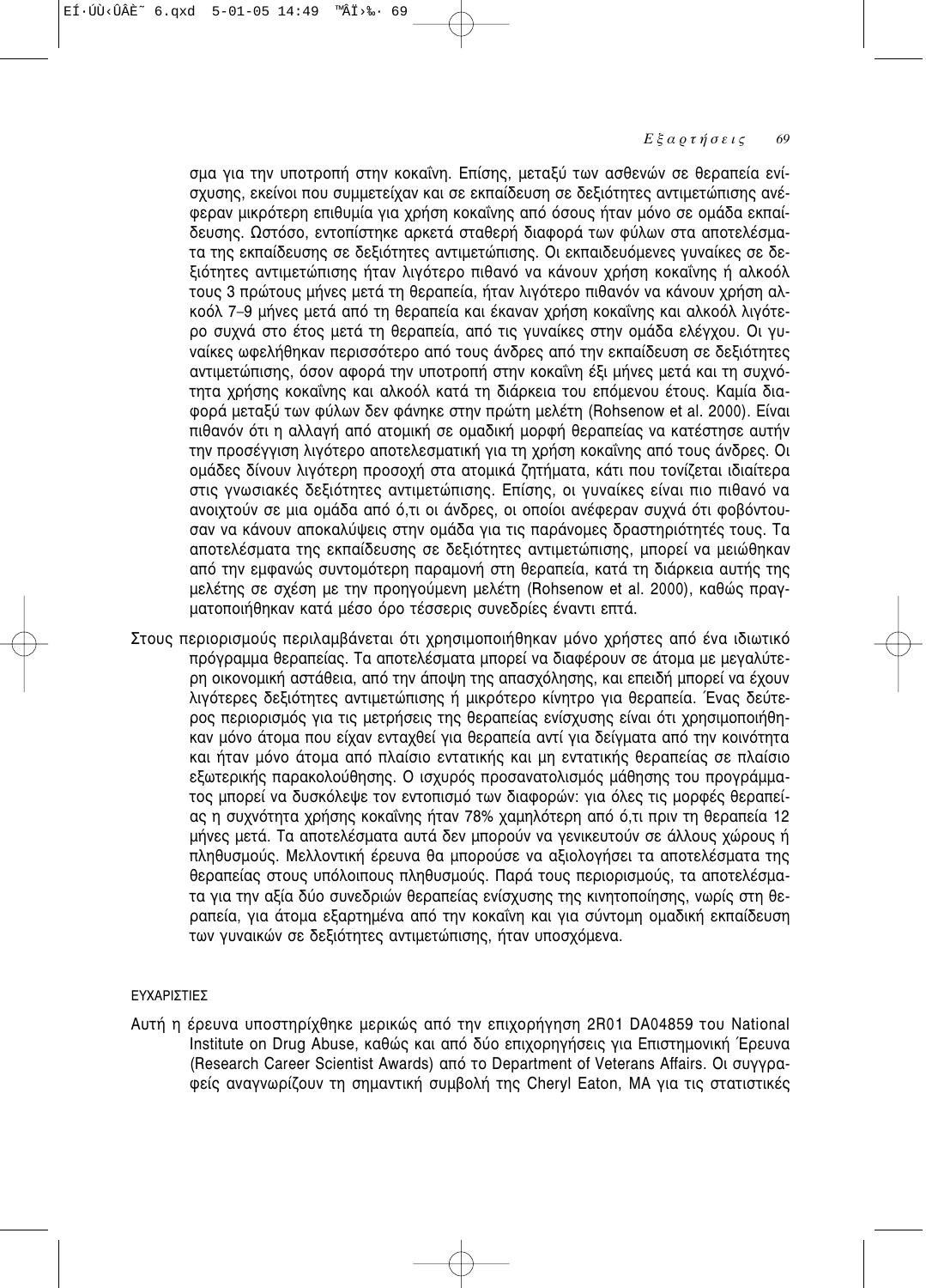σμα για την υποτροπή στην κοκαΐνη. Επίσης, μεταξύ των ασθενών σε θεραπεία ενίσχυσης, εκείνοι που συμμετείχαν και σε εκπαίδευση σε δεξιότητες αντιμετώπισης ανέφεραν μικρότερη επιθυμία για χρήση κοκαΐνης από όσους ήταν μόνο σε ομάδα εκπαίδευσης. Ωστόσο, εντοπίστηκε αρκετά σταθερή διαφορά των φύλων στα αποτελέσματα της εκπαίδευσης σε δεξιότητες αντιμετώπισης. Οι εκπαιδευόμενες γυναίκες σε δεξιότητες αντιμετώπισης ήταν λιγότερο πιθανό να κάνουν χρήση κοκαΐνης ή αλκοόλ τους 3 πρώτους μήνες μετά τη θεραπεία, ήταν λιγότερο πιθανόν να κάνουν χρήση αλκοόλ 7–9 μήνες μετά από τη θεραπεία και έκαναν χρήση κοκαΐνης και αλκοόλ λιγότερο συχνά στο έτος μετά τη θεραπεία, από τις γυναίκες στην ομάδα ελέγχου. Οι γυναίκες ωφελήθηκαν περισσότερο από τους άνδρες από την εκπαίδευση σε δεξιότητες αντιμετώπισης, όσον αφορά την υποτροπή στην κοκαΐνη έξι μήνες μετά και τη συχνότητα χρήσης κοκαΐνης και αλκοόλ κατά τη διάρκεια του επόμενου έτους. Καμία διαφορά μεταξύ των φύλων δεν φάνηκε στην πρώτη μελέτη (Rohsenow et al. 2000). Είναι πιθανόν ότι η αλλαγή από ατομική σε ομαδική μορφή θεραπείας να κατέστησε αυτήν την προσέγγιση λιγότερο αποτελεσματική για τη χρήση κοκαΐνης από τους άνδρες. Οι ομάδες δίνουν λιγότερη προσοχή στα ατομικά ζητήματα, κάτι που τονίζεται ιδιαίτερα στις γνωσιακές δεξιότητες αντιμετώπισης. Επίσης, οι γυναίκες είναι πιο πιθανό να ανοιχτούν σε μια ομάδα από ό,τι οι άνδρες, οι οποίοι ανέφεραν συχνά ότι φοβόντουσαν να κάνουν αποκαλύψεις στην ομάδα για τις παράνομες δραστηριότητές τους. Τα αποτελέσματα της εκπαίδευσης σε δεξιότητες αντιμετώπισης, μπορεί να μειώθηκαν από την εμφανώς συντομότερη παραμονή στη θεραπεία, κατά τη διάρκεια αυτής της μελέτης σε σχέση με την προηγούμενη μελέτη (Rohsenow et al. 2000), καθώς πραγματοποιήθηκαν κατά μέσο όρο τέσσερις συνεδρίες έναντι επτά.

Στους περιορισμούς περιλαμβάνεται ότι χρησιμοποιήθηκαν μόνο χρήστες από ένα ιδιωτικό πρόγραμμα θεραπείας. Τα αποτελέσματα μπορεί να διαφέρουν σε άτομα με μεγαλύτερη οικονομική αστάθεια, από την άποψη της απασχόλησης, και επειδή μπορεί να έχουν λιγότερες δεξιότητες αντιμετώπισης ή μικρότερο κίνητρο για θεραπεία. Ένας δεύτερος περιορισμός για τις μετρήσεις της θεραπείας ενίσχυσης είναι ότι χρησιμοποιήθηκαν μόνο άτομα που είχαν ενταχθεί για θεραπεία αντί για δείγματα από την κοινότητα και ήταν μόνο άτομα από πλαίσιο εντατικής και μη εντατικής θεραπείας σε πλαίσιο εξωτερικής παρακολούθησης. Ο ισχυρός προσανατολισμός μάθησης του προγράμματος μπορεί να δυσκόλεψε τον εντοπισμό των διαφορών: για όλες τις μορφές θεραπείας η συχνότητα χρήσης κοκαΐνης ήταν 78% χαμηλότερη από ό,τι πριν τη θεραπεία 12 μήνες μετά. Τα αποτελέσματα αυτά δεν μπορούν να γενικευτούν σε άλλους χώρους ή πληθυσμούς. Μελλοντική έρευνα θα μπορούσε να αξιολογήσει τα αποτελέσματα της θεραπείας στους υπόλοιπους πληθυσμούς. Παρά τους περιορισμούς, τα αποτελέσματα για την αξία δύο συνεδριών θεραπείας ενίσχυσης της κινητοποίησης, νωρίς στη θεραπεία, για άτομα εξαρτημένα από την κοκαΐνη και για σύντομη ομαδική εκπαίδευση των γυναικών σε δεξιότητες αντιμετώπισης, ήταν υποσχόμενα.

## ΕΥΧΑΡΙΣΤΙΕΣ

Αυτή η έρευνα υποστηρίχθηκε μερικώς από την επιχορήγηση 2R01 DA04859 του National Institute on Drug Abuse, καθώς και από δύο επιχορηγήσεις για Επιστημονική Έρευνα (Research Career Scientist Awards) από το Department of Veterans Affairs. Οι συγγραφείς αναγνωρίζουν τη σημαντική συμβολή της Cheryl Eaton, MA για τις στατιστικές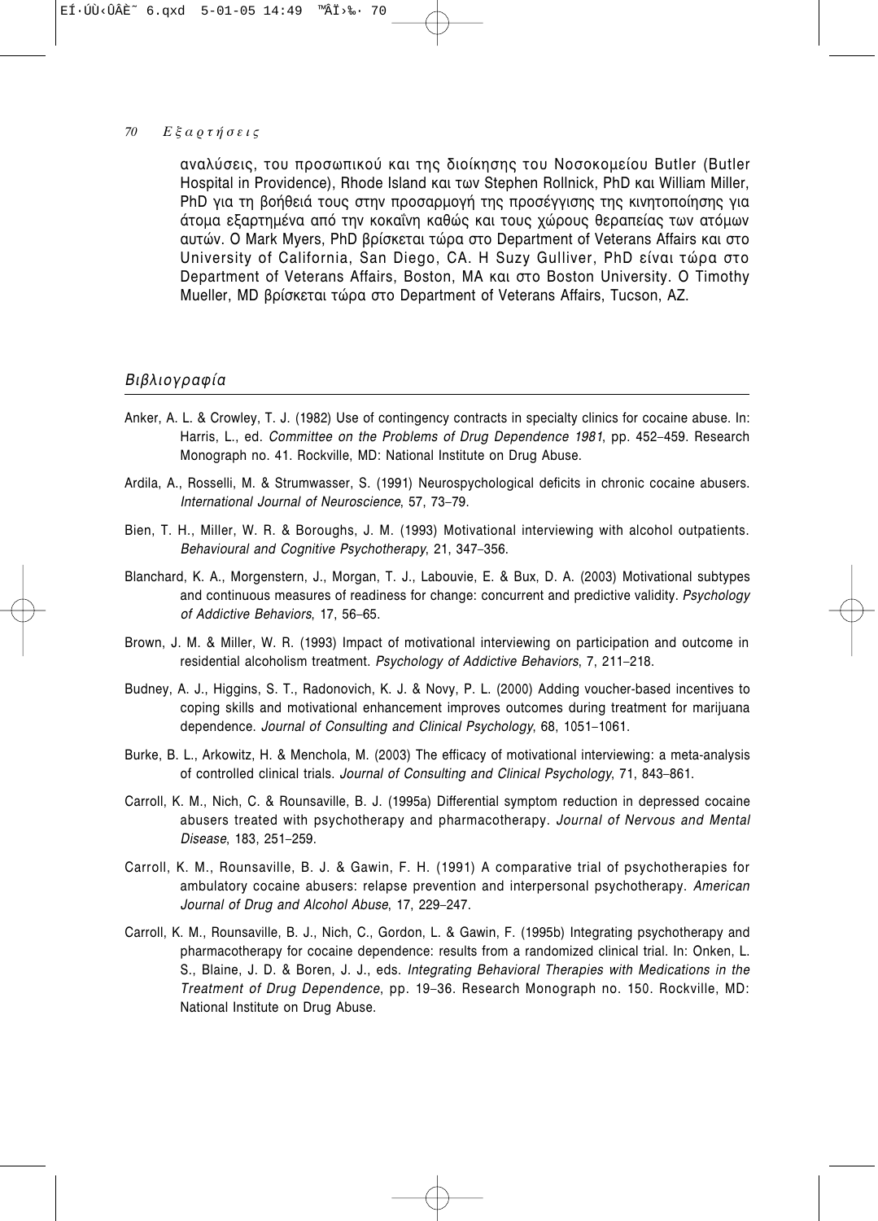αναλύσεις, του προσωπικού και της διοίκησης του Νοσοκομείου Butler (Butler Hospital in Providence), Rhode Island και των Stephen Rollnick, PhD και William Miller, PhD για τη βοήθειά τους στην προσαρμογή της προσέγγισης της κινητοποίησης για άτομα εξαρτημένα από την κοκαΐνη καθώς και τους χώρους θεραπείας των ατόμων αυτών. Ο Mark Myers, PhD βρίσκεται τώρα στο Department of Veterans Affairs και στο University of California, San Diego, CA. H Suzy Gulliver, PhD είναι τώρα στο Department of Veterans Affairs, Boston, MA και στο Boston University. Ο Timothy Mueller, MD βρίσκεται τώρα στο Department of Veterans Affairs, Tucson, AZ.

## *Βιβλιογραφία*

Anker, A. L. & Crowley, T. J. (1982) Use of contingency contracts in specialty clinics for cocaine abuse. In: Harris, L., ed. *Committee on the Problems of Drug Dependence 1981*, pp. 452–459. Research Monograph no. 41. Rockville, MD: National Institute on Drug Abuse.

Ardila, A., Rosselli, M. & Strumwasser, S. (1991) Neurospychological deficits in chronic cocaine abusers. *International Journal of Neuroscience*, 57, 73–79.

Bien, T. H., Miller, W. R. & Boroughs, J. M. (1993) Motivational interviewing with alcohol outpatients. *Behavioural and Cognitive Psychotherapy*, 21, 347–356.

Blanchard, K. A., Morgenstern, J., Morgan, T. J., Labouvie, E. & Bux, D. A. (2003) Motivational subtypes and continuous measures of readiness for change: concurrent and predictive validity. *Psychology of Addictive Behaviors*, 17, 56–65.

Brown, J. M. & Miller, W. R. (1993) Impact of motivational interviewing on participation and outcome in residential alcoholism treatment. *Psychology of Addictive Behaviors*, 7, 211–218.

Budney, A. J., Higgins, S. T., Radonovich, K. J. & Novy, P. L. (2000) Adding voucher-based incentives to coping skills and motivational enhancement improves outcomes during treatment for marijuana dependence. *Journal of Consulting and Clinical Psychology*, 68, 1051–1061.

Burke, B. L., Arkowitz, H. & Menchola, M. (2003) The efficacy of motivational interviewing: a meta-analysis of controlled clinical trials. *Journal of Consulting and Clinical Psychology*, 71, 843–861.

Carroll, K. M., Nich, C. & Rounsaville, B. J. (1995a) Differential symptom reduction in depressed cocaine abusers treated with psychotherapy and pharmacotherapy. *Journal of Nervous and Mental Disease*, 183, 251–259.

Carroll, K. M., Rounsaville, B. J. & Gawin, F. H. (1991) A comparative trial of psychotherapies for ambulatory cocaine abusers: relapse prevention and interpersonal psychotherapy. *American Journal of Drug and Alcohol Abuse*, 17, 229–247.

Carroll, K. M., Rounsaville, B. J., Nich, C., Gordon, L. & Gawin, F. (1995b) Integrating psychotherapy and pharmacotherapy for cocaine dependence: results from a randomized clinical trial. In: Onken, L. S., Blaine, J. D. & Boren, J. J., eds. *Integrating Behavioral Therapies with Medications in the Treatment of Drug Dependence*, pp. 19–36. Research Monograph no. 150. Rockville, MD: National Institute on Drug Abuse.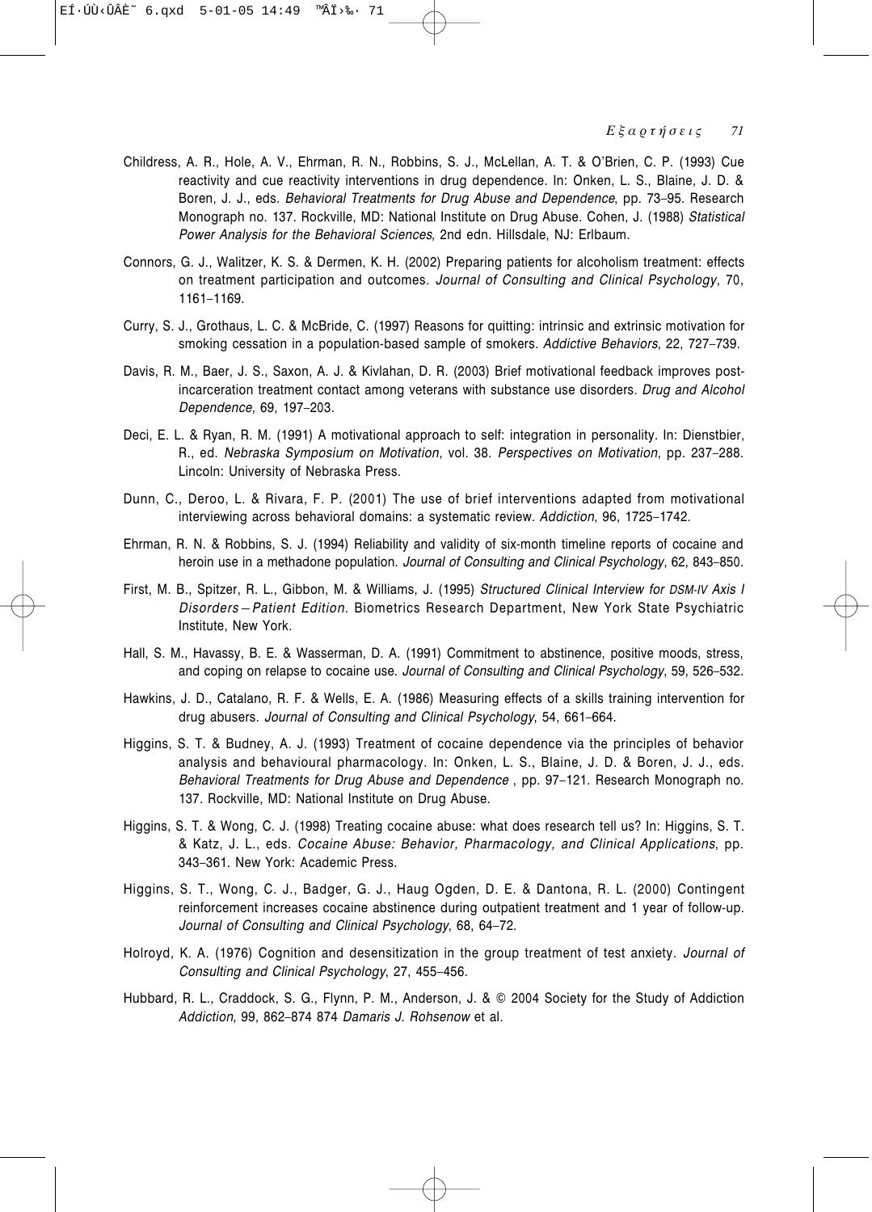Childress, A. R., Hole, A. V., Ehrman, R. N., Robbins, S. J., McLellan, A. T. & O'Brien, C. P. (1993) Cue reactivity and cue reactivity interventions in drug dependence. In: Onken, L. S., Blaine, J. D. & Boren, J. J., eds. *Behavioral Treatments for Drug Abuse and Dependence*, pp. 73–95. Research Monograph no. 137. Rockville, MD: National Institute on Drug Abuse. Cohen, J. (1988) *Statistical Power Analysis for the Behavioral Sciences*, 2nd edn. Hillsdale, NJ: Erlbaum.

Connors, G. J., Walitzer, K. S. & Dermen, K. H. (2002) Preparing patients for alcoholism treatment: effects on treatment participation and outcomes. *Journal of Consulting and Clinical Psychology*, 70, 1161–1169.

Curry, S. J., Grothaus, L. C. & McBride, C. (1997) Reasons for quitting: intrinsic and extrinsic motivation for smoking cessation in a population-based sample of smokers. *Addictive Behaviors*, 22, 727–739.

Davis, R. M., Baer, J. S., Saxon, A. J. & Kivlahan, D. R. (2003) Brief motivational feedback improves post-incarceration treatment contact among veterans with substance use disorders. *Drug and Alcohol Dependence*, 69, 197–203.

Deci, E. L. & Ryan, R. M. (1991) A motivational approach to self: integration in personality. In: Dienstbier, R., ed. *Nebraska Symposium on Motivation*, vol. 38. *Perspectives on Motivation*, pp. 237–288. Lincoln: University of Nebraska Press.

Dunn, C., Deroo, L. & Rivara, F. P. (2001) The use of brief interventions adapted from motivational interviewing across behavioral domains: a systematic review. *Addiction*, 96, 1725–1742.

Ehrman, R. N. & Robbins, S. J. (1994) Reliability and validity of six-month timeline reports of cocaine and heroin use in a methadone population. *Journal of Consulting and Clinical Psychology*, 62, 843–850.

First, M. B., Spitzer, R. L., Gibbon, M. & Williams, J. (1995) *Structured Clinical Interview for DSM-IV Axis I Disorders – Patient Edition*. Biometrics Research Department, New York State Psychiatric Institute, New York.

Hall, S. M., Havassy, B. E. & Wasserman, D. A. (1991) Commitment to abstinence, positive moods, stress, and coping on relapse to cocaine use. *Journal of Consulting and Clinical Psychology*, 59, 526–532.

Hawkins, J. D., Catalano, R. F. & Wells, E. A. (1986) Measuring effects of a skills training intervention for drug abusers. *Journal of Consulting and Clinical Psychology*, 54, 661–664.

Higgins, S. T. & Budney, A. J. (1993) Treatment of cocaine dependence via the principles of behavior analysis and behavioural pharmacology. In: Onken, L. S., Blaine, J. D. & Boren, J. J., eds. *Behavioral Treatments for Drug Abuse and Dependence* , pp. 97–121. Research Monograph no. 137. Rockville, MD: National Institute on Drug Abuse.

Higgins, S. T. & Wong, C. J. (1998) Treating cocaine abuse: what does research tell us? In: Higgins, S. T. & Katz, J. L., eds. *Cocaine Abuse: Behavior, Pharmacology, and Clinical Applications*, pp. 343–361. New York: Academic Press.

Higgins, S. T., Wong, C. J., Badger, G. J., Haug Ogden, D. E. & Dantona, R. L. (2000) Contingent reinforcement increases cocaine abstinence during outpatient treatment and 1 year of follow-up. *Journal of Consulting and Clinical Psychology*, 68, 64–72.

Holroyd, K. A. (1976) Cognition and desensitization in the group treatment of test anxiety. *Journal of Consulting and Clinical Psychology*, 27, 455–456.

Hubbard, R. L., Craddock, S. G., Flynn, P. M., Anderson, J. & © 2004 Society for the Study of Addiction *Addiction,* 99, 862–874 874 *Damaris J. Rohsenow* et al.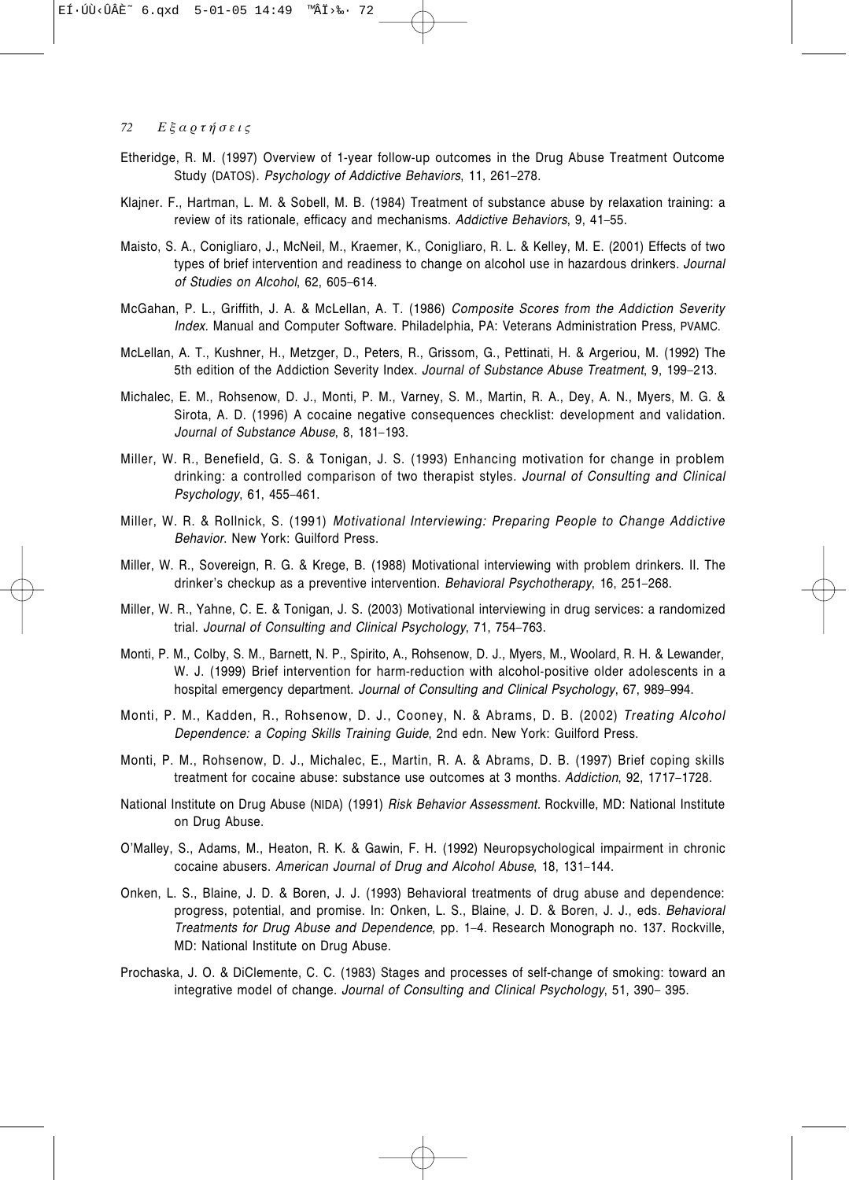Etheridge, R. M. (1997) Overview of 1-year follow-up outcomes in the Drug Abuse Treatment Outcome Study (DATOS). *Psychology of Addictive Behaviors*, 11, 261–278.

Klajner. F., Hartman, L. M. & Sobell, M. B. (1984) Treatment of substance abuse by relaxation training: a review of its rationale, efficacy and mechanisms. *Addictive Behaviors*, 9, 41–55.

Maisto, S. A., Conigliaro, J., McNeil, M., Kraemer, K., Conigliaro, R. L. & Kelley, M. E. (2001) Effects of two types of brief intervention and readiness to change on alcohol use in hazardous drinkers. *Journal of Studies on Alcohol*, 62, 605–614.

McGahan, P. L., Griffith, J. A. & McLellan, A. T. (1986) *Composite Scores from the Addiction Severity Index.* Manual and Computer Software. Philadelphia, PA: Veterans Administration Press, PVAMC.

McLellan, A. T., Kushner, H., Metzger, D., Peters, R., Grissom, G., Pettinati, H. & Argeriou, M. (1992) The 5th edition of the Addiction Severity Index. *Journal of Substance Abuse Treatment*, 9, 199–213.

Michalec, E. M., Rohsenow, D. J., Monti, P. M., Varney, S. M., Martin, R. A., Dey, A. N., Myers, M. G. & Sirota, A. D. (1996) A cocaine negative consequences checklist: development and validation. *Journal of Substance Abuse*, 8, 181–193.

Miller, W. R., Benefield, G. S. & Tonigan, J. S. (1993) Enhancing motivation for change in problem drinking: a controlled comparison of two therapist styles. *Journal of Consulting and Clinical Psychology*, 61, 455–461.

Miller, W. R. & Rollnick, S. (1991) *Motivational Interviewing: Preparing People to Change Addictive Behavior*. New York: Guilford Press.

Miller, W. R., Sovereign, R. G. & Krege, B. (1988) Motivational interviewing with problem drinkers. II. The drinker's checkup as a preventive intervention. *Behavioral Psychotherapy*, 16, 251–268.

Miller, W. R., Yahne, C. E. & Tonigan, J. S. (2003) Motivational interviewing in drug services: a randomized trial. *Journal of Consulting and Clinical Psychology*, 71, 754–763.

Monti, P. M., Colby, S. M., Barnett, N. P., Spirito, A., Rohsenow, D. J., Myers, M., Woolard, R. H. & Lewander, W. J. (1999) Brief intervention for harm-reduction with alcohol-positive older adolescents in a hospital emergency department. *Journal of Consulting and Clinical Psychology*, 67, 989–994.

Monti, P. M., Kadden, R., Rohsenow, D. J., Cooney, N. & Abrams, D. B. (2002) *Treating Alcohol Dependence: a Coping Skills Training Guide*, 2nd edn. New York: Guilford Press.

Monti, P. M., Rohsenow, D. J., Michalec, E., Martin, R. A. & Abrams, D. B. (1997) Brief coping skills treatment for cocaine abuse: substance use outcomes at 3 months. *Addiction*, 92, 1717–1728.

National Institute on Drug Abuse (NIDA) (1991) *Risk Behavior Assessment*. Rockville, MD: National Institute on Drug Abuse.

O'Malley, S., Adams, M., Heaton, R. K. & Gawin, F. H. (1992) Neuropsychological impairment in chronic cocaine abusers. *American Journal of Drug and Alcohol Abuse*, 18, 131–144.

Onken, L. S., Blaine, J. D. & Boren, J. J. (1993) Behavioral treatments of drug abuse and dependence: progress, potential, and promise. In: Onken, L. S., Blaine, J. D. & Boren, J. J., eds. *Behavioral Treatments for Drug Abuse and Dependence*, pp. 1–4. Research Monograph no. 137. Rockville, MD: National Institute on Drug Abuse.

Prochaska, J. O. & DiClemente, C. C. (1983) Stages and processes of self-change of smoking: toward an integrative model of change. *Journal of Consulting and Clinical Psychology*, 51, 390– 395.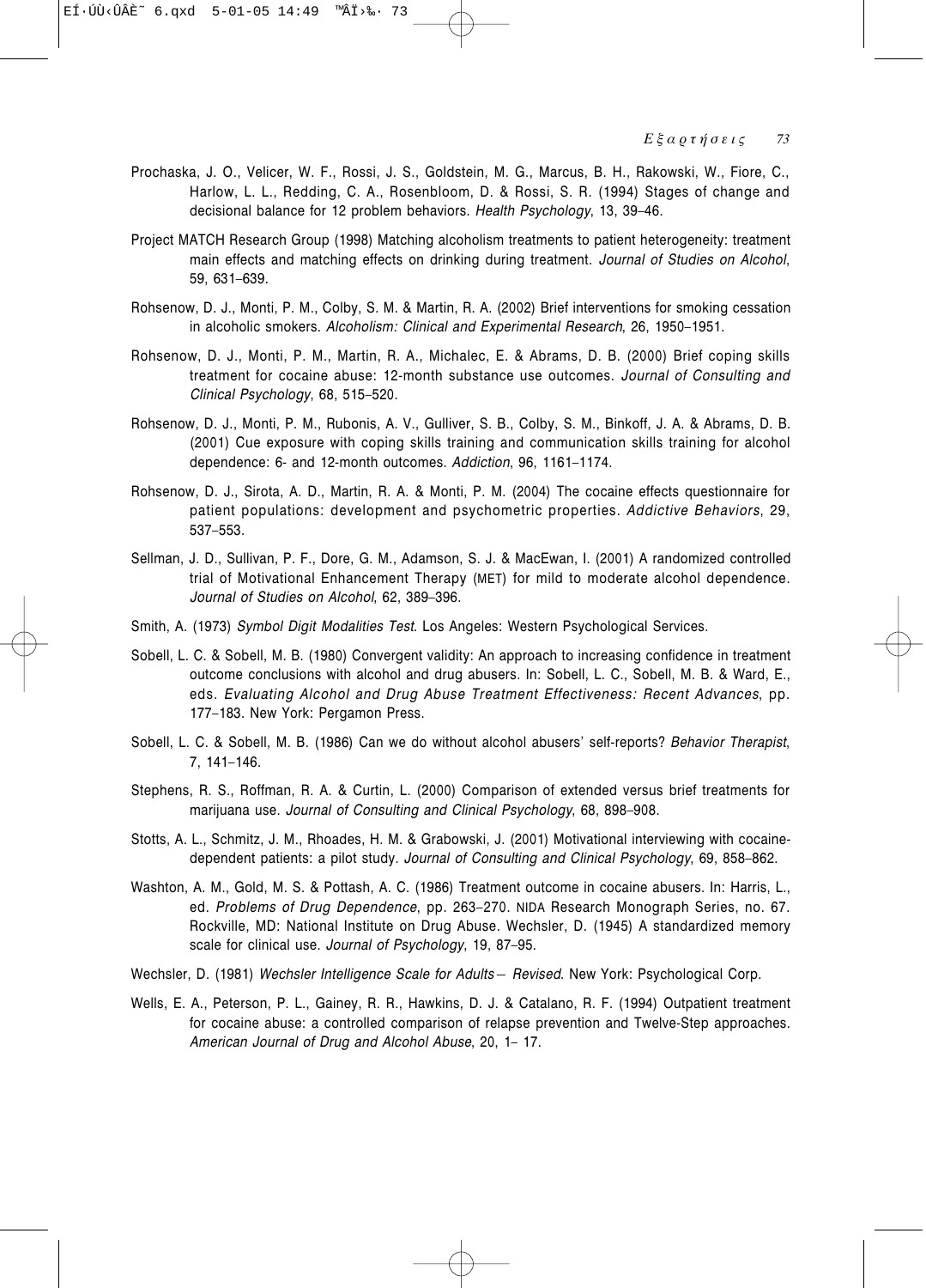Prochaska, J. O., Velicer, W. F., Rossi, J. S., Goldstein, M. G., Marcus, B. H., Rakowski, W., Fiore, C., Harlow, L. L., Redding, C. A., Rosenbloom, D. & Rossi, S. R. (1994) Stages of change and decisional balance for 12 problem behaviors. *Health Psychology*, 13, 39–46.

Project MATCH Research Group (1998) Matching alcoholism treatments to patient heterogeneity: treatment main effects and matching effects on drinking during treatment. *Journal of Studies on Alcohol*, 59, 631–639.

Rohsenow, D. J., Monti, P. M., Colby, S. M. & Martin, R. A. (2002) Brief interventions for smoking cessation in alcoholic smokers. *Alcoholism: Clinical and Experimental Research*, 26, 1950–1951.

Rohsenow, D. J., Monti, P. M., Martin, R. A., Michalec, E. & Abrams, D. B. (2000) Brief coping skills treatment for cocaine abuse: 12-month substance use outcomes. *Journal of Consulting and Clinical Psychology*, 68, 515–520.

Rohsenow, D. J., Monti, P. M., Rubonis, A. V., Gulliver, S. B., Colby, S. M., Binkoff, J. A. & Abrams, D. B. (2001) Cue exposure with coping skills training and communication skills training for alcohol dependence: 6- and 12-month outcomes. *Addiction*, 96, 1161–1174.

Rohsenow, D. J., Sirota, A. D., Martin, R. A. & Monti, P. M. (2004) The cocaine effects questionnaire for patient populations: development and psychometric properties. *Addictive Behaviors*, 29, 537–553.

Sellman, J. D., Sullivan, P. F., Dore, G. M., Adamson, S. J. & MacEwan, I. (2001) A randomized controlled trial of Motivational Enhancement Therapy (MET) for mild to moderate alcohol dependence. *Journal of Studies on Alcohol*, 62, 389–396.

Smith, A. (1973) *Symbol Digit Modalities Test*. Los Angeles: Western Psychological Services.

Sobell, L. C. & Sobell, M. B. (1980) Convergent validity: An approach to increasing confidence in treatment outcome conclusions with alcohol and drug abusers. In: Sobell, L. C., Sobell, M. B. & Ward, E., eds. *Evaluating Alcohol and Drug Abuse Treatment Effectiveness: Recent Advances*, pp. 177–183. New York: Pergamon Press.

Sobell, L. C. & Sobell, M. B. (1986) Can we do without alcohol abusers' self-reports? *Behavior Therapist*, 7, 141–146.

Stephens, R. S., Roffman, R. A. & Curtin, L. (2000) Comparison of extended versus brief treatments for marijuana use. *Journal of Consulting and Clinical Psychology*, 68, 898–908.

Stotts, A. L., Schmitz, J. M., Rhoades, H. M. & Grabowski, J. (2001) Motivational interviewing with cocaine-dependent patients: a pilot study. *Journal of Consulting and Clinical Psychology*, 69, 858–862.

Washton, A. M., Gold, M. S. & Pottash, A. C. (1986) Treatment outcome in cocaine abusers. In: Harris, L., ed. *Problems of Drug Dependence*, pp. 263–270. NIDA Research Monograph Series, no. 67. Rockville, MD: National Institute on Drug Abuse. Wechsler, D. (1945) A standardized memory scale for clinical use. *Journal of Psychology*, 19, 87–95.

Wechsler, D. (1981) *Wechsler Intelligence Scale for Adults – Revised*. New York: Psychological Corp.

Wells, E. A., Peterson, P. L., Gainey, R. R., Hawkins, D. J. & Catalano, R. F. (1994) Outpatient treatment for cocaine abuse: a controlled comparison of relapse prevention and Twelve-Step approaches. *American Journal of Drug and Alcohol Abuse*, 20, 1– 17.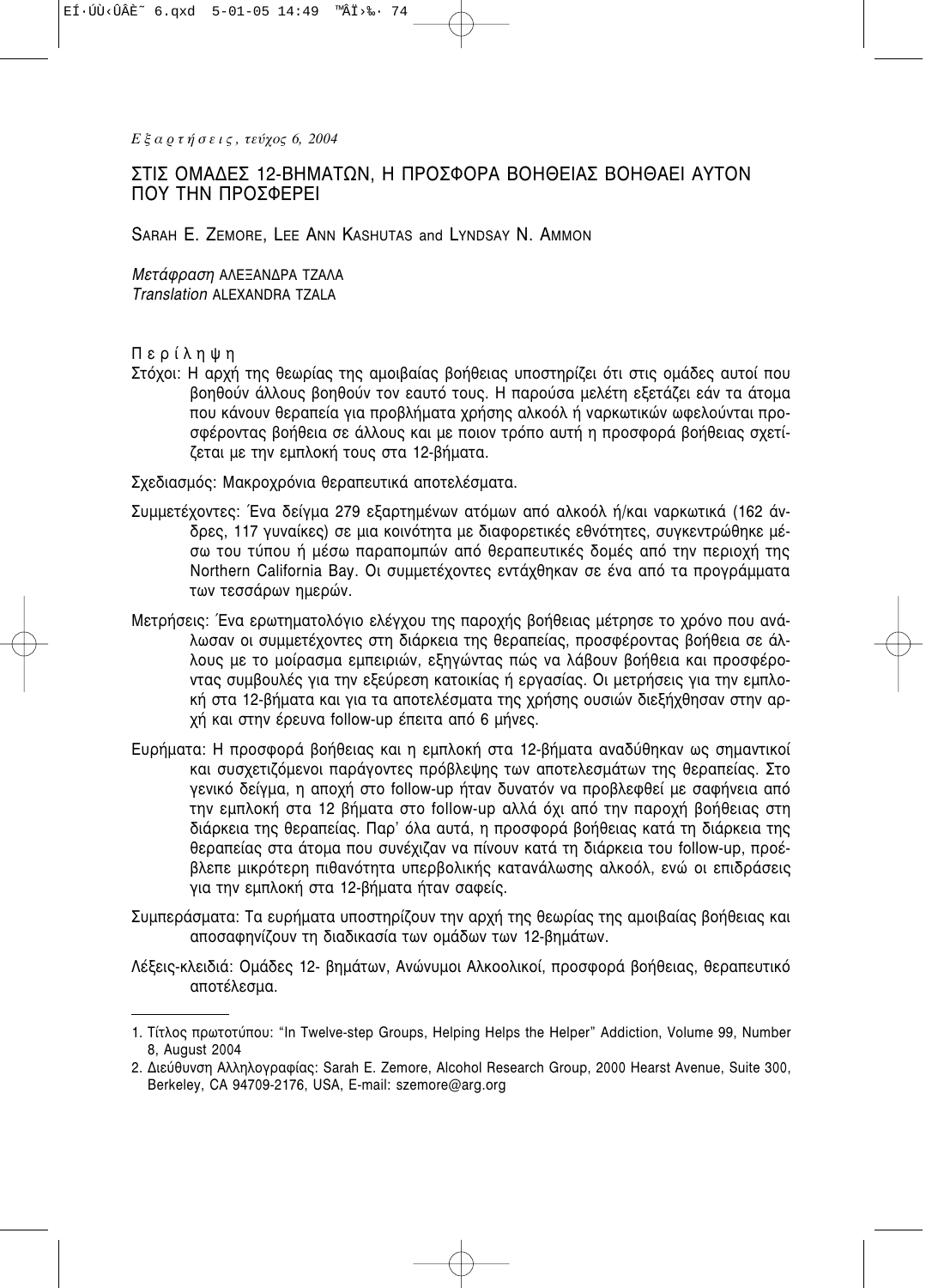## ΣΤΙΣ ΟΜΑΔΕΣ 12-ΒΗΜΑΤΩΝ, Η ΠΡΟΣΦΟΡΑ ΒΟΗΘΕΙΑΣ ΒΟΗΘΑΕΙ ΑΥΤΟΝ ΠΟΥ ΤΗΝ ΠΡΟΣΦΕΡΕΙ

SARAH E. ZEMORE, LEE ANN KASHUTAS and LYNDSAY N. AMMON

*Μετάφραση* ΑΛΕΞΑΝΔΡΑ ΤΖΑΛΑ
*Translation* ALEXANDRA TZALA

Περίληψη

Στόχοι: Η αρχή της θεωρίας της αμοιβαίας βοήθειας υποστηρίζει ότι στις ομάδες αυτοί που βοηθούν άλλους βοηθούν τον εαυτό τους. Η παρούσα μελέτη εξετάζει εάν τα άτομα που κάνουν θεραπεία για προβλήματα χρήσης αλκοόλ ή ναρκωτικών ωφελούνται προσφέροντας βοήθεια σε άλλους και με ποιον τρόπο αυτή η προσφορά βοήθειας σχετίζεται με την εμπλοκή τους στα 12-βήματα.

Σχεδιασμός: Μακροχρόνια θεραπευτικά αποτελέσματα.

Συμμετέχοντες: Ένα δείγμα 279 εξαρτημένων ατόμων από αλκοόλ ή/και ναρκωτικά (162 άνδρες, 117 γυναίκες) σε μια κοινότητα με διαφορετικές εθνότητες, συγκεντρώθηκε μέσω του τύπου ή μέσω παραπομπών από θεραπευτικές δομές από την περιοχή της Northern California Bay. Οι συμμετέχοντες εντάχθηκαν σε ένα από τα προγράμματα των τεσσάρων ημερών.

Μετρήσεις: Ένα ερωτηματολόγιο ελέγχου της παροχής βοήθειας μέτρησε το χρόνο που ανάλωσαν οι συμμετέχοντες στη διάρκεια της θεραπείας, προσφέροντας βοήθεια σε άλλους με το μοίρασμα εμπειριών, εξηγώντας πώς να λάβουν βοήθεια και προσφέροντας συμβουλές για την εξεύρεση κατοικίας ή εργασίας. Οι μετρήσεις για την εμπλοκή στα 12-βήματα και για τα αποτελέσματα της χρήσης ουσιών διεξήχθησαν στην αρχή και στην έρευνα follow-up έπειτα από 6 μήνες.

Ευρήματα: Η προσφορά βοήθειας και η εμπλοκή στα 12-βήματα αναδύθηκαν ως σημαντικοί και συσχετιζόμενοι παράγοντες πρόβλεψης των αποτελεσμάτων της θεραπείας. Στο γενικό δείγμα, η αποχή στο follow-up ήταν δυνατόν να προβλεφθεί με σαφήνεια από την εμπλοκή στα 12 βήματα στο follow-up αλλά όχι από την παροχή βοήθειας στη διάρκεια της θεραπείας. Παρ' όλα αυτά, η προσφορά βοήθειας κατά τη διάρκεια της θεραπείας στα άτομα που συνέχιζαν να πίνουν κατά τη διάρκεια του follow-up, προέβλεπε μικρότερη πιθανότητα υπερβολικής κατανάλωσης αλκοόλ, ενώ οι επιδράσεις για την εμπλοκή στα 12-βήματα ήταν σαφείς.

Συμπεράσματα: Τα ευρήματα υποστηρίζουν την αρχή της θεωρίας της αμοιβαίας βοήθειας και αποσαφηνίζουν τη διαδικασία των ομάδων των 12-βημάτων.

Λέξεις-κλειδιά: Ομάδες 12- βημάτων, Ανώνυμοι Αλκοολικοί, προσφορά βοήθειας, θεραπευτικό αποτέλεσμα.

---

1. Τίτλος πρωτοτύπου: "In Twelve-step Groups, Helping Helps the Helper" Addiction, Volume 99, Number 8, August 2004
2. Διεύθυνση Αλληλογραφίας: Sarah E. Zemore, Alcohol Research Group, 2000 Hearst Avenue, Suite 300, Berkeley, CA 94709-2176, USA, E-mail: szemore@arg.org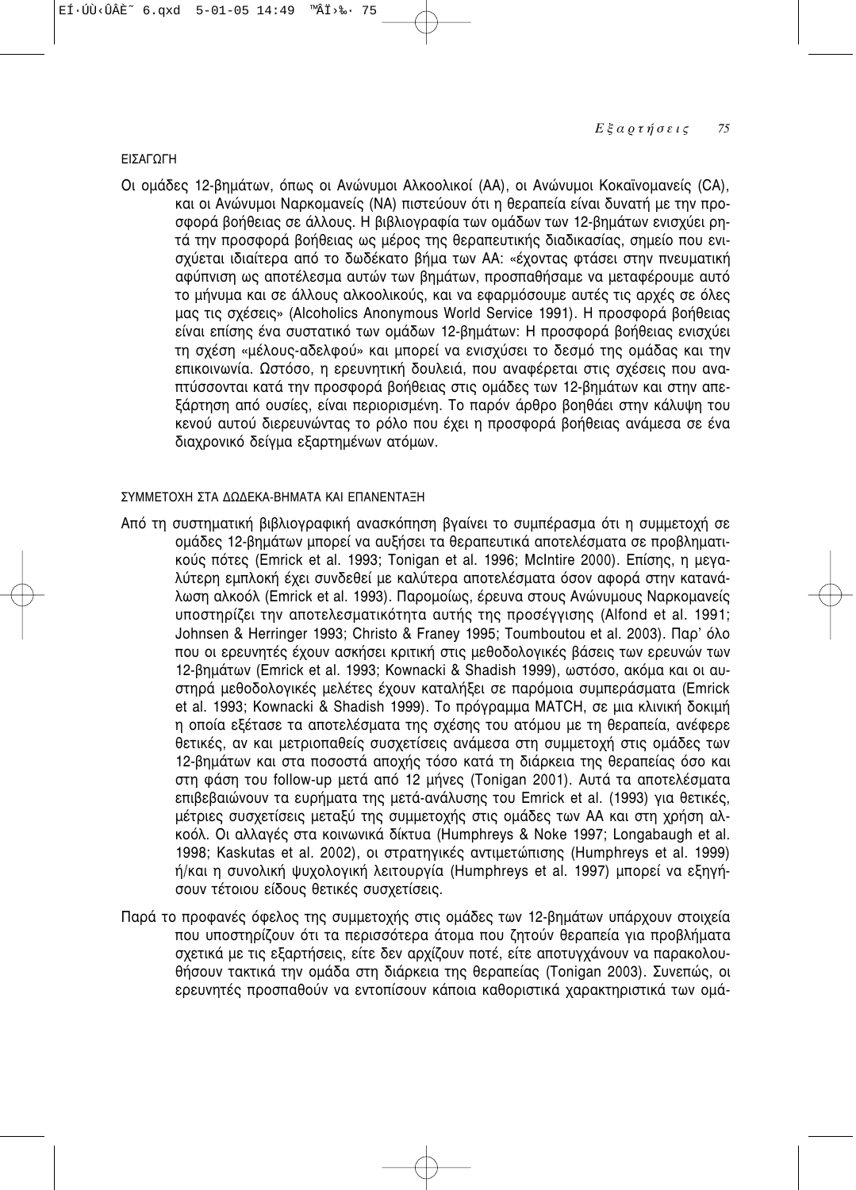## ΕΙΣΑΓΩΓΗ

Οι ομάδες 12-βημάτων, όπως οι Ανώνυμοι Αλκοολικοί (AA), οι Ανώνυμοι Κοκαϊνομανείς (CA), και οι Ανώνυμοι Ναρκομανείς (NA) πιστεύουν ότι η θεραπεία είναι δυνατή με την προσφορά βοήθειας σε άλλους. Η βιβλιογραφία των ομάδων των 12-βημάτων ενισχύει ρητά την προσφορά βοήθειας ως μέρος της θεραπευτικής διαδικασίας, σημείο που ενισχύεται ιδιαίτερα από το δωδέκατο βήμα των AA: «έχοντας φτάσει στην πνευματική αφύπνιση ως αποτέλεσμα αυτών των βημάτων, προσπαθήσαμε να μεταφέρουμε αυτό το μήνυμα και σε άλλους αλκοολικούς, και να εφαρμόσουμε αυτές τις αρχές σε όλες μας τις σχέσεις» (Alcoholics Anonymous World Service 1991). Η προσφορά βοήθειας είναι επίσης ένα συστατικό των ομάδων 12-βημάτων: Η προσφορά βοήθειας ενισχύει τη σχέση «μέλους-αδελφού» και μπορεί να ενισχύσει το δεσμό της ομάδας και την επικοινωνία. Ωστόσο, η ερευνητική δουλειά, που αναφέρεται στις σχέσεις που αναπτύσσονται κατά την προσφορά βοήθειας στις ομάδες των 12-βημάτων και στην απεξάρτηση από ουσίες, είναι περιορισμένη. Το παρόν άρθρο βοηθάει στην κάλυψη του κενού αυτού διερευνώντας το ρόλο που έχει η προσφορά βοήθειας ανάμεσα σε ένα διαχρονικό δείγμα εξαρτημένων ατόμων.

## ΣΥΜΜΕΤΟΧΗ ΣΤΑ ΔΩΔΕΚΑ-ΒΗΜΑΤΑ ΚΑΙ ΕΠΑΝΕΝΤΑΞΗ

Από τη συστηματική βιβλιογραφική ανασκόπηση βγαίνει το συμπέρασμα ότι η συμμετοχή σε ομάδες 12-βημάτων μπορεί να αυξήσει τα θεραπευτικά αποτελέσματα σε προβληματικούς πότες (Emrick et al. 1993; Tonigan et al. 1996; McIntire 2000). Επίσης, η μεγαλύτερη εμπλοκή έχει συνδεθεί με καλύτερα αποτελέσματα όσον αφορά στην κατανάλωση αλκοόλ (Emrick et al. 1993). Παρομοίως, έρευνα στους Ανώνυμους Ναρκομανείς υποστηρίζει την αποτελεσματικότητα αυτής της προσέγγισης (Alfond et al. 1991; Johnsen & Herringer 1993; Christo & Franey 1995; Toumboutou et al. 2003). Παρ' όλο που οι ερευνητές έχουν ασκήσει κριτική στις μεθοδολογικές βάσεις των ερευνών των 12-βημάτων (Emrick et al. 1993; Kownacki & Shadish 1999), ωστόσο, ακόμα και οι αυστηρά μεθοδολογικές μελέτες έχουν καταλήξει σε παρόμοια συμπεράσματα (Emrick et al. 1993; Kownacki & Shadish 1999). Το πρόγραμμα MATCH, σε μια κλινική δοκιμή η οποία εξέτασε τα αποτελέσματα της σχέσης του ατόμου με τη θεραπεία, ανέφερε θετικές, αν και μετριοπαθείς συσχετίσεις ανάμεσα στη συμμετοχή στις ομάδες των 12-βημάτων και στα ποσοστά αποχής τόσο κατά τη διάρκεια της θεραπείας όσο και στη φάση του follow-up μετά από 12 μήνες (Tonigan 2001). Αυτά τα αποτελέσματα επιβεβαιώνουν τα ευρήματα της μετά-ανάλυσης του Emrick et al. (1993) για θετικές, μέτριες συσχετίσεις μεταξύ της συμμετοχής στις ομάδες των AA και στη χρήση αλκοόλ. Οι αλλαγές στα κοινωνικά δίκτυα (Humphreys & Noke 1997; Longabaugh et al. 1998; Kaskutas et al. 2002), οι στρατηγικές αντιμετώπισης (Humphreys et al. 1999) ή/και η συνολική ψυχολογική λειτουργία (Humphreys et al. 1997) μπορεί να εξηγήσουν τέτοιου είδους θετικές συσχετίσεις.

Παρά το προφανές όφελος της συμμετοχής στις ομάδες των 12-βημάτων υπάρχουν στοιχεία που υποστηρίζουν ότι τα περισσότερα άτομα που ζητούν θεραπεία για προβλήματα σχετικά με τις εξαρτήσεις, είτε δεν αρχίζουν ποτέ, είτε αποτυγχάνουν να παρακολουθήσουν τακτικά την ομάδα στη διάρκεια της θεραπείας (Tonigan 2003). Συνεπώς, οι ερευνητές προσπαθούν να εντοπίσουν κάποια καθοριστικά χαρακτηριστικά των ομά-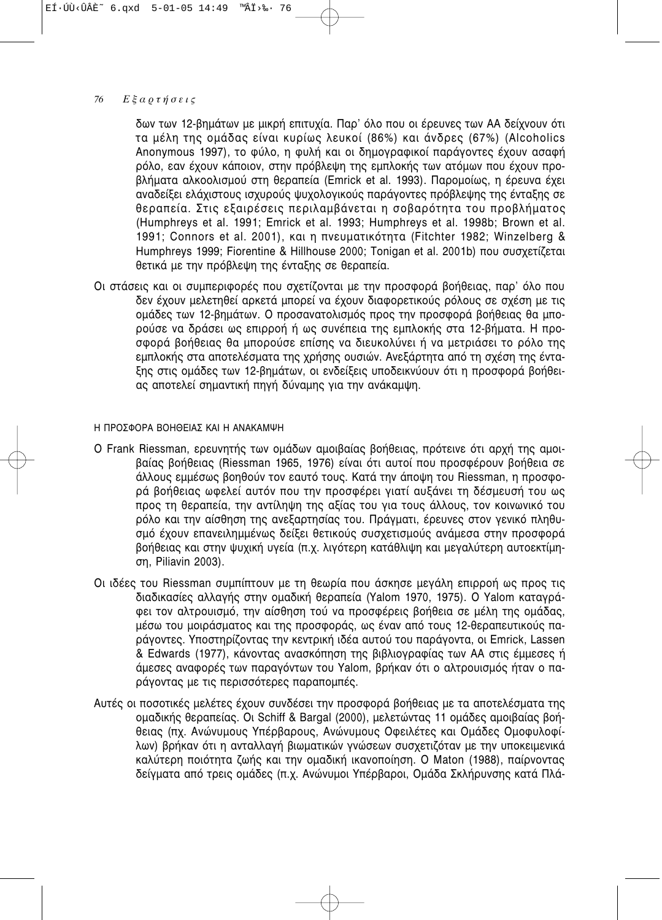δων των 12-βημάτων με μικρή επιτυχία. Παρ' όλο που οι έρευνες των ΑΑ δείχνουν ότι τα μέλη της ομάδας είναι κυρίως λευκοί (86%) και άνδρες (67%) (Alcoholics Anonymous 1997), το φύλο, η φυλή και οι δημογραφικοί παράγοντες έχουν ασαφή ρόλο, εαν έχουν κάποιον, στην πρόβλεψη της εμπλοκής των ατόμων που έχουν προβλήματα αλκοολισμού στη θεραπεία (Emrick et al. 1993). Παρομοίως, η έρευνα έχει αναδείξει ελάχιστους ισχυρούς ψυχολογικούς παράγοντες πρόβλεψης της ένταξης σε θεραπεία. Στις εξαιρέσεις περιλαμβάνεται η σοβαρότητα του προβλήματος (Humphreys et al. 1991; Emrick et al. 1993; Humphreys et al. 1998b; Brown et al. 1991; Connors et al. 2001), και η πνευματικότητα (Fitchter 1982; Winzelberg & Humphreys 1999; Fiorentine & Hillhouse 2000; Tonigan et al. 2001b) που συσχετίζεται θετικά με την πρόβλεψη της ένταξης σε θεραπεία.

Οι στάσεις και οι συμπεριφορές που σχετίζονται με την προσφορά βοήθειας, παρ' όλο που δεν έχουν μελετηθεί αρκετά μπορεί να έχουν διαφορετικούς ρόλους σε σχέση με τις ομάδες των 12-βημάτων. Ο προσανατολισμός προς την προσφορά βοήθειας θα μπορούσε να δράσει ως επιρροή ή ως συνέπεια της εμπλοκής στα 12-βήματα. Η προσφορά βοήθειας θα μπορούσε επίσης να διευκολύνει ή να μετριάσει το ρόλο της εμπλοκής στα αποτελέσματα της χρήσης ουσιών. Ανεξάρτητα από τη σχέση της ένταξης στις ομάδες των 12-βημάτων, οι ενδείξεις υποδεικνύουν ότι η προσφορά βοήθειας αποτελεί σημαντική πηγή δύναμης για την ανάκαμψη.

## Η ΠΡΟΣΦΟΡΑ ΒΟΗΘΕΙΑΣ ΚΑΙ Η ΑΝΑΚΑΜΨΗ

Ο Frank Riessman, ερευνητής των ομάδων αμοιβαίας βοήθειας, πρότεινε ότι αρχή της αμοιβαίας βοήθειας (Riessman 1965, 1976) είναι ότι αυτοί που προσφέρουν βοήθεια σε άλλους εμμέσως βοηθούν τον εαυτό τους. Κατά την άποψη του Riessman, η προσφορά βοήθειας ωφελεί αυτόν που την προσφέρει γιατί αυξάνει τη δέσμευσή του ως προς τη θεραπεία, την αντίληψη της αξίας του για τους άλλους, τον κοινωνικό του ρόλο και την αίσθηση της ανεξαρτησίας του. Πράγματι, έρευνες στον γενικό πληθυσμό έχουν επανειλημμένως δείξει θετικούς συσχετισμούς ανάμεσα στην προσφορά βοήθειας και στην ψυχική υγεία (π.χ. λιγότερη κατάθλιψη και μεγαλύτερη αυτοεκτίμηση, Piliavin 2003).

Οι ιδέες του Riessman συμπίπτουν με τη θεωρία που άσκησε μεγάλη επιρροή ως προς τις διαδικασίες αλλαγής στην ομαδική θεραπεία (Yalom 1970, 1975). Ο Yalom καταγράφει τον αλτρουισμό, την αίσθηση τού να προσφέρεις βοήθεια σε μέλη της ομάδας, μέσω του μοιράσματος και της προσφοράς, ως έναν από τους 12-θεραπευτικούς παράγοντες. Υποστηρίζοντας την κεντρική ιδέα αυτού του παράγοντα, οι Emrick, Lassen & Edwards (1977), κάνοντας ανασκόπηση της βιβλιογραφίας των ΑΑ στις έμμεσες ή άμεσες αναφορές των παραγόντων του Yalom, βρήκαν ότι ο αλτρουισμός ήταν ο παράγοντας με τις περισσότερες παραπομπές.

Αυτές οι ποσοτικές μελέτες έχουν συνδέσει την προσφορά βοήθειας με τα αποτελέσματα της ομαδικής θεραπείας. Οι Schiff & Bargal (2000), μελετώντας 11 ομάδες αμοιβαίας βοήθειας (πχ. Ανώνυμους Υπέρβαρους, Ανώνυμους Οφειλέτες και Ομάδες Ομοφυλοφίλων) βρήκαν ότι η ανταλλαγή βιωματικών γνώσεων συσχετιζόταν με την υποκειμενικά καλύτερη ποιότητα ζωής και την ομαδική ικανοποίηση. Ο Maton (1988), παίρνοντας δείγματα από τρεις ομάδες (π.χ. Ανώνυμοι Υπέρβαροι, Ομάδα Σκλήρυνσης κατά Πλά-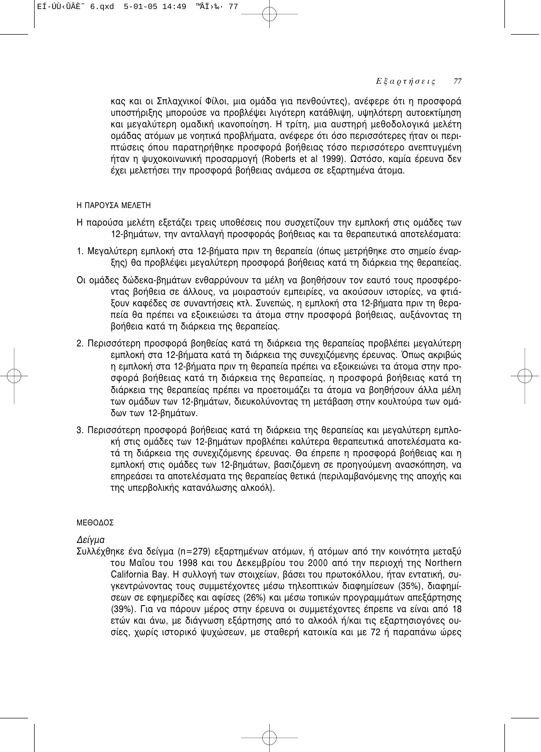κας και οι Σπλαχνικοί Φίλοι, μια ομάδα για πενθούντες), ανέφερε ότι η προσφορά υποστήριξης μπορούσε να προβλέψει λιγότερη κατάθλιψη, υψηλότερη αυτοεκτίμηση και μεγαλύτερη ομαδική ικανοποίηση. Η τρίτη, μια αυστηρή μεθοδολογικά μελέτη ομάδας ατόμων με νοητικά προβλήματα, ανέφερε ότι όσο περισσότερες ήταν οι περιπτώσεις όπου παρατηρήθηκε προσφορά βοήθειας τόσο περισσότερο ανεπτυγμένη ήταν η ψυχοκοινωνική προσαρμογή (Roberts et al 1999). Ωστόσο, καμία έρευνα δεν έχει μελετήσει την προσφορά βοήθειας ανάμεσα σε εξαρτημένα άτομα.

## Η ΠΑΡΟΥΣΑ ΜΕΛΕΤΗ

Η παρούσα μελέτη εξετάζει τρεις υποθέσεις που συσχετίζουν την εμπλοκή στις ομάδες των 12-βημάτων, την ανταλλαγή προσφοράς βοήθειας και τα θεραπευτικά αποτελέσματα:

1. Μεγαλύτερη εμπλοκή στα 12-βήματα πριν τη θεραπεία (όπως μετρήθηκε στο σημείο έναρξης) θα προβλέψει μεγαλύτερη προσφορά βοήθειας κατά τη διάρκεια της θεραπείας.

Οι ομάδες δώδεκα-βημάτων ενθαρρύνουν τα μέλη να βοηθήσουν τον εαυτό τους προσφέροντας βοήθεια σε άλλους, να μοιραστούν εμπειρίες, να ακούσουν ιστορίες, να φτιάξουν καφέδες σε συναντήσεις κτλ. Συνεπώς, η εμπλοκή στα 12-βήματα πριν τη θεραπεία θα πρέπει να εξοικειώσει τα άτομα στην προσφορά βοήθειας, αυξάνοντας τη βοήθεια κατά τη διάρκεια της θεραπείας.

2. Περισσότερη προσφορά βοηθείας κατά τη διάρκεια της θεραπείας προβλέπει μεγαλύτερη εμπλοκή στα 12-βήματα κατά τη διάρκεια της συνεχιζόμενης έρευνας. Όπως ακριβώς η εμπλοκή στα 12-βήματα πριν τη θεραπεία πρέπει να εξοικειώνει τα άτομα στην προσφορά βοήθειας κατά τη διάρκεια της θεραπείας, η προσφορά βοήθειας κατά τη διάρκεια της θεραπείας πρέπει να προετοιμάζει τα άτομα να βοηθήσουν άλλα μέλη των ομάδων των 12-βημάτων, διευκολύνοντας τη μετάβαση στην κουλτούρα των ομάδων των 12-βημάτων.

3. Περισσότερη προσφορά βοήθειας κατά τη διάρκεια της θεραπείας και μεγαλύτερη εμπλοκή στις ομάδες των 12-βημάτων προβλέπει καλύτερα θεραπευτικά αποτελέσματα κατά τη διάρκεια της συνεχιζόμενης έρευνας. Θα έπρεπε η προσφορά βοήθειας και η εμπλοκή στις ομάδες των 12-βημάτων, βασιζόμενη σε προηγούμενη ανασκόπηση, να επηρεάσει τα αποτελέσματα της θεραπείας θετικά (περιλαμβανόμενης της αποχής και της υπερβολικής κατανάλωσης αλκοόλ).

## ΜΕΘΟΔΟΣ

### *Δείγμα*

Συλλέχθηκε ένα δείγμα (n=279) εξαρτημένων ατόμων, ή ατόμων από την κοινότητα μεταξύ του Μαΐου του 1998 και του Δεκεμβρίου του 2000 από την περιοχή της Northern California Bay. Η συλλογή των στοιχείων, βάσει του πρωτοκόλλου, ήταν εντατική, συγκεντρώνοντας τους συμμετέχοντες μέσω τηλεοπτικών διαφημίσεων (35%), διαφημίσεων σε εφημερίδες και αφίσες (26%) και μέσω τοπικών προγραμμάτων απεξάρτησης (39%). Για να πάρουν μέρος στην έρευνα οι συμμετέχοντες έπρεπε να είναι από 18 ετών και άνω, με διάγνωση εξάρτησης από το αλκοόλ ή/και τις εξαρτησιογόνες ουσίες, χωρίς ιστορικό ψυχώσεων, με σταθερή κατοικία και με 72 ή παραπάνω ώρες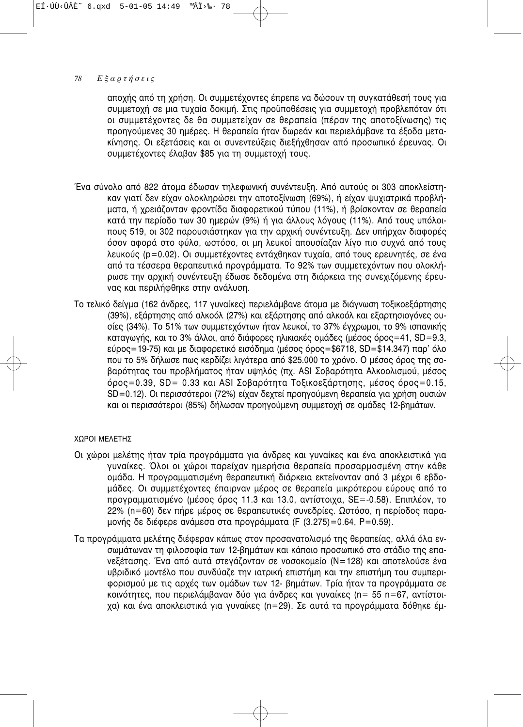αποχής από τη χρήση. Οι συμμετέχοντες έπρεπε να δώσουν τη συγκατάθεσή τους για συμμετοχή σε μια τυχαία δοκιμή. Στις προϋποθέσεις για συμμετοχή προβλεπόταν ότι οι συμμετέχοντες δε θα συμμετείχαν σε θεραπεία (πέραν της αποτοξίνωσης) τις προηγούμενες 30 ημέρες. Η θεραπεία ήταν δωρεάν και περιελάμβανε τα έξοδα μετακίνησης. Οι εξετάσεις και οι συνεντεύξεις διεξήχθησαν από προσωπικό έρευνας. Οι συμμετέχοντες έλαβαν $85 για τη συμμετοχή τους.

Ένα σύνολο από 822 άτομα έδωσαν τηλεφωνική συνέντευξη. Από αυτούς οι 303 αποκλείστηκαν γιατί δεν είχαν ολοκληρώσει την αποτοξίνωση (69%), ή είχαν ψυχιατρικά προβλήματα, ή χρειάζονταν φροντίδα διαφορετικού τύπου (11%), ή βρίσκονταν σε θεραπεία κατά την περίοδο των 30 ημερών (9%) ή για άλλους λόγους (11%). Από τους υπόλοιπους 519, οι 302 παρουσιάστηκαν για την αρχική συνέντευξη. Δεν υπήρχαν διαφορές όσον αφορά στο φύλο, ωστόσο, οι μη λευκοί απουσίαζαν λίγο πιο συχνά από τους λευκούς ($p=0.02$). Οι συμμετέχοντες εντάχθηκαν τυχαία, από τους ερευνητές, σε ένα από τα τέσσερα θεραπευτικά προγράμματα. Το 92% των συμμετεχόντων που ολοκλήρωσε την αρχική συνέντευξη έδωσε δεδομένα στη διάρκεια της συνεχιζόμενης έρευνας και περιλήφθηκε στην ανάλυση.

Το τελικό δείγμα (162 άνδρες, 117 γυναίκες) περιελάμβανε άτομα με διάγνωση τοξικοεξάρτησης (39%), εξάρτησης από αλκοόλ (27%) και εξάρτησης από αλκοόλ και εξαρτησιογόνες ουσίες (34%). Το 51% των συμμετεχόντων ήταν λευκοί, το 37% έγχρωμοι, το 9% ισπανικής καταγωγής, και το 3% άλλοι, από διάφορες ηλικιακές ομάδες (μέσος όρος=41, SD=9.3, εύρος=19-75) και με διαφορετικό εισόδημα (μέσος όρος=$6718, SD=$14.347) παρ' όλο που το 5% δήλωσε πως κερδίζει λιγότερα από $25.000 το χρόνο. Ο μέσος όρος της σοβαρότητας του προβλήματος ήταν υψηλός (πχ. ASI Σοβαρότητα Αλκοολισμού, μέσος όρος=0.39, SD= 0.33 και ASI Σοβαρότητα Τοξικοεξάρτησης, μέσος όρος=0.15, SD=0.12). Οι περισσότεροι (72%) είχαν δεχτεί προηγούμενη θεραπεία για χρήση ουσιών και οι περισσότεροι (85%) δήλωσαν προηγούμενη συμμετοχή σε ομάδες 12-βημάτων.

ΧΩΡΟΙ ΜΕΛΕΤΗΣ

Οι χώροι μελέτης ήταν τρία προγράμματα για άνδρες και γυναίκες και ένα αποκλειστικά για γυναίκες. Όλοι οι χώροι παρείχαν ημερήσια θεραπεία προσαρμοσμένη στην κάθε ομάδα. Η προγραμματισμένη θεραπευτική διάρκεια εκτείνονταν από 3 μέχρι 6 εβδομάδες. Οι συμμετέχοντες έπαιρναν μέρος σε θεραπεία μικρότερου εύρους από το προγραμματισμένο (μέσος όρος 11.3 και 13.0, αντίστοιχα, SE=-0.58). Επιπλέον, το 22% (n=60) δεν πήρε μέρος σε θεραπευτικές συνεδρίες. Ωστόσο, η περίοδος παραμονής δε διέφερε ανάμεσα στα προγράμματα ($F\ (3.275)=0.64$, $P=0.59$).

Τα προγράμματα μελέτης διέφεραν κάπως στον προσανατολισμό της θεραπείας, αλλά όλα ενσωμάτωναν τη φιλοσοφία των 12-βημάτων και κάποιο προσωπικό στο στάδιο της επανεξέτασης. Ένα από αυτά στεγάζονταν σε νοσοκομείο (N=128) και αποτελούσε ένα υβριδικό μοντέλο που συνδύαζε την ιατρική επιστήμη και την επιστήμη του συμπεριφορισμού με τις αρχές των ομάδων των 12- βημάτων. Τρία ήταν τα προγράμματα σε κοινότητες, που περιελάμβαναν δύο για άνδρες και γυναίκες (n= 55 n=67, αντίστοιχα) και ένα αποκλειστικά για γυναίκες (n=29). Σε αυτά τα προγράμματα δόθηκε έμ-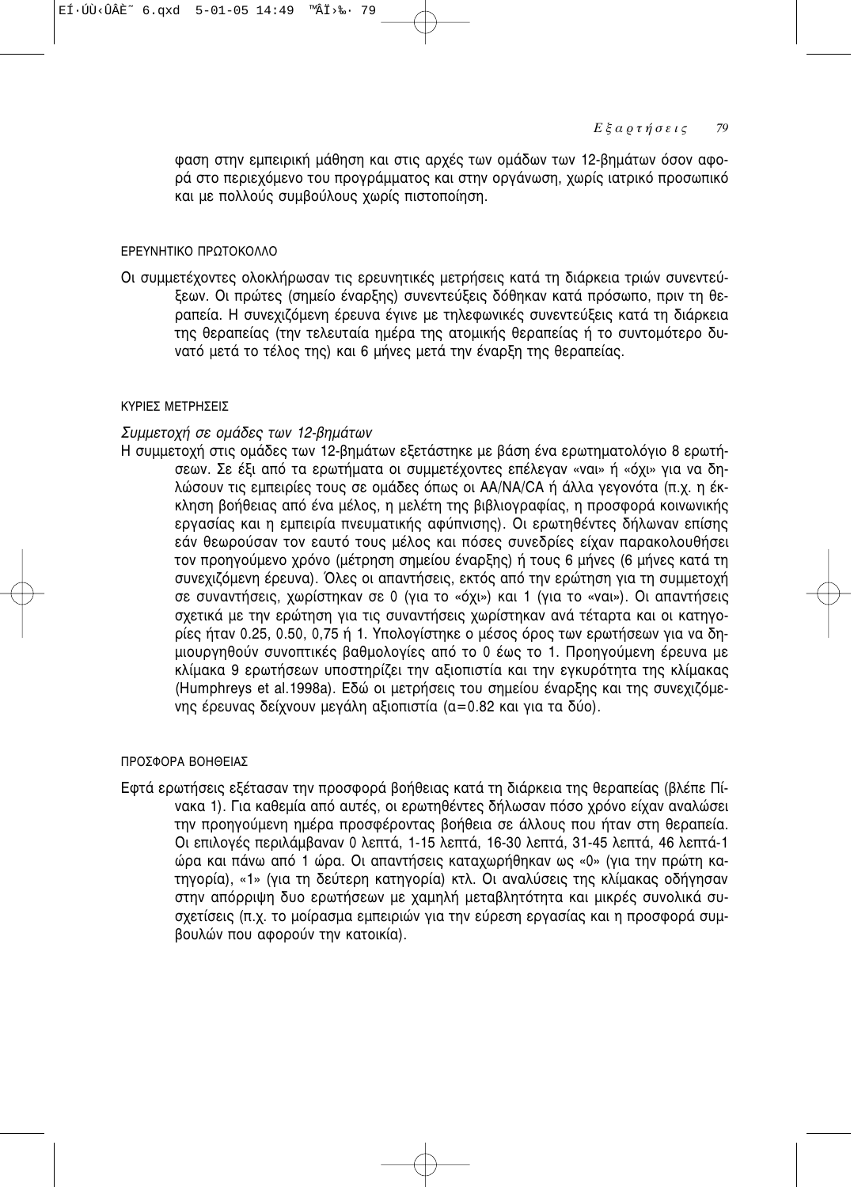φαση στην εμπειρική μάθηση και στις αρχές των ομάδων των 12-βημάτων όσον αφορά στο περιεχόμενο του προγράμματος και στην οργάνωση, χωρίς ιατρικό προσωπικό και με πολλούς συμβούλους χωρίς πιστοποίηση.

## ΕΡΕΥΝΗΤΙΚΟ ΠΡΩΤΟΚΟΛΛΟ

Οι συμμετέχοντες ολοκλήρωσαν τις ερευνητικές μετρήσεις κατά τη διάρκεια τριών συνεντεύξεων. Οι πρώτες (σημείο έναρξης) συνεντεύξεις δόθηκαν κατά πρόσωπο, πριν τη θεραπεία. Η συνεχιζόμενη έρευνα έγινε με τηλεφωνικές συνεντεύξεις κατά τη διάρκεια της θεραπείας (την τελευταία ημέρα της ατομικής θεραπείας ή το συντομότερο δυνατό μετά το τέλος της) και 6 μήνες μετά την έναρξη της θεραπείας.

## ΚΥΡΙΕΣ ΜΕΤΡΗΣΕΙΣ

### *Συμμετοχή σε ομάδες των 12-βημάτων*

Η συμμετοχή στις ομάδες των 12-βημάτων εξετάστηκε με βάση ένα ερωτηματολόγιο 8 ερωτήσεων. Σε έξι από τα ερωτήματα οι συμμετέχοντες επέλεγαν «ναι» ή «όχι» για να δηλώσουν τις εμπειρίες τους σε ομάδες όπως οι AA/NA/CA ή άλλα γεγονότα (π.χ. η έκκληση βοήθειας από ένα μέλος, η μελέτη της βιβλιογραφίας, η προσφορά κοινωνικής εργασίας και η εμπειρία πνευματικής αφύπνισης). Οι ερωτηθέντες δήλωναν επίσης εάν θεωρούσαν τον εαυτό τους μέλος και πόσες συνεδρίες είχαν παρακολουθήσει τον προηγούμενο χρόνο (μέτρηση σημείου έναρξης) ή τους 6 μήνες (6 μήνες κατά τη συνεχιζόμενη έρευνα). Όλες οι απαντήσεις, εκτός από την ερώτηση για τη συμμετοχή σε συναντήσεις, χωρίστηκαν σε 0 (για το «όχι») και 1 (για το «ναι»). Οι απαντήσεις σχετικά με την ερώτηση για τις συναντήσεις χωρίστηκαν ανά τέταρτα και οι κατηγορίες ήταν 0.25, 0.50, 0,75 ή 1. Υπολογίστηκε ο μέσος όρος των ερωτήσεων για να δημιουργηθούν συνοπτικές βαθμολογίες από το 0 έως το 1. Προηγούμενη έρευνα με κλίμακα 9 ερωτήσεων υποστηρίζει την αξιοπιστία και την εγκυρότητα της κλίμακας (Humphreys et al.1998a). Εδώ οι μετρήσεις του σημείου έναρξης και της συνεχιζόμενης έρευνας δείχνουν μεγάλη αξιοπιστία ($\alpha=0.82$ και για τα δύο).

## ΠΡΟΣΦΟΡΑ ΒΟΗΘΕΙΑΣ

Εφτά ερωτήσεις εξέτασαν την προσφορά βοήθειας κατά τη διάρκεια της θεραπείας (βλέπε Πίνακα 1). Για καθεμία από αυτές, οι ερωτηθέντες δήλωσαν πόσο χρόνο είχαν αναλώσει την προηγούμενη ημέρα προσφέροντας βοήθεια σε άλλους που ήταν στη θεραπεία. Οι επιλογές περιλάμβαναν 0 λεπτά, 1-15 λεπτά, 16-30 λεπτά, 31-45 λεπτά, 46 λεπτά-1 ώρα και πάνω από 1 ώρα. Οι απαντήσεις καταχωρήθηκαν ως «0» (για την πρώτη κατηγορία), «1» (για τη δεύτερη κατηγορία) κτλ. Οι αναλύσεις της κλίμακας οδήγησαν στην απόρριψη δυο ερωτήσεων με χαμηλή μεταβλητότητα και μικρές συνολικά συσχετίσεις (π.χ. το μοίρασμα εμπειριών για την εύρεση εργασίας και η προσφορά συμβουλών που αφορούν την κατοικία).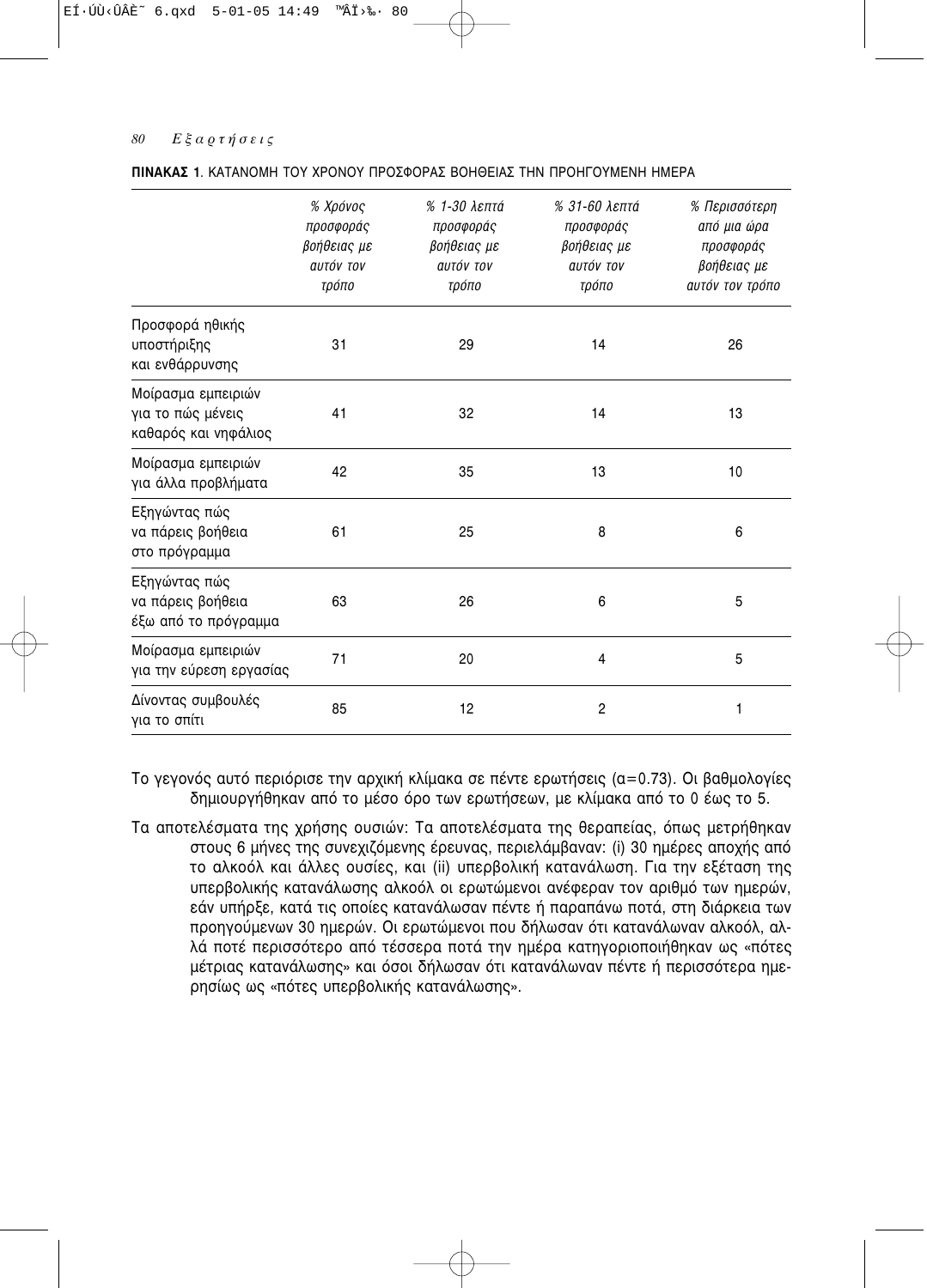**ΠΙΝΑΚΑΣ 1**. ΚΑΤΑΝΟΜΗ ΤΟΥ ΧΡΟΝΟΥ ΠΡΟΣΦΟΡΑΣ ΒΟΗΘΕΙΑΣ ΤΗΝ ΠΡΟΗΓΟΥΜΕΝΗ ΗΜΕΡΑ

| | *% Χρόνος προσφοράς βοήθειας με αυτόν τον τρόπο* | *% 1-30 λεπτά προσφοράς βοήθειας με αυτόν τον τρόπο* | *% 31-60 λεπτά προσφοράς βοήθειας με αυτόν τον τρόπο* | *% Περισσότερη από μια ώρα προσφοράς βοήθειας με αυτόν τον τρόπο* |
|---|---|---|---|---|
| Προσφορά ηθικής υποστήριξης και ενθάρρυνσης | 31 | 29 | 14 | 26 |
| Μοίρασμα εμπειριών για το πώς μένεις καθαρός και νηφάλιος | 41 | 32 | 14 | 13 |
| Μοίρασμα εμπειριών για άλλα προβλήματα | 42 | 35 | 13 | 10 |
| Εξηγώντας πώς να πάρεις βοήθεια στο πρόγραμμα | 61 | 25 | 8 | 6 |
| Εξηγώντας πώς να πάρεις βοήθεια έξω από το πρόγραμμα | 63 | 26 | 6 | 5 |
| Μοίρασμα εμπειριών για την εύρεση εργασίας | 71 | 20 | 4 | 5 |
| Δίνοντας συμβουλές για το σπίτι | 85 | 12 | 2 | 1 |

Το γεγονός αυτό περιόρισε την αρχική κλίμακα σε πέντε ερωτήσεις (α=0.73). Οι βαθμολογίες δημιουργήθηκαν από το μέσο όρο των ερωτήσεων, με κλίμακα από το 0 έως το 5.

Τα αποτελέσματα της χρήσης ουσιών: Τα αποτελέσματα της θεραπείας, όπως μετρήθηκαν στους 6 μήνες της συνεχιζόμενης έρευνας, περιελάμβαναν: (i) 30 ημέρες αποχής από το αλκοόλ και άλλες ουσίες, και (ii) υπερβολική κατανάλωση. Για την εξέταση της υπερβολικής κατανάλωσης αλκοόλ οι ερωτώμενοι ανέφεραν τον αριθμό των ημερών, εάν υπήρξε, κατά τις οποίες κατανάλωσαν πέντε ή παραπάνω ποτά, στη διάρκεια των προηγούμενων 30 ημερών. Οι ερωτώμενοι που δήλωσαν ότι κατανάλωναν αλκοόλ, αλλά ποτέ περισσότερο από τέσσερα ποτά την ημέρα κατηγοριοποιήθηκαν ως «πότες μέτριας κατανάλωσης» και όσοι δήλωσαν ότι κατανάλωναν πέντε ή περισσότερα ημερησίως ως «πότες υπερβολικής κατανάλωσης».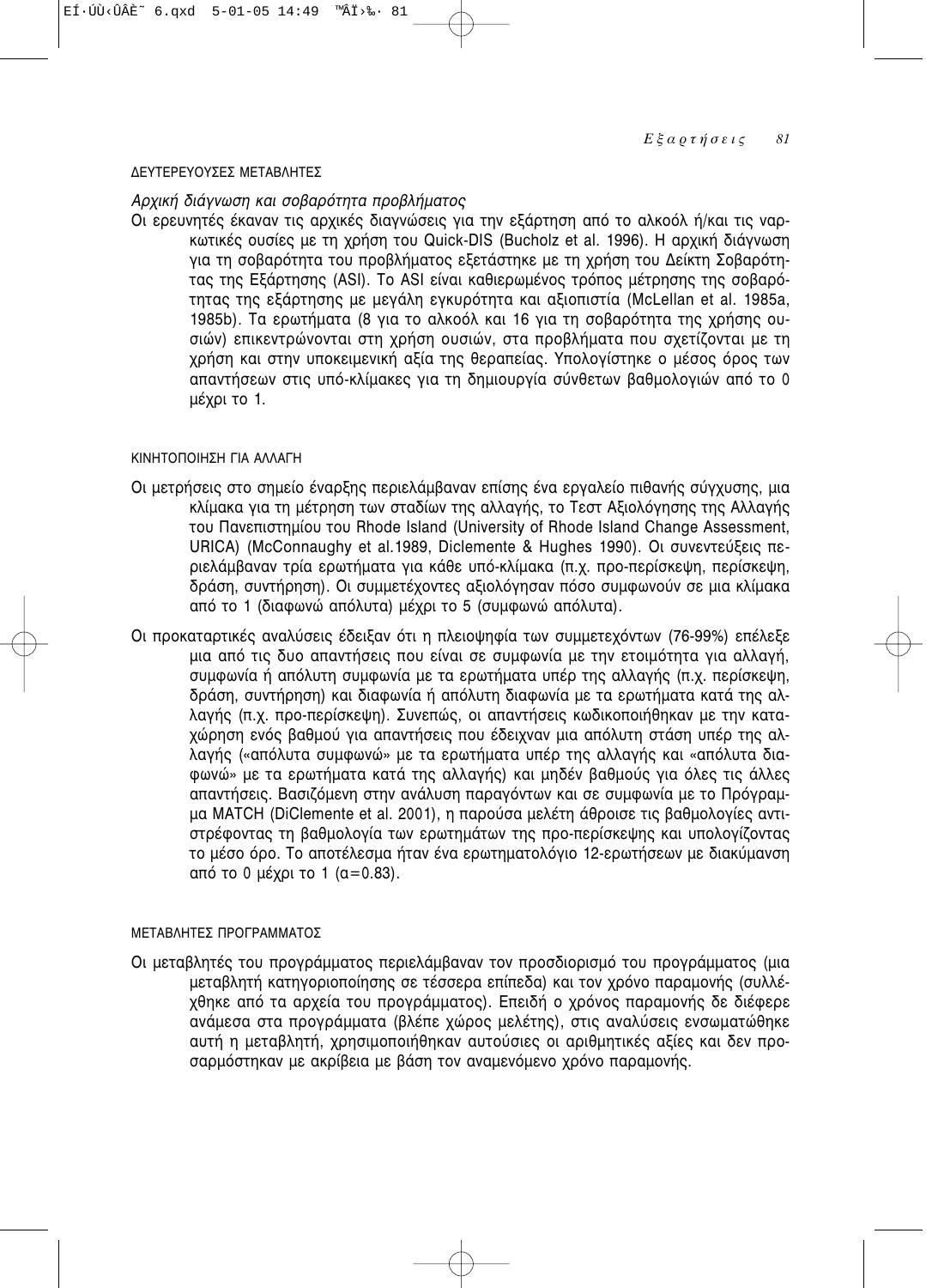### ΔΕΥΤΕΡΕΥΟΥΣΕΣ ΜΕΤΑΒΛΗΤΕΣ

*Αρχική διάγνωση και σοβαρότητα προβλήματος*

Οι ερευνητές έκαναν τις αρχικές διαγνώσεις για την εξάρτηση από το αλκοόλ ή/και τις ναρκωτικές ουσίες με τη χρήση του Quick-DIS (Bucholz et al. 1996). Η αρχική διάγνωση για τη σοβαρότητα του προβλήματος εξετάστηκε με τη χρήση του Δείκτη Σοβαρότητας της Εξάρτησης (ASI). Το ASI είναι καθιερωμένος τρόπος μέτρησης της σοβαρότητας της εξάρτησης με μεγάλη εγκυρότητα και αξιοπιστία (McLellan et al. 1985a, 1985b). Τα ερωτήματα (8 για το αλκοόλ και 16 για τη σοβαρότητα της χρήσης ουσιών) επικεντρώνονται στη χρήση ουσιών, στα προβλήματα που σχετίζονται με τη χρήση και στην υποκειμενική αξία της θεραπείας. Υπολογίστηκε ο μέσος όρος των απαντήσεων στις υπό-κλίμακες για τη δημιουργία σύνθετων βαθμολογιών από το 0 μέχρι το 1.

### ΚΙΝΗΤΟΠΟΙΗΣΗ ΓΙΑ ΑΛΛΑΓΗ

Οι μετρήσεις στο σημείο έναρξης περιελάμβαναν επίσης ένα εργαλείο πιθανής σύγχυσης, μια κλίμακα για τη μέτρηση των σταδίων της αλλαγής, το Τεστ Αξιολόγησης της Αλλαγής του Πανεπιστημίου του Rhode Island (University of Rhode Island Change Assessment, URICA) (McConnaughy et al.1989, Diclemente & Hughes 1990). Οι συνεντεύξεις περιελάμβαναν τρία ερωτήματα για κάθε υπό-κλίμακα (π.χ. προ-περίσκεψη, περίσκεψη, δράση, συντήρηση). Οι συμμετέχοντες αξιολόγησαν πόσο συμφωνούν σε μια κλίμακα από το 1 (διαφωνώ απόλυτα) μέχρι το 5 (συμφωνώ απόλυτα).

Οι προκαταρτικές αναλύσεις έδειξαν ότι η πλειοψηφία των συμμετεχόντων (76-99%) επέλεξε μια από τις δυο απαντήσεις που είναι σε συμφωνία με την ετοιμότητα για αλλαγή, συμφωνία ή απόλυτη συμφωνία με τα ερωτήματα υπέρ της αλλαγής (π.χ. περίσκεψη, δράση, συντήρηση) και διαφωνία ή απόλυτη διαφωνία με τα ερωτήματα κατά της αλλαγής (π.χ. προ-περίσκεψη). Συνεπώς, οι απαντήσεις κωδικοποιήθηκαν με την καταχώρηση ενός βαθμού για απαντήσεις που έδειχναν μια απόλυτη στάση υπέρ της αλλαγής («απόλυτα συμφωνώ» με τα ερωτήματα υπέρ της αλλαγής και «απόλυτα διαφωνώ» με τα ερωτήματα κατά της αλλαγής) και μηδέν βαθμούς για όλες τις άλλες απαντήσεις. Βασιζόμενη στην ανάλυση παραγόντων και σε συμφωνία με το Πρόγραμμα MATCH (DiClemente et al. 2001), η παρούσα μελέτη άθροισε τις βαθμολογίες αντιστρέφοντας τη βαθμολογία των ερωτημάτων της προ-περίσκεψης και υπολογίζοντας το μέσο όρο. Το αποτέλεσμα ήταν ένα ερωτηματολόγιο 12-ερωτήσεων με διακύμανση από το 0 μέχρι το 1 ($\alpha=0.83$).

### ΜΕΤΑΒΛΗΤΕΣ ΠΡΟΓΡΑΜΜΑΤΟΣ

Οι μεταβλητές του προγράμματος περιελάμβαναν τον προσδιορισμό του προγράμματος (μια μεταβλητή κατηγοριοποίησης σε τέσσερα επίπεδα) και τον χρόνο παραμονής (συλλέχθηκε από τα αρχεία του προγράμματος). Επειδή ο χρόνος παραμονής δε διέφερε ανάμεσα στα προγράμματα (βλέπε χώρος μελέτης), στις αναλύσεις ενσωματώθηκε αυτή η μεταβλητή, χρησιμοποιήθηκαν αυτούσιες οι αριθμητικές αξίες και δεν προσαρμόστηκαν με ακρίβεια με βάση τον αναμενόμενο χρόνο παραμονής.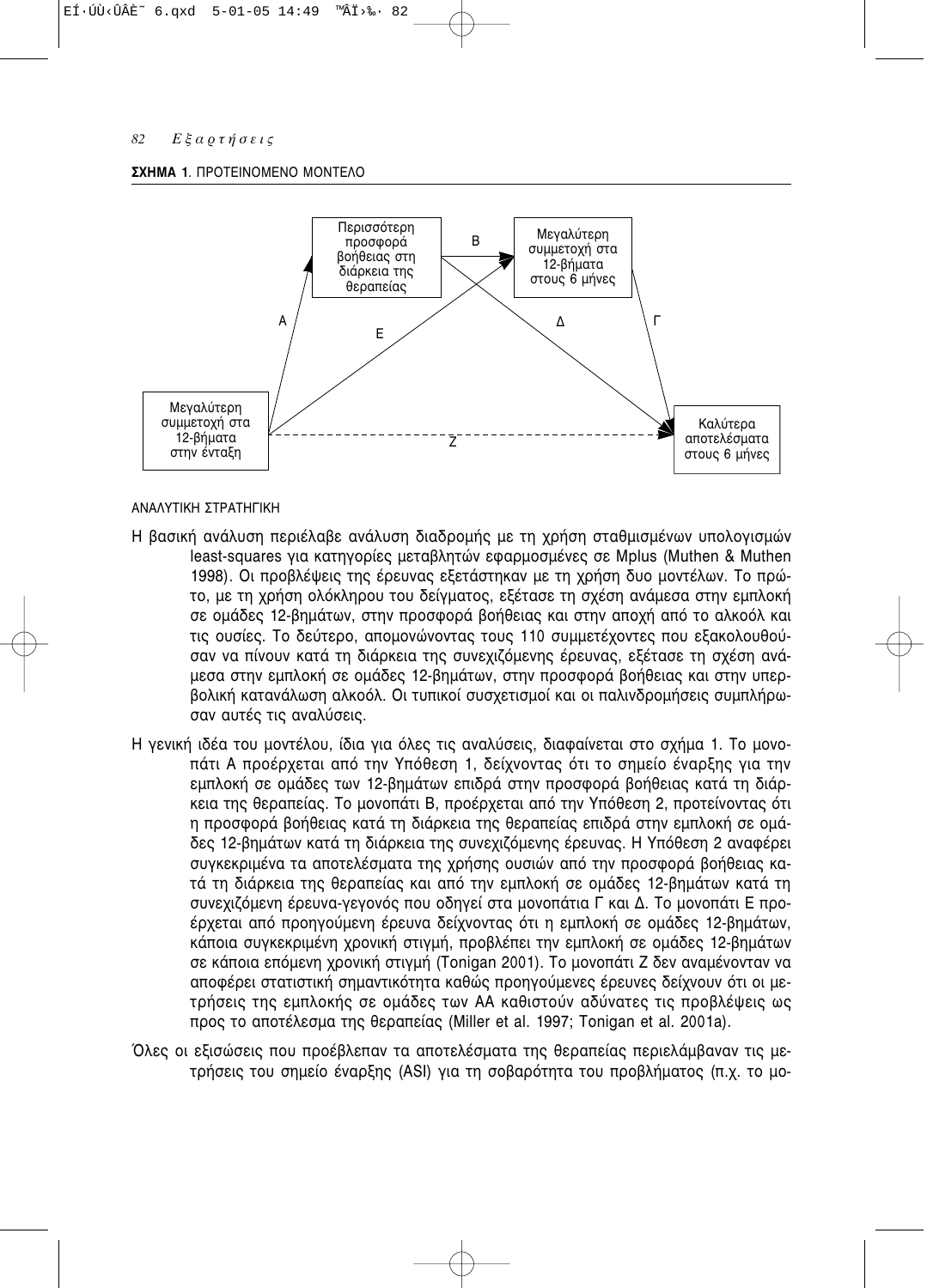**ΣΧΗΜΑ 1**. ΠΡΟΤΕΙΝΟΜΕΝΟ ΜΟΝΤΕΛΟ

Μεγαλύτερη συμμετοχή στα 12-βήματα στην ένταξη → (Α) Περισσότερη προσφορά βοήθειας στη διάρκεια της θεραπείας → (Β) Μεγαλύτερη συμμετοχή στα 12-βήματα στους 6 μήνες → (Γ) Καλύτερα αποτελέσματα στους 6 μήνες

Ε: Μεγαλύτερη συμμετοχή στα 12-βήματα στην ένταξη → Μεγαλύτερη συμμετοχή στα 12-βήματα στους 6 μήνες

Δ: Περισσότερη προσφορά βοήθειας στη διάρκεια της θεραπείας → Καλύτερα αποτελέσματα στους 6 μήνες

Ζ (διακεκομμένη): Μεγαλύτερη συμμετοχή στα 12-βήματα στην ένταξη → Καλύτερα αποτελέσματα στους 6 μήνες

ΑΝΑΛΥΤΙΚΗ ΣΤΡΑΤΗΓΙΚΗ

Η βασική ανάλυση περιέλαβε ανάλυση διαδρομής με τη χρήση σταθμισμένων υπολογισμών least-squares για κατηγορίες μεταβλητών εφαρμοσμένες σε Mplus (Muthen & Muthen 1998). Οι προβλέψεις της έρευνας εξετάστηκαν με τη χρήση δυο μοντέλων. Το πρώτο, με τη χρήση ολόκληρου του δείγματος, εξέτασε τη σχέση ανάμεσα στην εμπλοκή σε ομάδες 12-βημάτων, στην προσφορά βοήθειας και στην αποχή από το αλκοόλ και τις ουσίες. Το δεύτερο, απομονώνοντας τους 110 συμμετέχοντες που εξακολουθούσαν να πίνουν κατά τη διάρκεια της συνεχιζόμενης έρευνας, εξέτασε τη σχέση ανάμεσα στην εμπλοκή σε ομάδες 12-βημάτων, στην προσφορά βοήθειας και στην υπερβολική κατανάλωση αλκοόλ. Οι τυπικοί συσχετισμοί και οι παλινδρομήσεις συμπλήρωσαν αυτές τις αναλύσεις.

Η γενική ιδέα του μοντέλου, ίδια για όλες τις αναλύσεις, διαφαίνεται στο σχήμα 1. Το μονοπάτι Α προέρχεται από την Υπόθεση 1, δείχνοντας ότι το σημείο έναρξης για την εμπλοκή σε ομάδες των 12-βημάτων επιδρά στην προσφορά βοήθειας κατά τη διάρκεια της θεραπείας. Το μονοπάτι Β, προέρχεται από την Υπόθεση 2, προτείνοντας ότι η προσφορά βοήθειας κατά τη διάρκεια της θεραπείας επιδρά στην εμπλοκή σε ομάδες 12-βημάτων κατά τη διάρκεια της συνεχιζόμενης έρευνας. Η Υπόθεση 2 αναφέρει συγκεκριμένα τα αποτελέσματα της χρήσης ουσιών από την προσφορά βοήθειας κατά τη διάρκεια της θεραπείας και από την εμπλοκή σε ομάδες 12-βημάτων κατά τη συνεχιζόμενη έρευνα-γεγονός που οδηγεί στα μονοπάτια Γ και Δ. Το μονοπάτι Ε προέρχεται από προηγούμενη έρευνα δείχνοντας ότι η εμπλοκή σε ομάδες 12-βημάτων, κάποια συγκεκριμένη χρονική στιγμή, προβλέπει την εμπλοκή σε ομάδες 12-βημάτων σε κάποια επόμενη χρονική στιγμή (Tonigan 2001). Το μονοπάτι Ζ δεν αναμένονταν να αποφέρει στατιστική σημαντικότητα καθώς προηγούμενες έρευνες δείχνουν ότι οι μετρήσεις της εμπλοκής σε ομάδες των ΑΑ καθιστούν αδύνατες τις προβλέψεις ως προς το αποτέλεσμα της θεραπείας (Miller et al. 1997; Tonigan et al. 2001a).

Όλες οι εξισώσεις που προέβλεπαν τα αποτελέσματα της θεραπείας περιελάμβαναν τις μετρήσεις του σημείο έναρξης (ASI) για τη σοβαρότητα του προβλήματος (π.χ. το μο-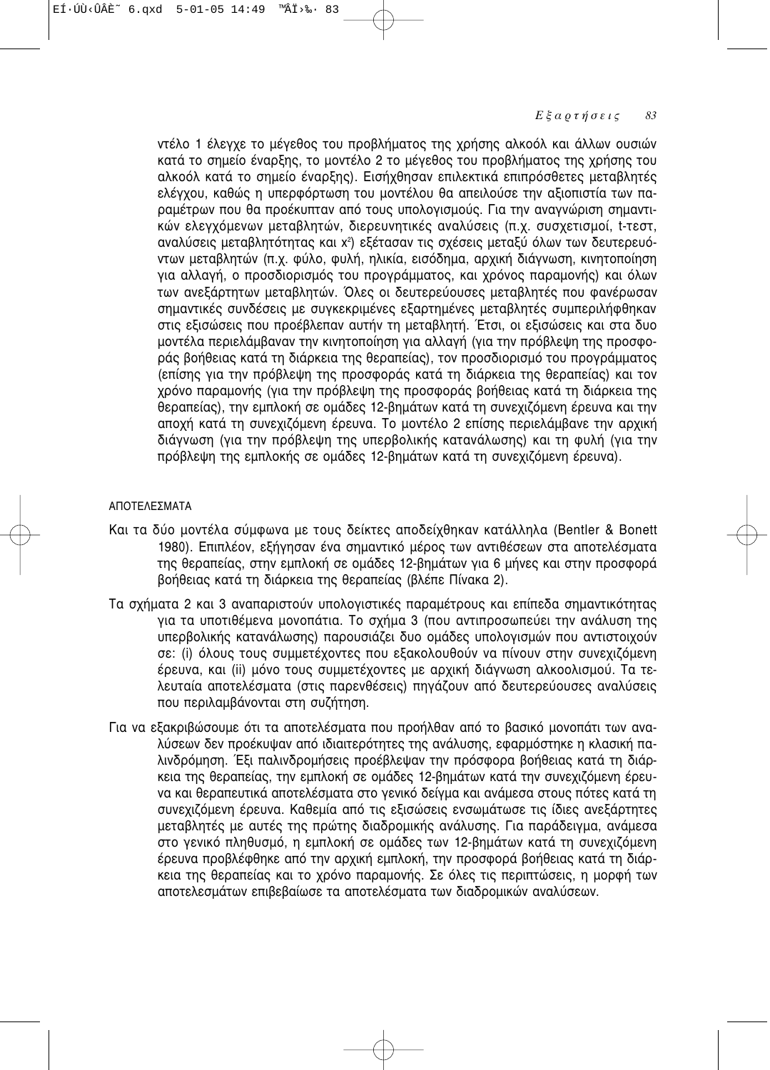ντέλο 1 έλεγχε το μέγεθος του προβλήματος της χρήσης αλκοόλ και άλλων ουσιών κατά το σημείο έναρξης, το μοντέλο 2 το μέγεθος του προβλήματος της χρήσης του αλκοόλ κατά το σημείο έναρξης). Εισήχθησαν επιλεκτικά επιπρόσθετες μεταβλητές ελέγχου, καθώς η υπερφόρτωση του μοντέλου θα απειλούσε την αξιοπιστία των παραμέτρων που θα προέκυπταν από τους υπολογισμούς. Για την αναγνώριση σημαντικών ελεγχόμενων μεταβλητών, διερευνητικές αναλύσεις (π.χ. συσχετισμοί, t-τεστ, αναλύσεις μεταβλητότητας και $x^2$) εξέτασαν τις σχέσεις μεταξύ όλων των δευτερευόντων μεταβλητών (π.χ. φύλο, φυλή, ηλικία, εισόδημα, αρχική διάγνωση, κινητοποίηση για αλλαγή, ο προσδιορισμός του προγράμματος, και χρόνος παραμονής) και όλων των ανεξάρτητων μεταβλητών. Όλες οι δευτερεύουσες μεταβλητές που φανέρωσαν σημαντικές συνδέσεις με συγκεκριμένες εξαρτημένες μεταβλητές συμπεριλήφθηκαν στις εξισώσεις που προέβλεπαν αυτήν τη μεταβλητή. Έτσι, οι εξισώσεις και στα δυο μοντέλα περιελάμβαναν την κινητοποίηση για αλλαγή (για την πρόβλεψη της προσφοράς βοήθειας κατά τη διάρκεια της θεραπείας), τον προσδιορισμό του προγράμματος (επίσης για την πρόβλεψη της προσφοράς κατά τη διάρκεια της θεραπείας) και τον χρόνο παραμονής (για την πρόβλεψη της προσφοράς βοήθειας κατά τη διάρκεια της θεραπείας), την εμπλοκή σε ομάδες 12-βημάτων κατά τη συνεχιζόμενη έρευνα και την αποχή κατά τη συνεχιζόμενη έρευνα. Το μοντέλο 2 επίσης περιελάμβανε την αρχική διάγνωση (για την πρόβλεψη της υπερβολικής κατανάλωσης) και τη φυλή (για την πρόβλεψη της εμπλοκής σε ομάδες 12-βημάτων κατά τη συνεχιζόμενη έρευνα).

## ΑΠΟΤΕΛΕΣΜΑΤΑ

Και τα δύο μοντέλα σύμφωνα με τους δείκτες αποδείχθηκαν κατάλληλα (Bentler & Bonett 1980). Επιπλέον, εξήγησαν ένα σημαντικό μέρος των αντιθέσεων στα αποτελέσματα της θεραπείας, στην εμπλοκή σε ομάδες 12-βημάτων για 6 μήνες και στην προσφορά βοήθειας κατά τη διάρκεια της θεραπείας (βλέπε Πίνακα 2).

Τα σχήματα 2 και 3 αναπαριστούν υπολογιστικές παραμέτρους και επίπεδα σημαντικότητας για τα υποτιθέμενα μονοπάτια. Το σχήμα 3 (που αντιπροσωπεύει την ανάλυση της υπερβολικής κατανάλωσης) παρουσιάζει δυο ομάδες υπολογισμών που αντιστοιχούν σε: (i) όλους τους συμμετέχοντες που εξακολουθούν να πίνουν στην συνεχιζόμενη έρευνα, και (ii) μόνο τους συμμετέχοντες με αρχική διάγνωση αλκοολισμού. Τα τελευταία αποτελέσματα (στις παρενθέσεις) πηγάζουν από δευτερεύουσες αναλύσεις που περιλαμβάνονται στη συζήτηση.

Για να εξακριβώσουμε ότι τα αποτελέσματα που προήλθαν από το βασικό μονοπάτι των αναλύσεων δεν προέκυψαν από ιδιαιτερότητες της ανάλυσης, εφαρμόστηκε η κλασική παλινδρόμηση. Έξι παλινδρομήσεις προέβλεψαν την πρόσφορα βοήθειας κατά τη διάρκεια της θεραπείας, την εμπλοκή σε ομάδες 12-βημάτων κατά την συνεχιζόμενη έρευνα και θεραπευτικά αποτελέσματα στο γενικό δείγμα και ανάμεσα στους πότες κατά τη συνεχιζόμενη έρευνα. Καθεμία από τις εξισώσεις ενσωμάτωσε τις ίδιες ανεξάρτητες μεταβλητές με αυτές της πρώτης διαδρομικής ανάλυσης. Για παράδειγμα, ανάμεσα στο γενικό πληθυσμό, η εμπλοκή σε ομάδες των 12-βημάτων κατά τη συνεχιζόμενη έρευνα προβλέφθηκε από την αρχική εμπλοκή, την προσφορά βοήθειας κατά τη διάρκεια της θεραπείας και το χρόνο παραμονής. Σε όλες τις περιπτώσεις, η μορφή των αποτελεσμάτων επιβεβαίωσε τα αποτελέσματα των διαδρομικών αναλύσεων.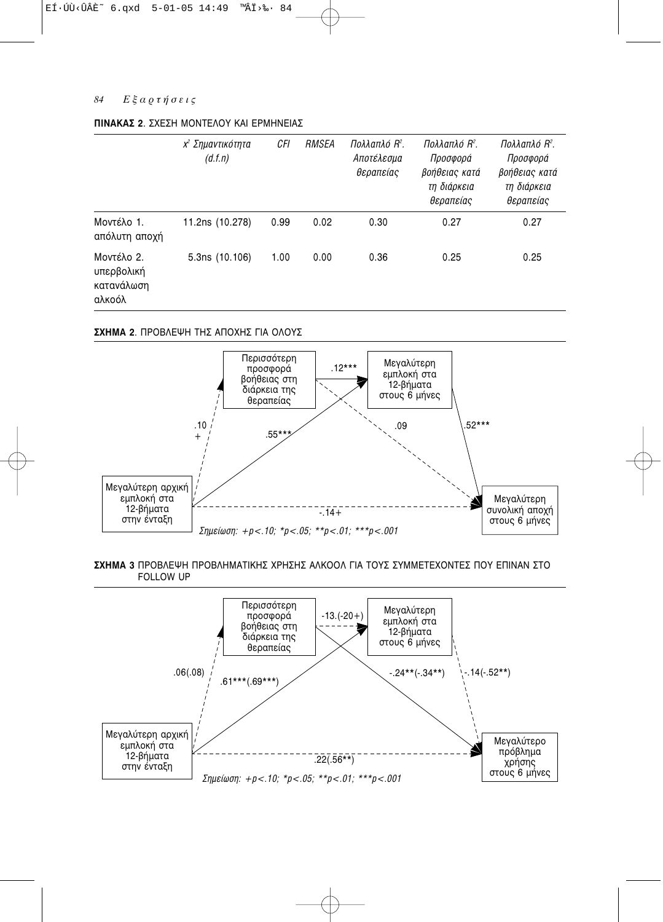**ΠΙΝΑΚΑΣ 2**. ΣΧΕΣΗ ΜΟΝΤΕΛΟΥ ΚΑΙ ΕΡΜΗΝΕΙΑΣ

| | $x^2$ Σημαντικότητα (d.f.n) | CFI | RMSEA | Πολλαπλό $R^2$. Αποτέλεσμα θεραπείας | Πολλαπλό $R^2$. Προσφορά βοήθειας κατά τη διάρκεια θεραπείας | Πολλαπλό $R^2$. Προσφορά βοήθειας κατά τη διάρκεια θεραπείας |
|---|---|---|---|---|---|---|
| Μοντέλο 1. απόλυτη αποχή | 11.2ns (10.278) | 0.99 | 0.02 | 0.30 | 0.27 | 0.27 |
| Μοντέλο 2. υπερβολική κατανάλωση αλκοόλ | 5.3ns (10.106) | 1.00 | 0.00 | 0.36 | 0.25 | 0.25 |

**ΣΧΗΜΑ 2**. ΠΡΟΒΛΕΨΗ ΤΗΣ ΑΠΟΧΗΣ ΓΙΑ ΟΛΟΥΣ

Μεγαλύτερη αρχική εμπλοκή στα 12-βήματα στην ένταξη → Περισσότερη προσφορά βοήθειας στη διάρκεια της θεραπείας: .10 +

Μεγαλύτερη αρχική εμπλοκή στα 12-βήματα στην ένταξη → Μεγαλύτερη εμπλοκή στα 12-βήματα στους 6 μήνες: .55***

Περισσότερη προσφορά βοήθειας στη διάρκεια της θεραπείας → Μεγαλύτερη εμπλοκή στα 12-βήματα στους 6 μήνες: .12***

Περισσότερη προσφορά βοήθειας στη διάρκεια της θεραπείας → Μεγαλύτερη συνολική αποχή στους 6 μήνες: .09

Μεγαλύτερη εμπλοκή στα 12-βήματα στους 6 μήνες → Μεγαλύτερη συνολική αποχή στους 6 μήνες: .52***

Μεγαλύτερη αρχική εμπλοκή στα 12-βήματα στην ένταξη → Μεγαλύτερη συνολική αποχή στους 6 μήνες: -.14+

*Σημείωση: +p<.10; *p<.05; **p<.01; ***p<.001*

**ΣΧΗΜΑ 3** ΠΡΟΒΛΕΨΗ ΠΡΟΒΛΗΜΑΤΙΚΗΣ ΧΡΗΣΗΣ ΑΛΚΟΟΛ ΓΙΑ ΤΟΥΣ ΣΥΜΜΕΤΕΧΟΝΤΕΣ ΠΟΥ ΕΠΙΝΑΝ ΣΤΟ FOLLOW UP

Μεγαλύτερη αρχική εμπλοκή στα 12-βήματα στην ένταξη → Περισσότερη προσφορά βοήθειας στη διάρκεια της θεραπείας: .06(.08)

Μεγαλύτερη αρχική εμπλοκή στα 12-βήματα στην ένταξη → Μεγαλύτερη εμπλοκή στα 12-βήματα στους 6 μήνες: .61***(.69***)

Περισσότερη προσφορά βοήθειας στη διάρκεια της θεραπείας → Μεγαλύτερη εμπλοκή στα 12-βήματα στους 6 μήνες: -13.(-20+)

Περισσότερη προσφορά βοήθειας στη διάρκεια της θεραπείας → Μεγαλύτερο πρόβλημα χρήσης στους 6 μήνες: -.24**(-.34**)

Μεγαλύτερη εμπλοκή στα 12-βήματα στους 6 μήνες → Μεγαλύτερο πρόβλημα χρήσης στους 6 μήνες: -.14(-.52**)

Μεγαλύτερη αρχική εμπλοκή στα 12-βήματα στην ένταξη → Μεγαλύτερο πρόβλημα χρήσης στους 6 μήνες: .22(.56**)

*Σημείωση: +p<.10; *p<.05; **p<.01; ***p<.001*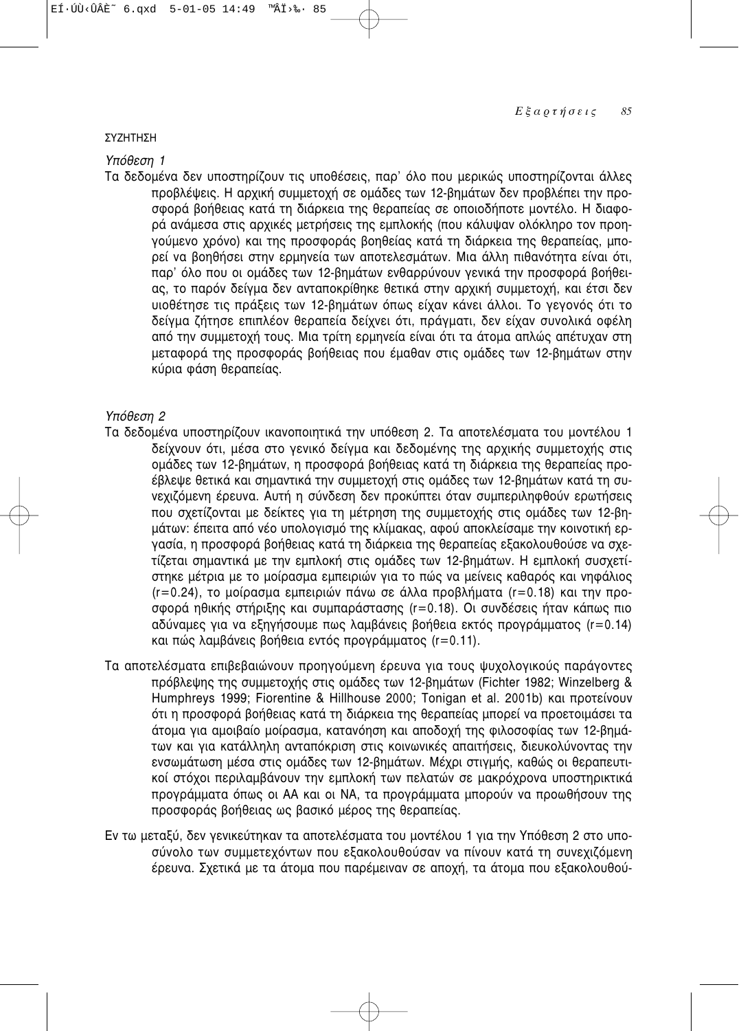## ΣΥΖΗΤΗΣΗ

*Υπόθεση 1*

Τα δεδομένα δεν υποστηρίζουν τις υποθέσεις, παρ' όλο που μερικώς υποστηρίζονται άλλες προβλέψεις. Η αρχική συμμετοχή σε ομάδες των 12-βημάτων δεν προβλέπει την προσφορά βοήθειας κατά τη διάρκεια της θεραπείας σε οποιοδήποτε μοντέλο. Η διαφορά ανάμεσα στις αρχικές μετρήσεις της εμπλοκής (που κάλυψαν ολόκληρο τον προηγούμενο χρόνο) και της προσφοράς βοηθείας κατά τη διάρκεια της θεραπείας, μπορεί να βοηθήσει στην ερμηνεία των αποτελεσμάτων. Μια άλλη πιθανότητα είναι ότι, παρ' όλο που οι ομάδες των 12-βημάτων ενθαρρύνουν γενικά την προσφορά βοήθειας, το παρόν δείγμα δεν ανταποκρίθηκε θετικά στην αρχική συμμετοχή, και έτσι δεν υιοθέτησε τις πράξεις των 12-βημάτων όπως είχαν κάνει άλλοι. Το γεγονός ότι το δείγμα ζήτησε επιπλέον θεραπεία δείχνει ότι, πράγματι, δεν είχαν συνολικά οφέλη από την συμμετοχή τους. Μια τρίτη ερμηνεία είναι ότι τα άτομα απλώς απέτυχαν στη μεταφορά της προσφοράς βοήθειας που έμαθαν στις ομάδες των 12-βημάτων στην κύρια φάση θεραπείας.

*Υπόθεση 2*

Τα δεδομένα υποστηρίζουν ικανοποιητικά την υπόθεση 2. Τα αποτελέσματα του μοντέλου 1 δείχνουν ότι, μέσα στο γενικό δείγμα και δεδομένης της αρχικής συμμετοχής στις ομάδες των 12-βημάτων, η προσφορά βοήθειας κατά τη διάρκεια της θεραπείας προέβλεψε θετικά και σημαντικά την συμμετοχή στις ομάδες των 12-βημάτων κατά τη συνεχιζόμενη έρευνα. Αυτή η σύνδεση δεν προκύπτει όταν συμπεριληφθούν ερωτήσεις που σχετίζονται με δείκτες για τη μέτρηση της συμμετοχής στις ομάδες των 12-βημάτων: έπειτα από νέο υπολογισμό της κλίμακας, αφού αποκλείσαμε την κοινοτική εργασία, η προσφορά βοήθειας κατά τη διάρκεια της θεραπείας εξακολουθούσε να σχετίζεται σημαντικά με την εμπλοκή στις ομάδες των 12-βημάτων. Η εμπλοκή συσχετίστηκε μέτρια με το μοίρασμα εμπειριών για το πώς να μείνεις καθαρός και νηφάλιος ($r=0.24$), το μοίρασμα εμπειριών πάνω σε άλλα προβλήματα ($r=0.18$) και την προσφορά ηθικής στήριξης και συμπαράστασης ($r=0.18$). Οι συνδέσεις ήταν κάπως πιο αδύναμες για να εξηγήσουμε πως λαμβάνεις βοήθεια εκτός προγράμματος ($r=0.14$) και πώς λαμβάνεις βοήθεια εντός προγράμματος ($r=0.11$).

Τα αποτελέσματα επιβεβαιώνουν προηγούμενη έρευνα για τους ψυχολογικούς παράγοντες πρόβλεψης της συμμετοχής στις ομάδες των 12-βημάτων (Fichter 1982; Winzelberg & Humphreys 1999; Fiorentine & Hillhouse 2000; Tonigan et al. 2001b) και προτείνουν ότι η προσφορά βοήθειας κατά τη διάρκεια της θεραπείας μπορεί να προετοιμάσει τα άτομα για αμοιβαίο μοίρασμα, κατανόηση και αποδοχή της φιλοσοφίας των 12-βημάτων και για κατάλληλη ανταπόκριση στις κοινωνικές απαιτήσεις, διευκολύνοντας την ενσωμάτωση μέσα στις ομάδες των 12-βημάτων. Μέχρι στιγμής, καθώς οι θεραπευτικοί στόχοι περιλαμβάνουν την εμπλοκή των πελατών σε μακρόχρονα υποστηρικτικά προγράμματα όπως οι ΑΑ και οι ΝΑ, τα προγράμματα μπορούν να προωθήσουν της προσφοράς βοήθειας ως βασικό μέρος της θεραπείας.

Εν τω μεταξύ, δεν γενικεύτηκαν τα αποτελέσματα του μοντέλου 1 για την Υπόθεση 2 στο υποσύνολο των συμμετεχόντων που εξακολουθούσαν να πίνουν κατά τη συνεχιζόμενη έρευνα. Σχετικά με τα άτομα που παρέμειναν σε αποχή, τα άτομα που εξακολουθού-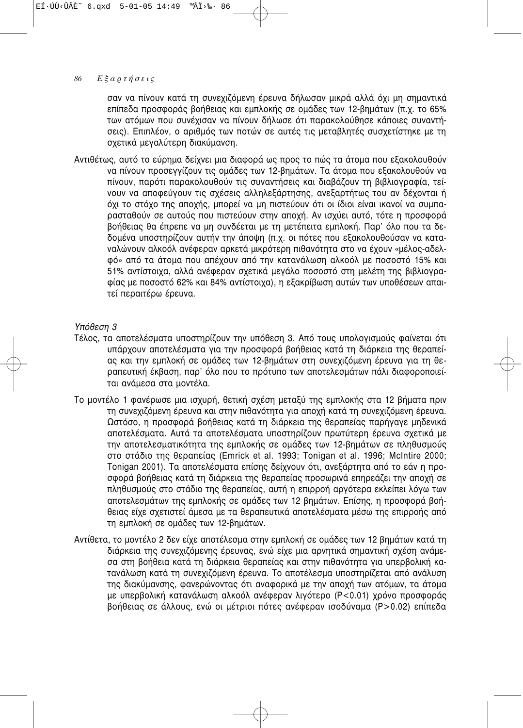σαν να πίνουν κατά τη συνεχιζόμενη έρευνα δήλωσαν μικρά αλλά όχι μη σημαντικά επίπεδα προσφοράς βοήθειας και εμπλοκής σε ομάδες των 12-βημάτων (π.χ. το 65% των ατόμων που συνέχισαν να πίνουν δήλωσε ότι παρακολούθησε κάποιες συναντήσεις). Επιπλέον, ο αριθμός των ποτών σε αυτές τις μεταβλητές συσχετίστηκε με τη σχετικά μεγαλύτερη διακύμανση.

Αντιθέτως, αυτό το εύρημα δείχνει μια διαφορά ως προς το πώς τα άτομα που εξακολουθούν να πίνουν προσεγγίζουν τις ομάδες των 12-βημάτων. Τα άτομα που εξακολουθούν να πίνουν, παρότι παρακολουθούν τις συναντήσεις και διαβάζουν τη βιβλιογραφία, τείνουν να αποφεύγουν τις σχέσεις αλληλεξάρτησης, ανεξαρτήτως του αν δέχονται ή όχι το στόχο της αποχής, μπορεί να μη πιστεύουν ότι οι ίδιοι είναι ικανοί να συμπαρασταθούν σε αυτούς που πιστεύουν στην αποχή. Αν ισχύει αυτό, τότε η προσφορά βοήθειας θα έπρεπε να μη συνδέεται με τη μετέπειτα εμπλοκή. Παρ' όλο που τα δεδομένα υποστηρίζουν αυτήν την άποψη (π.χ. οι πότες που εξακολουθούσαν να καταναλώνουν αλκοόλ ανέφεραν αρκετά μικρότερη πιθανότητα στο να έχουν «μέλος-αδελφό» από τα άτομα που απέχουν από την κατανάλωση αλκοόλ με ποσοστό 15% και 51% αντίστοιχα, αλλά ανέφεραν σχετικά μεγάλο ποσοστό στη μελέτη της βιβλιογραφίας με ποσοστό 62% και 84% αντίστοιχα), η εξακρίβωση αυτών των υποθέσεων απαιτεί περαιτέρω έρευνα.

*Υπόθεση 3*

Τέλος, τα αποτελέσματα υποστηρίζουν την υπόθεση 3. Από τους υπολογισμούς φαίνεται ότι υπάρχουν αποτελέσματα για την προσφορά βοήθειας κατά τη διάρκεια της θεραπείας και την εμπλοκή σε ομάδες των 12-βημάτων στη συνεχιζόμενη έρευνα για τη θεραπευτική έκβαση, παρ' όλο που το πρότυπο των αποτελεσμάτων πάλι διαφοροποιείται ανάμεσα στα μοντέλα.

Το μοντέλο 1 φανέρωσε μια ισχυρή, θετική σχέση μεταξύ της εμπλοκής στα 12 βήματα πριν τη συνεχιζόμενη έρευνα και στην πιθανότητα για αποχή κατά τη συνεχιζόμενη έρευνα. Ωστόσο, η προσφορά βοήθειας κατά τη διάρκεια της θεραπείας παρήγαγε μηδενικά αποτελέσματα. Αυτά τα αποτελέσματα υποστηρίζουν πρωτύτερη έρευνα σχετικά με την αποτελεσματικότητα της εμπλοκής σε ομάδες των 12-βημάτων σε πληθυσμούς στο στάδιο της θεραπείας (Emrick et al. 1993; Tonigan et al. 1996; McIntire 2000; Tonigan 2001). Τα αποτελέσματα επίσης δείχνουν ότι, ανεξάρτητα από το εάν η προσφορά βοήθειας κατά τη διάρκεια της θεραπείας προσωρινά επηρεάζει την αποχή σε πληθυσμούς στο στάδιο της θεραπείας, αυτή η επιρροή αργότερα εκλείπει λόγω των αποτελεσμάτων της εμπλοκής σε ομάδες των 12 βημάτων. Επίσης, η προσφορά βοήθειας είχε σχετιστεί άμεσα με τα θεραπευτικά αποτελέσματα μέσω της επιρροής από τη εμπλοκή σε ομάδες των 12-βημάτων.

Αντίθετα, το μοντέλο 2 δεν είχε αποτέλεσμα στην εμπλοκή σε ομάδες των 12 βημάτων κατά τη διάρκεια της συνεχιζόμενης έρευνας, ενώ είχε μια αρνητικά σημαντική σχέση ανάμεσα στη βοήθεια κατά τη διάρκεια θεραπείας και στην πιθανότητα για υπερβολική κατανάλωση κατά τη συνεχιζόμενη έρευνα. Το αποτέλεσμα υποστηρίζεται από ανάλυση της διακύμανσης, φανερώνοντας ότι αναφορικά με την αποχή των ατόμων, τα άτομα με υπερβολική κατανάλωση αλκοόλ ανέφεραν λιγότερο ($P<0.01$) χρόνο προσφοράς βοήθειας σε άλλους, ενώ οι μέτριοι πότες ανέφεραν ισοδύναμα ($P>0.02$) επίπεδα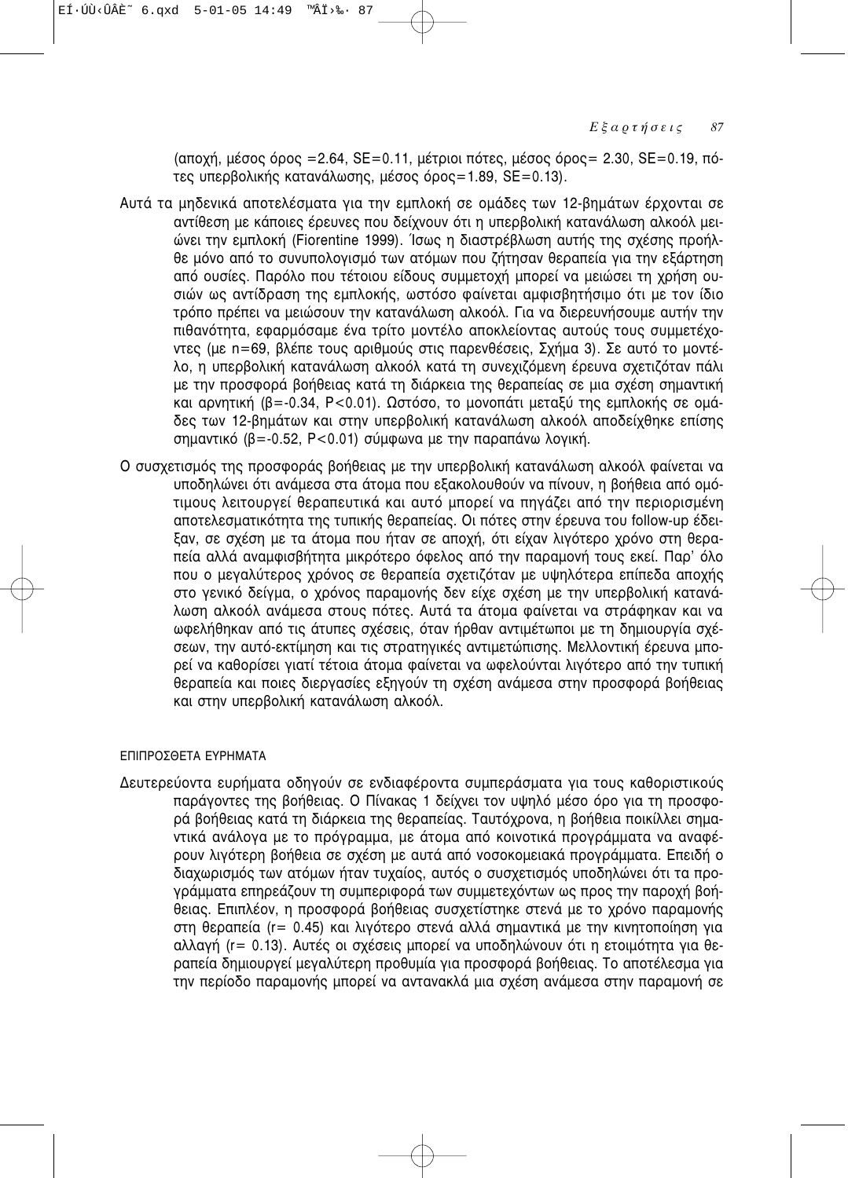(αποχή, μέσος όρος =2.64, SE=0.11, μέτριοι πότες, μέσος όρος= 2.30, SE=0.19, πότες υπερβολικής κατανάλωσης, μέσος όρος=1.89, SE=0.13).

Αυτά τα μηδενικά αποτελέσματα για την εμπλοκή σε ομάδες των 12-βημάτων έρχονται σε αντίθεση με κάποιες έρευνες που δείχνουν ότι η υπερβολική κατανάλωση αλκοόλ μειώνει την εμπλοκή (Fiorentine 1999). Ίσως η διαστρέβλωση αυτής της σχέσης προήλθε μόνο από το συνυπολογισμό των ατόμων που ζήτησαν θεραπεία για την εξάρτηση από ουσίες. Παρόλο που τέτοιου είδους συμμετοχή μπορεί να μειώσει τη χρήση ουσιών ως αντίδραση της εμπλοκής, ωστόσο φαίνεται αμφισβητήσιμο ότι με τον ίδιο τρόπο πρέπει να μειώσουν την κατανάλωση αλκοόλ. Για να διερευνήσουμε αυτήν την πιθανότητα, εφαρμόσαμε ένα τρίτο μοντέλο αποκλείοντας αυτούς τους συμμετέχοντες (με n=69, βλέπε τους αριθμούς στις παρενθέσεις, Σχήμα 3). Σε αυτό το μοντέλο, η υπερβολική κατανάλωση αλκοόλ κατά τη συνεχιζόμενη έρευνα σχετιζόταν πάλι με την προσφορά βοήθειας κατά τη διάρκεια της θεραπείας σε μια σχέση σημαντική και αρνητική ($\beta$=-0.34, $P<0.01$). Ωστόσο, το μονοπάτι μεταξύ της εμπλοκής σε ομάδες των 12-βημάτων και στην υπερβολική κατανάλωση αλκοόλ αποδείχθηκε επίσης σημαντικό ($\beta$=-0.52, $P<0.01$) σύμφωνα με την παραπάνω λογική.

Ο συσχετισμός της προσφοράς βοήθειας με την υπερβολική κατανάλωση αλκοόλ φαίνεται να υποδηλώνει ότι ανάμεσα στα άτομα που εξακολουθούν να πίνουν, η βοήθεια από ομότιμους λειτουργεί θεραπευτικά και αυτό μπορεί να πηγάζει από την περιορισμένη αποτελεσματικότητα της τυπικής θεραπείας. Οι πότες στην έρευνα του follow-up έδειξαν, σε σχέση με τα άτομα που ήταν σε αποχή, ότι είχαν λιγότερο χρόνο στη θεραπεία αλλά αναμφισβήτητα μικρότερο όφελος από την παραμονή τους εκεί. Παρ' όλο που ο μεγαλύτερος χρόνος σε θεραπεία σχετιζόταν με υψηλότερα επίπεδα αποχής στο γενικό δείγμα, ο χρόνος παραμονής δεν είχε σχέση με την υπερβολική κατανάλωση αλκοόλ ανάμεσα στους πότες. Αυτά τα άτομα φαίνεται να στράφηκαν και να ωφελήθηκαν από τις άτυπες σχέσεις, όταν ήρθαν αντιμέτωποι με τη δημιουργία σχέσεων, την αυτό-εκτίμηση και τις στρατηγικές αντιμετώπισης. Μελλοντική έρευνα μπορεί να καθορίσει γιατί τέτοια άτομα φαίνεται να ωφελούνται λιγότερο από την τυπική θεραπεία και ποιες διεργασίες εξηγούν τη σχέση ανάμεσα στην προσφορά βοήθειας και στην υπερβολική κατανάλωση αλκοόλ.

### ΕΠΙΠΡΟΣΘΕΤΑ ΕΥΡΗΜΑΤΑ

Δευτερεύοντα ευρήματα οδηγούν σε ενδιαφέροντα συμπεράσματα για τους καθοριστικούς παράγοντες της βοήθειας. Ο Πίνακας 1 δείχνει τον υψηλό μέσο όρο για τη προσφορά βοήθειας κατά τη διάρκεια της θεραπείας. Ταυτόχρονα, η βοήθεια ποικίλλει σημαντικά ανάλογα με το πρόγραμμα, με άτομα από κοινοτικά προγράμματα να αναφέρουν λιγότερη βοήθεια σε σχέση με αυτά από νοσοκομειακά προγράμματα. Επειδή ο διαχωρισμός των ατόμων ήταν τυχαίος, αυτός ο συσχετισμός υποδηλώνει ότι τα προγράμματα επηρεάζουν τη συμπεριφορά των συμμετεχόντων ως προς την παροχή βοήθειας. Επιπλέον, η προσφορά βοήθειας συσχετίστηκε στενά με το χρόνο παραμονής στη θεραπεία (r= 0.45) και λιγότερο στενά αλλά σημαντικά με την κινητοποίηση για αλλαγή (r= 0.13). Αυτές οι σχέσεις μπορεί να υποδηλώνουν ότι η ετοιμότητα για θεραπεία δημιουργεί μεγαλύτερη προθυμία για προσφορά βοήθειας. Το αποτέλεσμα για την περίοδο παραμονής μπορεί να αντανακλά μια σχέση ανάμεσα στην παραμονή σε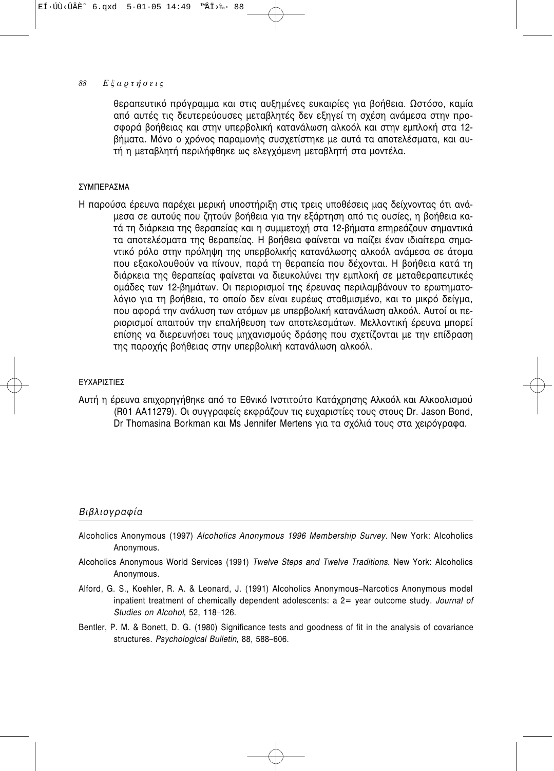θεραπευτικό πρόγραμμα και στις αυξημένες ευκαιρίες για βοήθεια. Ωστόσο, καμία από αυτές τις δευτερεύουσες μεταβλητές δεν εξηγεί τη σχέση ανάμεσα στην προσφορά βοήθειας και στην υπερβολική κατανάλωση αλκοόλ και στην εμπλοκή στα 12-βήματα. Μόνο ο χρόνος παραμονής συσχετίστηκε με αυτά τα αποτελέσματα, και αυτή η μεταβλητή περιλήφθηκε ως ελεγχόμενη μεταβλητή στα μοντέλα.

## ΣΥΜΠΕΡΑΣΜΑ

Η παρούσα έρευνα παρέχει μερική υποστήριξη στις τρεις υποθέσεις μας δείχνοντας ότι ανάμεσα σε αυτούς που ζητούν βοήθεια για την εξάρτηση από τις ουσίες, η βοήθεια κατά τη διάρκεια της θεραπείας και η συμμετοχή στα 12-βήματα επηρεάζουν σημαντικά τα αποτελέσματα της θεραπείας. Η βοήθεια φαίνεται να παίζει έναν ιδιαίτερα σημαντικό ρόλο στην πρόληψη της υπερβολικής κατανάλωσης αλκοόλ ανάμεσα σε άτομα που εξακολουθούν να πίνουν, παρά τη θεραπεία που δέχονται. Η βοήθεια κατά τη διάρκεια της θεραπείας φαίνεται να διευκολύνει την εμπλοκή σε μεταθεραπευτικές ομάδες των 12-βημάτων. Οι περιορισμοί της έρευνας περιλαμβάνουν το ερωτηματολόγιο για τη βοήθεια, το οποίο δεν είναι ευρέως σταθμισμένο, και το μικρό δείγμα, που αφορά την ανάλυση των ατόμων με υπερβολική κατανάλωση αλκοόλ. Αυτοί οι περιορισμοί απαιτούν την επαλήθευση των αποτελεσμάτων. Μελλοντική έρευνα μπορεί επίσης να διερευνήσει τους μηχανισμούς δράσης που σχετίζονται με την επίδραση της παροχής βοήθειας στην υπερβολική κατανάλωση αλκοόλ.

## ΕΥΧΑΡΙΣΤΙΕΣ

Αυτή η έρευνα επιχορηγήθηκε από το Εθνικό Ινστιτούτο Κατάχρησης Αλκοόλ και Αλκοολισμού (R01 AA11279). Οι συγγραφείς εκφράζουν τις ευχαριστίες τους στους Dr. Jason Bond, Dr Thomasina Borkman και Ms Jennifer Mertens για τα σχόλιά τους στα χειρόγραφα.

## *Βιβλιογραφία*

Alcoholics Anonymous (1997) *Alcoholics Anonymous 1996 Membership Survey*. New York: Alcoholics Anonymous.

Alcoholics Anonymous World Services (1991) *Twelve Steps and Twelve Traditions*. New York: Alcoholics Anonymous.

Alford, G. S., Koehler, R. A. & Leonard, J. (1991) Alcoholics Anonymous–Narcotics Anonymous model inpatient treatment of chemically dependent adolescents: a 2= year outcome study. *Journal of Studies on Alcohol*, 52, 118–126.

Bentler, P. M. & Bonett, D. G. (1980) Significance tests and goodness of fit in the analysis of covariance structures. *Psychological Bulletin*, 88, 588–606.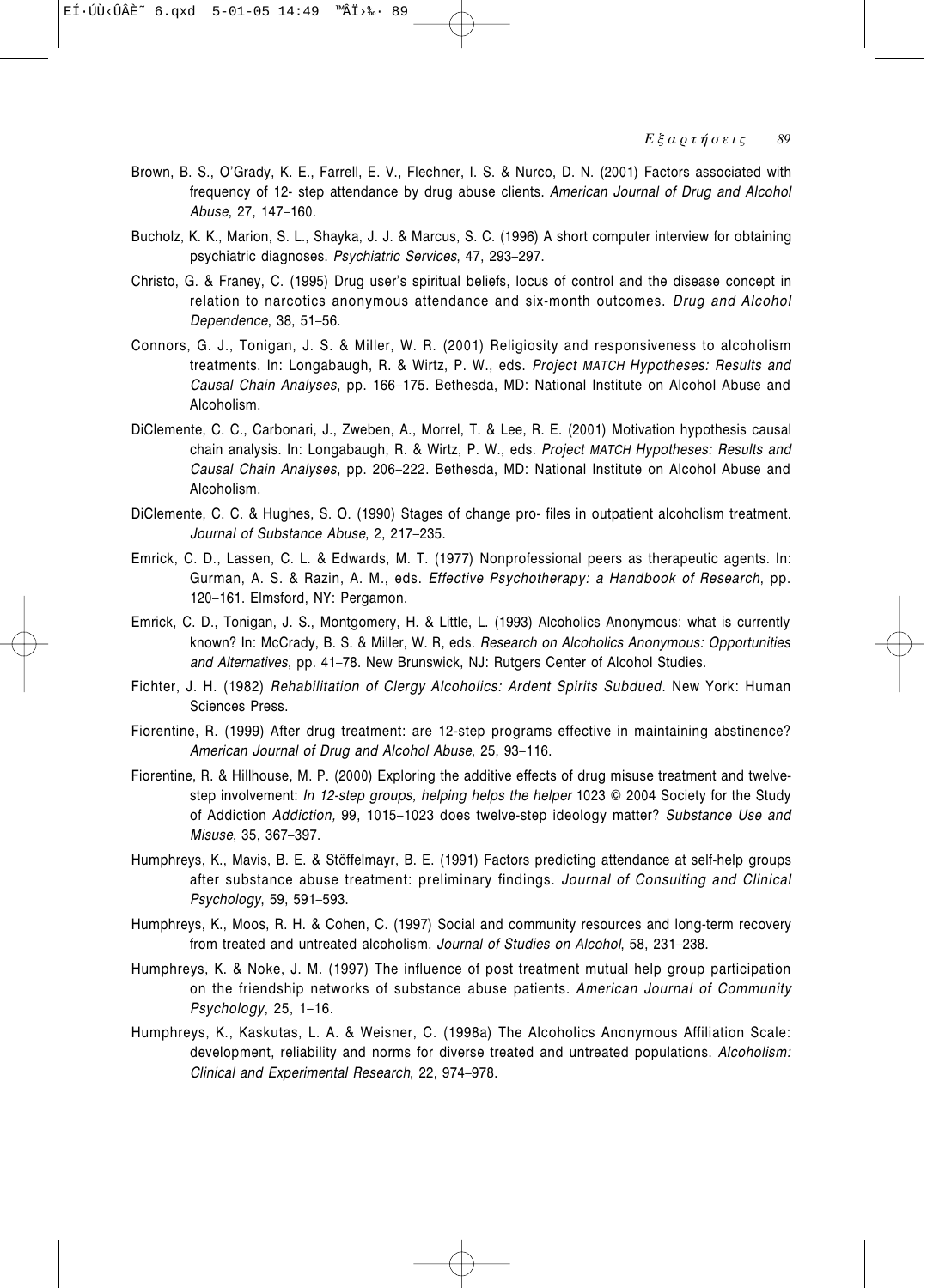Brown, B. S., O'Grady, K. E., Farrell, E. V., Flechner, I. S. & Nurco, D. N. (2001) Factors associated with frequency of 12- step attendance by drug abuse clients. *American Journal of Drug and Alcohol Abuse*, 27, 147–160.

Bucholz, K. K., Marion, S. L., Shayka, J. J. & Marcus, S. C. (1996) A short computer interview for obtaining psychiatric diagnoses. *Psychiatric Services*, 47, 293–297.

Christo, G. & Franey, C. (1995) Drug user's spiritual beliefs, locus of control and the disease concept in relation to narcotics anonymous attendance and six-month outcomes. *Drug and Alcohol Dependence*, 38, 51–56.

Connors, G. J., Tonigan, J. S. & Miller, W. R. (2001) Religiosity and responsiveness to alcoholism treatments. In: Longabaugh, R. & Wirtz, P. W., eds. *Project MATCH Hypotheses: Results and Causal Chain Analyses*, pp. 166–175. Bethesda, MD: National Institute on Alcohol Abuse and Alcoholism.

DiClemente, C. C., Carbonari, J., Zweben, A., Morrel, T. & Lee, R. E. (2001) Motivation hypothesis causal chain analysis. In: Longabaugh, R. & Wirtz, P. W., eds. *Project MATCH Hypotheses: Results and Causal Chain Analyses*, pp. 206–222. Bethesda, MD: National Institute on Alcohol Abuse and Alcoholism.

DiClemente, C. C. & Hughes, S. O. (1990) Stages of change pro- files in outpatient alcoholism treatment. *Journal of Substance Abuse*, 2, 217–235.

Emrick, C. D., Lassen, C. L. & Edwards, M. T. (1977) Nonprofessional peers as therapeutic agents. In: Gurman, A. S. & Razin, A. M., eds. *Effective Psychotherapy: a Handbook of Research*, pp. 120–161. Elmsford, NY: Pergamon.

Emrick, C. D., Tonigan, J. S., Montgomery, H. & Little, L. (1993) Alcoholics Anonymous: what is currently known? In: McCrady, B. S. & Miller, W. R, eds. *Research on Alcoholics Anonymous: Opportunities and Alternatives*, pp. 41–78. New Brunswick, NJ: Rutgers Center of Alcohol Studies.

Fichter, J. H. (1982) *Rehabilitation of Clergy Alcoholics: Ardent Spirits Subdued*. New York: Human Sciences Press.

Fiorentine, R. (1999) After drug treatment: are 12-step programs effective in maintaining abstinence? *American Journal of Drug and Alcohol Abuse*, 25, 93–116.

Fiorentine, R. & Hillhouse, M. P. (2000) Exploring the additive effects of drug misuse treatment and twelve-step involvement: *In 12-step groups, helping helps the helper* 1023 © 2004 Society for the Study of Addiction *Addiction,* 99, 1015–1023 does twelve-step ideology matter? *Substance Use and Misuse*, 35, 367–397.

Humphreys, K., Mavis, B. E. & Stöffelmayr, B. E. (1991) Factors predicting attendance at self-help groups after substance abuse treatment: preliminary findings. *Journal of Consulting and Clinical Psychology*, 59, 591–593.

Humphreys, K., Moos, R. H. & Cohen, C. (1997) Social and community resources and long-term recovery from treated and untreated alcoholism. *Journal of Studies on Alcohol*, 58, 231–238.

Humphreys, K. & Noke, J. M. (1997) The influence of post treatment mutual help group participation on the friendship networks of substance abuse patients. *American Journal of Community Psychology*, 25, 1–16.

Humphreys, K., Kaskutas, L. A. & Weisner, C. (1998a) The Alcoholics Anonymous Affiliation Scale: development, reliability and norms for diverse treated and untreated populations. *Alcoholism: Clinical and Experimental Research*, 22, 974–978.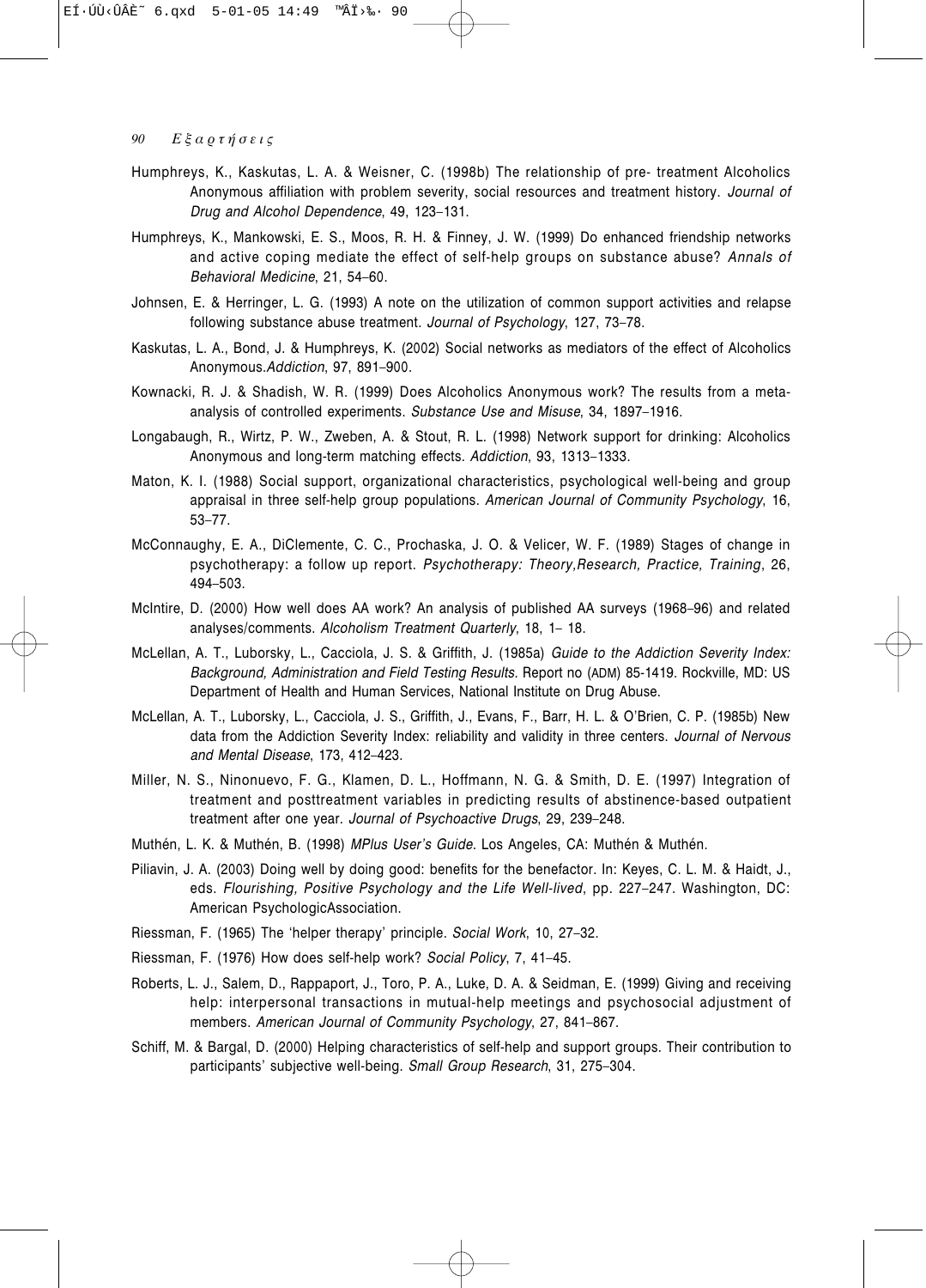Humphreys, K., Kaskutas, L. A. & Weisner, C. (1998b) The relationship of pre- treatment Alcoholics Anonymous affiliation with problem severity, social resources and treatment history. *Journal of Drug and Alcohol Dependence*, 49, 123–131.

Humphreys, K., Mankowski, E. S., Moos, R. H. & Finney, J. W. (1999) Do enhanced friendship networks and active coping mediate the effect of self-help groups on substance abuse? *Annals of Behavioral Medicine*, 21, 54–60.

Johnsen, E. & Herringer, L. G. (1993) A note on the utilization of common support activities and relapse following substance abuse treatment. *Journal of Psychology*, 127, 73–78.

Kaskutas, L. A., Bond, J. & Humphreys, K. (2002) Social networks as mediators of the effect of Alcoholics Anonymous.*Addiction*, 97, 891–900.

Kownacki, R. J. & Shadish, W. R. (1999) Does Alcoholics Anonymous work? The results from a meta-analysis of controlled experiments. *Substance Use and Misuse*, 34, 1897–1916.

Longabaugh, R., Wirtz, P. W., Zweben, A. & Stout, R. L. (1998) Network support for drinking: Alcoholics Anonymous and long-term matching effects. *Addiction*, 93, 1313–1333.

Maton, K. I. (1988) Social support, organizational characteristics, psychological well-being and group appraisal in three self-help group populations. *American Journal of Community Psychology*, 16, 53–77.

McConnaughy, E. A., DiClemente, C. C., Prochaska, J. O. & Velicer, W. F. (1989) Stages of change in psychotherapy: a follow up report. *Psychotherapy: Theory,Research, Practice, Training*, 26, 494–503.

McIntire, D. (2000) How well does AA work? An analysis of published AA surveys (1968–96) and related analyses/comments. *Alcoholism Treatment Quarterly*, 18, 1– 18.

McLellan, A. T., Luborsky, L., Cacciola, J. S. & Griffith, J. (1985a) *Guide to the Addiction Severity Index: Background, Administration and Field Testing Results*. Report no (ADM) 85-1419. Rockville, MD: US Department of Health and Human Services, National Institute on Drug Abuse.

McLellan, A. T., Luborsky, L., Cacciola, J. S., Griffith, J., Evans, F., Barr, H. L. & O'Brien, C. P. (1985b) New data from the Addiction Severity Index: reliability and validity in three centers. *Journal of Nervous and Mental Disease*, 173, 412–423.

Miller, N. S., Ninonuevo, F. G., Klamen, D. L., Hoffmann, N. G. & Smith, D. E. (1997) Integration of treatment and posttreatment variables in predicting results of abstinence-based outpatient treatment after one year. *Journal of Psychoactive Drugs*, 29, 239–248.

Muthén, L. K. & Muthén, B. (1998) *MPlus User's Guide*. Los Angeles, CA: Muthén & Muthén.

Piliavin, J. A. (2003) Doing well by doing good: benefits for the benefactor. In: Keyes, C. L. M. & Haidt, J., eds. *Flourishing, Positive Psychology and the Life Well-lived*, pp. 227–247. Washington, DC: American PsychologicAssociation.

Riessman, F. (1965) The 'helper therapy' principle. *Social Work*, 10, 27–32.

Riessman, F. (1976) How does self-help work? *Social Policy*, 7, 41–45.

Roberts, L. J., Salem, D., Rappaport, J., Toro, P. A., Luke, D. A. & Seidman, E. (1999) Giving and receiving help: interpersonal transactions in mutual-help meetings and psychosocial adjustment of members. *American Journal of Community Psychology*, 27, 841–867.

Schiff, M. & Bargal, D. (2000) Helping characteristics of self-help and support groups. Their contribution to participants' subjective well-being. *Small Group Research*, 31, 275–304.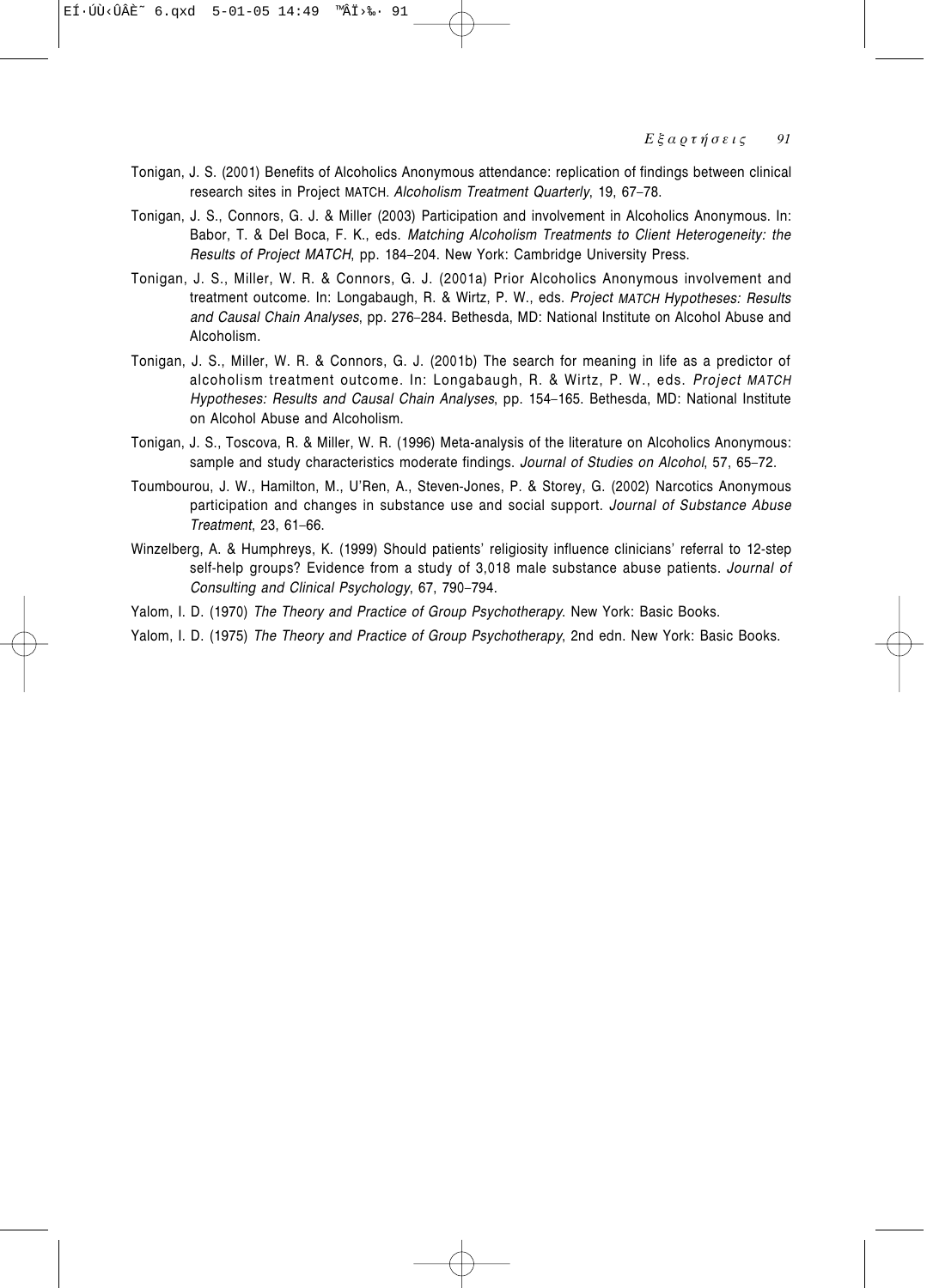Tonigan, J. S. (2001) Benefits of Alcoholics Anonymous attendance: replication of findings between clinical research sites in Project MATCH. *Alcoholism Treatment Quarterly*, 19, 67–78.

Tonigan, J. S., Connors, G. J. & Miller (2003) Participation and involvement in Alcoholics Anonymous. In: Babor, T. & Del Boca, F. K., eds. *Matching Alcoholism Treatments to Client Heterogeneity: the Results of Project MATCH*, pp. 184–204. New York: Cambridge University Press.

Tonigan, J. S., Miller, W. R. & Connors, G. J. (2001a) Prior Alcoholics Anonymous involvement and treatment outcome. In: Longabaugh, R. & Wirtz, P. W., eds. *Project MATCH Hypotheses: Results and Causal Chain Analyses*, pp. 276–284. Bethesda, MD: National Institute on Alcohol Abuse and Alcoholism.

Tonigan, J. S., Miller, W. R. & Connors, G. J. (2001b) The search for meaning in life as a predictor of alcoholism treatment outcome. In: Longabaugh, R. & Wirtz, P. W., eds. *Project MATCH Hypotheses: Results and Causal Chain Analyses*, pp. 154–165. Bethesda, MD: National Institute on Alcohol Abuse and Alcoholism.

Tonigan, J. S., Toscova, R. & Miller, W. R. (1996) Meta-analysis of the literature on Alcoholics Anonymous: sample and study characteristics moderate findings. *Journal of Studies on Alcohol*, 57, 65–72.

Toumbourou, J. W., Hamilton, M., U'Ren, A., Steven-Jones, P. & Storey, G. (2002) Narcotics Anonymous participation and changes in substance use and social support. *Journal of Substance Abuse Treatment*, 23, 61–66.

Winzelberg, A. & Humphreys, K. (1999) Should patients' religiosity influence clinicians' referral to 12-step self-help groups? Evidence from a study of 3,018 male substance abuse patients. *Journal of Consulting and Clinical Psychology*, 67, 790–794.

Yalom, I. D. (1970) *The Theory and Practice of Group Psychotherapy*. New York: Basic Books.

Yalom, I. D. (1975) *The Theory and Practice of Group Psychotherapy*, 2nd edn. New York: Basic Books.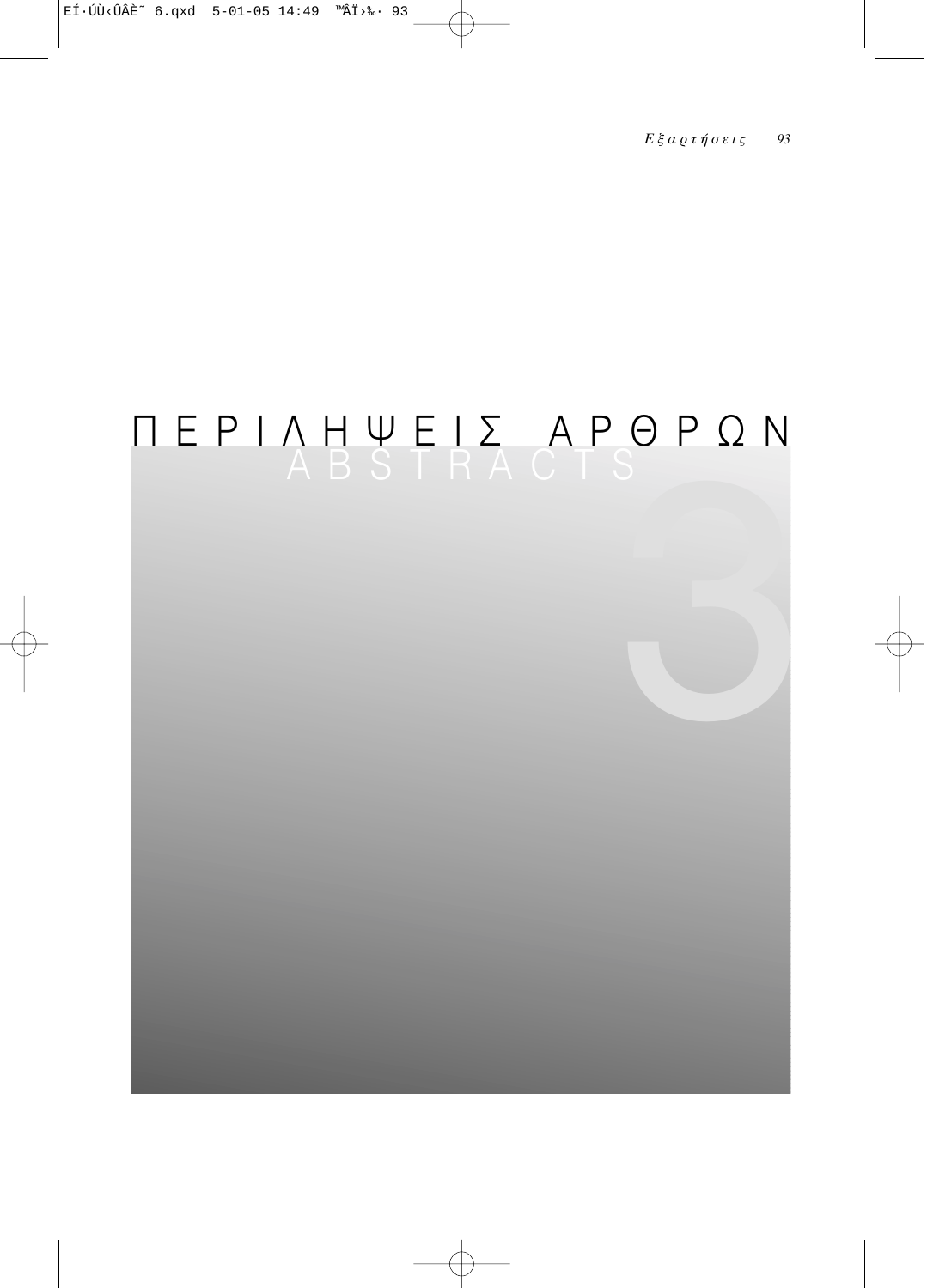# ΠΕΡΙΛΗΨΕΙΣ ΑΡΘΡΩΝ

## ABSTRACTS

3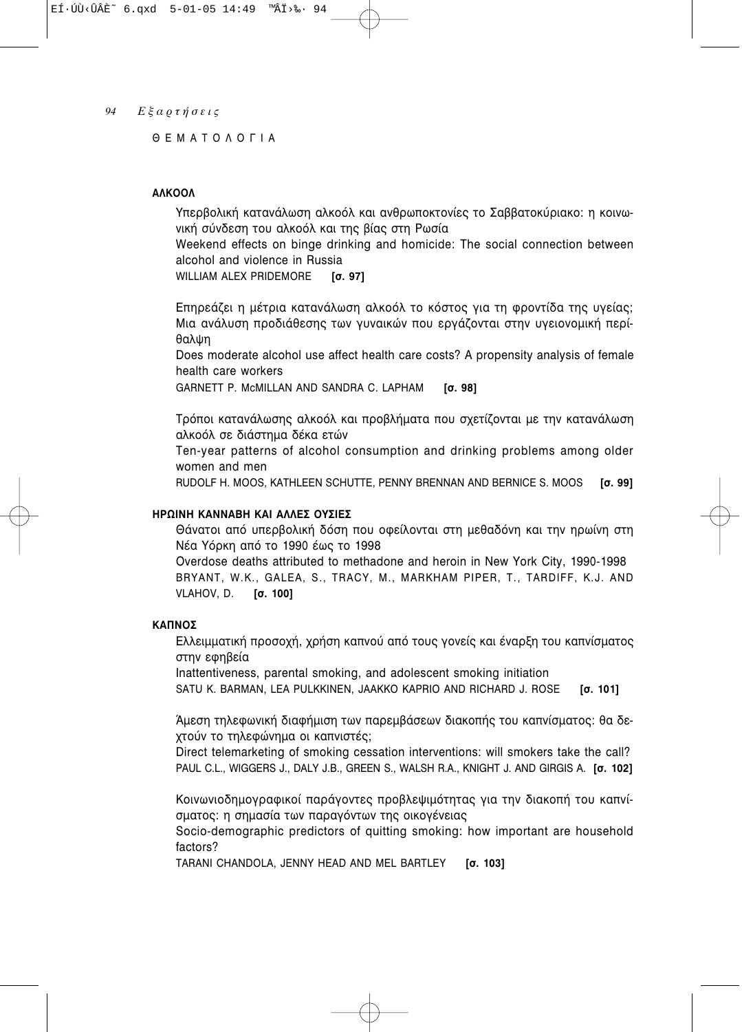ΘΕΜΑΤΟΛΟΓΙΑ

**ΑΛΚΟΟΛ**

Υπερβολική κατανάλωση αλκοόλ και ανθρωποκτονίες το Σαββατοκύριακο: η κοινωνική σύνδεση του αλκοόλ και της βίας στη Ρωσία

Weekend effects on binge drinking and homicide: The social connection between alcohol and violence in Russia

WILLIAM ALEX PRIDEMORE **[σ. 97]**

Επηρεάζει η μέτρια κατανάλωση αλκοόλ το κόστος για τη φροντίδα της υγείας; Μια ανάλυση προδιάθεσης των γυναικών που εργάζονται στην υγειονομική περίθαλψη

Does moderate alcohol use affect health care costs? A propensity analysis of female health care workers

GARNETT P. McMILLAN AND SANDRA C. LAPHAM **[σ. 98]**

Τρόποι κατανάλωσης αλκοόλ και προβλήματα που σχετίζονται με την κατανάλωση αλκοόλ σε διάστημα δέκα ετών

Ten-year patterns of alcohol consumption and drinking problems among older women and men

RUDOLF H. MOOS, KATHLEEN SCHUTTE, PENNY BRENNAN AND BERNICE S. MOOS **[σ. 99]**

**ΗΡΩΙΝΗ ΚΑΝΝΑΒΗ ΚΑΙ ΑΛΛΕΣ ΟΥΣΙΕΣ**

Θάνατοι από υπερβολική δόση που οφείλονται στη μεθαδόνη και την ηρωίνη στη Νέα Υόρκη από το 1990 έως το 1998

Overdose deaths attributed to methadone and heroin in New York City, 1990-1998

BRYANT, W.K., GALEA, S., TRACY, M., MARKHAM PIPER, T., TARDIFF, K.J. AND VLAHOV, D. **[σ. 100]**

**ΚΑΠΝΟΣ**

Ελλειμματική προσοχή, χρήση καπνού από τους γονείς και έναρξη του καπνίσματος στην εφηβεία

Inattentiveness, parental smoking, and adolescent smoking initiation

SATU K. BARMAN, LEA PULKKINEN, JAAKKO KAPRIO AND RICHARD J. ROSE **[σ. 101]**

Άμεση τηλεφωνική διαφήμιση των παρεμβάσεων διακοπής του καπνίσματος: θα δεχτούν το τηλεφώνημα οι καπνιστές;

Direct telemarketing of smoking cessation interventions: will smokers take the call?

PAUL C.L., WIGGERS J., DALY J.B., GREEN S., WALSH R.A., KNIGHT J. AND GIRGIS A. **[σ. 102]**

Κοινωνιοδημογραφικοί παράγοντες προβλεψιμότητας για την διακοπή του καπνίσματος: η σημασία των παραγόντων της οικογένειας

Socio-demographic predictors of quitting smoking: how important are household factors?

TARANI CHANDOLA, JENNY HEAD AND MEL BARTLEY **[σ. 103]**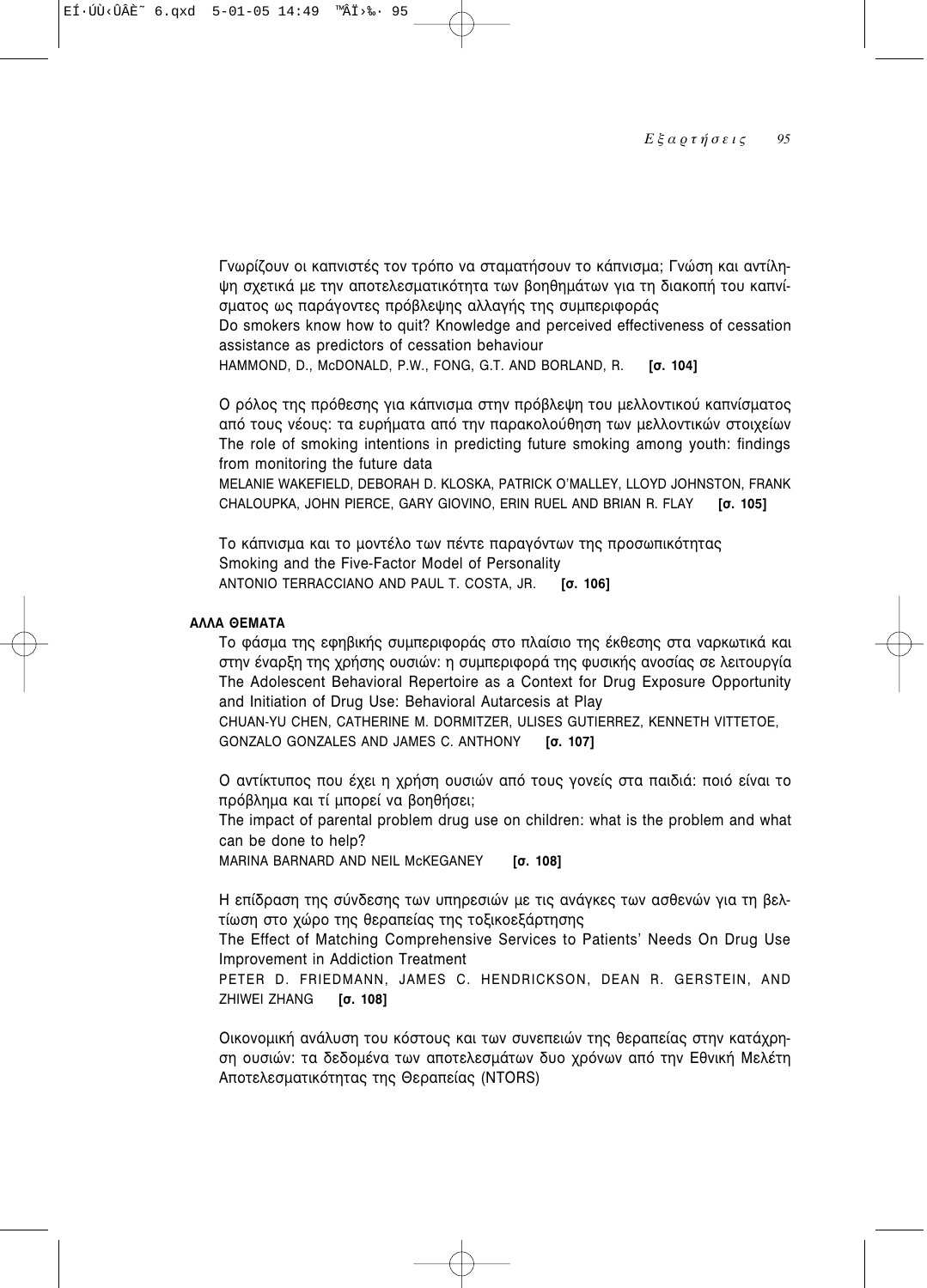Γνωρίζουν οι καπνιστές τον τρόπο να σταματήσουν το κάπνισμα; Γνώση και αντίληψη σχετικά με την αποτελεσματικότητα των βοηθημάτων για τη διακοπή του καπνίσματος ως παράγοντες πρόβλεψης αλλαγής της συμπεριφοράς
Do smokers know how to quit? Knowledge and perceived effectiveness of cessation assistance as predictors of cessation behaviour
HAMMOND, D., McDONALD, P.W., FONG, G.T. AND BORLAND, R. **[σ. 104]**

Ο ρόλος της πρόθεσης για κάπνισμα στην πρόβλεψη του μελλοντικού καπνίσματος από τους νέους: τα ευρήματα από την παρακολούθηση των μελλοντικών στοιχείων
The role of smoking intentions in predicting future smoking among youth: findings from monitoring the future data
MELANIE WAKEFIELD, DEBORAH D. KLOSKA, PATRICK O'MALLEY, LLOYD JOHNSTON, FRANK CHALOUPKA, JOHN PIERCE, GARY GIOVINO, ERIN RUEL AND BRIAN R. FLAY **[σ. 105]**

Το κάπνισμα και το μοντέλο των πέντε παραγόντων της προσωπικότητας
Smoking and the Five-Factor Model of Personality
ANTONIO TERRACCIANO AND PAUL T. COSTA, JR. **[σ. 106]**

**ΑΛΛΑ ΘΕΜΑΤΑ**

Το φάσμα της εφηβικής συμπεριφοράς στο πλαίσιο της έκθεσης στα ναρκωτικά και στην έναρξη της χρήσης ουσιών: η συμπεριφορά της φυσικής ανοσίας σε λειτουργία
The Adolescent Behavioral Repertoire as a Context for Drug Exposure Opportunity and Initiation of Drug Use: Behavioral Autarcesis at Play
CHUAN-YU CHEN, CATHERINE M. DORMITZER, ULISES GUTIERREZ, KENNETH VITTETOE, GONZALO GONZALES AND JAMES C. ANTHONY **[σ. 107]**

Ο αντίκτυπος που έχει η χρήση ουσιών από τους γονείς στα παιδιά: ποιό είναι το πρόβλημα και τί μπορεί να βοηθήσει;
The impact of parental problem drug use on children: what is the problem and what can be done to help?
MARINA BARNARD AND NEIL McKEGANEY **[σ. 108]**

Η επίδραση της σύνδεσης των υπηρεσιών με τις ανάγκες των ασθενών για τη βελτίωση στο χώρο της θεραπείας της τοξικοεξάρτησης
The Effect of Matching Comprehensive Services to Patients' Needs On Drug Use Improvement in Addiction Treatment
PETER D. FRIEDMANN, JAMES C. HENDRICKSON, DEAN R. GERSTEIN, AND ZHIWEI ZHANG **[σ. 108]**

Οικονομική ανάλυση του κόστους και των συνεπειών της θεραπείας στην κατάχρηση ουσιών: τα δεδομένα των αποτελεσμάτων δυο χρόνων από την Εθνική Μελέτη Αποτελεσματικότητας της Θεραπείας (NTORS)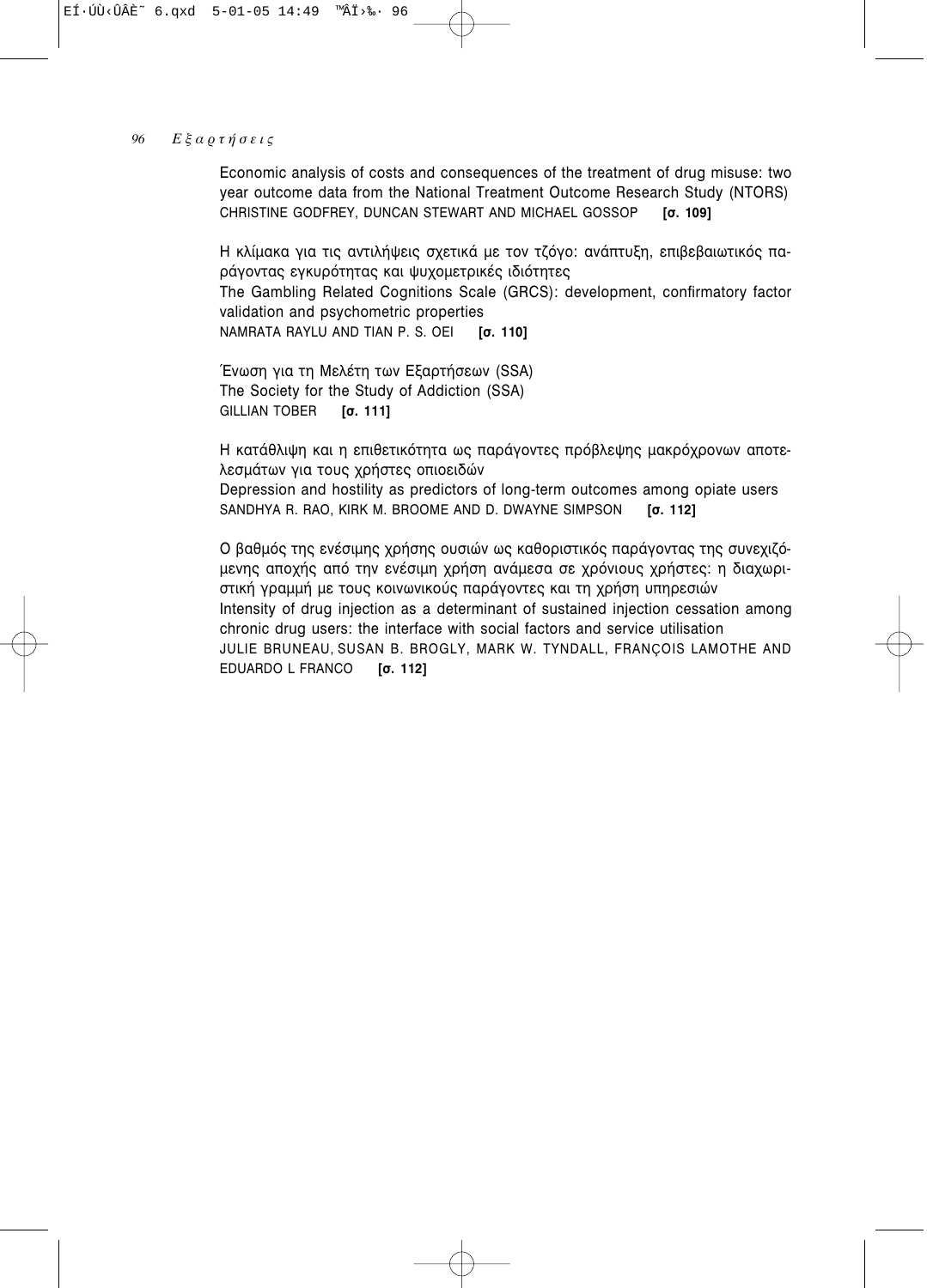Economic analysis of costs and consequences of the treatment of drug misuse: two year outcome data from the National Treatment Outcome Research Study (NTORS)
CHRISTINE GODFREY, DUNCAN STEWART AND MICHAEL GOSSOP **[σ. 109]**

Η κλίμακα για τις αντιλήψεις σχετικά με τον τζόγο: ανάπτυξη, επιβεβαιωτικός παράγοντας εγκυρότητας και ψυχομετρικές ιδιότητες
The Gambling Related Cognitions Scale (GRCS): development, confirmatory factor validation and psychometric properties
NAMRATA RAYLU AND TIAN P. S. OEI **[σ. 110]**

Ένωση για τη Μελέτη των Εξαρτήσεων (SSA)
The Society for the Study of Addiction (SSA)
GILLIAN TOBER **[σ. 111]**

Η κατάθλιψη και η επιθετικότητα ως παράγοντες πρόβλεψης μακρόχρονων αποτελεσμάτων για τους χρήστες οπιοειδών
Depression and hostility as predictors of long-term outcomes among opiate users
SANDHYA R. RAO, KIRK M. BROOME AND D. DWAYNE SIMPSON **[σ. 112]**

Ο βαθμός της ενέσιμης χρήσης ουσιών ως καθοριστικός παράγοντας της συνεχιζόμενης αποχής από την ενέσιμη χρήση ανάμεσα σε χρόνιους χρήστες: η διαχωριστική γραμμή με τους κοινωνικούς παράγοντες και τη χρήση υπηρεσιών
Intensity of drug injection as a determinant of sustained injection cessation among chronic drug users: the interface with social factors and service utilisation
JULIE BRUNEAU, SUSAN B. BROGLY, MARK W. TYNDALL, FRANÇOIS LAMOTHE AND EDUARDO L FRANCO **[σ. 112]**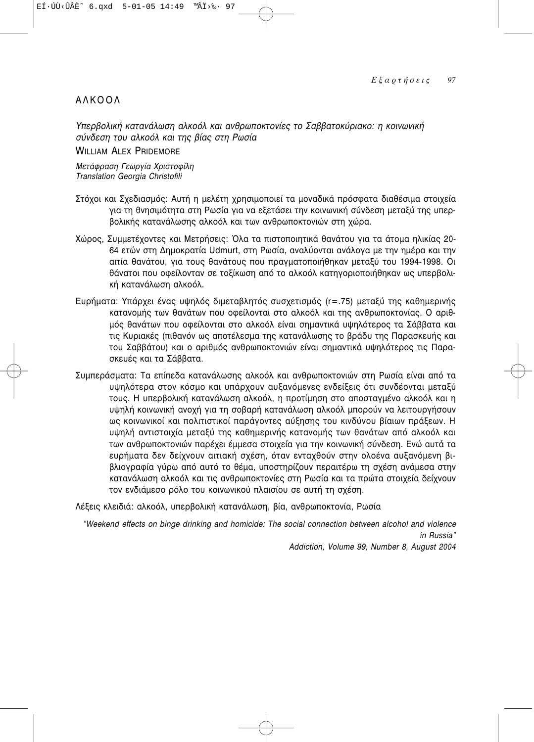# ΑΛΚΟΟΛ

*Υπερβολική κατανάλωση αλκοόλ και ανθρωποκτονίες το Σαββατοκύριακο: η κοινωνική σύνδεση του αλκοόλ και της βίας στη Ρωσία*

WILLIAM ALEX PRIDEMORE

*Μετάφραση Γεωργία Χριστοφίλη*
*Translation Georgia Christofili*

Στόχοι και Σχεδιασμός: Αυτή η μελέτη χρησιμοποιεί τα μοναδικά πρόσφατα διαθέσιμα στοιχεία για τη θνησιμότητα στη Ρωσία για να εξετάσει την κοινωνική σύνδεση μεταξύ της υπερβολικής κατανάλωσης αλκοόλ και των ανθρωποκτονιών στη χώρα.

Χώρος, Συμμετέχοντες και Μετρήσεις: Όλα τα πιστοποιητικά θανάτου για τα άτομα ηλικίας 20-64 ετών στη Δημοκρατία Udmurt, στη Ρωσία, αναλύονται ανάλογα με την ημέρα και την αιτία θανάτου, για τους θανάτους που πραγματοποιήθηκαν μεταξύ του 1994-1998. Οι θάνατοι που οφείλονταν σε τοξίκωση από το αλκοόλ κατηγοριοποιήθηκαν ως υπερβολική κατανάλωση αλκοόλ.

Ευρήματα: Υπάρχει ένας υψηλός διμεταβλητός συσχετισμός ($r = .75$) μεταξύ της καθημερινής κατανομής των θανάτων που οφείλονται στο αλκοόλ και της ανθρωποκτονίας. Ο αριθμός θανάτων που οφείλονται στο αλκοόλ είναι σημαντικά υψηλότερος τα Σάββατα και τις Κυριακές (πιθανόν ως αποτέλεσμα της κατανάλωσης το βράδυ της Παρασκευής και του Σαββάτου) και ο αριθμός ανθρωποκτονιών είναι σημαντικά υψηλότερος τις Παρασκευές και τα Σάββατα.

Συμπεράσματα: Τα επίπεδα κατανάλωσης αλκοόλ και ανθρωποκτονιών στη Ρωσία είναι από τα υψηλότερα στον κόσμο και υπάρχουν αυξανόμενες ενδείξεις ότι συνδέονται μεταξύ τους. Η υπερβολική κατανάλωση αλκοόλ, η προτίμηση στο αποσταγμένο αλκοόλ και η υψηλή κοινωνική ανοχή για τη σοβαρή κατανάλωση αλκοόλ μπορούν να λειτουργήσουν ως κοινωνικοί και πολιτιστικοί παράγοντες αύξησης του κινδύνου βίαιων πράξεων. Η υψηλή αντιστοιχία μεταξύ της καθημερινής κατανομής των θανάτων από αλκοόλ και των ανθρωποκτονιών παρέχει έμμεσα στοιχεία για την κοινωνική σύνδεση. Ενώ αυτά τα ευρήματα δεν δείχνουν αιτιακή σχέση, όταν ενταχθούν στην ολοένα αυξανόμενη βιβλιογραφία γύρω από αυτό το θέμα, υποστηρίζουν περαιτέρω τη σχέση ανάμεσα στην κατανάλωση αλκοόλ και τις ανθρωποκτονίες στη Ρωσία και τα πρώτα στοιχεία δείχνουν τον ενδιάμεσο ρόλο του κοινωνικού πλαισίου σε αυτή τη σχέση.

Λέξεις κλειδιά: αλκοόλ, υπερβολική κατανάλωση, βία, ανθρωποκτονία, Ρωσία

*"Weekend effects on binge drinking and homicide: The social connection between alcohol and violence in Russia"*
*Addiction, Volume 99, Number 8, August 2004*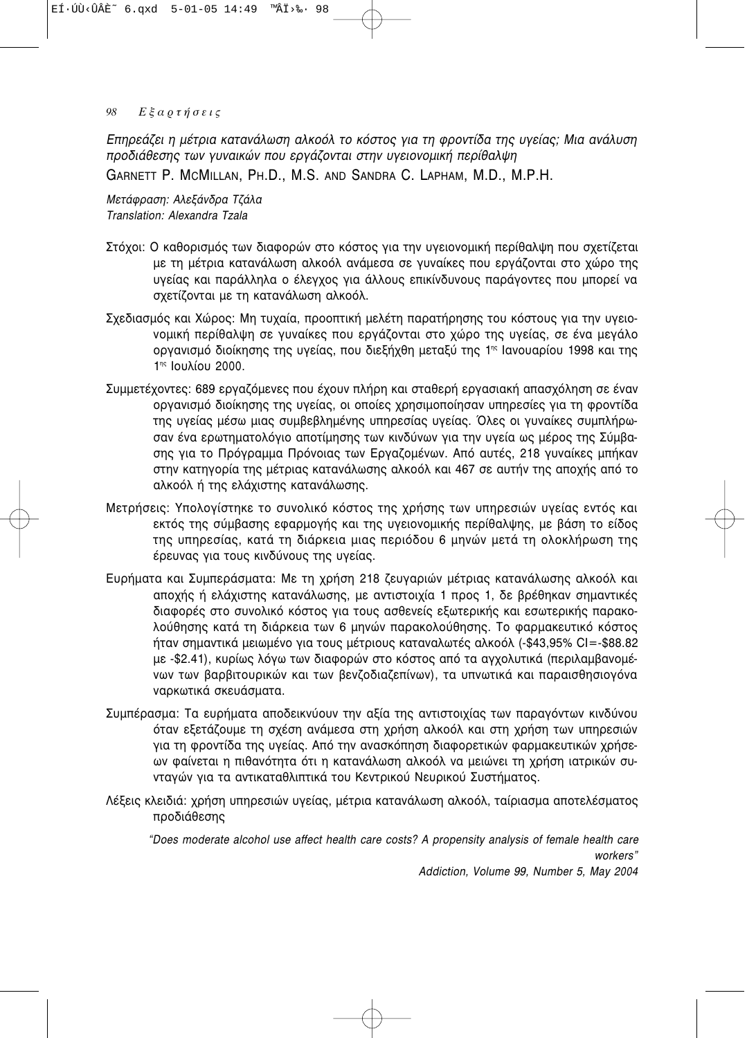*Επηρεάζει η μέτρια κατανάλωση αλκοόλ το κόστος για τη φροντίδα της υγείας; Μια ανάλυση προδιάθεσης των γυναικών που εργάζονται στην υγειονομική περίθαλψη*

GARNETT P. MCMILLAN, PH.D., M.S. AND SANDRA C. LAPHAM, M.D., M.P.H.

*Μετάφραση: Αλεξάνδρα Τζάλα*
*Translation: Alexandra Tzala*

Στόχοι: Ο καθορισμός των διαφορών στο κόστος για την υγειονομική περίθαλψη που σχετίζεται με τη μέτρια κατανάλωση αλκοόλ ανάμεσα σε γυναίκες που εργάζονται στο χώρο της υγείας και παράλληλα ο έλεγχος για άλλους επικίνδυνους παράγοντες που μπορεί να σχετίζονται με τη κατανάλωση αλκοόλ.

Σχεδιασμός και Χώρος: Μη τυχαία, προοπτική μελέτη παρατήρησης του κόστους για την υγειονομική περίθαλψη σε γυναίκες που εργάζονται στο χώρο της υγείας, σε ένα μεγάλο οργανισμό διοίκησης της υγείας, που διεξήχθη μεταξύ της 1[ης] Ιανουαρίου 1998 και της 1[ης] Ιουλίου 2000.

Συμμετέχοντες: 689 εργαζόμενες που έχουν πλήρη και σταθερή εργασιακή απασχόληση σε έναν οργανισμό διοίκησης της υγείας, οι οποίες χρησιμοποίησαν υπηρεσίες για τη φροντίδα της υγείας μέσω μιας συμβεβλημένης υπηρεσίας υγείας. Όλες οι γυναίκες συμπλήρωσαν ένα ερωτηματολόγιο αποτίμησης των κινδύνων για την υγεία ως μέρος της Σύμβασης για το Πρόγραμμα Πρόνοιας των Εργαζομένων. Από αυτές, 218 γυναίκες μπήκαν στην κατηγορία της μέτριας κατανάλωσης αλκοόλ και 467 σε αυτήν της αποχής από το αλκοόλ ή της ελάχιστης κατανάλωσης.

Μετρήσεις: Υπολογίστηκε το συνολικό κόστος της χρήσης των υπηρεσιών υγείας εντός και εκτός της σύμβασης εφαρμογής και της υγειονομικής περίθαλψης, με βάση το είδος της υπηρεσίας, κατά τη διάρκεια μιας περιόδου 6 μηνών μετά τη ολοκλήρωση της έρευνας για τους κινδύνους της υγείας.

Ευρήματα και Συμπεράσματα: Με τη χρήση 218 ζευγαριών μέτριας κατανάλωσης αλκοόλ και αποχής ή ελάχιστης κατανάλωσης, με αντιστοιχία 1 προς 1, δε βρέθηκαν σημαντικές διαφορές στο συνολικό κόστος για τους ασθενείς εξωτερικής και εσωτερικής παρακολούθησης κατά τη διάρκεια των 6 μηνών παρακολούθησης. Το φαρμακευτικό κόστος ήταν σημαντικά μειωμένο για τους μέτριους καταναλωτές αλκοόλ (-$43,95% CI=-$88.82 με -$2.41), κυρίως λόγω των διαφορών στο κόστος από τα αγχολυτικά (περιλαμβανομένων των βαρβιτουρικών και των βενζοδιαζεπίνων), τα υπνωτικά και παραισθησιογόνα ναρκωτικά σκευάσματα.

Συμπέρασμα: Τα ευρήματα αποδεικνύουν την αξία της αντιστοιχίας των παραγόντων κινδύνου όταν εξετάζουμε τη σχέση ανάμεσα στη χρήση αλκοόλ και στη χρήση των υπηρεσιών για τη φροντίδα της υγείας. Από την ανασκόπηση διαφορετικών φαρμακευτικών χρήσεων φαίνεται η πιθανότητα ότι η κατανάλωση αλκοόλ να μειώνει τη χρήση ιατρικών συνταγών για τα αντικαταθλιπτικά του Κεντρικού Νευρικού Συστήματος.

Λέξεις κλειδιά: χρήση υπηρεσιών υγείας, μέτρια κατανάλωση αλκοόλ, ταίριασμα αποτελέσματος προδιάθεσης

*"Does moderate alcohol use affect health care costs? A propensity analysis of female health care workers"*
*Addiction, Volume 99, Number 5, May 2004*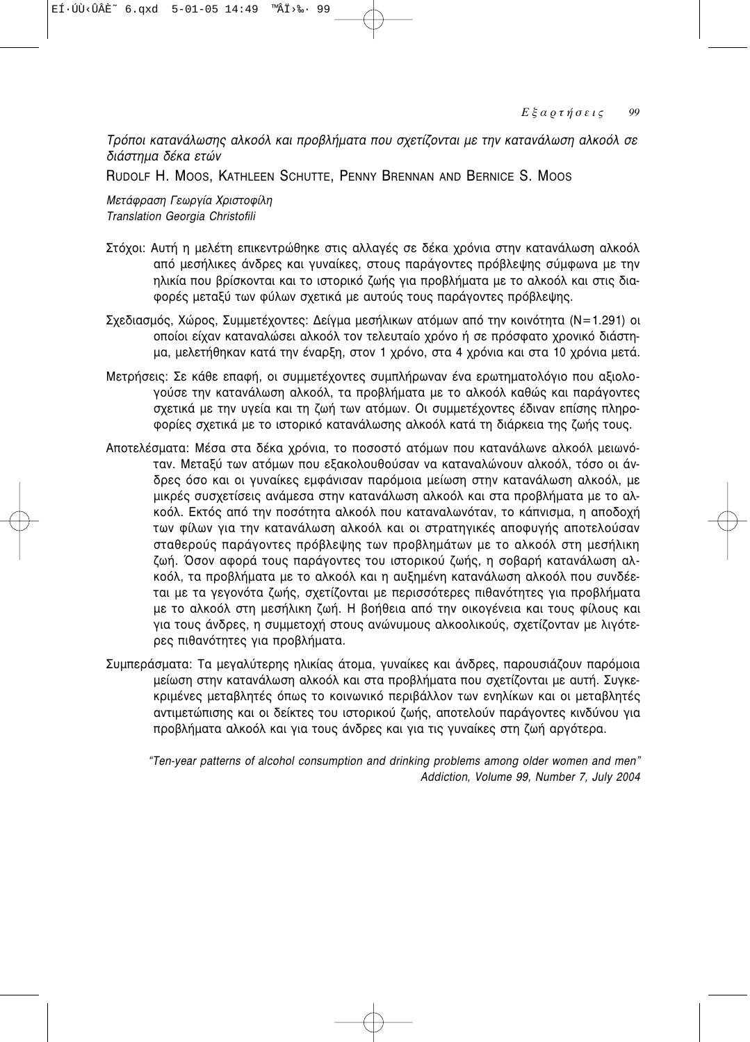*Τρόποι κατανάλωσης αλκοόλ και προβλήματα που σχετίζονται με την κατανάλωση αλκοόλ σε διάστημα δέκα ετών*

RUDOLF H. MOOS, KATHLEEN SCHUTTE, PENNY BRENNAN AND BERNICE S. MOOS

*Μετάφραση Γεωργία Χριστοφίλη*
*Translation Georgia Christofili*

Στόχοι: Αυτή η μελέτη επικεντρώθηκε στις αλλαγές σε δέκα χρόνια στην κατανάλωση αλκοόλ από μεσήλικες άνδρες και γυναίκες, στους παράγοντες πρόβλεψης σύμφωνα με την ηλικία που βρίσκονται και το ιστορικό ζωής για προβλήματα με το αλκοόλ και στις διαφορές μεταξύ των φύλων σχετικά με αυτούς τους παράγοντες πρόβλεψης.

Σχεδιασμός, Χώρος, Συμμετέχοντες: Δείγμα μεσήλικων ατόμων από την κοινότητα (N=1.291) οι οποίοι είχαν καταναλώσει αλκοόλ τον τελευταίο χρόνο ή σε πρόσφατο χρονικό διάστημα, μελετήθηκαν κατά την έναρξη, στον 1 χρόνο, στα 4 χρόνια και στα 10 χρόνια μετά.

Μετρήσεις: Σε κάθε επαφή, οι συμμετέχοντες συμπλήρωναν ένα ερωτηματολόγιο που αξιολογούσε την κατανάλωση αλκοόλ, τα προβλήματα με το αλκοόλ καθώς και παράγοντες σχετικά με την υγεία και τη ζωή των ατόμων. Οι συμμετέχοντες έδιναν επίσης πληροφορίες σχετικά με το ιστορικό κατανάλωσης αλκοόλ κατά τη διάρκεια της ζωής τους.

Αποτελέσματα: Μέσα στα δέκα χρόνια, το ποσοστό ατόμων που κατανάλωνε αλκοόλ μειωνόταν. Μεταξύ των ατόμων που εξακολουθούσαν να καταναλώνουν αλκοόλ, τόσο οι άνδρες όσο και οι γυναίκες εμφάνισαν παρόμοια μείωση στην κατανάλωση αλκοόλ, με μικρές συσχετίσεις ανάμεσα στην κατανάλωση αλκοόλ και στα προβλήματα με το αλκοόλ. Εκτός από την ποσότητα αλκοόλ που καταναλωνόταν, το κάπνισμα, η αποδοχή των φίλων για την κατανάλωση αλκοόλ και οι στρατηγικές αποφυγής αποτελούσαν σταθερούς παράγοντες πρόβλεψης των προβλημάτων με το αλκοόλ στη μεσήλικη ζωή. Όσον αφορά τους παράγοντες του ιστορικού ζωής, η σοβαρή κατανάλωση αλκοόλ, τα προβλήματα με το αλκοόλ και η αυξημένη κατανάλωση αλκοόλ που συνδέεται με τα γεγονότα ζωής, σχετίζονται με περισσότερες πιθανότητες για προβλήματα με το αλκοόλ στη μεσήλικη ζωή. Η βοήθεια από την οικογένεια και τους φίλους και για τους άνδρες, η συμμετοχή στους ανώνυμους αλκοολικούς, σχετίζονταν με λιγότερες πιθανότητες για προβλήματα.

Συμπεράσματα: Τα μεγαλύτερης ηλικίας άτομα, γυναίκες και άνδρες, παρουσιάζουν παρόμοια μείωση στην κατανάλωση αλκοόλ και στα προβλήματα που σχετίζονται με αυτή. Συγκεκριμένες μεταβλητές όπως το κοινωνικό περιβάλλον των ενηλίκων και οι μεταβλητές αντιμετώπισης και οι δείκτες του ιστορικού ζωής, αποτελούν παράγοντες κινδύνου για προβλήματα αλκοόλ και για τους άνδρες και για τις γυναίκες στη ζωή αργότερα.

*"Ten-year patterns of alcohol consumption and drinking problems among older women and men"*
*Addiction, Volume 99, Number 7, July 2004*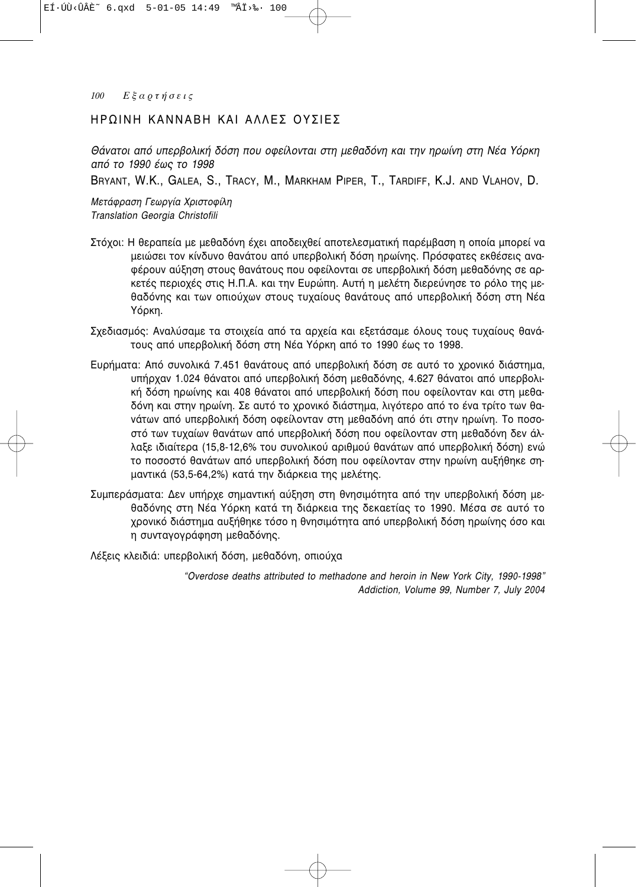## ΗΡΩΙΝΗ ΚΑΝΝΑΒΗ ΚΑΙ ΑΛΛΕΣ ΟΥΣΙΕΣ

*Θάνατοι από υπερβολική δόση που οφείλονται στη μεθαδόνη και την ηρωίνη στη Νέα Υόρκη από το 1990 έως το 1998*

BRYANT, W.K., GALEA, S., TRACY, M., MARKHAM PIPER, T., TARDIFF, K.J. AND VLAHOV, D.

*Μετάφραση Γεωργία Χριστοφίλη*
*Translation Georgia Christofili*

Στόχοι: Η θεραπεία με μεθαδόνη έχει αποδειχθεί αποτελεσματική παρέμβαση η οποία μπορεί να μειώσει τον κίνδυνο θανάτου από υπερβολική δόση ηρωίνης. Πρόσφατες εκθέσεις αναφέρουν αύξηση στους θανάτους που οφείλονται σε υπερβολική δόση μεθαδόνης σε αρκετές περιοχές στις Η.Π.Α. και την Ευρώπη. Αυτή η μελέτη διερεύνησε το ρόλο της μεθαδόνης και των οπιούχων στους τυχαίους θανάτους από υπερβολική δόση στη Νέα Υόρκη.

Σχεδιασμός: Αναλύσαμε τα στοιχεία από τα αρχεία και εξετάσαμε όλους τους τυχαίους θανάτους από υπερβολική δόση στη Νέα Υόρκη από το 1990 έως το 1998.

Ευρήματα: Από συνολικά 7.451 θανάτους από υπερβολική δόση σε αυτό το χρονικό διάστημα, υπήρχαν 1.024 θάνατοι από υπερβολική δόση μεθαδόνης, 4.627 θάνατοι από υπερβολική δόση ηρωίνης και 408 θάνατοι από υπερβολική δόση που οφείλονταν και στη μεθαδόνη και στην ηρωίνη. Σε αυτό το χρονικό διάστημα, λιγότερο από το ένα τρίτο των θανάτων από υπερβολική δόση οφείλονταν στη μεθαδόνη από ότι στην ηρωίνη. Το ποσοστό των τυχαίων θανάτων από υπερβολική δόση που οφείλονταν στη μεθαδόνη δεν άλλαξε ιδιαίτερα (15,8-12,6% του συνολικού αριθμού θανάτων από υπερβολική δόση) ενώ το ποσοστό θανάτων από υπερβολική δόση που οφείλονταν στην ηρωίνη αυξήθηκε σημαντικά (53,5-64,2%) κατά την διάρκεια της μελέτης.

Συμπεράσματα: Δεν υπήρχε σημαντική αύξηση στη θνησιμότητα από την υπερβολική δόση μεθαδόνης στη Νέα Υόρκη κατά τη διάρκεια της δεκαετίας το 1990. Μέσα σε αυτό το χρονικό διάστημα αυξήθηκε τόσο η θνησιμότητα από υπερβολική δόση ηρωίνης όσο και η συνταγογράφηση μεθαδόνης.

Λέξεις κλειδιά: υπερβολική δόση, μεθαδόνη, οπιούχα

*"Overdose deaths attributed to methadone and heroin in New York City, 1990-1998"*
*Addiction, Volume 99, Number 7, July 2004*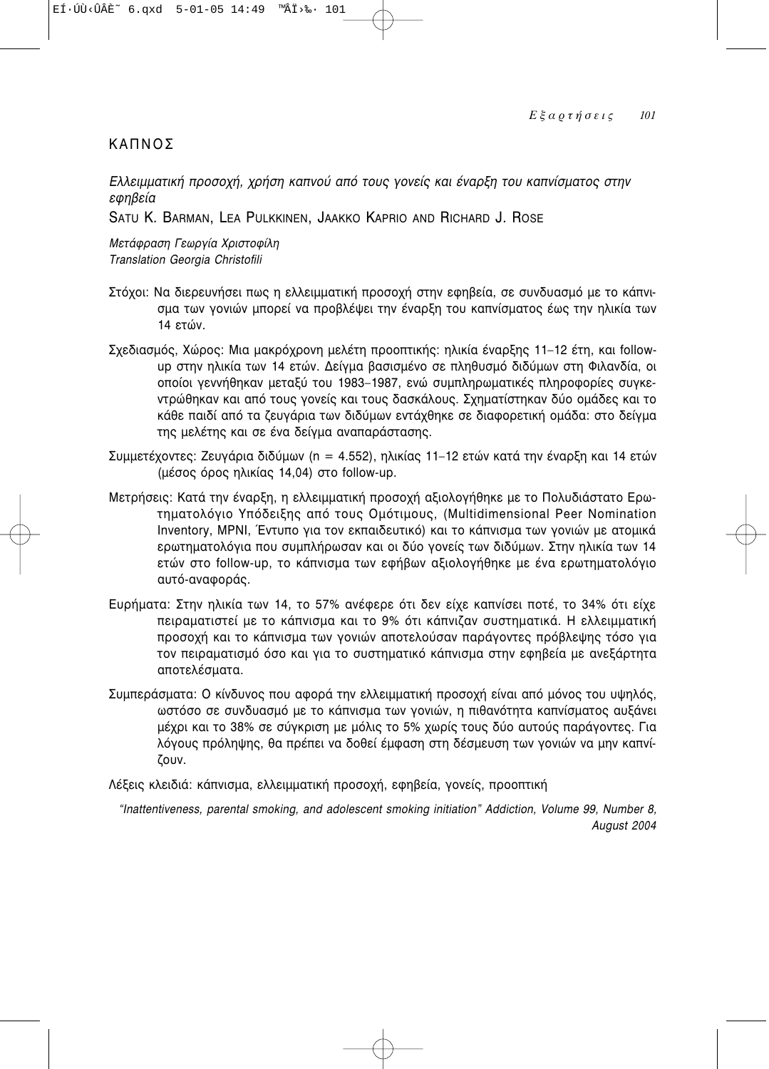## ΚΑΠΝΟΣ

### *Ελλειμματική προσοχή, χρήση καπνού από τους γονείς και έναρξη του καπνίσματος στην εφηβεία*

SATU K. BARMAN, LEA PULKKINEN, JAAKKO KAPRIO AND RICHARD J. ROSE

*Μετάφραση Γεωργία Χριστοφίλη*
*Translation Georgia Christofili*

Στόχοι: Να διερευνήσει πως η ελλειμματική προσοχή στην εφηβεία, σε συνδυασμό με το κάπνισμα των γονιών μπορεί να προβλέψει την έναρξη του καπνίσματος έως την ηλικία των 14 ετών.

Σχεδιασμός, Χώρος: Μια μακρόχρονη μελέτη προοπτικής: ηλικία έναρξης 11–12 έτη, και follow-up στην ηλικία των 14 ετών. Δείγμα βασισμένο σε πληθυσμό διδύμων στη Φιλανδία, οι οποίοι γεννήθηκαν μεταξύ του 1983–1987, ενώ συμπληρωματικές πληροφορίες συγκεντρώθηκαν και από τους γονείς και τους δασκάλους. Σχηματίστηκαν δύο ομάδες και το κάθε παιδί από τα ζευγάρια των διδύμων εντάχθηκε σε διαφορετική ομάδα: στο δείγμα της μελέτης και σε ένα δείγμα αναπαράστασης.

Συμμετέχοντες: Ζευγάρια διδύμων (n = 4.552), ηλικίας 11–12 ετών κατά την έναρξη και 14 ετών (μέσος όρος ηλικίας 14,04) στο follow-up.

Μετρήσεις: Κατά την έναρξη, η ελλειμματική προσοχή αξιολογήθηκε με το Πολυδιάστατο Ερωτηματολόγιο Υπόδειξης από τους Ομότιμους, (Multidimensional Peer Nomination Inventory, MPNI, Έντυπο για τον εκπαιδευτικό) και το κάπνισμα των γονιών με ατομικά ερωτηματολόγια που συμπλήρωσαν και οι δύο γονείς των διδύμων. Στην ηλικία των 14 ετών στο follow-up, το κάπνισμα των εφήβων αξιολογήθηκε με ένα ερωτηματολόγιο αυτό-αναφοράς.

Ευρήματα: Στην ηλικία των 14, το 57% ανέφερε ότι δεν είχε καπνίσει ποτέ, το 34% ότι είχε πειραματιστεί με το κάπνισμα και το 9% ότι κάπνιζαν συστηματικά. Η ελλειμματική προσοχή και το κάπνισμα των γονιών αποτελούσαν παράγοντες πρόβλεψης τόσο για τον πειραματισμό όσο και για το συστηματικό κάπνισμα στην εφηβεία με ανεξάρτητα αποτελέσματα.

Συμπεράσματα: Ο κίνδυνος που αφορά την ελλειμματική προσοχή είναι από μόνος του υψηλός, ωστόσο σε συνδυασμό με το κάπνισμα των γονιών, η πιθανότητα καπνίσματος αυξάνει μέχρι και το 38% σε σύγκριση με μόλις το 5% χωρίς τους δύο αυτούς παράγοντες. Για λόγους πρόληψης, θα πρέπει να δοθεί έμφαση στη δέσμευση των γονιών να μην καπνίζουν.

Λέξεις κλειδιά: κάπνισμα, ελλειμματική προσοχή, εφηβεία, γονείς, προοπτική

*"Inattentiveness, parental smoking, and adolescent smoking initiation" Addiction, Volume 99, Number 8, August 2004*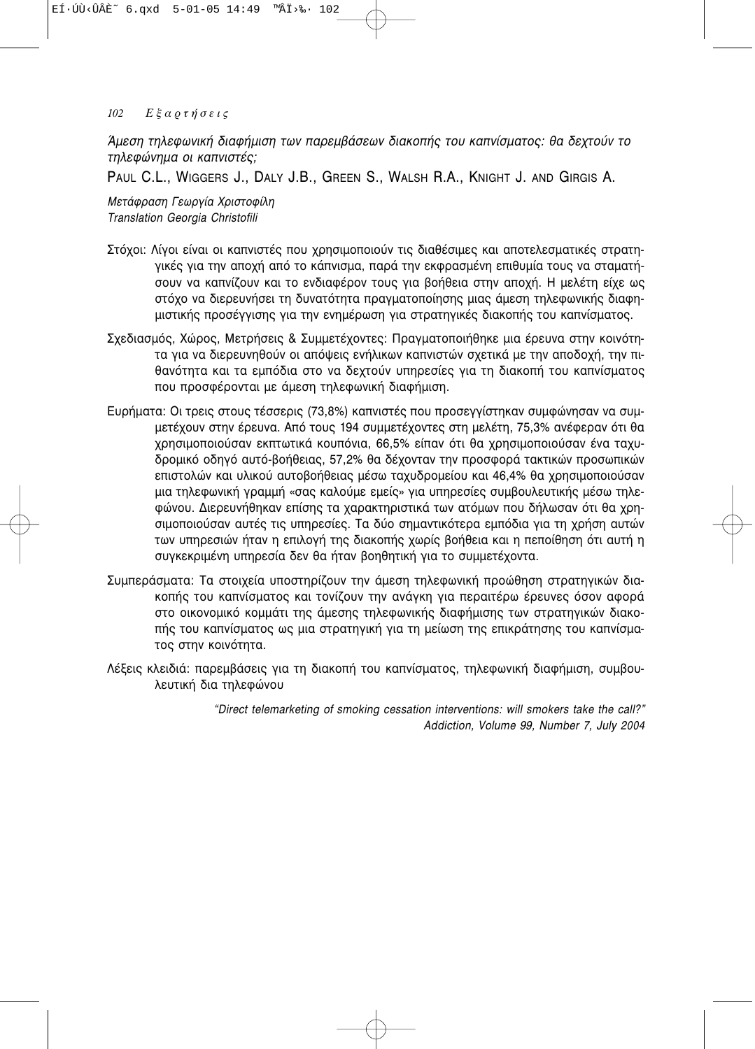*Άμεση τηλεφωνική διαφήμιση των παρεμβάσεων διακοπής του καπνίσματος: θα δεχτούν το τηλεφώνημα οι καπνιστές;*

PAUL C.L., WIGGERS J., DALY J.B., GREEN S., WALSH R.A., KNIGHT J. AND GIRGIS A.

*Μετάφραση Γεωργία Χριστοφίλη*
*Translation Georgia Christofili*

Στόχοι: Λίγοι είναι οι καπνιστές που χρησιμοποιούν τις διαθέσιμες και αποτελεσματικές στρατηγικές για την αποχή από το κάπνισμα, παρά την εκφρασμένη επιθυμία τους να σταματήσουν να καπνίζουν και το ενδιαφέρον τους για βοήθεια στην αποχή. Η μελέτη είχε ως στόχο να διερευνήσει τη δυνατότητα πραγματοποίησης μιας άμεση τηλεφωνικής διαφημιστικής προσέγγισης για την ενημέρωση για στρατηγικές διακοπής του καπνίσματος.

Σχεδιασμός, Χώρος, Μετρήσεις & Συμμετέχοντες: Πραγματοποιήθηκε μια έρευνα στην κοινότητα για να διερευνηθούν οι απόψεις ενήλικων καπνιστών σχετικά με την αποδοχή, την πιθανότητα και τα εμπόδια στο να δεχτούν υπηρεσίες για τη διακοπή του καπνίσματος που προσφέρονται με άμεση τηλεφωνική διαφήμιση.

Ευρήματα: Οι τρεις στους τέσσερις (73,8%) καπνιστές που προσεγγίστηκαν συμφώνησαν να συμμετέχουν στην έρευνα. Από τους 194 συμμετέχοντες στη μελέτη, 75,3% ανέφεραν ότι θα χρησιμοποιούσαν εκπτωτικά κουπόνια, 66,5% είπαν ότι θα χρησιμοποιούσαν ένα ταχυδρομικό οδηγό αυτό-βοήθειας, 57,2% θα δέχονταν την προσφορά τακτικών προσωπικών επιστολών και υλικού αυτοβοήθειας μέσω ταχυδρομείου και 46,4% θα χρησιμοποιούσαν μια τηλεφωνική γραμμή «σας καλούμε εμείς» για υπηρεσίες συμβουλευτικής μέσω τηλεφώνου. Διερευνήθηκαν επίσης τα χαρακτηριστικά των ατόμων που δήλωσαν ότι θα χρησιμοποιούσαν αυτές τις υπηρεσίες. Τα δύο σημαντικότερα εμπόδια για τη χρήση αυτών των υπηρεσιών ήταν η επιλογή της διακοπής χωρίς βοήθεια και η πεποίθηση ότι αυτή η συγκεκριμένη υπηρεσία δεν θα ήταν βοηθητική για το συμμετέχοντα.

Συμπεράσματα: Τα στοιχεία υποστηρίζουν την άμεση τηλεφωνική προώθηση στρατηγικών διακοπής του καπνίσματος και τονίζουν την ανάγκη για περαιτέρω έρευνες όσον αφορά στο οικονομικό κομμάτι της άμεσης τηλεφωνικής διαφήμισης των στρατηγικών διακοπής του καπνίσματος ως μια στρατηγική για τη μείωση της επικράτησης του καπνίσματος στην κοινότητα.

Λέξεις κλειδιά: παρεμβάσεις για τη διακοπή του καπνίσματος, τηλεφωνική διαφήμιση, συμβουλευτική δια τηλεφώνου

*"Direct telemarketing of smoking cessation interventions: will smokers take the call?"*
*Addiction, Volume 99, Number 7, July 2004*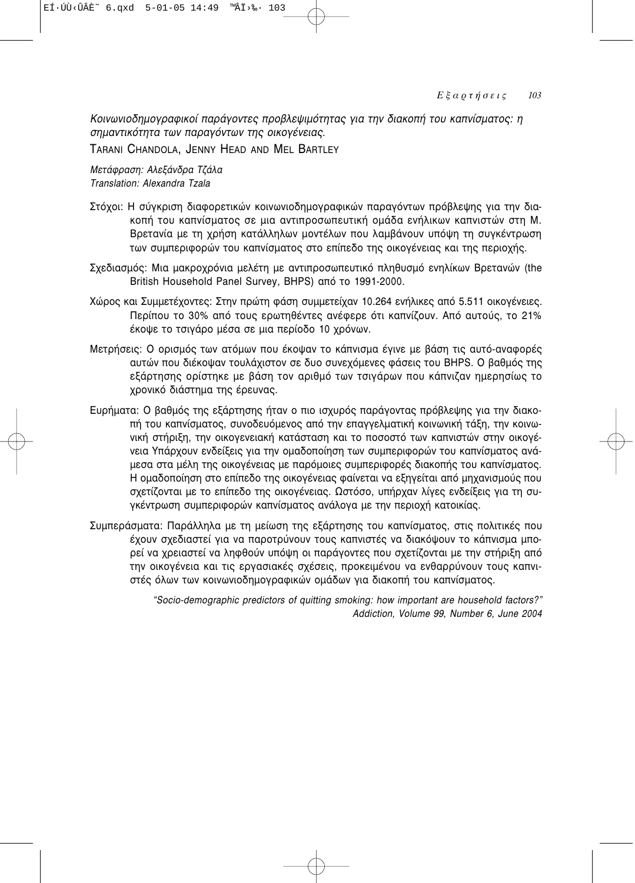*Κοινωνιοδημογραφικοί παράγοντες προβλεψιμότητας για την διακοπή του καπνίσματος: η σημαντικότητα των παραγόντων της οικογένειας.*

TARANI CHANDOLA, JENNY HEAD AND MEL BARTLEY

*Μετάφραση: Αλεξάνδρα Τζάλα*
*Translation: Alexandra Tzala*

Στόχοι: Η σύγκριση διαφορετικών κοινωνιοδημογραφικών παραγόντων πρόβλεψης για την διακοπή του καπνίσματος σε μια αντιπροσωπευτική ομάδα ενήλικων καπνιστών στη Μ. Βρετανία με τη χρήση κατάλληλων μοντέλων που λαμβάνουν υπόψη τη συγκέντρωση των συμπεριφορών του καπνίσματος στο επίπεδο της οικογένειας και της περιοχής.

Σχεδιασμός: Μια μακροχρόνια μελέτη με αντιπροσωπευτικό πληθυσμό ενηλίκων Βρετανών (the British Household Panel Survey, BHPS) από το 1991-2000.

Χώρος και Συμμετέχοντες: Στην πρώτη φάση συμμετείχαν 10.264 ενήλικες από 5.511 οικογένειες. Περίπου το 30% από τους ερωτηθέντες ανέφερε ότι καπνίζουν. Από αυτούς, το 21% έκοψε το τσιγάρο μέσα σε μια περίοδο 10 χρόνων.

Μετρήσεις: Ο ορισμός των ατόμων που έκοψαν το κάπνισμα έγινε με βάση τις αυτό-αναφορές αυτών που διέκοψαν τουλάχιστον σε δυο συνεχόμενες φάσεις του BHPS. Ο βαθμός της εξάρτησης ορίστηκε με βάση τον αριθμό των τσιγάρων που κάπνιζαν ημερησίως το χρονικό διάστημα της έρευνας.

Ευρήματα: Ο βαθμός της εξάρτησης ήταν ο πιο ισχυρός παράγοντας πρόβλεψης για την διακοπή του καπνίσματος, συνοδευόμενος από την επαγγελματική κοινωνική τάξη, την κοινωνική στήριξη, την οικογενειακή κατάσταση και το ποσοστό των καπνιστών στην οικογένεια Υπάρχουν ενδείξεις για την ομαδοποίηση των συμπεριφορών του καπνίσματος ανάμεσα στα μέλη της οικογένειας με παρόμοιες συμπεριφορές διακοπής του καπνίσματος. Η ομαδοποίηση στο επίπεδο της οικογένειας φαίνεται να εξηγείται από μηχανισμούς που σχετίζονται με το επίπεδο της οικογένειας. Ωστόσο, υπήρχαν λίγες ενδείξεις για τη συγκέντρωση συμπεριφορών καπνίσματος ανάλογα με την περιοχή κατοικίας.

Συμπεράσματα: Παράλληλα με τη μείωση της εξάρτησης του καπνίσματος, στις πολιτικές που έχουν σχεδιαστεί για να παροτρύνουν τους καπνιστές να διακόψουν το κάπνισμα μπορεί να χρειαστεί να ληφθούν υπόψη οι παράγοντες που σχετίζονται με την στήριξη από την οικογένεια και τις εργασιακές σχέσεις, προκειμένου να ενθαρρύνουν τους καπνιστές όλων των κοινωνιοδημογραφικών ομάδων για διακοπή του καπνίσματος.

*"Socio-demographic predictors of quitting smoking: how important are household factors?" Addiction, Volume 99, Number 6, June 2004*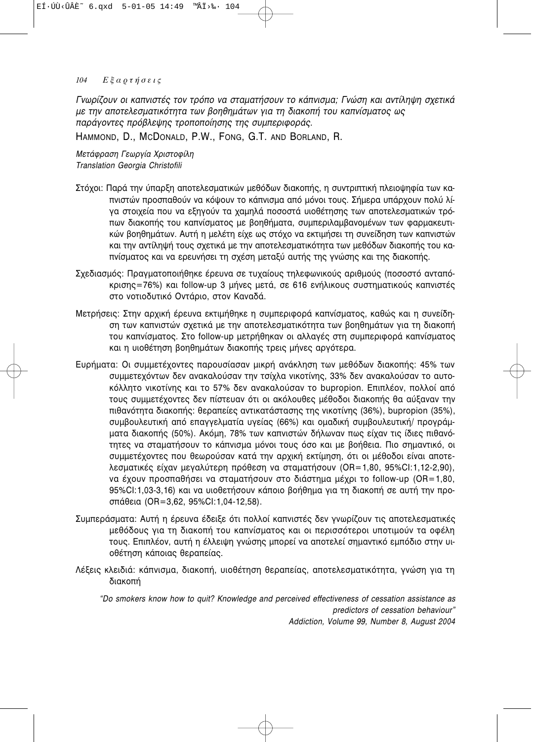*Γνωρίζουν οι καπνιστές τον τρόπο να σταματήσουν το κάπνισμα; Γνώση και αντίληψη σχετικά με την αποτελεσματικότητα των βοηθημάτων για τη διακοπή του καπνίσματος ως παράγοντες πρόβλεψης τροποποίησης της συμπεριφοράς.*

HAMMOND, D., MCDONALD, P.W., FONG, G.T. AND BORLAND, R.

*Μετάφραση Γεωργία Χριστοφίλη*
*Translation Georgia Christofili*

Στόχοι: Παρά την ύπαρξη αποτελεσματικών μεθόδων διακοπής, η συντριπτική πλειοψηφία των καπνιστών προσπαθούν να κόψουν το κάπνισμα από μόνοι τους. Σήμερα υπάρχουν πολύ λίγα στοιχεία που να εξηγούν τα χαμηλά ποσοστά υιοθέτησης των αποτελεσματικών τρόπων διακοπής του καπνίσματος με βοηθήματα, συμπεριλαμβανομένων των φαρμακευτικών βοηθημάτων. Αυτή η μελέτη είχε ως στόχο να εκτιμήσει τη συνείδηση των καπνιστών και την αντίληψή τους σχετικά με την αποτελεσματικότητα των μεθόδων διακοπής του καπνίσματος και να ερευνήσει τη σχέση μεταξύ αυτής της γνώσης και της διακοπής.

Σχεδιασμός: Πραγματοποιήθηκε έρευνα σε τυχαίους τηλεφωνικούς αριθμούς (ποσοστό ανταπόκρισης=76%) και follow-up 3 μήνες μετά, σε 616 ενήλικους συστηματικούς καπνιστές στο νοτιοδυτικό Οντάριο, στον Καναδά.

Μετρήσεις: Στην αρχική έρευνα εκτιμήθηκε η συμπεριφορά καπνίσματος, καθώς και η συνείδηση των καπνιστών σχετικά με την αποτελεσματικότητα των βοηθημάτων για τη διακοπή του καπνίσματος. Στο follow-up μετρήθηκαν οι αλλαγές στη συμπεριφορά καπνίσματος και η υιοθέτηση βοηθημάτων διακοπής τρεις μήνες αργότερα.

Ευρήματα: Οι συμμετέχοντες παρουσίασαν μικρή ανάκληση των μεθόδων διακοπής: 45% των συμμετεχόντων δεν ανακαλούσαν την τσίχλα νικοτίνης, 33% δεν ανακαλούσαν το αυτοκόλλητο νικοτίνης και το 57% δεν ανακαλούσαν το bupropion. Επιπλέον, πολλοί από τους συμμετέχοντες δεν πίστευαν ότι οι ακόλουθες μέθοδοι διακοπής θα αύξαναν την πιθανότητα διακοπής: θεραπείες αντικατάστασης της νικοτίνης (36%), bupropion (35%), συμβουλευτική από επαγγελματία υγείας (66%) και ομαδική συμβουλευτική/ προγράμματα διακοπής (50%). Ακόμη, 78% των καπνιστών δήλωναν πως είχαν τις ίδιες πιθανότητες να σταματήσουν το κάπνισμα μόνοι τους όσο και με βοήθεια. Πιο σημαντικό, οι συμμετέχοντες που θεωρούσαν κατά την αρχική εκτίμηση, ότι οι μέθοδοι είναι αποτελεσματικές είχαν μεγαλύτερη πρόθεση να σταματήσουν (OR=1,80, 95%CI:1,12-2,90), να έχουν προσπαθήσει να σταματήσουν στο διάστημα μέχρι το follow-up (OR=1,80, 95%CI:1,03-3,16) και να υιοθετήσουν κάποιο βοήθημα για τη διακοπή σε αυτή την προσπάθεια (OR=3,62, 95%CI:1,04-12,58).

Συμπεράσματα: Αυτή η έρευνα έδειξε ότι πολλοί καπνιστές δεν γνωρίζουν τις αποτελεσματικές μεθόδους για τη διακοπή του καπνίσματος και οι περισσότεροι υποτιμούν τα οφέλη τους. Επιπλέον, αυτή η έλλειψη γνώσης μπορεί να αποτελεί σημαντικό εμπόδιο στην υιοθέτηση κάποιας θεραπείας.

Λέξεις κλειδιά: κάπνισμα, διακοπή, υιοθέτηση θεραπείας, αποτελεσματικότητα, γνώση για τη διακοπή

*"Do smokers know how to quit? Knowledge and perceived effectiveness of cessation assistance as predictors of cessation behaviour"*
*Addiction, Volume 99, Number 8, August 2004*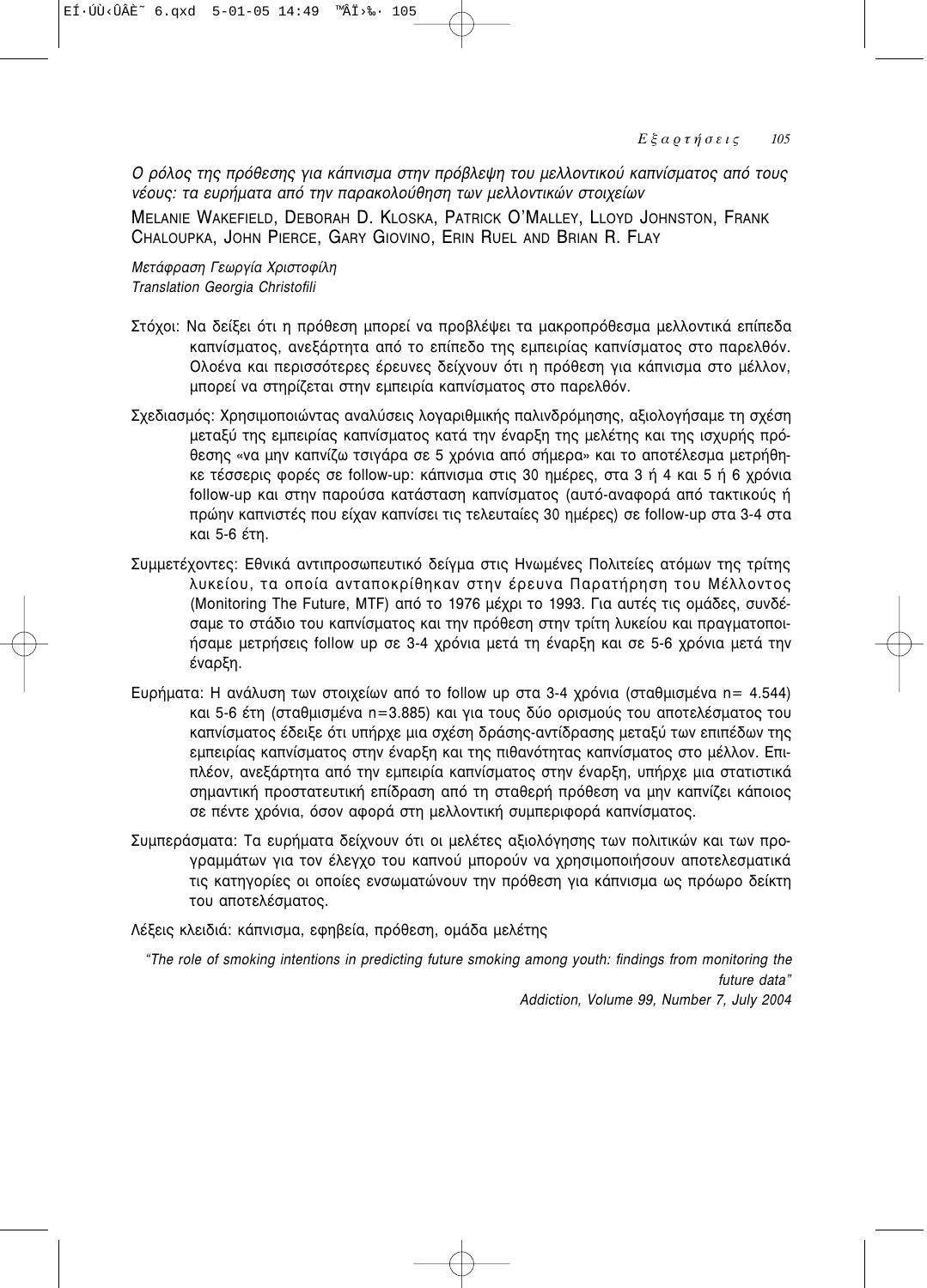*Ο ρόλος της πρόθεσης για κάπνισμα στην πρόβλεψη του μελλοντικού καπνίσματος από τους νέους: τα ευρήματα από την παρακολούθηση των μελλοντικών στοιχείων*

MELANIE WAKEFIELD, DEBORAH D. KLOSKA, PATRICK O'MALLEY, LLOYD JOHNSTON, FRANK CHALOUPKA, JOHN PIERCE, GARY GIOVINO, ERIN RUEL AND BRIAN R. FLAY

*Μετάφραση Γεωργία Χριστοφίλη*
*Translation Georgia Christofili*

Στόχοι: Να δείξει ότι η πρόθεση μπορεί να προβλέψει τα μακροπρόθεσμα μελλοντικά επίπεδα καπνίσματος, ανεξάρτητα από το επίπεδο της εμπειρίας καπνίσματος στο παρελθόν. Ολοένα και περισσότερες έρευνες δείχνουν ότι η πρόθεση για κάπνισμα στο μέλλον, μπορεί να στηρίζεται στην εμπειρία καπνίσματος στο παρελθόν.

Σχεδιασμός: Χρησιμοποιώντας αναλύσεις λογαριθμικής παλινδρόμησης, αξιολογήσαμε τη σχέση μεταξύ της εμπειρίας καπνίσματος κατά την έναρξη της μελέτης και της ισχυρής πρόθεσης «να μην καπνίζω τσιγάρα σε 5 χρόνια από σήμερα» και το αποτέλεσμα μετρήθηκε τέσσερις φορές σε follow-up: κάπνισμα στις 30 ημέρες, στα 3 ή 4 και 5 ή 6 χρόνια follow-up και στην παρούσα κατάσταση καπνίσματος (αυτό-αναφορά από τακτικούς ή πρώην καπνιστές που είχαν καπνίσει τις τελευταίες 30 ημέρες) σε follow-up στα 3-4 στα και 5-6 έτη.

Συμμετέχοντες: Εθνικά αντιπροσωπευτικό δείγμα στις Ηνωμένες Πολιτείες ατόμων της τρίτης λυκείου, τα οποία ανταποκρίθηκαν στην έρευνα Παρατήρηση του Μέλλοντος (Monitoring The Future, MTF) από το 1976 μέχρι το 1993. Για αυτές τις ομάδες, συνδέσαμε το στάδιο του καπνίσματος και την πρόθεση στην τρίτη λυκείου και πραγματοποιήσαμε μετρήσεις follow up σε 3-4 χρόνια μετά τη έναρξη και σε 5-6 χρόνια μετά την έναρξη.

Ευρήματα: Η ανάλυση των στοιχείων από το follow up στα 3-4 χρόνια (σταθμισμένα n= 4.544) και 5-6 έτη (σταθμισμένα n=3.885) και για τους δύο ορισμούς του αποτελέσματος του καπνίσματος έδειξε ότι υπήρχε μια σχέση δράσης-αντίδρασης μεταξύ των επιπέδων της εμπειρίας καπνίσματος στην έναρξη και της πιθανότητας καπνίσματος στο μέλλον. Επιπλέον, ανεξάρτητα από την εμπειρία καπνίσματος στην έναρξη, υπήρχε μια στατιστικά σημαντική προστατευτική επίδραση από τη σταθερή πρόθεση να μην καπνίζει κάποιος σε πέντε χρόνια, όσον αφορά στη μελλοντική συμπεριφορά καπνίσματος.

Συμπεράσματα: Τα ευρήματα δείχνουν ότι οι μελέτες αξιολόγησης των πολιτικών και των προγραμμάτων για τον έλεγχο του καπνού μπορούν να χρησιμοποιήσουν αποτελεσματικά τις κατηγορίες οι οποίες ενσωματώνουν την πρόθεση για κάπνισμα ως πρόωρο δείκτη του αποτελέσματος.

Λέξεις κλειδιά: κάπνισμα, εφηβεία, πρόθεση, ομάδα μελέτης

*"The role of smoking intentions in predicting future smoking among youth: findings from monitoring the future data"*
*Addiction, Volume 99, Number 7, July 2004*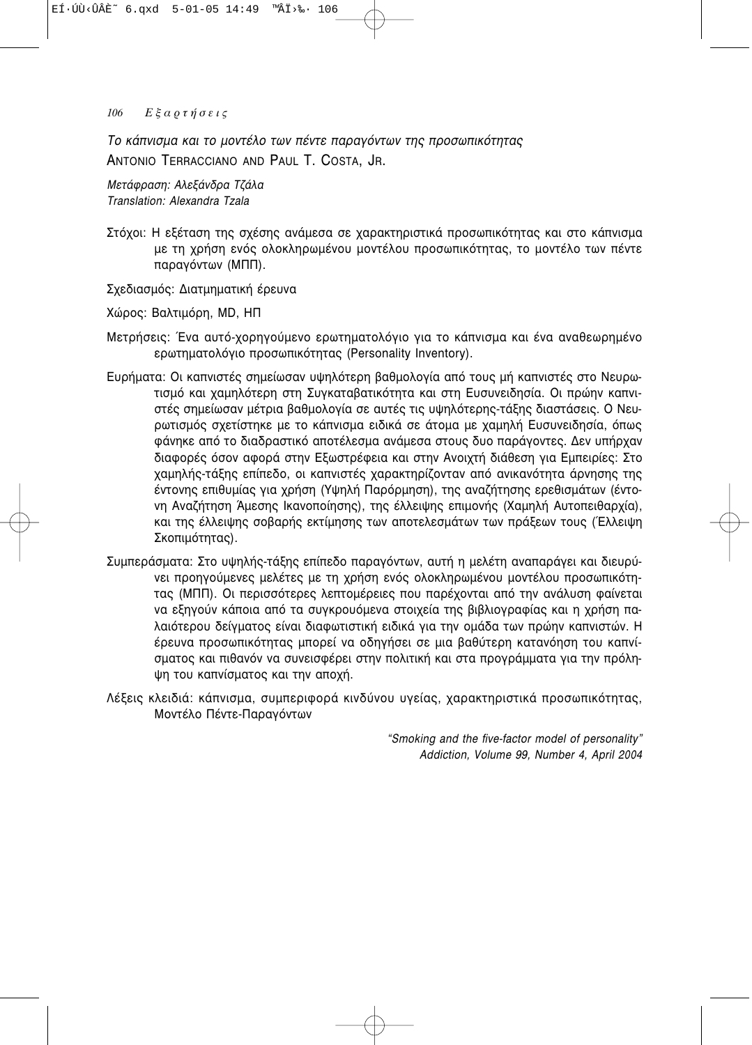*Το κάπνισμα και το μοντέλο των πέντε παραγόντων της προσωπικότητας*

ANTONIO TERRACCIANO AND PAUL T. COSTA, JR.

*Μετάφραση: Αλεξάνδρα Τζάλα*
*Translation: Alexandra Tzala*

Στόχοι: Η εξέταση της σχέσης ανάμεσα σε χαρακτηριστικά προσωπικότητας και στο κάπνισμα με τη χρήση ενός ολοκληρωμένου μοντέλου προσωπικότητας, το μοντέλο των πέντε παραγόντων (ΜΠΠ).

Σχεδιασμός: Διατμηματική έρευνα

Χώρος: Βαλτιμόρη, MD, ΗΠ

Μετρήσεις: Ένα αυτό-χορηγούμενο ερωτηματολόγιο για το κάπνισμα και ένα αναθεωρημένο ερωτηματολόγιο προσωπικότητας (Personality Inventory).

Ευρήματα: Οι καπνιστές σημείωσαν υψηλότερη βαθμολογία από τους μή καπνιστές στο Νευρωτισμό και χαμηλότερη στη Συγκαταβατικότητα και στη Ευσυνειδησία. Οι πρώην καπνιστές σημείωσαν μέτρια βαθμολογία σε αυτές τις υψηλότερης-τάξης διαστάσεις. Ο Νευρωτισμός σχετίστηκε με το κάπνισμα ειδικά σε άτομα με χαμηλή Ευσυνειδησία, όπως φάνηκε από το διαδραστικό αποτέλεσμα ανάμεσα στους δυο παράγοντες. Δεν υπήρχαν διαφορές όσον αφορά στην Εξωστρέφεια και στην Ανοιχτή διάθεση για Εμπειρίες: Στο χαμηλής-τάξης επίπεδο, οι καπνιστές χαρακτηρίζονταν από ανικανότητα άρνησης της έντονης επιθυμίας για χρήση (Υψηλή Παρόρμηση), της αναζήτησης ερεθισμάτων (έντονη Αναζήτηση Άμεσης Ικανοποίησης), της έλλειψης επιμονής (Χαμηλή Αυτοπειθαρχία), και της έλλειψης σοβαρής εκτίμησης των αποτελεσμάτων των πράξεων τους (Έλλειψη Σκοπιμότητας).

Συμπεράσματα: Στο υψηλής-τάξης επίπεδο παραγόντων, αυτή η μελέτη αναπαράγει και διευρύνει προηγούμενες μελέτες με τη χρήση ενός ολοκληρωμένου μοντέλου προσωπικότητας (ΜΠΠ). Οι περισσότερες λεπτομέρειες που παρέχονται από την ανάλυση φαίνεται να εξηγούν κάποια από τα συγκρουόμενα στοιχεία της βιβλιογραφίας και η χρήση παλαιότερου δείγματος είναι διαφωτιστική ειδικά για την ομάδα των πρώην καπνιστών. Η έρευνα προσωπικότητας μπορεί να οδηγήσει σε μια βαθύτερη κατανόηση του καπνίσματος και πιθανόν να συνεισφέρει στην πολιτική και στα προγράμματα για την πρόληψη του καπνίσματος και την αποχή.

Λέξεις κλειδιά: κάπνισμα, συμπεριφορά κινδύνου υγείας, χαρακτηριστικά προσωπικότητας, Μοντέλο Πέντε-Παραγόντων

*"Smoking and the five-factor model of personality"*
*Addiction, Volume 99, Number 4, April 2004*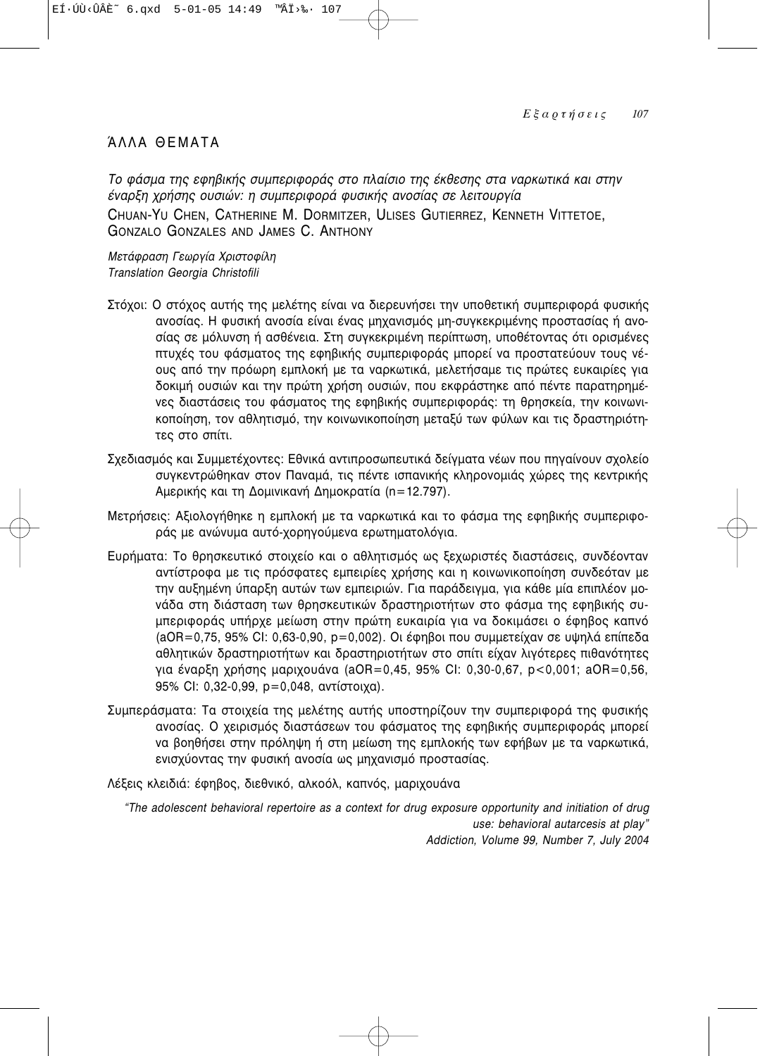## ΆΛΛΑ ΘΕΜΑΤΑ

*Το φάσμα της εφηβικής συμπεριφοράς στο πλαίσιο της έκθεσης στα ναρκωτικά και στην έναρξη χρήσης ουσιών: η συμπεριφορά φυσικής ανοσίας σε λειτουργία*

CHUAN-YU CHEN, CATHERINE M. DORMITZER, ULISES GUTIERREZ, KENNETH VITTETOE, GONZALO GONZALES AND JAMES C. ANTHONY

*Μετάφραση Γεωργία Χριστοφίλη*
*Translation Georgia Christofili*

Στόχοι: Ο στόχος αυτής της μελέτης είναι να διερευνήσει την υποθετική συμπεριφορά φυσικής ανοσίας. Η φυσική ανοσία είναι ένας μηχανισμός μη-συγκεκριμένης προστασίας ή ανοσίας σε μόλυνση ή ασθένεια. Στη συγκεκριμένη περίπτωση, υποθέτοντας ότι ορισμένες πτυχές του φάσματος της εφηβικής συμπεριφοράς μπορεί να προστατεύουν τους νέους από την πρόωρη εμπλοκή με τα ναρκωτικά, μελετήσαμε τις πρώτες ευκαιρίες για δοκιμή ουσιών και την πρώτη χρήση ουσιών, που εκφράστηκε από πέντε παρατηρημένες διαστάσεις του φάσματος της εφηβικής συμπεριφοράς: τη θρησκεία, την κοινωνικοποίηση, τον αθλητισμό, την κοινωνικοποίηση μεταξύ των φύλων και τις δραστηριότητες στο σπίτι.

Σχεδιασμός και Συμμετέχοντες: Εθνικά αντιπροσωπευτικά δείγματα νέων που πηγαίνουν σχολείο συγκεντρώθηκαν στον Παναμά, τις πέντε ισπανικής κληρονομιάς χώρες της κεντρικής Αμερικής και τη Δομινικανή Δημοκρατία (n=12.797).

Μετρήσεις: Αξιολογήθηκε η εμπλοκή με τα ναρκωτικά και το φάσμα της εφηβικής συμπεριφοράς με ανώνυμα αυτό-χορηγούμενα ερωτηματολόγια.

Ευρήματα: Το θρησκευτικό στοιχείο και ο αθλητισμός ως ξεχωριστές διαστάσεις, συνδέονταν αντίστροφα με τις πρόσφατες εμπειρίες χρήσης και η κοινωνικοποίηση συνδεόταν με την αυξημένη ύπαρξη αυτών των εμπειριών. Για παράδειγμα, για κάθε μία επιπλέον μονάδα στη διάσταση των θρησκευτικών δραστηριοτήτων στο φάσμα της εφηβικής συμπεριφοράς υπήρχε μείωση στην πρώτη ευκαιρία για να δοκιμάσει ο έφηβος καπνό (aOR=0,75, 95% CI: 0,63-0,90, p=0,002). Οι έφηβοι που συμμετείχαν σε υψηλά επίπεδα αθλητικών δραστηριοτήτων και δραστηριοτήτων στο σπίτι είχαν λιγότερες πιθανότητες για έναρξη χρήσης μαριχουάνα (aOR=0,45, 95% CI: 0,30-0,67, p<0,001; aOR=0,56, 95% CI: 0,32-0,99, p=0,048, αντίστοιχα).

Συμπεράσματα: Τα στοιχεία της μελέτης αυτής υποστηρίζουν την συμπεριφορά της φυσικής ανοσίας. Ο χειρισμός διαστάσεων του φάσματος της εφηβικής συμπεριφοράς μπορεί να βοηθήσει στην πρόληψη ή στη μείωση της εμπλοκής των εφήβων με τα ναρκωτικά, ενισχύοντας την φυσική ανοσία ως μηχανισμό προστασίας.

Λέξεις κλειδιά: έφηβος, διεθνικό, αλκοόλ, καπνός, μαριχουάνα

*"The adolescent behavioral repertoire as a context for drug exposure opportunity and initiation of drug use: behavioral autarcesis at play"*
*Addiction, Volume 99, Number 7, July 2004*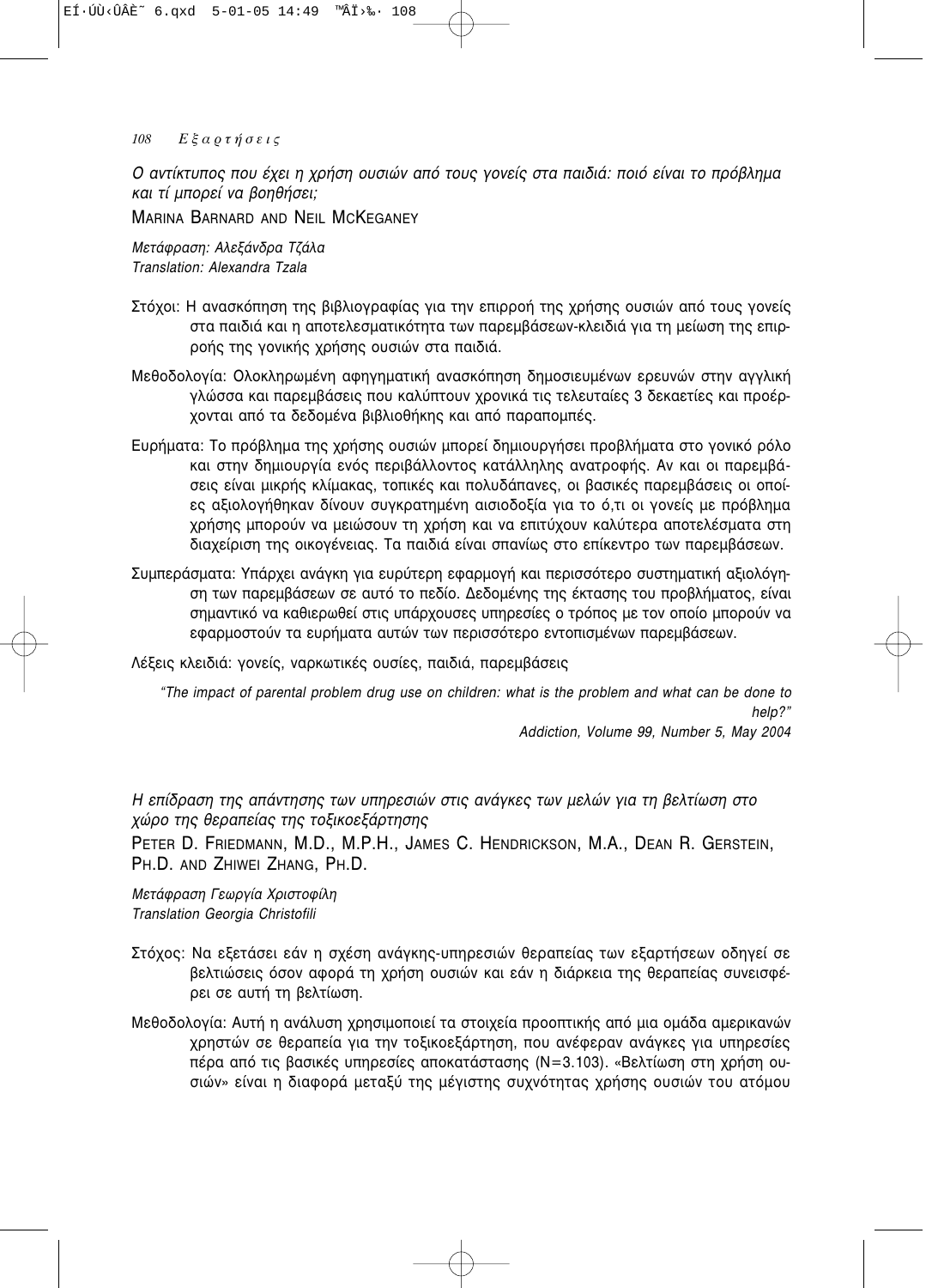*Ο αντίκτυπος που έχει η χρήση ουσιών από τους γονείς στα παιδιά: ποιό είναι το πρόβλημα και τί μπορεί να βοηθήσει;*

MARINA BARNARD AND NEIL MCKEGANEY

*Μετάφραση: Αλεξάνδρα Τζάλα*
*Translation: Alexandra Tzala*

Στόχοι: Η ανασκόπηση της βιβλιογραφίας για την επιρροή της χρήσης ουσιών από τους γονείς στα παιδιά και η αποτελεσματικότητα των παρεμβάσεων-κλειδιά για τη μείωση της επιρροής της γονικής χρήσης ουσιών στα παιδιά.

Μεθοδολογία: Ολοκληρωμένη αφηγηματική ανασκόπηση δημοσιευμένων ερευνών στην αγγλική γλώσσα και παρεμβάσεις που καλύπτουν χρονικά τις τελευταίες 3 δεκαετίες και προέρχονται από τα δεδομένα βιβλιοθήκης και από παραπομπές.

Ευρήματα: Το πρόβλημα της χρήσης ουσιών μπορεί δημιουργήσει προβλήματα στο γονικό ρόλο και στην δημιουργία ενός περιβάλλοντος κατάλληλης ανατροφής. Αν και οι παρεμβάσεις είναι μικρής κλίμακας, τοπικές και πολυδάπανες, οι βασικές παρεμβάσεις οι οποίες αξιολογήθηκαν δίνουν συγκρατημένη αισιοδοξία για το ό,τι οι γονείς με πρόβλημα χρήσης μπορούν να μειώσουν τη χρήση και να επιτύχουν καλύτερα αποτελέσματα στη διαχείριση της οικογένειας. Τα παιδιά είναι σπανίως στο επίκεντρο των παρεμβάσεων.

Συμπεράσματα: Υπάρχει ανάγκη για ευρύτερη εφαρμογή και περισσότερο συστηματική αξιολόγηση των παρεμβάσεων σε αυτό το πεδίο. Δεδομένης της έκτασης του προβλήματος, είναι σημαντικό να καθιερωθεί στις υπάρχουσες υπηρεσίες ο τρόπος με τον οποίο μπορούν να εφαρμοστούν τα ευρήματα αυτών των περισσότερο εντοπισμένων παρεμβάσεων.

Λέξεις κλειδιά: γονείς, ναρκωτικές ουσίες, παιδιά, παρεμβάσεις

*"The impact of parental problem drug use on children: what is the problem and what can be done to help?"*
*Addiction, Volume 99, Number 5, May 2004*

*Η επίδραση της απάντησης των υπηρεσιών στις ανάγκες των μελών για τη βελτίωση στο χώρο της θεραπείας της τοξικοεξάρτησης*

PETER D. FRIEDMANN, M.D., M.P.H., JAMES C. HENDRICKSON, M.A., DEAN R. GERSTEIN, PH.D. AND ZHIWEI ZHANG, PH.D.

*Μετάφραση Γεωργία Χριστοφίλη*
*Translation Georgia Christofili*

Στόχος: Να εξετάσει εάν η σχέση ανάγκης-υπηρεσιών θεραπείας των εξαρτήσεων οδηγεί σε βελτιώσεις όσον αφορά τη χρήση ουσιών και εάν η διάρκεια της θεραπείας συνεισφέρει σε αυτή τη βελτίωση.

Μεθοδολογία: Αυτή η ανάλυση χρησιμοποιεί τα στοιχεία προοπτικής από μια ομάδα αμερικανών χρηστών σε θεραπεία για την τοξικοεξάρτηση, που ανέφεραν ανάγκες για υπηρεσίες πέρα από τις βασικές υπηρεσίες αποκατάστασης (N=3.103). «Βελτίωση στη χρήση ουσιών» είναι η διαφορά μεταξύ της μέγιστης συχνότητας χρήσης ουσιών του ατόμου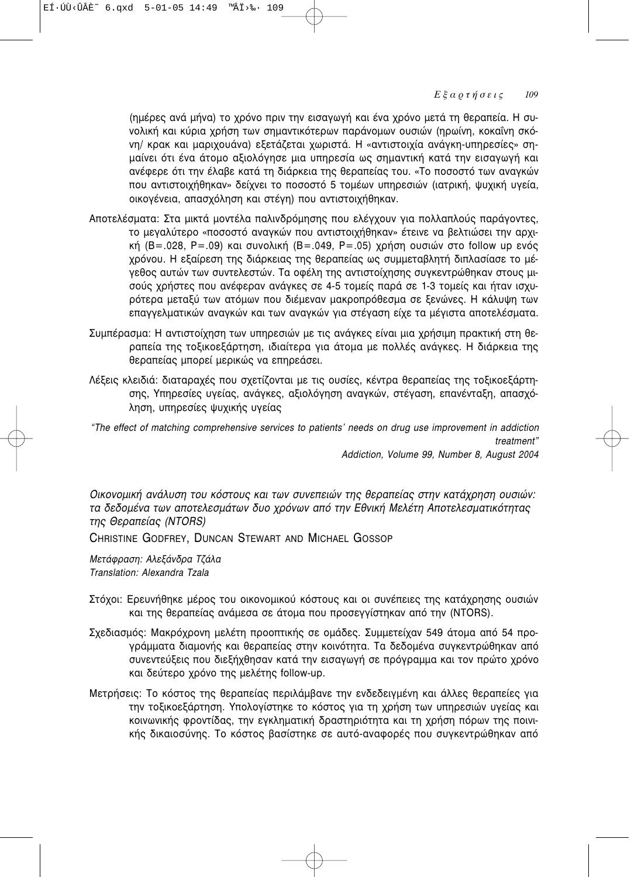(ημέρες ανά μήνα) το χρόνο πριν την εισαγωγή και ένα χρόνο μετά τη θεραπεία. Η συνολική και κύρια χρήση των σημαντικότερων παράνομων ουσιών (ηρωίνη, κοκαΐνη σκόνη/ κρακ και μαριχουάνα) εξετάζεται χωριστά. Η «αντιστοιχία ανάγκη-υπηρεσίες» σημαίνει ότι ένα άτομο αξιολόγησε μια υπηρεσία ως σημαντική κατά την εισαγωγή και ανέφερε ότι την έλαβε κατά τη διάρκεια της θεραπείας του. «Το ποσοστό των αναγκών που αντιστοιχήθηκαν» δείχνει το ποσοστό 5 τομέων υπηρεσιών (ιατρική, ψυχική υγεία, οικογένεια, απασχόληση και στέγη) που αντιστοιχήθηκαν.

Αποτελέσματα: Στα μικτά μοντέλα παλινδρόμησης που ελέγχουν για πολλαπλούς παράγοντες, το μεγαλύτερο «ποσοστό αναγκών που αντιστοιχήθηκαν» έτεινε να βελτιώσει την αρχική (B=.028, P=.09) και συνολική (B=.049, P=.05) χρήση ουσιών στο follow up ενός χρόνου. Η εξαίρεση της διάρκειας της θεραπείας ως συμμεταβλητή διπλασίασε το μέγεθος αυτών των συντελεστών. Τα οφέλη της αντιστοίχησης συγκεντρώθηκαν στους μισούς χρήστες που ανέφεραν ανάγκες σε 4-5 τομείς παρά σε 1-3 τομείς και ήταν ισχυρότερα μεταξύ των ατόμων που διέμεναν μακροπρόθεσμα σε ξενώνες. Η κάλυψη των επαγγελματικών αναγκών και των αναγκών για στέγαση είχε τα μέγιστα αποτελέσματα.

Συμπέρασμα: Η αντιστοίχηση των υπηρεσιών με τις ανάγκες είναι μια χρήσιμη πρακτική στη θεραπεία της τοξικοεξάρτηση, ιδιαίτερα για άτομα με πολλές ανάγκες. Η διάρκεια της θεραπείας μπορεί μερικώς να επηρεάσει.

Λέξεις κλειδιά: διαταραχές που σχετίζονται με τις ουσίες, κέντρα θεραπείας της τοξικοεξάρτησης, Υπηρεσίες υγείας, ανάγκες, αξιολόγηση αναγκών, στέγαση, επανένταξη, απασχόληση, υπηρεσίες ψυχικής υγείας

*"The effect of matching comprehensive services to patients' needs on drug use improvement in addiction treatment"*
*Addiction, Volume 99, Number 8, August 2004*

### *Οικονομική ανάλυση του κόστους και των συνεπειών της θεραπείας στην κατάχρηση ουσιών: τα δεδομένα των αποτελεσμάτων δυο χρόνων από την Εθνική Μελέτη Αποτελεσματικότητας της Θεραπείας (NTORS)*

CHRISTINE GODFREY, DUNCAN STEWART AND MICHAEL GOSSOP

*Μετάφραση: Αλεξάνδρα Τζάλα*
*Translation: Alexandra Tzala*

Στόχοι: Ερευνήθηκε μέρος του οικονομικού κόστους και οι συνέπειες της κατάχρησης ουσιών και της θεραπείας ανάμεσα σε άτομα που προσεγγίστηκαν από την (NTORS).

Σχεδιασμός: Μακρόχρονη μελέτη προοπτικής σε ομάδες. Συμμετείχαν 549 άτομα από 54 προγράμματα διαμονής και θεραπείας στην κοινότητα. Τα δεδομένα συγκεντρώθηκαν από συνεντεύξεις που διεξήχθησαν κατά την εισαγωγή σε πρόγραμμα και τον πρώτο χρόνο και δεύτερο χρόνο της μελέτης follow-up.

Μετρήσεις: Το κόστος της θεραπείας περιλάμβανε την ενδεδειγμένη και άλλες θεραπείες για την τοξικοεξάρτηση. Υπολογίστηκε το κόστος για τη χρήση των υπηρεσιών υγείας και κοινωνικής φροντίδας, την εγκληματική δραστηριότητα και τη χρήση πόρων της ποινικής δικαιοσύνης. Το κόστος βασίστηκε σε αυτό-αναφορές που συγκεντρώθηκαν από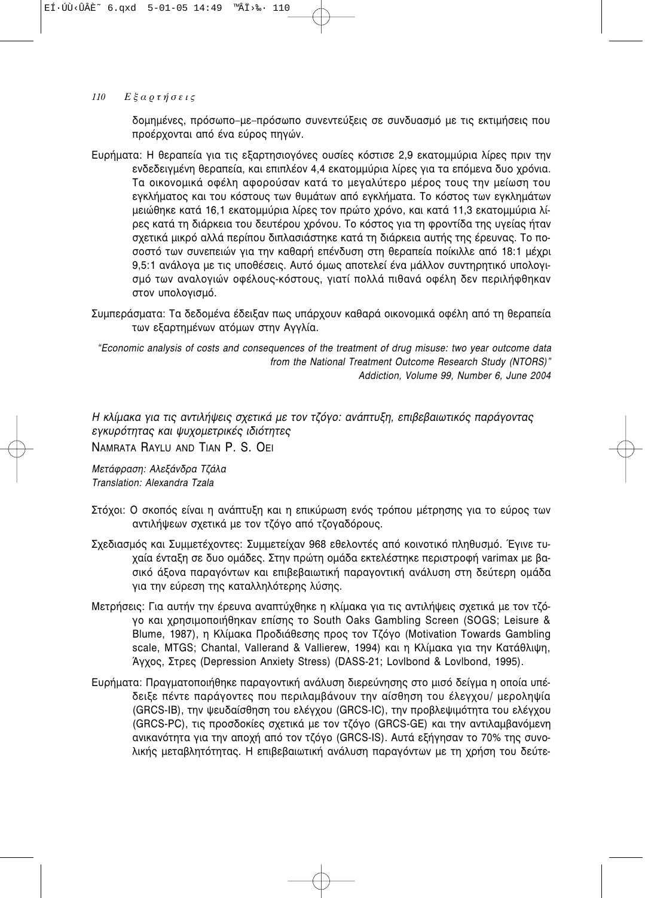δομημένες, πρόσωπο–με–πρόσωπο συνεντεύξεις σε συνδυασμό με τις εκτιμήσεις που προέρχονταν από ένα εύρος πηγών.

Ευρήματα: Η θεραπεία για τις εξαρτησιογόνες ουσίες κόστισε 2,9 εκατομμύρια λίρες πριν την ενδεδειγμένη θεραπεία, και επιπλέον 4,4 εκατομμύρια λίρες για τα επόμενα δυο χρόνια. Τα οικονομικά οφέλη αφορούσαν κατά το μεγαλύτερο μέρος τους την μείωση του εγκλήματος και του κόστους των θυμάτων από εγκλήματα. Το κόστος των εγκλημάτων μειώθηκε κατά 16,1 εκατομμύρια λίρες τον πρώτο χρόνο, και κατά 11,3 εκατομμύρια λίρες κατά τη διάρκεια του δευτέρου χρόνου. Το κόστος για τη φροντίδα της υγείας ήταν σχετικά μικρό αλλά περίπου διπλασιάστηκε κατά τη διάρκεια αυτής της έρευνας. Το ποσοστό των συνεπειών για την καθαρή επένδυση στη θεραπεία ποίκιλλε από 18:1 μέχρι 9,5:1 ανάλογα με τις υποθέσεις. Αυτό όμως αποτελεί ένα μάλλον συντηρητικό υπολογισμό των αναλογιών οφέλους-κόστους, γιατί πολλά πιθανά οφέλη δεν περιλήφθηκαν στον υπολογισμό.

Συμπεράσματα: Τα δεδομένα έδειξαν πως υπάρχουν καθαρά οικονομικά οφέλη από τη θεραπεία των εξαρτημένων ατόμων στην Αγγλία.

*"Economic analysis of costs and consequences of the treatment of drug misuse: two year outcome data from the National Treatment Outcome Research Study (NTORS)"*
*Addiction, Volume 99, Number 6, June 2004*

### *Η κλίμακα για τις αντιλήψεις σχετικά με τον τζόγο: ανάπτυξη, επιβεβαιωτικός παράγοντας εγκυρότητας και ψυχομετρικές ιδιότητες*

NAMRATA RAYLU AND TIAN P. S. OEI

*Μετάφραση: Αλεξάνδρα Τζάλα*
*Translation: Alexandra Tzala*

Στόχοι: Ο σκοπός είναι η ανάπτυξη και η επικύρωση ενός τρόπου μέτρησης για το εύρος των αντιλήψεων σχετικά με τον τζόγο από τζογαδόρους.

Σχεδιασμός και Συμμετέχοντες: Συμμετείχαν 968 εθελοντές από κοινοτικό πληθυσμό. Έγινε τυχαία ένταξη σε δυο ομάδες. Στην πρώτη ομάδα εκτελέστηκε περιστροφή varimax με βασικό άξονα παραγόντων και επιβεβαιωτική παραγοντική ανάλυση στη δεύτερη ομάδα για την εύρεση της καταλληλότερης λύσης.

Μετρήσεις: Για αυτήν την έρευνα αναπτύχθηκε η κλίμακα για τις αντιλήψεις σχετικά με τον τζόγο και χρησιμοποιήθηκαν επίσης το South Oaks Gambling Screen (SOGS; Leisure & Blume, 1987), η Κλίμακα Προδιάθεσης προς τον Τζόγο (Motivation Towards Gambling scale, MTGS; Chantal, Vallerand & Vallierew, 1994) και η Κλίμακα για την Κατάθλιψη, Άγχος, Στρες (Depression Anxiety Stress) (DASS-21; Lovlbond & Lovlbond, 1995).

Ευρήματα: Πραγματοποιήθηκε παραγοντική ανάλυση διερεύνησης στο μισό δείγμα η οποία υπέδειξε πέντε παράγοντες που περιλαμβάνουν την αίσθηση του ελέγχου/ μεροληψία (GRCS-IB), την ψευδαίσθηση του ελέγχου (GRCS-IC), την προβλεψιμότητα του ελέγχου (GRCS-PC), τις προσδοκίες σχετικά με τον τζόγο (GRCS-GE) και την αντιλαμβανόμενη ανικανότητα για την αποχή από τον τζόγο (GRCS-IS). Αυτά εξήγησαν το 70% της συνολικής μεταβλητότητας. Η επιβεβαιωτική ανάλυση παραγόντων με τη χρήση του δεύτε-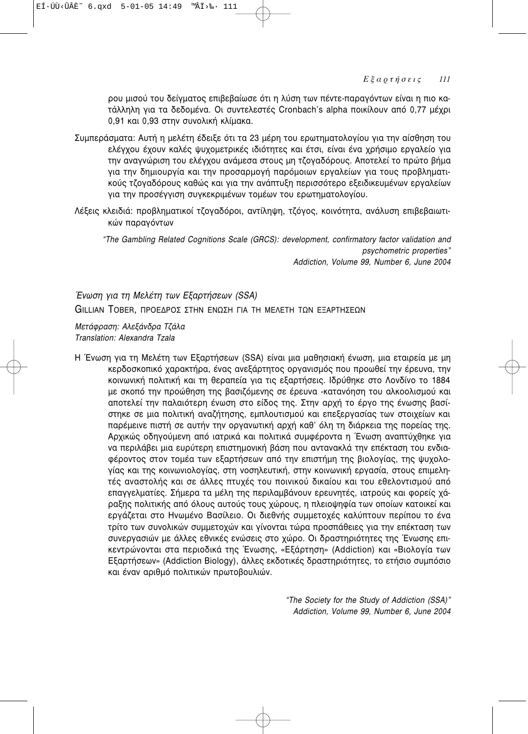ρου μισού του δείγματος επιβεβαίωσε ότι η λύση των πέντε-παραγόντων είναι η πιο κατάλληλη για τα δεδομένα. Οι συντελεστές Cronbach's alpha ποικίλουν από 0,77 μέχρι 0,91 και 0,93 στην συνολική κλίμακα.

Συμπεράσματα: Αυτή η μελέτη έδειξε ότι τα 23 μέρη του ερωτηματολογίου για την αίσθηση του ελέγχου έχουν καλές ψυχομετρικές ιδιότητες και έτσι, είναι ένα χρήσιμο εργαλείο για την αναγνώριση του ελέγχου ανάμεσα στους μη τζογαδόρους. Αποτελεί το πρώτο βήμα για την δημιουργία και την προσαρμογή παρόμοιων εργαλείων για τους προβληματικούς τζογαδόρους καθώς και για την ανάπτυξη περισσότερο εξειδικευμένων εργαλείων για την προσέγγιση συγκεκριμένων τομέων του ερωτηματολογίου.

Λέξεις κλειδιά: προβληματικοί τζογαδόροι, αντίληψη, τζόγος, κοινότητα, ανάλυση επιβεβαιωτικών παραγόντων

*"The Gambling Related Cognitions Scale (GRCS): development, confirmatory factor validation and psychometric properties"*
*Addiction, Volume 99, Number 6, June 2004*

## *Ένωση για τη Μελέτη των Εξαρτήσεων (SSA)*

GILLIAN TOBER, ΠΡΟΕΔΡΟΣ ΣΤΗΝ ΕΝΩΣΗ ΓΙΑ ΤΗ ΜΕΛΕΤΗ ΤΩΝ ΕΞΑΡΤΗΣΕΩΝ

*Μετάφραση: Αλεξάνδρα Τζάλα*
*Translation: Alexandra Tzala*

Η Ένωση για τη Μελέτη των Εξαρτήσεων (SSA) είναι μια μαθησιακή ένωση, μια εταιρεία με μη κερδοσκοπικό χαρακτήρα, ένας ανεξάρτητος οργανισμός που προωθεί την έρευνα, την κοινωνική πολιτική και τη θεραπεία για τις εξαρτήσεις. Ιδρύθηκε στο Λονδίνο το 1884 με σκοπό την προώθηση της βασιζόμενης σε έρευνα -κατανόηση του αλκοολισμού και αποτελεί την παλαιότερη ένωση στο είδος της. Στην αρχή το έργο της ένωσης βασίστηκε σε μια πολιτική αναζήτησης, εμπλουτισμού και επεξεργασίας των στοιχείων και παρέμεινε πιστή σε αυτήν την οργανωτική αρχή καθ' όλη τη διάρκεια της πορείας της. Αρχικώς οδηγούμενη από ιατρικά και πολιτικά συμφέροντα η Ένωση αναπτύχθηκε για να περιλάβει μια ευρύτερη επιστημονική βάση που αντανακλά την επέκταση του ενδιαφέροντος στον τομέα των εξαρτήσεων από την επιστήμη της βιολογίας, της ψυχολογίας και της κοινωνιολογίας, στη νοσηλευτική, στην κοινωνική εργασία, στους επιμελητές αναστολής και σε άλλες πτυχές του ποινικού δικαίου και του εθελοντισμού από επαγγελματίες. Σήμερα τα μέλη της περιλαμβάνουν ερευνητές, ιατρούς και φορείς χάραξης πολιτικής από όλους αυτούς τους χώρους, η πλειοψηφία των οποίων κατοικεί και εργάζεται στο Ηνωμένο Βασίλειο. Οι διεθνής συμμετοχές καλύπτουν περίπου το ένα τρίτο των συνολικών συμμετοχών και γίνονται τώρα προσπάθειες για την επέκταση των συνεργασιών με άλλες εθνικές ενώσεις στο χώρο. Οι δραστηριότητες της Ένωσης επικεντρώνονται στα περιοδικά της Ένωσης, «Εξάρτηση» (Addiction) και «Βιολογία των Εξαρτήσεων» (Addiction Biology), άλλες εκδοτικές δραστηριότητες, το ετήσιο συμπόσιο και έναν αριθμό πολιτικών πρωτοβουλιών.

*"The Society for the Study of Addiction (SSA)"*
*Addiction, Volume 99, Number 6, June 2004*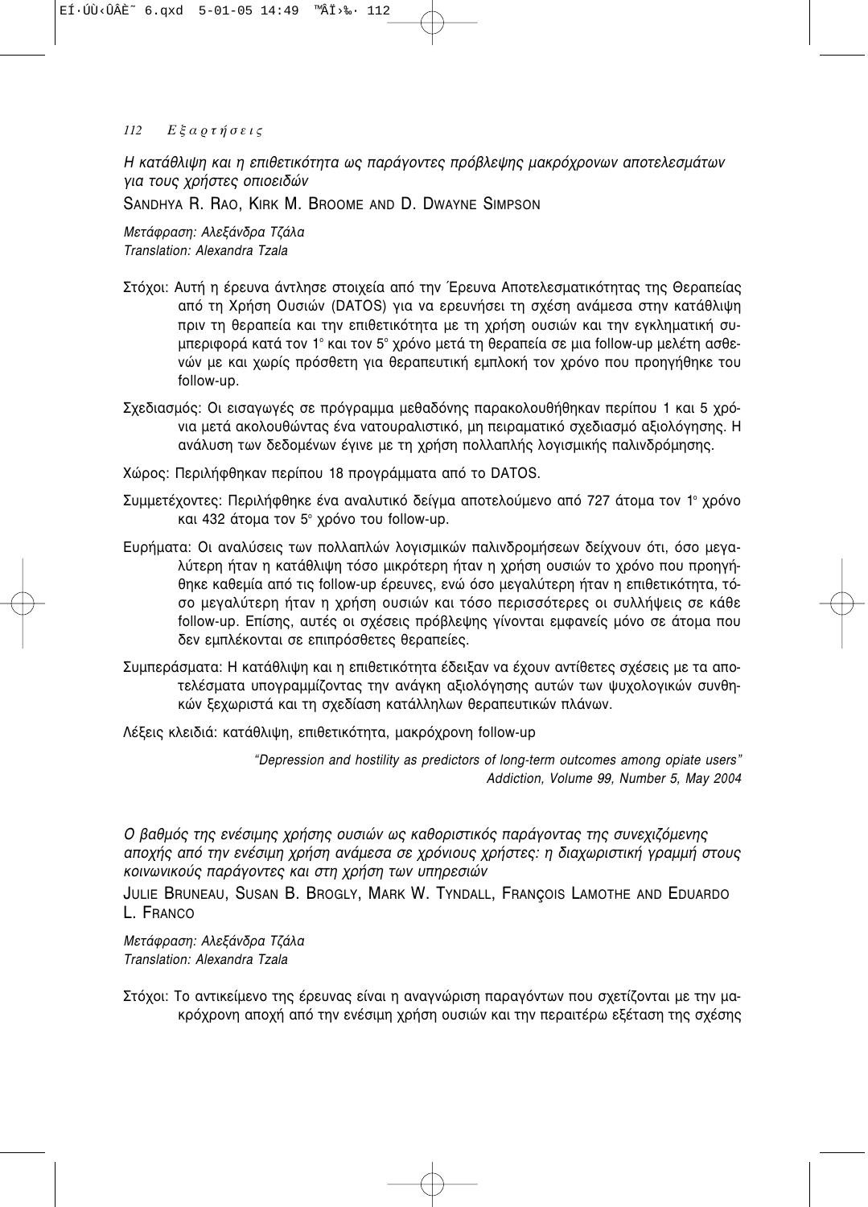*Η κατάθλιψη και η επιθετικότητα ως παράγοντες πρόβλεψης μακρόχρονων αποτελεσμάτων για τους χρήστες οπιοειδών*

SANDHYA R. RAO, KIRK M. BROOME AND D. DWAYNE SIMPSON

*Μετάφραση: Αλεξάνδρα Τζάλα*
*Translation: Alexandra Tzala*

Στόχοι: Αυτή η έρευνα άντλησε στοιχεία από την Έρευνα Αποτελεσματικότητας της Θεραπείας από τη Χρήση Ουσιών (DATOS) για να ερευνήσει τη σχέση ανάμεσα στην κατάθλιψη πριν τη θεραπεία και την επιθετικότητα με τη χρήση ουσιών και την εγκληματική συμπεριφορά κατά τον 1° και τον 5° χρόνο μετά τη θεραπεία σε μια follow-up μελέτη ασθενών με και χωρίς πρόσθετη για θεραπευτική εμπλοκή τον χρόνο που προηγήθηκε του follow-up.

Σχεδιασμός: Οι εισαγωγές σε πρόγραμμα μεθαδόνης παρακολουθήθηκαν περίπου 1 και 5 χρόνια μετά ακολουθώντας ένα νατουραλιστικό, μη πειραματικό σχεδιασμό αξιολόγησης. Η ανάλυση των δεδομένων έγινε με τη χρήση πολλαπλής λογισμικής παλινδρόμησης.

Χώρος: Περιλήφθηκαν περίπου 18 προγράμματα από το DATOS.

Συμμετέχοντες: Περιλήφθηκε ένα αναλυτικό δείγμα αποτελούμενο από 727 άτομα τον 1° χρόνο και 432 άτομα τον 5° χρόνο του follow-up.

Ευρήματα: Οι αναλύσεις των πολλαπλών λογισμικών παλινδρομήσεων δείχνουν ότι, όσο μεγαλύτερη ήταν η κατάθλιψη τόσο μικρότερη ήταν η χρήση ουσιών το χρόνο που προηγήθηκε καθεμία από τις follow-up έρευνες, ενώ όσο μεγαλύτερη ήταν η επιθετικότητα, τόσο μεγαλύτερη ήταν η χρήση ουσιών και τόσο περισσότερες οι συλλήψεις σε κάθε follow-up. Επίσης, αυτές οι σχέσεις πρόβλεψης γίνονται εμφανείς μόνο σε άτομα που δεν εμπλέκονται σε επιπρόσθετες θεραπείες.

Συμπεράσματα: Η κατάθλιψη και η επιθετικότητα έδειξαν να έχουν αντίθετες σχέσεις με τα αποτελέσματα υπογραμμίζοντας την ανάγκη αξιολόγησης αυτών των ψυχολογικών συνθηκών ξεχωριστά και τη σχεδίαση κατάλληλων θεραπευτικών πλάνων.

Λέξεις κλειδιά: κατάθλιψη, επιθετικότητα, μακρόχρονη follow-up

*"Depression and hostility as predictors of long-term outcomes among opiate users"*
*Addiction, Volume 99, Number 5, May 2004*

*Ο βαθμός της ενέσιμης χρήσης ουσιών ως καθοριστικός παράγοντας της συνεχιζόμενης αποχής από την ενέσιμη χρήση ανάμεσα σε χρόνιους χρήστες: η διαχωριστική γραμμή στους κοινωνικούς παράγοντες και στη χρήση των υπηρεσιών*

JULIE BRUNEAU, SUSAN B. BROGLY, MARK W. TYNDALL, FRANÇOIS LAMOTHE AND EDUARDO L. FRANCO

*Μετάφραση: Αλεξάνδρα Τζάλα*
*Translation: Alexandra Tzala*

Στόχοι: Το αντικείμενο της έρευνας είναι η αναγνώριση παραγόντων που σχετίζονται με την μακρόχρονη αποχή από την ενέσιμη χρήση ουσιών και την περαιτέρω εξέταση της σχέσης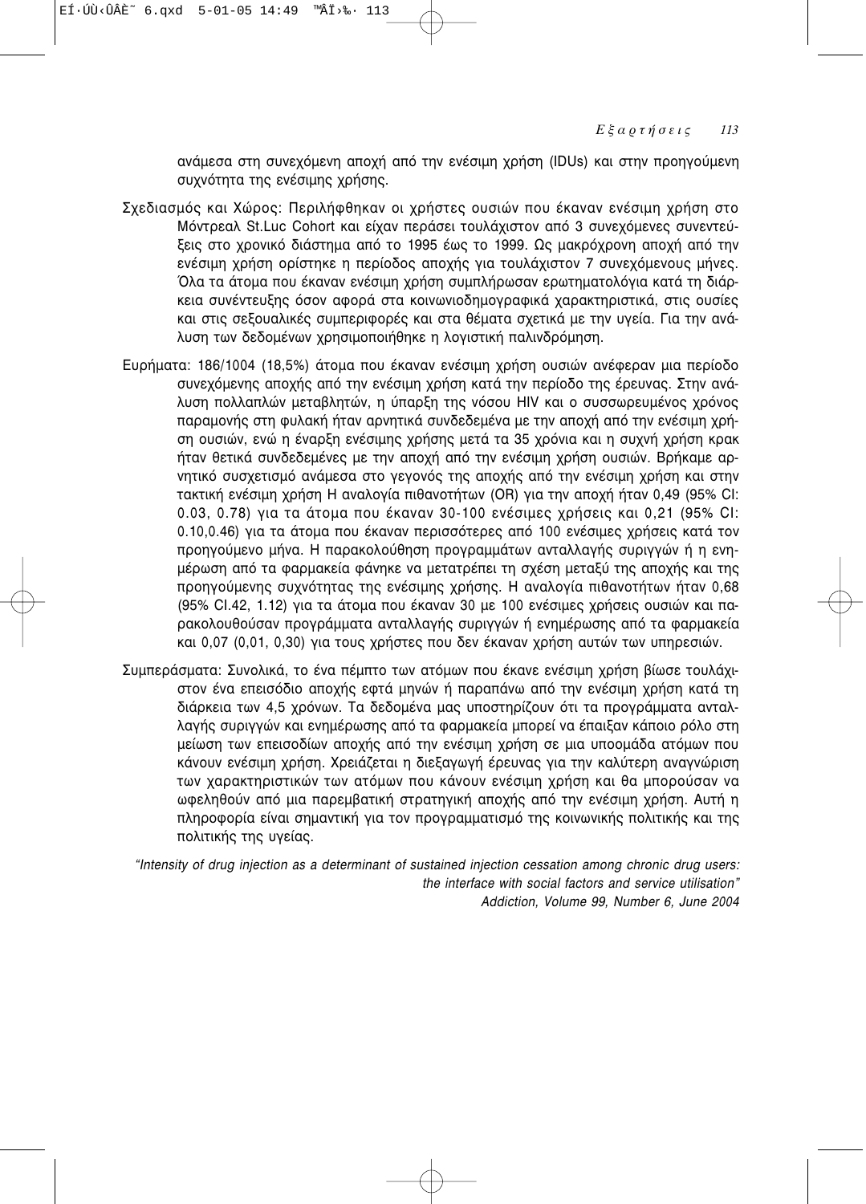ανάμεσα στη συνεχόμενη αποχή από την ενέσιμη χρήση (IDUs) και στην προηγούμενη συχνότητα της ενέσιμης χρήσης.

Σχεδιασμός και Χώρος: Περιλήφθηκαν οι χρήστες ουσιών που έκαναν ενέσιμη χρήση στο Μόντρεαλ St.Luc Cohort και είχαν περάσει τουλάχιστον από 3 συνεχόμενες συνεντεύξεις στο χρονικό διάστημα από το 1995 έως το 1999. Ως μακρόχρονη αποχή από την ενέσιμη χρήση ορίστηκε η περίοδος αποχής για τουλάχιστον 7 συνεχόμενους μήνες. Όλα τα άτομα που έκαναν ενέσιμη χρήση συμπλήρωσαν ερωτηματολόγια κατά τη διάρκεια συνέντευξης όσον αφορά στα κοινωνιοδημογραφικά χαρακτηριστικά, στις ουσίες και στις σεξουαλικές συμπεριφορές και στα θέματα σχετικά με την υγεία. Για την ανάλυση των δεδομένων χρησιμοποιήθηκε η λογιστική παλινδρόμηση.

Ευρήματα: 186/1004 (18,5%) άτομα που έκαναν ενέσιμη χρήση ουσιών ανέφεραν μια περίοδο συνεχόμενης αποχής από την ενέσιμη χρήση κατά την περίοδο της έρευνας. Στην ανάλυση πολλαπλών μεταβλητών, η ύπαρξη της νόσου HIV και ο συσσωρευμένος χρόνος παραμονής στη φυλακή ήταν αρνητικά συνδεδεμένα με την αποχή από την ενέσιμη χρήση ουσιών, ενώ η έναρξη ενέσιμης χρήσης μετά τα 35 χρόνια και η συχνή χρήση κρακ ήταν θετικά συνδεδεμένες με την αποχή από την ενέσιμη χρήση ουσιών. Βρήκαμε αρνητικό συσχετισμό ανάμεσα στο γεγονός της αποχής από την ενέσιμη χρήση και στην τακτική ενέσιμη χρήση Η αναλογία πιθανοτήτων (OR) για την αποχή ήταν 0,49 (95% CI: 0.03, 0.78) για τα άτομα που έκαναν 30-100 ενέσιμες χρήσεις και 0,21 (95% CI: 0.10,0.46) για τα άτομα που έκαναν περισσότερες από 100 ενέσιμες χρήσεις κατά τον προηγούμενο μήνα. Η παρακολούθηση προγραμμάτων ανταλλαγής συριγγών ή η ενημέρωση από τα φαρμακεία φάνηκε να μετατρέπει τη σχέση μεταξύ της αποχής και της προηγούμενης συχνότητας της ενέσιμης χρήσης. Η αναλογία πιθανοτήτων ήταν 0,68 (95% CI.42, 1.12) για τα άτομα που έκαναν 30 με 100 ενέσιμες χρήσεις ουσιών και παρακολουθούσαν προγράμματα ανταλλαγής συριγγών ή ενημέρωσης από τα φαρμακεία και 0,07 (0,01, 0,30) για τους χρήστες που δεν έκαναν χρήση αυτών των υπηρεσιών.

Συμπεράσματα: Συνολικά, το ένα πέμπτο των ατόμων που έκανε ενέσιμη χρήση βίωσε τουλάχιστον ένα επεισόδιο αποχής εφτά μηνών ή παραπάνω από την ενέσιμη χρήση κατά τη διάρκεια των 4,5 χρόνων. Τα δεδομένα μας υποστηρίζουν ότι τα προγράμματα ανταλλαγής συριγγών και ενημέρωσης από τα φαρμακεία μπορεί να έπαιξαν κάποιο ρόλο στη μείωση των επεισοδίων αποχής από την ενέσιμη χρήση σε μια υποομάδα ατόμων που κάνουν ενέσιμη χρήση. Χρειάζεται η διεξαγωγή έρευνας για την καλύτερη αναγνώριση των χαρακτηριστικών των ατόμων που κάνουν ενέσιμη χρήση και θα μπορούσαν να ωφεληθούν από μια παρεμβατική στρατηγική αποχής από την ενέσιμη χρήση. Αυτή η πληροφορία είναι σημαντική για τον προγραμματισμό της κοινωνικής πολιτικής και της πολιτικής της υγείας.

*"Intensity of drug injection as a determinant of sustained injection cessation among chronic drug users: the interface with social factors and service utilisation"*
*Addiction, Volume 99, Number 6, June 2004*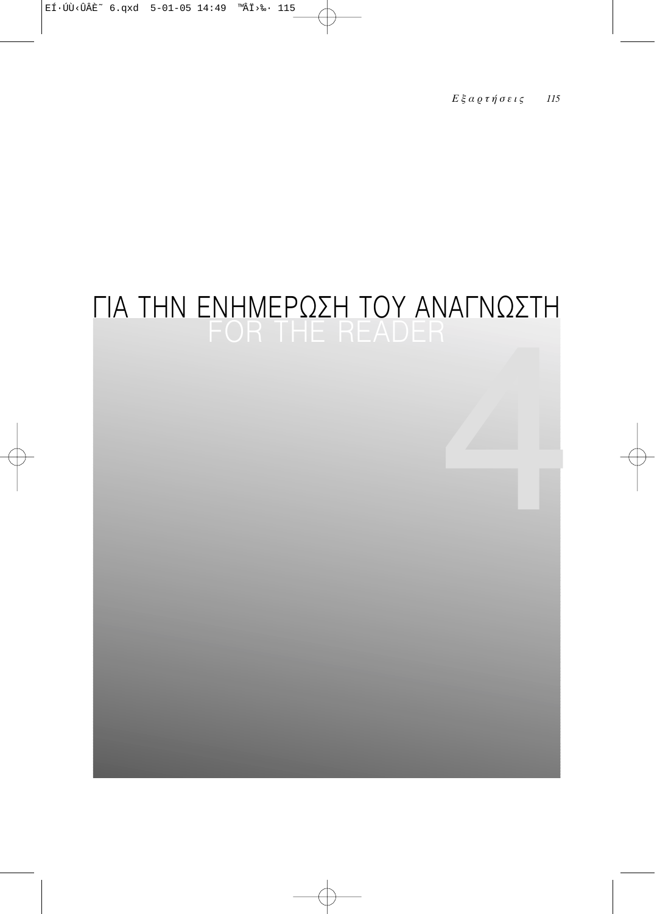# ΓΙΑ ΤΗΝ ΕΝΗΜΕΡΩΣΗ ΤΟΥ ΑΝΑΓΝΩΣΤΗ

## FOR THE READER

4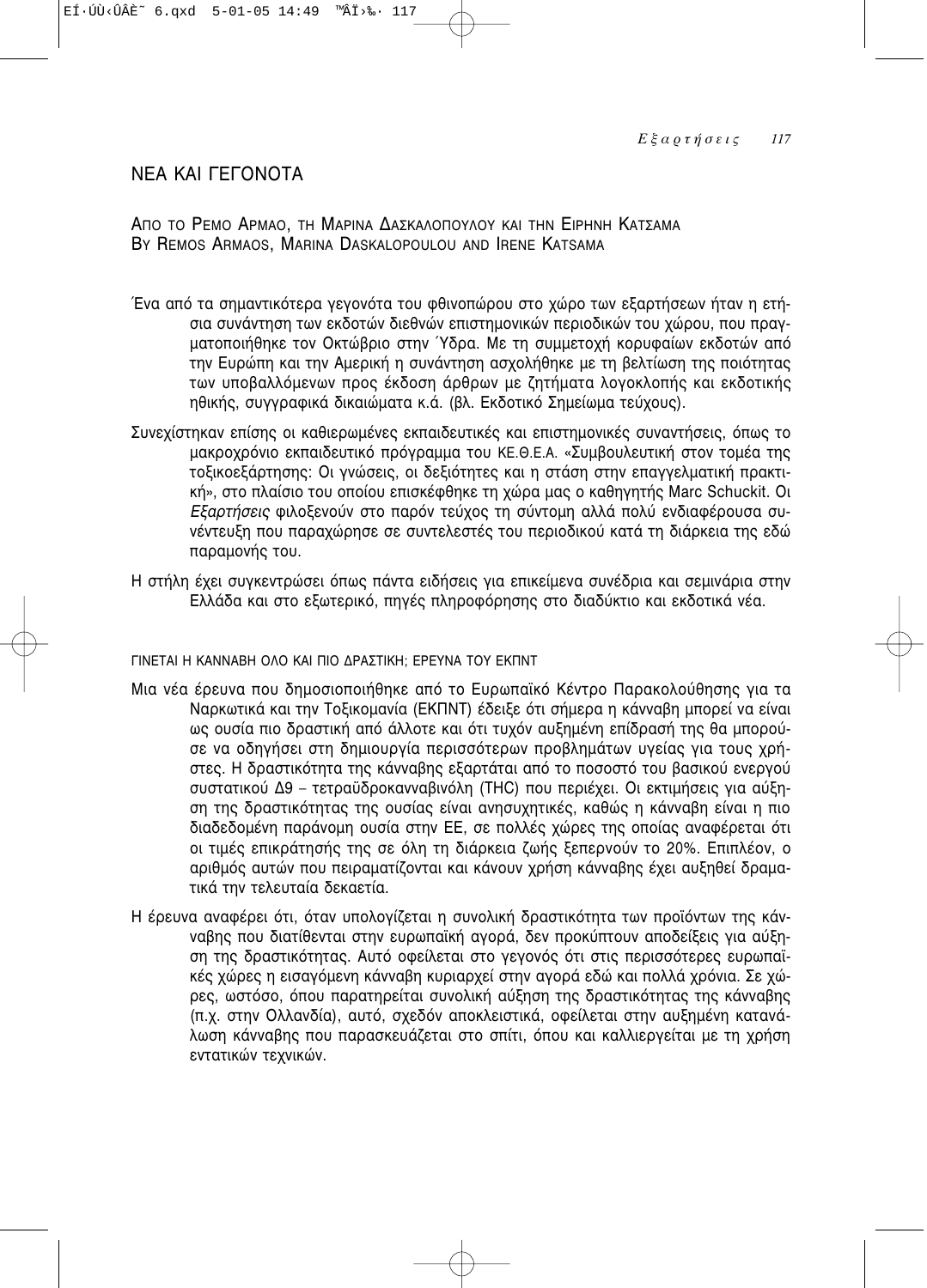## ΝΕΑ ΚΑΙ ΓΕΓΟΝΟΤΑ

ΑΠΟ ΤΟ ΡΕΜΟ ΑΡΜΑΟ, ΤΗ ΜΑΡΙΝΑ ΔΑΣΚΑΛΟΠΟΥΛΟΥ ΚΑΙ ΤΗΝ ΕΙΡΗΝΗ ΚΑΤΣΑΜΑ
BY REMOS ARMAOS, MARINA DASKALOPOULOU AND IRENE KATSAMA

Ένα από τα σημαντικότερα γεγονότα του φθινοπώρου στο χώρο των εξαρτήσεων ήταν η ετήσια συνάντηση των εκδοτών διεθνών επιστημονικών περιοδικών του χώρου, που πραγματοποιήθηκε τον Οκτώβριο στην Ύδρα. Με τη συμμετοχή κορυφαίων εκδοτών από την Ευρώπη και την Αμερική η συνάντηση ασχολήθηκε με τη βελτίωση της ποιότητας των υποβαλλόμενων προς έκδοση άρθρων με ζητήματα λογοκλοπής και εκδοτικής ηθικής, συγγραφικά δικαιώματα κ.ά. (βλ. Εκδοτικό Σημείωμα τεύχους).

Συνεχίστηκαν επίσης οι καθιερωμένες εκπαιδευτικές και επιστημονικές συναντήσεις, όπως το μακροχρόνιο εκπαιδευτικό πρόγραμμα του ΚΕ.Θ.Ε.Α. «Συμβουλευτική στον τομέα της τοξικοεξάρτησης: Οι γνώσεις, οι δεξιότητες και η στάση στην επαγγελματική πρακτική», στο πλαίσιο του οποίου επισκέφθηκε τη χώρα μας ο καθηγητής Marc Schuckit. Οι *Εξαρτήσεις* φιλοξενούν στο παρόν τεύχος τη σύντομη αλλά πολύ ενδιαφέρουσα συνέντευξη που παραχώρησε σε συντελεστές του περιοδικού κατά τη διάρκεια της εδώ παραμονής του.

Η στήλη έχει συγκεντρώσει όπως πάντα ειδήσεις για επικείμενα συνέδρια και σεμινάρια στην Ελλάδα και στο εξωτερικό, πηγές πληροφόρησης στο διαδύκτιο και εκδοτικά νέα.

### ΓΙΝΕΤΑΙ Η ΚΑΝΝΑΒΗ ΟΛΟ ΚΑΙ ΠΙΟ ΔΡΑΣΤΙΚΗ; ΕΡΕΥΝΑ ΤΟΥ ΕΚΠΝΤ

Μια νέα έρευνα που δημοσιοποιήθηκε από το Ευρωπαϊκό Κέντρο Παρακολούθησης για τα Ναρκωτικά και την Τοξικομανία (ΕΚΠΝΤ) έδειξε ότι σήμερα η κάνναβη μπορεί να είναι ως ουσία πιο δραστική από άλλοτε και ότι τυχόν αυξημένη επίδρασή της θα μπορούσε να οδηγήσει στη δημιουργία περισσότερων προβλημάτων υγείας για τους χρήστες. Η δραστικότητα της κάνναβης εξαρτάται από το ποσοστό του βασικού ενεργού συστατικού Δ9 – τετραϋδροκανναβινόλη (THC) που περιέχει. Οι εκτιμήσεις για αύξηση της δραστικότητας της ουσίας είναι ανησυχητικές, καθώς η κάνναβη είναι η πιο διαδεδομένη παράνομη ουσία στην ΕΕ, σε πολλές χώρες της οποίας αναφέρεται ότι οι τιμές επικράτησής της σε όλη τη διάρκεια ζωής ξεπερνούν το 20%. Επιπλέον, ο αριθμός αυτών που πειραματίζονται και κάνουν χρήση κάνναβης έχει αυξηθεί δραματικά την τελευταία δεκαετία.

Η έρευνα αναφέρει ότι, όταν υπολογίζεται η συνολική δραστικότητα των προϊόντων της κάνναβης που διατίθενται στην ευρωπαϊκή αγορά, δεν προκύπτουν αποδείξεις για αύξηση της δραστικότητας. Αυτό οφείλεται στο γεγονός ότι στις περισσότερες ευρωπαϊκές χώρες η εισαγόμενη κάνναβη κυριαρχεί στην αγορά εδώ και πολλά χρόνια. Σε χώρες, ωστόσο, όπου παρατηρείται συνολική αύξηση της δραστικότητας της κάνναβης (π.χ. στην Ολλανδία), αυτό, σχεδόν αποκλειστικά, οφείλεται στην αυξημένη κατανάλωση κάνναβης που παρασκευάζεται στο σπίτι, όπου και καλλιεργείται με τη χρήση εντατικών τεχνικών.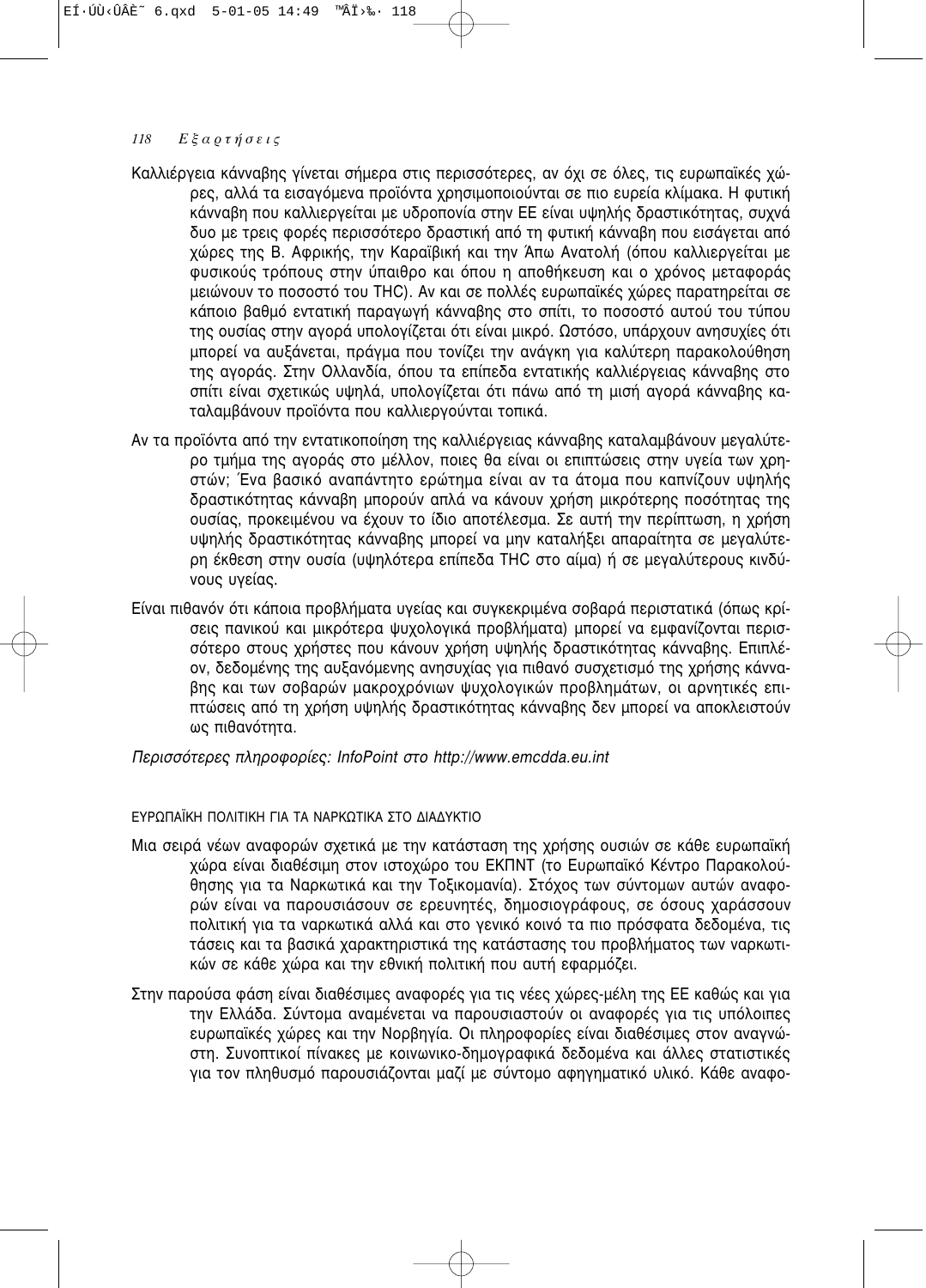Καλλιέργεια κάνναβης γίνεται σήμερα στις περισσότερες, αν όχι σε όλες, τις ευρωπαϊκές χώρες, αλλά τα εισαγόμενα προϊόντα χρησιμοποιούνται σε πιο ευρεία κλίμακα. Η φυτική κάνναβη που καλλιεργείται με υδροπονία στην ΕΕ είναι υψηλής δραστικότητας, συχνά δυο με τρεις φορές περισσότερο δραστική από τη φυτική κάνναβη που εισάγεται από χώρες της Β. Αφρικής, την Καραϊβική και την Άπω Ανατολή (όπου καλλιεργείται με φυσικούς τρόπους στην ύπαιθρο και όπου η αποθήκευση και ο χρόνος μεταφοράς μειώνουν το ποσοστό του THC). Αν και σε πολλές ευρωπαϊκές χώρες παρατηρείται σε κάποιο βαθμό εντατική παραγωγή κάνναβης στο σπίτι, το ποσοστό αυτού του τύπου της ουσίας στην αγορά υπολογίζεται ότι είναι μικρό. Ωστόσο, υπάρχουν ανησυχίες ότι μπορεί να αυξάνεται, πράγμα που τονίζει την ανάγκη για καλύτερη παρακολούθηση της αγοράς. Στην Ολλανδία, όπου τα επίπεδα εντατικής καλλιέργειας κάνναβης στο σπίτι είναι σχετικώς υψηλά, υπολογίζεται ότι πάνω από τη μισή αγορά κάνναβης καταλαμβάνουν προϊόντα που καλλιεργούνται τοπικά.

Αν τα προϊόντα από την εντατικοποίηση της καλλιέργειας κάνναβης καταλαμβάνουν μεγαλύτερο τμήμα της αγοράς στο μέλλον, ποιες θα είναι οι επιπτώσεις στην υγεία των χρηστών; Ένα βασικό αναπάντητο ερώτημα είναι αν τα άτομα που καπνίζουν υψηλής δραστικότητας κάνναβη μπορούν απλά να κάνουν χρήση μικρότερης ποσότητας της ουσίας, προκειμένου να έχουν το ίδιο αποτέλεσμα. Σε αυτή την περίπτωση, η χρήση υψηλής δραστικότητας κάνναβης μπορεί να μην καταλήξει απαραίτητα σε μεγαλύτερη έκθεση στην ουσία (υψηλότερα επίπεδα THC στο αίμα) ή σε μεγαλύτερους κινδύνους υγείας.

Είναι πιθανόν ότι κάποια προβλήματα υγείας και συγκεκριμένα σοβαρά περιστατικά (όπως κρίσεις πανικού και μικρότερα ψυχολογικά προβλήματα) μπορεί να εμφανίζονται περισσότερο στους χρήστες που κάνουν χρήση υψηλής δραστικότητας κάνναβης. Επιπλέον, δεδομένης της αυξανόμενης ανησυχίας για πιθανό συσχετισμό της χρήσης κάνναβης και των σοβαρών μακροχρόνιων ψυχολογικών προβλημάτων, οι αρνητικές επιπτώσεις από τη χρήση υψηλής δραστικότητας κάνναβης δεν μπορεί να αποκλειστούν ως πιθανότητα.

*Περισσότερες πληροφορίες: InfoPoint στο http://www.emcdda.eu.int*

#### ΕΥΡΩΠΑΪΚΗ ΠΟΛΙΤΙΚΗ ΓΙΑ ΤΑ ΝΑΡΚΩΤΙΚΑ ΣΤΟ ΔΙΑΔΥΚΤΙΟ

Μια σειρά νέων αναφορών σχετικά με την κατάσταση της χρήσης ουσιών σε κάθε ευρωπαϊκή χώρα είναι διαθέσιμη στον ιστοχώρο του ΕΚΠΝΤ (το Ευρωπαϊκό Κέντρο Παρακολούθησης για τα Ναρκωτικά και την Τοξικομανία). Στόχος των σύντομων αυτών αναφορών είναι να παρουσιάσουν σε ερευνητές, δημοσιογράφους, σε όσους χαράσσουν πολιτική για τα ναρκωτικά αλλά και στο γενικό κοινό τα πιο πρόσφατα δεδομένα, τις τάσεις και τα βασικά χαρακτηριστικά της κατάστασης του προβλήματος των ναρκωτικών σε κάθε χώρα και την εθνική πολιτική που αυτή εφαρμόζει.

Στην παρούσα φάση είναι διαθέσιμες αναφορές για τις νέες χώρες-μέλη της ΕΕ καθώς και για την Ελλάδα. Σύντομα αναμένεται να παρουσιαστούν οι αναφορές για τις υπόλοιπες ευρωπαϊκές χώρες και την Νορβηγία. Οι πληροφορίες είναι διαθέσιμες στον αναγνώστη. Συνοπτικοί πίνακες με κοινωνικο-δημογραφικά δεδομένα και άλλες στατιστικές για τον πληθυσμό παρουσιάζονται μαζί με σύντομο αφηγηματικό υλικό. Κάθε αναφο-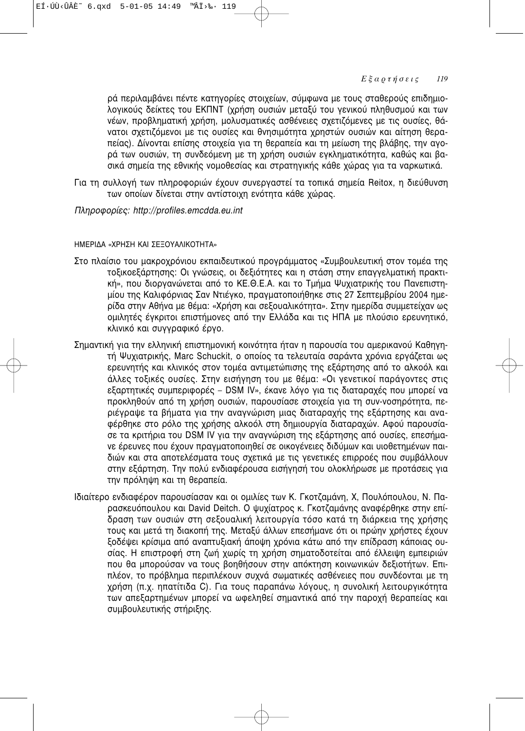ρά περιλαμβάνει πέντε κατηγορίες στοιχείων, σύμφωνα με τους σταθερούς επιδημιολογικούς δείκτες του ΕΚΠΝΤ (χρήση ουσιών μεταξύ του γενικού πληθυσμού και των νέων, προβληματική χρήση, μολυσματικές ασθένειες σχετιζόμενες με τις ουσίες, θάνατοι σχετιζόμενοι με τις ουσίες και θνησιμότητα χρηστών ουσιών και αίτηση θεραπείας). Δίνονται επίσης στοιχεία για τη θεραπεία και τη μείωση της βλάβης, την αγορά των ουσιών, τη συνδεόμενη με τη χρήση ουσιών εγκληματικότητα, καθώς και βασικά σημεία της εθνικής νομοθεσίας και στρατηγικής κάθε χώρας για τα ναρκωτικά.

Για τη συλλογή των πληροφοριών έχουν συνεργαστεί τα τοπικά σημεία Reitox, η διεύθυνση των οποίων δίνεται στην αντίστοιχη ενότητα κάθε χώρας.

*Πληροφορίες: http://profiles.emcdda.eu.int*

ΗΜΕΡΙΔΑ «ΧΡΗΣΗ ΚΑΙ ΣΕΞΟΥΑΛΙΚΟΤΗΤΑ»

Στο πλαίσιο του μακροχρόνιου εκπαιδευτικού προγράμματος «Συμβουλευτική στον τομέα της τοξικοεξάρτησης: Οι γνώσεις, οι δεξιότητες και η στάση στην επαγγελματική πρακτική», που διοργανώνεται από το ΚΕ.Θ.Ε.Α. και το Τμήμα Ψυχιατρικής του Πανεπιστημίου της Καλιφόρνιας Σαν Ντιέγκο, πραγματοποιήθηκε στις 27 Σεπτεμβρίου 2004 ημερίδα στην Αθήνα με θέμα: «Χρήση και σεξουαλικότητα». Στην ημερίδα συμμετείχαν ως ομιλητές έγκριτοι επιστήμονες από την Ελλάδα και τις ΗΠΑ με πλούσιο ερευνητικό, κλινικό και συγγραφικό έργο.

Σημαντική για την ελληνική επιστημονική κοινότητα ήταν η παρουσία του αμερικανού Καθηγητή Ψυχιατρικής, Marc Schuckit, ο οποίος τα τελευταία σαράντα χρόνια εργάζεται ως ερευνητής και κλινικός στον τομέα αντιμετώπισης της εξάρτησης από το αλκοόλ και άλλες τοξικές ουσίες. Στην εισήγηση του με θέμα: «Οι γενετικοί παράγοντες στις εξαρτητικές συμπεριφορές – DSM IV», έκανε λόγο για τις διαταραχές που μπορεί να προκληθούν από τη χρήση ουσιών, παρουσίασε στοιχεία για τη συν-νοσηρότητα, περιέγραψε τα βήματα για την αναγνώριση μιας διαταραχής της εξάρτησης και αναφέρθηκε στο ρόλο της χρήσης αλκοόλ στη δημιουργία διαταραχών. Αφού παρουσίασε τα κριτήρια του DSM IV για την αναγνώριση της εξάρτησης από ουσίες, επεσήμανε έρευνες που έχουν πραγματοποιηθεί σε οικογένειες διδύμων και υιοθετημένων παιδιών και στα αποτελέσματα τους σχετικά με τις γενετικές επιρροές που συμβάλλουν στην εξάρτηση. Την πολύ ενδιαφέρουσα εισήγησή του ολοκλήρωσε με προτάσεις για την πρόληψη και τη θεραπεία.

Ιδιαίτερο ενδιαφέρον παρουσίασαν και οι ομιλίες των Κ. Γκοτζαμάνη, Χ, Πουλόπουλου, Ν. Παρασκευόπουλου και David Deitch. Ο ψυχίατρος κ. Γκοτζαμάνης αναφέρθηκε στην επίδραση των ουσιών στη σεξουαλική λειτουργία τόσο κατά τη διάρκεια της χρήσης τους και μετά τη διακοπή της. Μεταξύ άλλων επεσήμανε ότι οι πρώην χρήστες έχουν ξοδέψει κρίσιμα από αναπτυξιακή άποψη χρόνια κάτω από την επίδραση κάποιας ουσίας. Η επιστροφή στη ζωή χωρίς τη χρήση σηματοδοτείται από έλλειψη εμπειριών που θα μπορούσαν να τους βοηθήσουν στην απόκτηση κοινωνικών δεξιοτήτων. Επιπλέον, το πρόβλημα περιπλέκουν συχνά σωματικές ασθένειες που συνδέονται με τη χρήση (π.χ. ηπατίτιδα C). Για τους παραπάνω λόγους, η συνολική λειτουργικότητα των απεξαρτημένων μπορεί να ωφεληθεί σημαντικά από την παροχή θεραπείας και συμβουλευτικής στήριξης.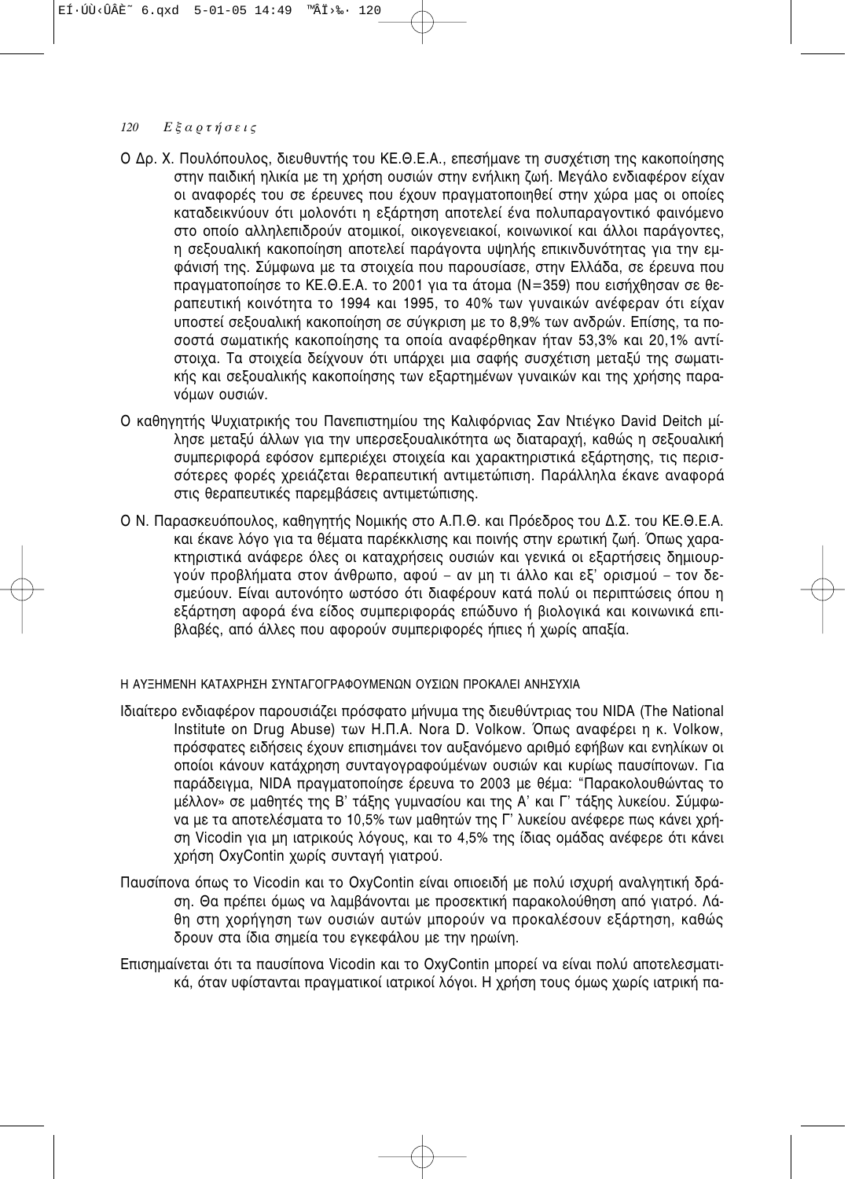Ο Δρ. Χ. Πουλόπουλος, διευθυντής του ΚΕ.Θ.Ε.Α., επεσήμανε τη συσχέτιση της κακοποίησης στην παιδική ηλικία με τη χρήση ουσιών στην ενήλικη ζωή. Μεγάλο ενδιαφέρον είχαν οι αναφορές του σε έρευνες που έχουν πραγματοποιηθεί στην χώρα μας οι οποίες καταδεικνύουν ότι μολονότι η εξάρτηση αποτελεί ένα πολυπαραγοντικό φαινόμενο στο οποίο αλληλεπιδρούν ατομικοί, οικογενειακοί, κοινωνικοί και άλλοι παράγοντες, η σεξουαλική κακοποίηση αποτελεί παράγοντα υψηλής επικινδυνότητας για την εμφάνισή της. Σύμφωνα με τα στοιχεία που παρουσίασε, στην Ελλάδα, σε έρευνα που πραγματοποίησε το ΚΕ.Θ.Ε.Α. το 2001 για τα άτομα (N=359) που εισήχθησαν σε θεραπευτική κοινότητα το 1994 και 1995, το 40% των γυναικών ανέφεραν ότι είχαν υποστεί σεξουαλική κακοποίηση σε σύγκριση με το 8,9% των ανδρών. Επίσης, τα ποσοστά σωματικής κακοποίησης τα οποία αναφέρθηκαν ήταν 53,3% και 20,1% αντίστοιχα. Τα στοιχεία δείχνουν ότι υπάρχει μια σαφής συσχέτιση μεταξύ της σωματικής και σεξουαλικής κακοποίησης των εξαρτημένων γυναικών και της χρήσης παρανόμων ουσιών.

Ο καθηγητής Ψυχιατρικής του Πανεπιστημίου της Καλιφόρνιας Σαν Ντιέγκο David Deitch μίλησε μεταξύ άλλων για την υπερσεξουαλικότητα ως διαταραχή, καθώς η σεξουαλική συμπεριφορά εφόσον εμπεριέχει στοιχεία και χαρακτηριστικά εξάρτησης, τις περισσότερες φορές χρειάζεται θεραπευτική αντιμετώπιση. Παράλληλα έκανε αναφορά στις θεραπευτικές παρεμβάσεις αντιμετώπισης.

Ο Ν. Παρασκευόπουλος, καθηγητής Νομικής στο Α.Π.Θ. και Πρόεδρος του Δ.Σ. του ΚΕ.Θ.Ε.Α. και έκανε λόγο για τα θέματα παρέκκλισης και ποινής στην ερωτική ζωή. Όπως χαρακτηριστικά ανάφερε όλες οι καταχρήσεις ουσιών και γενικά οι εξαρτήσεις δημιουργούν προβλήματα στον άνθρωπο, αφού – αν μη τι άλλο και εξ' ορισμού – τον δεσμεύουν. Είναι αυτονόητο ωστόσο ότι διαφέρουν κατά πολύ οι περιπτώσεις όπου η εξάρτηση αφορά ένα είδος συμπεριφοράς επώδυνο ή βιολογικά και κοινωνικά επιβλαβές, από άλλες που αφορούν συμπεριφορές ήπιες ή χωρίς απαξία.

## Η ΑΥΞΗΜΕΝΗ ΚΑΤΑΧΡΗΣΗ ΣΥΝΤΑΓΟΓΡΑΦΟΥΜΕΝΩΝ ΟΥΣΙΩΝ ΠΡΟΚΑΛΕΙ ΑΝΗΣΥΧΙΑ

Ιδιαίτερο ενδιαφέρον παρουσιάζει πρόσφατο μήνυμα της διευθύντριας του NIDA (The National Institute on Drug Abuse) των Η.Π.Α. Nora D. Volkow. Όπως αναφέρει η κ. Volkow, πρόσφατες ειδήσεις έχουν επισημάνει τον αυξανόμενο αριθμό εφήβων και ενηλίκων οι οποίοι κάνουν κατάχρηση συνταγογραφούμένων ουσιών και κυρίως παυσίπονων. Για παράδειγμα, NIDA πραγματοποίησε έρευνα το 2003 με θέμα: "Παρακολουθώντας το μέλλον» σε μαθητές της Β' τάξης γυμνασίου και της Α' και Γ' τάξης λυκείου. Σύμφωνα με τα αποτελέσματα το 10,5% των μαθητών της Γ' λυκείου ανέφερε πως κάνει χρήση Vicodin για μη ιατρικούς λόγους, και το 4,5% της ίδιας ομάδας ανέφερε ότι κάνει χρήση OxyContin χωρίς συνταγή γιατρού.

Παυσίπονα όπως το Vicodin και το OxyContin είναι οπιοειδή με πολύ ισχυρή αναλγητική δράση. Θα πρέπει όμως να λαμβάνονται με προσεκτική παρακολούθηση από γιατρό. Λάθη στη χορήγηση των ουσιών αυτών μπορούν να προκαλέσουν εξάρτηση, καθώς δρουν στα ίδια σημεία του εγκεφάλου με την ηρωίνη.

Επισημαίνεται ότι τα παυσίπονα Vicodin και το OxyContin μπορεί να είναι πολύ αποτελεσματικά, όταν υφίστανται πραγματικοί ιατρικοί λόγοι. Η χρήση τους όμως χωρίς ιατρική πα-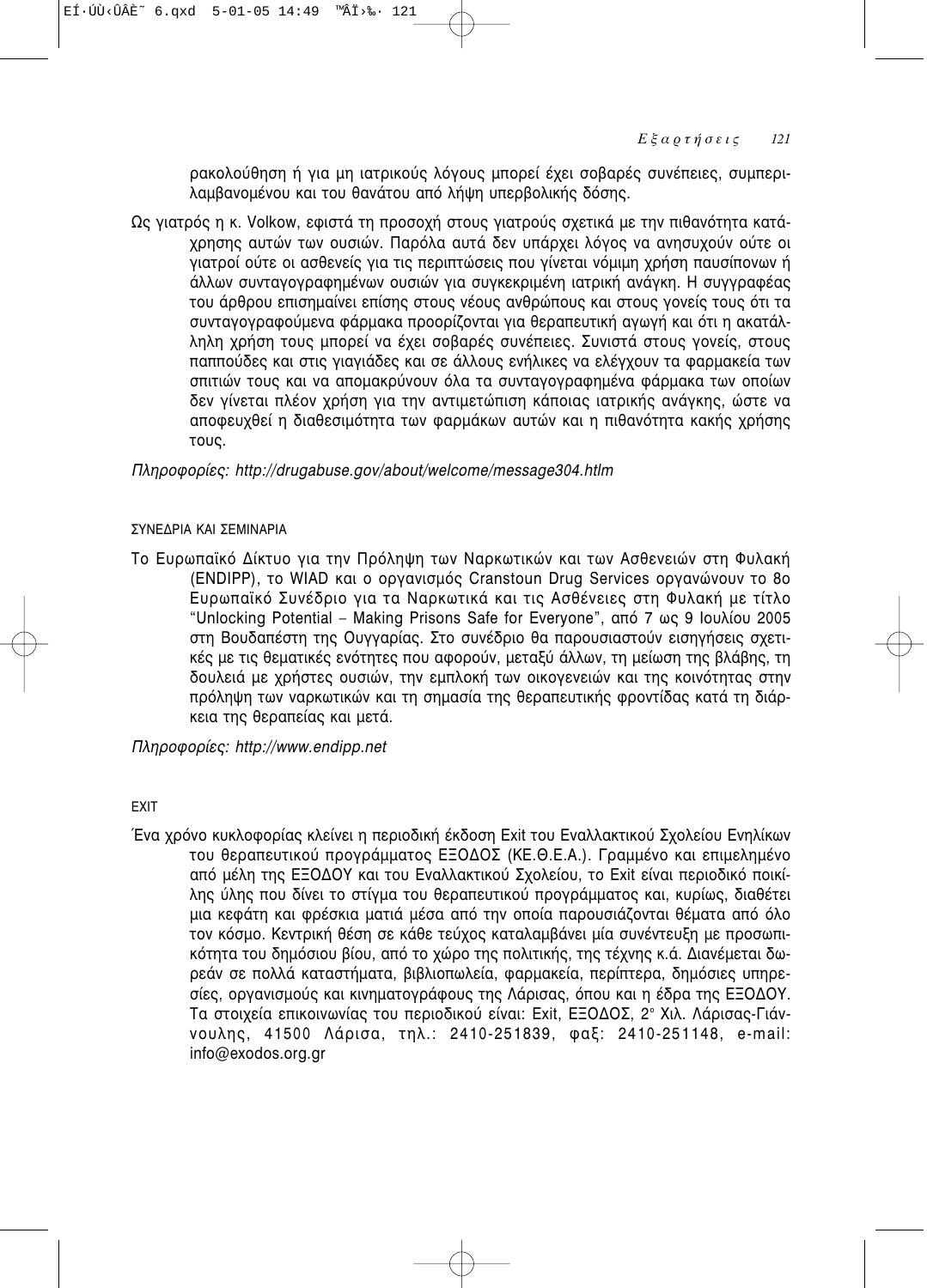ρακολούθηση ή για μη ιατρικούς λόγους μπορεί έχει σοβαρές συνέπειες, συμπεριλαμβανομένου και του θανάτου από λήψη υπερβολικής δόσης.

Ως γιατρός η κ. Volkow, εφιστά τη προσοχή στους γιατρούς σχετικά με την πιθανότητα κατάχρησης αυτών των ουσιών. Παρόλα αυτά δεν υπάρχει λόγος να ανησυχούν ούτε οι γιατροί ούτε οι ασθενείς για τις περιπτώσεις που γίνεται νόμιμη χρήση παυσίπονων ή άλλων συνταγογραφημένων ουσιών για συγκεκριμένη ιατρική ανάγκη. Η συγγραφέας του άρθρου επισημαίνει επίσης στους νέους ανθρώπους και στους γονείς τους ότι τα συνταγογραφούμενα φάρμακα προορίζονται για θεραπευτική αγωγή και ότι η ακατάλληλη χρήση τους μπορεί να έχει σοβαρές συνέπειες. Συνιστά στους γονείς, στους παππούδες και στις γιαγιάδες και σε άλλους ενήλικες να ελέγχουν τα φαρμακεία των σπιτιών τους και να απομακρύνουν όλα τα συνταγογραφημένα φάρμακα των οποίων δεν γίνεται πλέον χρήση για την αντιμετώπιση κάποιας ιατρικής ανάγκης, ώστε να αποφευχθεί η διαθεσιμότητα των φαρμάκων αυτών και η πιθανότητα κακής χρήσης τους.

*Πληροφορίες: http://drugabuse.gov/about/welcome/message304.htlm*

## ΣΥΝΕΔΡΙΑ ΚΑΙ ΣΕΜΙΝΑΡΙΑ

Το Ευρωπαϊκό Δίκτυο για την Πρόληψη των Ναρκωτικών και των Ασθενειών στη Φυλακή (ENDIPP), το WIAD και ο οργανισμός Cranstoun Drug Services οργανώνουν το 8ο Ευρωπαϊκό Συνέδριο για τα Ναρκωτικά και τις Ασθένειες στη Φυλακή με τίτλο "Unlocking Potential – Making Prisons Safe for Everyone", από 7 ως 9 Ιουλίου 2005 στη Βουδαπέστη της Ουγγαρίας. Στο συνέδριο θα παρουσιαστούν εισηγήσεις σχετικές με τις θεματικές ενότητες που αφορούν, μεταξύ άλλων, τη μείωση της βλάβης, τη δουλειά με χρήστες ουσιών, την εμπλοκή των οικογενειών και της κοινότητας στην πρόληψη των ναρκωτικών και τη σημασία της θεραπευτικής φροντίδας κατά τη διάρκεια της θεραπείας και μετά.

*Πληροφορίες: http://www.endipp.net*

## EXIT

Ένα χρόνο κυκλοφορίας κλείνει η περιοδική έκδοση Exit του Εναλλακτικού Σχολείου Ενηλίκων του θεραπευτικού προγράμματος ΕΞΟΔΟΣ (ΚΕ.Θ.Ε.Α.). Γραμμένο και επιμελημένο από μέλη της ΕΞΟΔΟΥ και του Εναλλακτικού Σχολείου, το Exit είναι περιοδικό ποικίλης ύλης που δίνει το στίγμα του θεραπευτικού προγράμματος και, κυρίως, διαθέτει μια κεφάτη και φρέσκια ματιά μέσα από την οποία παρουσιάζονται θέματα από όλο τον κόσμο. Κεντρική θέση σε κάθε τεύχος καταλαμβάνει μία συνέντευξη με προσωπικότητα του δημόσιου βίου, από το χώρο της πολιτικής, της τέχνης κ.ά. Διανέμεται δωρεάν σε πολλά καταστήματα, βιβλιοπωλεία, φαρμακεία, περίπτερα, δημόσιες υπηρεσίες, οργανισμούς και κινηματογράφους της Λάρισας, όπου και η έδρα της ΕΞΟΔΟΥ. Τα στοιχεία επικοινωνίας του περιοδικού είναι: Exit, ΕΞΟΔΟΣ, 2° Χιλ. Λάρισας-Γιάννουλης, 41500 Λάρισα, τηλ.: 2410-251839, φαξ: 2410-251148, e-mail: info@exodos.org.gr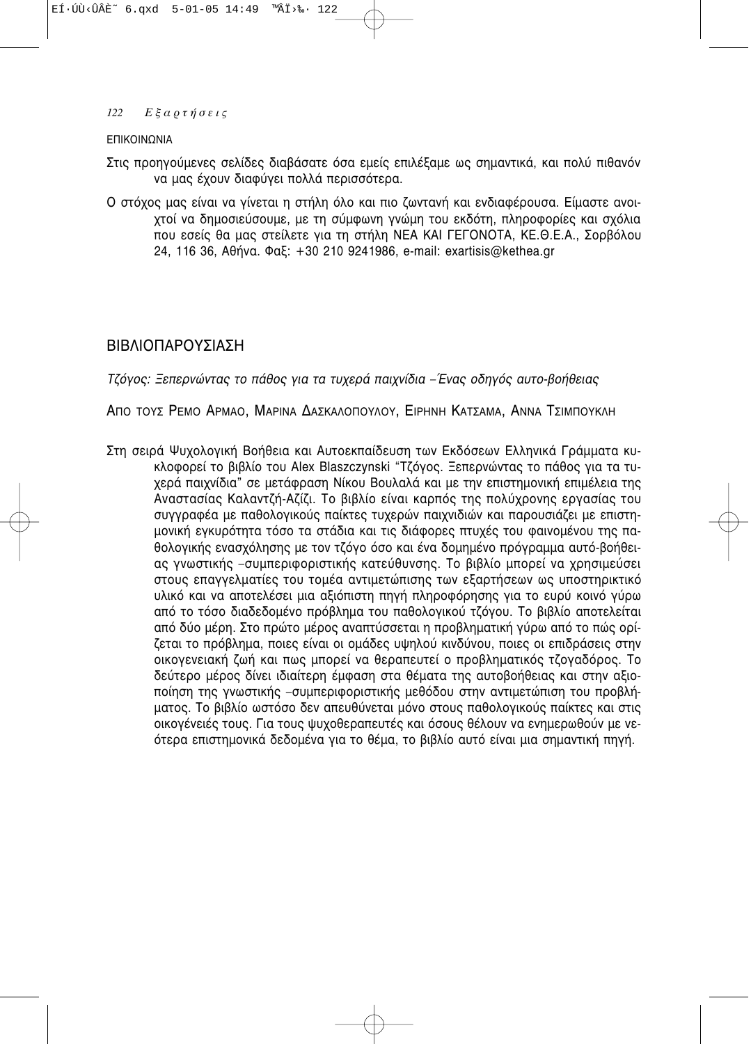ΕΠΙΚΟΙΝΩΝΙΑ

Στις προηγούμενες σελίδες διαβάσατε όσα εμείς επιλέξαμε ως σημαντικά, και πολύ πιθανόν να μας έχουν διαφύγει πολλά περισσότερα.

Ο στόχος μας είναι να γίνεται η στήλη όλο και πιο ζωντανή και ενδιαφέρουσα. Είμαστε ανοιχτοί να δημοσιεύσουμε, με τη σύμφωνη γνώμη του εκδότη, πληροφορίες και σχόλια που εσείς θα μας στείλετε για τη στήλη ΝΕΑ ΚΑΙ ΓΕΓΟΝΟΤΑ, ΚΕ.Θ.Ε.Α., Σορβόλου 24, 116 36, Αθήνα. Φαξ: +30 210 9241986, e-mail: exartisis@kethea.gr

## ΒΙΒΛΙΟΠΑΡΟΥΣΙΑΣΗ

*Τζόγος: Ξεπερνώντας το πάθος για τα τυχερά παιχνίδια – Ένας οδηγός αυτο-βοήθειας*

ΑΠΟ ΤΟΥΣ ΡΕΜΟ ΑΡΜΑΟ, ΜΑΡΙΝΑ ΔΑΣΚΑΛΟΠΟΥΛΟΥ, ΕΙΡΗΝΗ ΚΑΤΣΑΜΑ, ΑΝΝΑ ΤΣΙΜΠΟΥΚΛΗ

Στη σειρά Ψυχολογική Βοήθεια και Αυτοεκπαίδευση των Εκδόσεων Ελληνικά Γράμματα κυκλοφορεί το βιβλίο του Alex Blaszczynski "Τζόγος. Ξεπερνώντας το πάθος για τα τυχερά παιχνίδια" σε μετάφραση Νίκου Βουλαλά και με την επιστημονική επιμέλεια της Αναστασίας Καλαντζή-Αζίζι. Το βιβλίο είναι καρπός της πολύχρονης εργασίας του συγγραφέα με παθολογικούς παίκτες τυχερών παιχνιδιών και παρουσιάζει με επιστημονική εγκυρότητα τόσο τα στάδια και τις διάφορες πτυχές του φαινομένου της παθολογικής ενασχόλησης με τον τζόγο όσο και ένα δομημένο πρόγραμμα αυτό-βοήθειας γνωστικής –συμπεριφοριστικής κατεύθυνσης. Το βιβλίο μπορεί να χρησιμεύσει στους επαγγελματίες του τομέα αντιμετώπισης των εξαρτήσεων ως υποστηρικτικό υλικό και να αποτελέσει μια αξιόπιστη πηγή πληροφόρησης για το ευρύ κοινό γύρω από το τόσο διαδεδομένο πρόβλημα του παθολογικού τζόγου. Το βιβλίο αποτελείται από δύο μέρη. Στο πρώτο μέρος αναπτύσσεται η προβληματική γύρω από το πώς ορίζεται το πρόβλημα, ποιες είναι οι ομάδες υψηλού κινδύνου, ποιες οι επιδράσεις στην οικογενειακή ζωή και πως μπορεί να θεραπευτεί ο προβληματικός τζογαδόρος. Το δεύτερο μέρος δίνει ιδιαίτερη έμφαση στα θέματα της αυτοβοήθειας και στην αξιοποίηση της γνωστικής –συμπεριφοριστικής μεθόδου στην αντιμετώπιση του προβλήματος. Το βιβλίο ωστόσο δεν απευθύνεται μόνο στους παθολογικούς παίκτες και στις οικογένειές τους. Για τους ψυχοθεραπευτές και όσους θέλουν να ενημερωθούν με νεότερα επιστημονικά δεδομένα για το θέμα, το βιβλίο αυτό είναι μια σημαντική πηγή.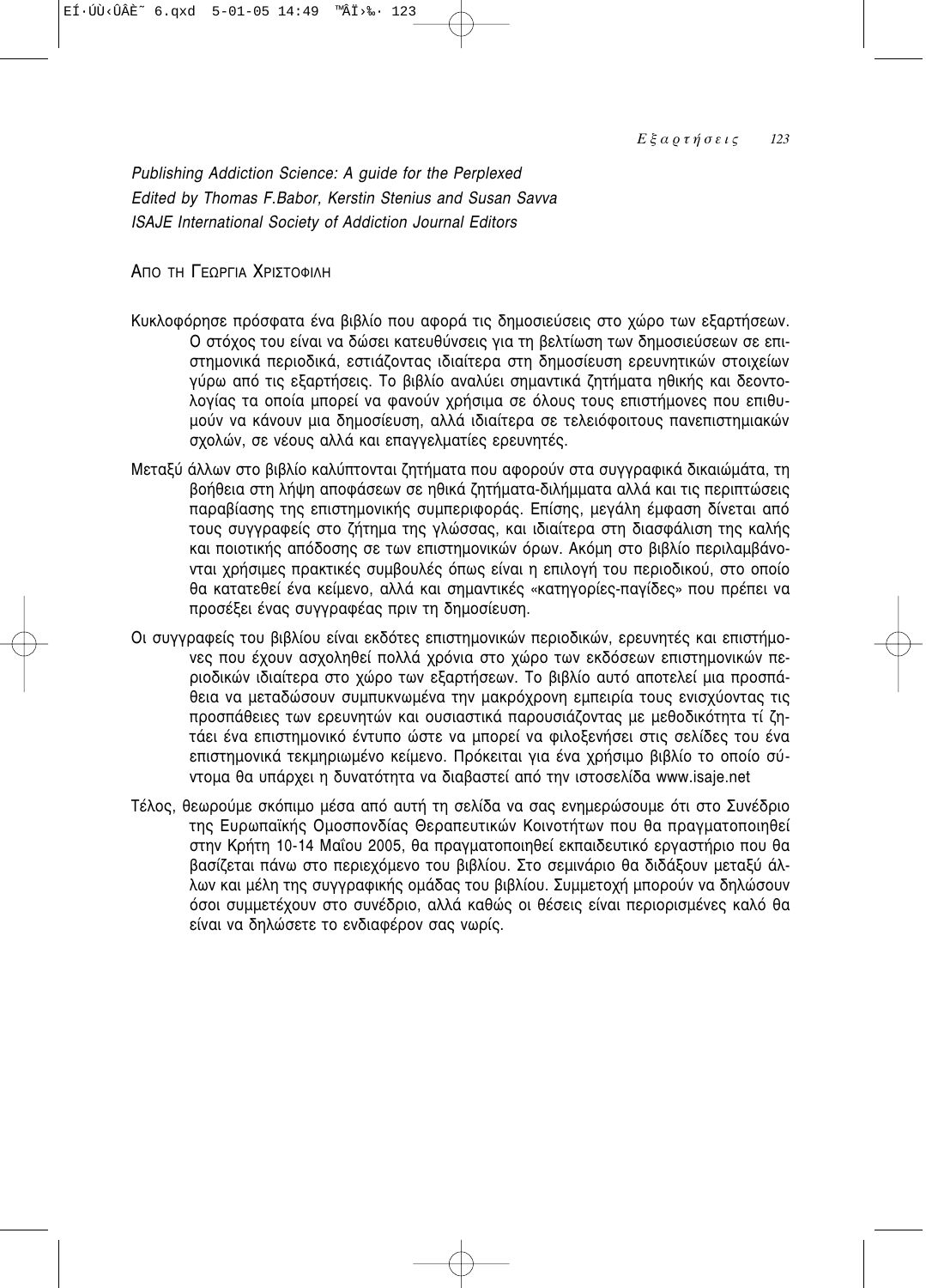*Publishing Addiction Science: A guide for the Perplexed*
*Edited by Thomas F.Babor, Kerstin Stenius and Susan Savva*
*ISAJE International Society of Addiction Journal Editors*

ΑΠΟ ΤΗ ΓΕΩΡΓΙΑ ΧΡΙΣΤΟΦΙΛΗ

Κυκλοφόρησε πρόσφατα ένα βιβλίο που αφορά τις δημοσιεύσεις στο χώρο των εξαρτήσεων. Ο στόχος του είναι να δώσει κατευθύνσεις για τη βελτίωση των δημοσιεύσεων σε επιστημονικά περιοδικά, εστιάζοντας ιδιαίτερα στη δημοσίευση ερευνητικών στοιχείων γύρω από τις εξαρτήσεις. Το βιβλίο αναλύει σημαντικά ζητήματα ηθικής και δεοντολογίας τα οποία μπορεί να φανούν χρήσιμα σε όλους τους επιστήμονες που επιθυμούν να κάνουν μια δημοσίευση, αλλά ιδιαίτερα σε τελειόφοιτους πανεπιστημιακών σχολών, σε νέους αλλά και επαγγελματίες ερευνητές.

Μεταξύ άλλων στο βιβλίο καλύπτονται ζητήματα που αφορούν στα συγγραφικά δικαιώματα, τη βοήθεια στη λήψη αποφάσεων σε ηθικά ζητήματα-διλήμματα αλλά και τις περιπτώσεις παραβίασης της επιστημονικής συμπεριφοράς. Επίσης, μεγάλη έμφαση δίνεται από τους συγγραφείς στο ζήτημα της γλώσσας, και ιδιαίτερα στη διασφάλιση της καλής και ποιοτικής απόδοσης σε των επιστημονικών όρων. Ακόμη στο βιβλίο περιλαμβάνονται χρήσιμες πρακτικές συμβουλές όπως είναι η επιλογή του περιοδικού, στο οποίο θα κατατεθεί ένα κείμενο, αλλά και σημαντικές «κατηγορίες-παγίδες» που πρέπει να προσέξει ένας συγγραφέας πριν τη δημοσίευση.

Οι συγγραφείς του βιβλίου είναι εκδότες επιστημονικών περιοδικών, ερευνητές και επιστήμονες που έχουν ασχοληθεί πολλά χρόνια στο χώρο των εκδόσεων επιστημονικών περιοδικών ιδιαίτερα στο χώρο των εξαρτήσεων. Το βιβλίο αυτό αποτελεί μια προσπάθεια να μεταδώσουν συμπυκνωμένα την μακρόχρονη εμπειρία τους ενισχύοντας τις προσπάθειες των ερευνητών και ουσιαστικά παρουσιάζοντας με μεθοδικότητα τί ζητάει ένα επιστημονικό έντυπο ώστε να μπορεί να φιλοξενήσει στις σελίδες του ένα επιστημονικά τεκμηριωμένο κείμενο. Πρόκειται για ένα χρήσιμο βιβλίο το οποίο σύντομα θα υπάρχει η δυνατότητα να διαβαστεί από την ιστοσελίδα www.isaje.net

Τέλος, θεωρούμε σκόπιμο μέσα από αυτή τη σελίδα να σας ενημερώσουμε ότι στο Συνέδριο της Ευρωπαϊκής Ομοσπονδίας Θεραπευτικών Κοινοτήτων που θα πραγματοποιηθεί στην Κρήτη 10-14 Μαΐου 2005, θα πραγματοποιηθεί εκπαιδευτικό εργαστήριο που θα βασίζεται πάνω στο περιεχόμενο του βιβλίου. Στο σεμινάριο θα διδάξουν μεταξύ άλλων και μέλη της συγγραφικής ομάδας του βιβλίου. Συμμετοχή μπορούν να δηλώσουν όσοι συμμετέχουν στο συνέδριο, αλλά καθώς οι θέσεις είναι περιορισμένες καλό θα είναι να δηλώσετε το ενδιαφέρον σας νωρίς.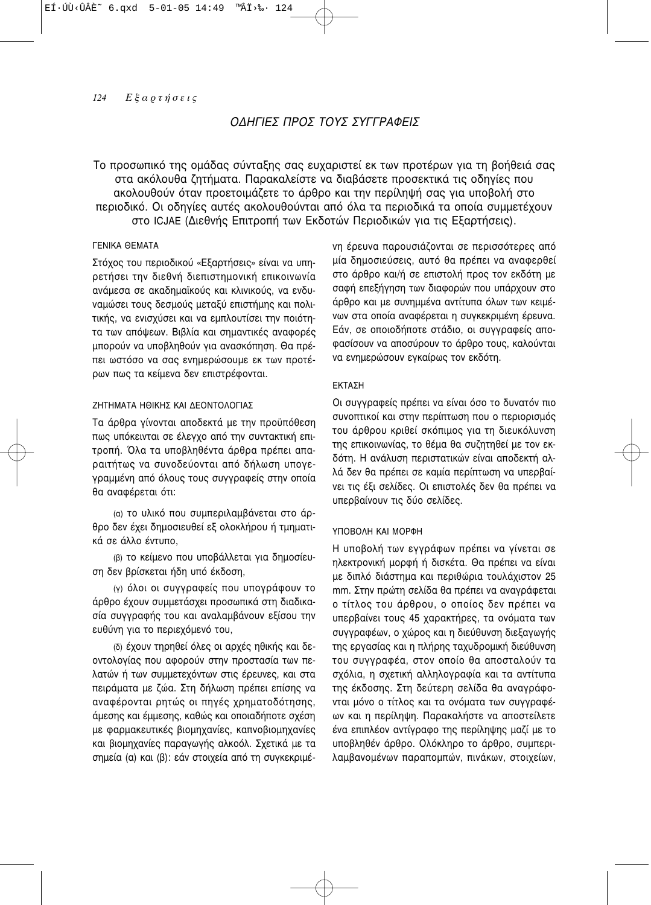## ΟΔΗΓΙΕΣ ΠΡΟΣ ΤΟΥΣ ΣΥΓΓΡΑΦΕΙΣ

Το προσωπικό της ομάδας σύνταξης σας ευχαριστεί εκ των προτέρων για τη βοήθειά σας στα ακόλουθα ζητήματα. Παρακαλείστε να διαβάσετε προσεκτικά τις οδηγίες που ακολουθούν όταν προετοιμάζετε το άρθρο και την περίληψή σας για υποβολή στο περιοδικό. Οι οδηγίες αυτές ακολουθούνται από όλα τα περιοδικά τα οποία συμμετέχουν στο ICJAE (Διεθνής Επιτροπή των Εκδοτών Περιοδικών για τις Εξαρτήσεις).

### ΓΕΝΙΚΑ ΘΕΜΑΤΑ

Στόχος του περιοδικού «Εξαρτήσεις» είναι να υπηρετήσει την διεθνή διεπιστημονική επικοινωνία ανάμεσα σε ακαδημαϊκούς και κλινικούς, να ενδυναμώσει τους δεσμούς μεταξύ επιστήμης και πολιτικής, να ενισχύσει και να εμπλουτίσει την ποιότητα των απόψεων. Βιβλία και σημαντικές αναφορές μπορούν να υποβληθούν για ανασκόπηση. Θα πρέπει ωστόσο να σας ενημερώσουμε εκ των προτέρων πως τα κείμενα δεν επιστρέφονται.

### ΖΗΤΗΜΑΤΑ ΗΘΙΚΗΣ ΚΑΙ ΔΕΟΝΤΟΛΟΓΙΑΣ

Τα άρθρα γίνονται αποδεκτά με την προϋπόθεση πως υπόκεινται σε έλεγχο από την συντακτική επιτροπή. Όλα τα υποβληθέντα άρθρα πρέπει απαραιτήτως να συνοδεύονται από δήλωση υπογεγραμμένη από όλους τους συγγραφείς στην οποία θα αναφέρεται ότι:

(α) το υλικό που συμπεριλαμβάνεται στο άρθρο δεν έχει δημοσιευθεί εξ ολοκλήρου ή τμηματικά σε άλλο έντυπο,

(β) το κείμενο που υποβάλλεται για δημοσίευση δεν βρίσκεται ήδη υπό έκδοση,

(γ) όλοι οι συγγραφείς που υπογράφουν το άρθρο έχουν συμμετάσχει προσωπικά στη διαδικασία συγγραφής του και αναλαμβάνουν εξίσου την ευθύνη για το περιεχόμενό του,

(δ) έχουν τηρηθεί όλες οι αρχές ηθικής και δεοντολογίας που αφορούν στην προστασία των πελατών ή των συμμετεχόντων στις έρευνες, και στα πειράματα με ζώα. Στη δήλωση πρέπει επίσης να αναφέρονται ρητώς οι πηγές χρηματοδότησης, άμεσης και έμμεσης, καθώς και οποιαδήποτε σχέση με φαρμακευτικές βιομηχανίες, καπνοβιομηχανίες και βιομηχανίες παραγωγής αλκοόλ. Σχετικά με τα σημεία (α) και (β): εάν στοιχεία από τη συγκεκριμένη έρευνα παρουσιάζονται σε περισσότερες από μία δημοσιεύσεις, αυτό θα πρέπει να αναφερθεί στο άρθρο και/ή σε επιστολή προς τον εκδότη με σαφή επεξήγηση των διαφορών που υπάρχουν στο άρθρο και με συνημμένα αντίτυπα όλων των κειμένων στα οποία αναφέρεται η συγκεκριμένη έρευνα. Εάν, σε οποιοδήποτε στάδιο, οι συγγραφείς αποφασίσουν να αποσύρουν το άρθρο τους, καλούνται να ενημερώσουν εγκαίρως τον εκδότη.

### ΕΚΤΑΣΗ

Οι συγγραφείς πρέπει να είναι όσο το δυνατόν πιο συνοπτικοί και στην περίπτωση που ο περιορισμός του άρθρου κριθεί σκόπιμος για τη διευκόλυνση της επικοινωνίας, το θέμα θα συζητηθεί με τον εκδότη. Η ανάλυση περιστατικών είναι αποδεκτή αλλά δεν θα πρέπει σε καμία περίπτωση να υπερβαίνει τις έξι σελίδες. Οι επιστολές δεν θα πρέπει να υπερβαίνουν τις δύο σελίδες.

### ΥΠΟΒΟΛΗ ΚΑΙ ΜΟΡΦΗ

Η υποβολή των εγγράφων πρέπει να γίνεται σε ηλεκτρονική μορφή ή δισκέτα. Θα πρέπει να είναι με διπλό διάστημα και περιθώρια τουλάχιστον 25 mm. Στην πρώτη σελίδα θα πρέπει να αναγράφεται ο τίτλος του άρθρου, ο οποίος δεν πρέπει να υπερβαίνει τους 45 χαρακτήρες, τα ονόματα των συγγραφέων, ο χώρος και η διεύθυνση διεξαγωγής της εργασίας και η πλήρης ταχυδρομική διεύθυνση του συγγραφέα, στον οποίο θα αποσταλούν τα σχόλια, η σχετική αλληλογραφία και τα αντίτυπα της έκδοσης. Στη δεύτερη σελίδα θα αναγράφονται μόνο ο τίτλος και τα ονόματα των συγγραφέων και η περίληψη. Παρακαλήστε να αποστείλετε ένα επιπλέον αντίγραφο της περίληψης μαζί με το υποβληθέν άρθρο. Ολόκληρο το άρθρο, συμπεριλαμβανομένων παραπομπών, πινάκων, στοιχείων,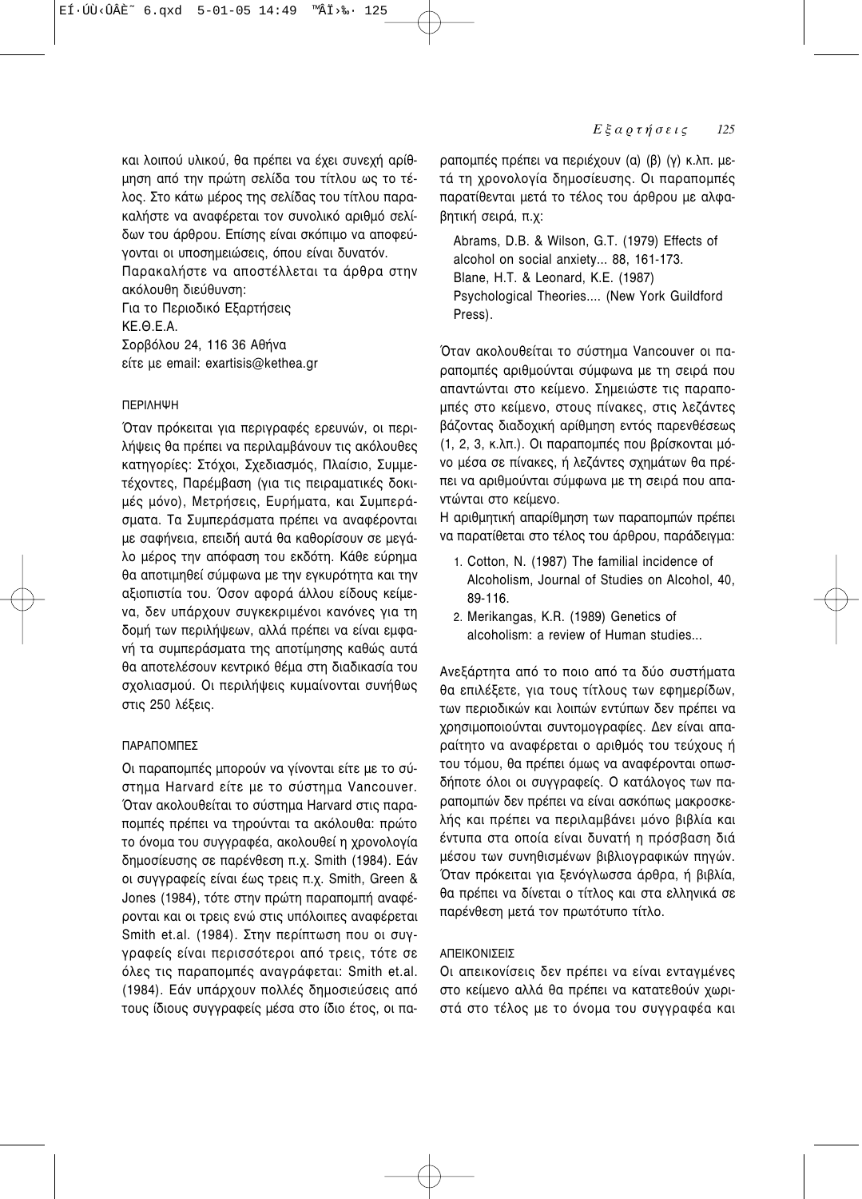και λοιπού υλικού, θα πρέπει να έχει συνεχή αρίθμηση από την πρώτη σελίδα του τίτλου ως το τέλος. Στο κάτω μέρος της σελίδας του τίτλου παρακαλήστε να αναφέρεται τον συνολικό αριθμό σελίδων του άρθρου. Επίσης είναι σκόπιμο να αποφεύγονται οι υποσημειώσεις, όπου είναι δυνατόν.

Παρακαλήστε να αποστέλλεται τα άρθρα στην ακόλουθη διεύθυνση:
Για το Περιοδικό Εξαρτήσεις
ΚΕ.Θ.Ε.Α.
Σορβόλου 24, 116 36 Αθήνα
είτε με email: exartisis@kethea.gr

### ΠΕΡΙΛΗΨΗ

Όταν πρόκειται για περιγραφές ερευνών, οι περιλήψεις θα πρέπει να περιλαμβάνουν τις ακόλουθες κατηγορίες: Στόχοι, Σχεδιασμός, Πλαίσιο, Συμμετέχοντες, Παρέμβαση (για τις πειραματικές δοκιμές μόνο), Μετρήσεις, Ευρήματα, και Συμπεράσματα. Τα Συμπεράσματα πρέπει να αναφέρονται με σαφήνεια, επειδή αυτά θα καθορίσουν σε μεγάλο μέρος την απόφαση του εκδότη. Κάθε εύρημα θα αποτιμηθεί σύμφωνα με την εγκυρότητα και την αξιοπιστία του. Όσον αφορά άλλου είδους κείμενα, δεν υπάρχουν συγκεκριμένοι κανόνες για τη δομή των περιλήψεων, αλλά πρέπει να είναι εμφανή τα συμπεράσματα της αποτίμησης καθώς αυτά θα αποτελέσουν κεντρικό θέμα στη διαδικασία του σχολιασμού. Οι περιλήψεις κυμαίνονται συνήθως στις 250 λέξεις.

### ΠΑΡΑΠΟΜΠΕΣ

Οι παραπομπές μπορούν να γίνονται είτε με το σύστημα Harvard είτε με το σύστημα Vancouver. Όταν ακολουθείται το σύστημα Harvard στις παραπομπές πρέπει να τηρούνται τα ακόλουθα: πρώτο το όνομα του συγγραφέα, ακολουθεί η χρονολογία δημοσίευσης σε παρένθεση π.χ. Smith (1984). Εάν οι συγγραφείς είναι έως τρεις π.χ. Smith, Green & Jones (1984), τότε στην πρώτη παραπομπή αναφέρονται και οι τρεις ενώ στις υπόλοιπες αναφέρεται Smith et.al. (1984). Στην περίπτωση που οι συγγραφείς είναι περισσότεροι από τρεις, τότε σε όλες τις παραπομπές αναγράφεται: Smith et.al. (1984). Εάν υπάρχουν πολλές δημοσιεύσεις από τους ίδιους συγγραφείς μέσα στο ίδιο έτος, οι παραπομπές πρέπει να περιέχουν (α) (β) (γ) κ.λπ. μετά τη χρονολογία δημοσίευσης. Οι παραπομπές παρατίθενται μετά το τέλος του άρθρου με αλφαβητική σειρά, π.χ:

Abrams, D.B. & Wilson, G.T. (1979) Effects of alcohol on social anxiety... 88, 161-173.
Blane, H.T. & Leonard, K.E. (1987) Psychological Theories.... (New York Guildford Press).

Όταν ακολουθείται το σύστημα Vancouver οι παραπομπές αριθμούνται σύμφωνα με τη σειρά που απαντώνται στο κείμενο. Σημειώστε τις παραπομπές στο κείμενο, στους πίνακες, στις λεζάντες βάζοντας διαδοχική αρίθμηση εντός παρενθέσεως (1, 2, 3, κ.λπ.). Οι παραπομπές που βρίσκονται μόνο μέσα σε πίνακες, ή λεζάντες σχημάτων θα πρέπει να αριθμούνται σύμφωνα με τη σειρά που απαντώνται στο κείμενο.

Η αριθμητική απαρίθμηση των παραπομπών πρέπει να παρατίθεται στο τέλος του άρθρου, παράδειγμα:

1. Cotton, N. (1987) The familial incidence of Alcoholism, Journal of Studies on Alcohol, 40, 89-116.
2. Merikangas, K.R. (1989) Genetics of alcoholism: a review of Human studies...

Ανεξάρτητα από το ποιο από τα δύο συστήματα θα επιλέξετε, για τους τίτλους των εφημερίδων, των περιοδικών και λοιπών εντύπων δεν πρέπει να χρησιμοποιούνται συντομογραφίες. Δεν είναι απαραίτητο να αναφέρεται ο αριθμός του τεύχους ή του τόμου, θα πρέπει όμως να αναφέρονται οπωσδήποτε όλοι οι συγγραφείς. Ο κατάλογος των παραπομπών δεν πρέπει να είναι ασκόπως μακροσκελής και πρέπει να περιλαμβάνει μόνο βιβλία και έντυπα στα οποία είναι δυνατή η πρόσβαση διά μέσου των συνηθισμένων βιβλιογραφικών πηγών. Όταν πρόκειται για ξενόγλωσσα άρθρα, ή βιβλία, θα πρέπει να δίνεται ο τίτλος και στα ελληνικά σε παρένθεση μετά τον πρωτότυπο τίτλο.

### ΑΠΕΙΚΟΝΙΣΕΙΣ

Οι απεικονίσεις δεν πρέπει να είναι ενταγμένες στο κείμενο αλλά θα πρέπει να κατατεθούν χωριστά στο τέλος με το όνομα του συγγραφέα και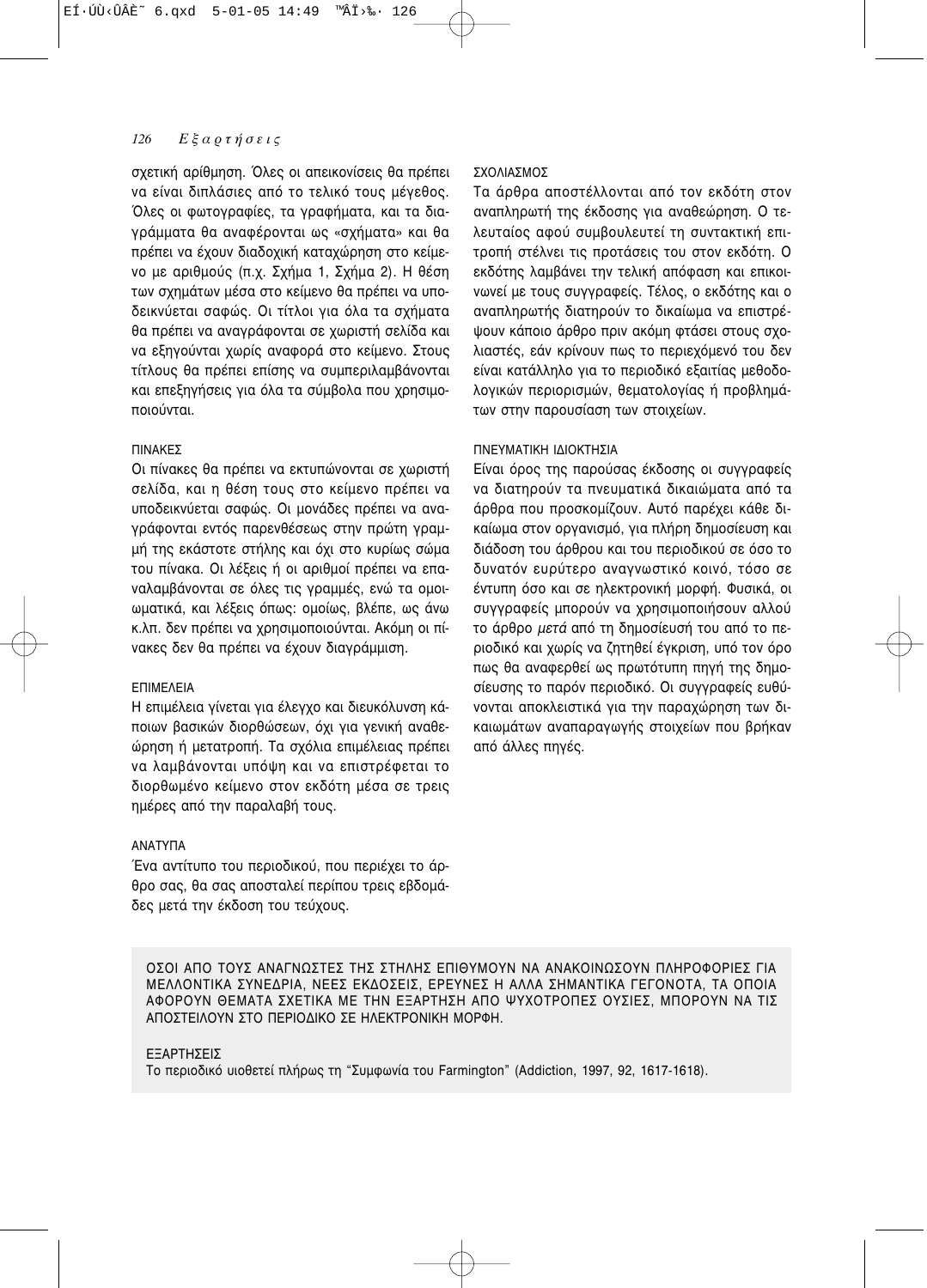σχετική αρίθμηση. Όλες οι απεικονίσεις θα πρέπει να είναι διπλάσιες από το τελικό τους μέγεθος. Όλες οι φωτογραφίες, τα γραφήματα, και τα διαγράμματα θα αναφέρονται ως «σχήματα» και θα πρέπει να έχουν διαδοχική καταχώρηση στο κείμενο με αριθμούς (π.χ. Σχήμα 1, Σχήμα 2). Η θέση των σχημάτων μέσα στο κείμενο θα πρέπει να υποδεικνύεται σαφώς. Οι τίτλοι για όλα τα σχήματα θα πρέπει να αναγράφονται σε χωριστή σελίδα και να εξηγούνται χωρίς αναφορά στο κείμενο. Στους τίτλους θα πρέπει επίσης να συμπεριλαμβάνονται και επεξηγήσεις για όλα τα σύμβολα που χρησιμοποιούνται.

### ΠΙΝΑΚΕΣ

Οι πίνακες θα πρέπει να εκτυπώνονται σε χωριστή σελίδα, και η θέση τους στο κείμενο πρέπει να υποδεικνύεται σαφώς. Οι μονάδες πρέπει να αναγράφονται εντός παρενθέσεως στην πρώτη γραμμή της εκάστοτε στήλης και όχι στο κυρίως σώμα του πίνακα. Οι λέξεις ή οι αριθμοί πρέπει να επαναλαμβάνονται σε όλες τις γραμμές, ενώ τα ομοιωματικά, και λέξεις όπως: ομοίως, βλέπε, ως άνω κ.λπ. δεν πρέπει να χρησιμοποιούνται. Ακόμη οι πίνακες δεν θα πρέπει να έχουν διαγράμμιση.

### ΕΠΙΜΕΛΕΙΑ

Η επιμέλεια γίνεται για έλεγχο και διευκόλυνση κάποιων βασικών διορθώσεων, όχι για γενική αναθεώρηση ή μετατροπή. Τα σχόλια επιμέλειας πρέπει να λαμβάνονται υπόψη και να επιστρέφεται το διορθωμένο κείμενο στον εκδότη μέσα σε τρεις ημέρες από την παραλαβή τους.

### ΑΝΑΤΥΠΑ

Ένα αντίτυπο του περιοδικού, που περιέχει το άρθρο σας, θα σας αποσταλεί περίπου τρεις εβδομάδες μετά την έκδοση του τεύχους.

### ΣΧΟΛΙΑΣΜΟΣ

Τα άρθρα αποστέλλονται από τον εκδότη στον αναπληρωτή της έκδοσης για αναθεώρηση. Ο τελευταίος αφού συμβουλευτεί τη συντακτική επιτροπή στέλνει τις προτάσεις του στον εκδότη. Ο εκδότης λαμβάνει την τελική απόφαση και επικοινωνεί με τους συγγραφείς. Τέλος, ο εκδότης και ο αναπληρωτής διατηρούν το δικαίωμα να επιστρέψουν κάποιο άρθρο πριν ακόμη φτάσει στους σχολιαστές, εάν κρίνουν πως το περιεχόμενό του δεν είναι κατάλληλο για το περιοδικό εξαιτίας μεθοδολογικών περιορισμών, θεματολογίας ή προβλημάτων στην παρουσίαση των στοιχείων.

### ΠΝΕΥΜΑΤΙΚΗ ΙΔΙΟΚΤΗΣΙΑ

Είναι όρος της παρούσας έκδοσης οι συγγραφείς να διατηρούν τα πνευματικά δικαιώματα από τα άρθρα που προσκομίζουν. Αυτό παρέχει κάθε δικαίωμα στον οργανισμό, για πλήρη δημοσίευση και διάδοση του άρθρου και του περιοδικού σε όσο το δυνατόν ευρύτερο αναγνωστικό κοινό, τόσο σε έντυπη όσο και σε ηλεκτρονική μορφή. Φυσικά, οι συγγραφείς μπορούν να χρησιμοποιήσουν αλλού το άρθρο *μετά* από τη δημοσίευσή του από το περιοδικό και χωρίς να ζητηθεί έγκριση, υπό τον όρο πως θα αναφερθεί ως πρωτότυπη πηγή της δημοσίευσης το παρόν περιοδικό. Οι συγγραφείς ευθύνονται αποκλειστικά για την παραχώρηση των δικαιωμάτων αναπαραγωγής στοιχείων που βρήκαν από άλλες πηγές.

ΟΣΟΙ ΑΠΟ ΤΟΥΣ ΑΝΑΓΝΩΣΤΕΣ ΤΗΣ ΣΤΗΛΗΣ ΕΠΙΘΥΜΟΥΝ ΝΑ ΑΝΑΚΟΙΝΩΣΟΥΝ ΠΛΗΡΟΦΟΡΙΕΣ ΓΙΑ ΜΕΛΛΟΝΤΙΚΑ ΣΥΝΕΔΡΙΑ, ΝΕΕΣ ΕΚΔΟΣΕΙΣ, ΕΡΕΥΝΕΣ Η ΑΛΛΑ ΣΗΜΑΝΤΙΚΑ ΓΕΓΟΝΟΤΑ, ΤΑ ΟΠΟΙΑ ΑΦΟΡΟΥΝ ΘΕΜΑΤΑ ΣΧΕΤΙΚΑ ΜΕ ΤΗΝ ΕΞΑΡΤΗΣΗ ΑΠΟ ΨΥΧΟΤΡΟΠΕΣ ΟΥΣΙΕΣ, ΜΠΟΡΟΥΝ ΝΑ ΤΙΣ ΑΠΟΣΤΕΙΛΟΥΝ ΣΤΟ ΠΕΡΙΟΔΙΚΟ ΣΕ ΗΛΕΚΤΡΟΝΙΚΗ ΜΟΡΦΗ.

ΕΞΑΡΤΗΣΕΙΣ

Το περιοδικό υιοθετεί πλήρως τη "Συμφωνία του Farmington" (Addiction, 1997, 92, 1617-1618).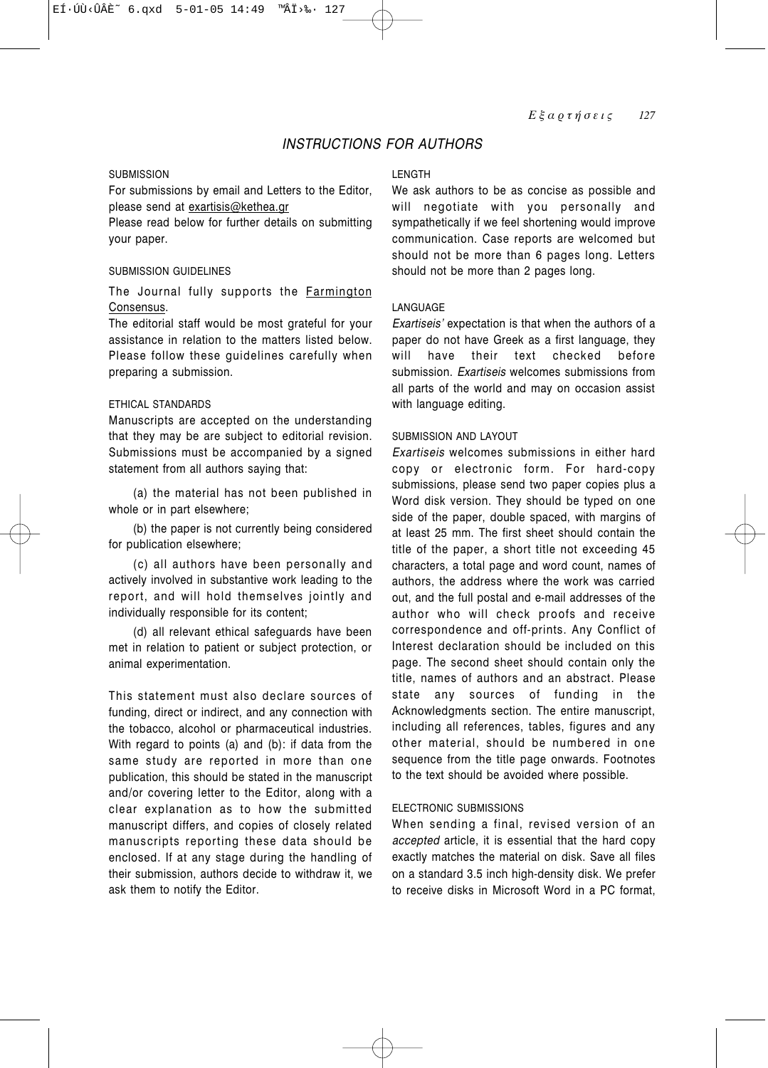## *INSTRUCTIONS FOR AUTHORS*

### SUBMISSION

For submissions by email and Letters to the Editor, please send at exartisis@kethea.gr

Please read below for further details on submitting your paper.

### SUBMISSION GUIDELINES

The Journal fully supports the Farmington Consensus.

The editorial staff would be most grateful for your assistance in relation to the matters listed below. Please follow these guidelines carefully when preparing a submission.

### ETHICAL STANDARDS

Manuscripts are accepted on the understanding that they may be are subject to editorial revision. Submissions must be accompanied by a signed statement from all authors saying that:

(a) the material has not been published in whole or in part elsewhere;

(b) the paper is not currently being considered for publication elsewhere;

(c) all authors have been personally and actively involved in substantive work leading to the report, and will hold themselves jointly and individually responsible for its content;

(d) all relevant ethical safeguards have been met in relation to patient or subject protection, or animal experimentation.

This statement must also declare sources of funding, direct or indirect, and any connection with the tobacco, alcohol or pharmaceutical industries. With regard to points (a) and (b): if data from the same study are reported in more than one publication, this should be stated in the manuscript and/or covering letter to the Editor, along with a clear explanation as to how the submitted manuscript differs, and copies of closely related manuscripts reporting these data should be enclosed. If at any stage during the handling of their submission, authors decide to withdraw it, we ask them to notify the Editor.

### LENGTH

We ask authors to be as concise as possible and will negotiate with you personally and sympathetically if we feel shortening would improve communication. Case reports are welcomed but should not be more than 6 pages long. Letters should not be more than 2 pages long.

### LANGUAGE

*Exartiseis'* expectation is that when the authors of a paper do not have Greek as a first language, they will have their text checked before submission. *Exartiseis* welcomes submissions from all parts of the world and may on occasion assist with language editing.

### SUBMISSION AND LAYOUT

*Exartiseis* welcomes submissions in either hard copy or electronic form. For hard-copy submissions, please send two paper copies plus a Word disk version. They should be typed on one side of the paper, double spaced, with margins of at least 25 mm. The first sheet should contain the title of the paper, a short title not exceeding 45 characters, a total page and word count, names of authors, the address where the work was carried out, and the full postal and e-mail addresses of the author who will check proofs and receive correspondence and off-prints. Any Conflict of Interest declaration should be included on this page. The second sheet should contain only the title, names of authors and an abstract. Please state any sources of funding in the Acknowledgments section. The entire manuscript, including all references, tables, figures and any other material, should be numbered in one sequence from the title page onwards. Footnotes to the text should be avoided where possible.

### ELECTRONIC SUBMISSIONS

When sending a final, revised version of an *accepted* article, it is essential that the hard copy exactly matches the material on disk. Save all files on a standard 3.5 inch high-density disk. We prefer to receive disks in Microsoft Word in a PC format,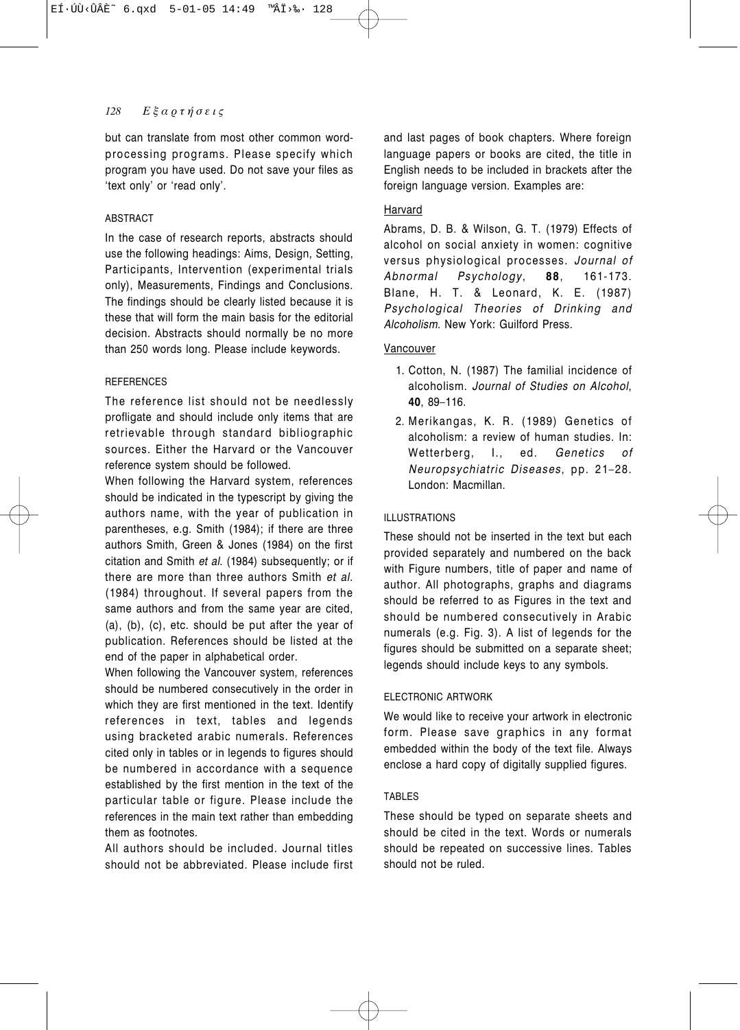but can translate from most other common word-processing programs. Please specify which program you have used. Do not save your files as 'text only' or 'read only'.

### ABSTRACT

In the case of research reports, abstracts should use the following headings: Aims, Design, Setting, Participants, Intervention (experimental trials only), Measurements, Findings and Conclusions. The findings should be clearly listed because it is these that will form the main basis for the editorial decision. Abstracts should normally be no more than 250 words long. Please include keywords.

### REFERENCES

The reference list should not be needlessly profligate and should include only items that are retrievable through standard bibliographic sources. Either the Harvard or the Vancouver reference system should be followed.

When following the Harvard system, references should be indicated in the typescript by giving the authors name, with the year of publication in parentheses, e.g. Smith (1984); if there are three authors Smith, Green & Jones (1984) on the first citation and Smith *et al.* (1984) subsequently; or if there are more than three authors Smith *et al.* (1984) throughout. If several papers from the same authors and from the same year are cited, (a), (b), (c), etc. should be put after the year of publication. References should be listed at the end of the paper in alphabetical order.

When following the Vancouver system, references should be numbered consecutively in the order in which they are first mentioned in the text. Identify references in text, tables and legends using bracketed arabic numerals. References cited only in tables or in legends to figures should be numbered in accordance with a sequence established by the first mention in the text of the particular table or figure. Please include the references in the main text rather than embedding them as footnotes.

All authors should be included. Journal titles should not be abbreviated. Please include first and last pages of book chapters. Where foreign language papers or books are cited, the title in English needs to be included in brackets after the foreign language version. Examples are:

Harvard

Abrams, D. B. & Wilson, G. T. (1979) Effects of alcohol on social anxiety in women: cognitive versus physiological processes. *Journal of Abnormal Psychology*, **88**, 161-173.
Blane, H. T. & Leonard, K. E. (1987) *Psychological Theories of Drinking and Alcoholism*. New York: Guilford Press.

Vancouver

1. Cotton, N. (1987) The familial incidence of alcoholism. *Journal of Studies on Alcohol*, **40**, 89–116.
2. Merikangas, K. R. (1989) Genetics of alcoholism: a review of human studies. In: Wetterberg, I., ed. *Genetics of Neuropsychiatric Diseases*, pp. 21–28. London: Macmillan.

### ILLUSTRATIONS

These should not be inserted in the text but each provided separately and numbered on the back with Figure numbers, title of paper and name of author. All photographs, graphs and diagrams should be referred to as Figures in the text and should be numbered consecutively in Arabic numerals (e.g. Fig. 3). A list of legends for the figures should be submitted on a separate sheet; legends should include keys to any symbols.

### ELECTRONIC ARTWORK

We would like to receive your artwork in electronic form. Please save graphics in any format embedded within the body of the text file. Always enclose a hard copy of digitally supplied figures.

### TABLES

These should be typed on separate sheets and should be cited in the text. Words or numerals should be repeated on successive lines. Tables should not be ruled.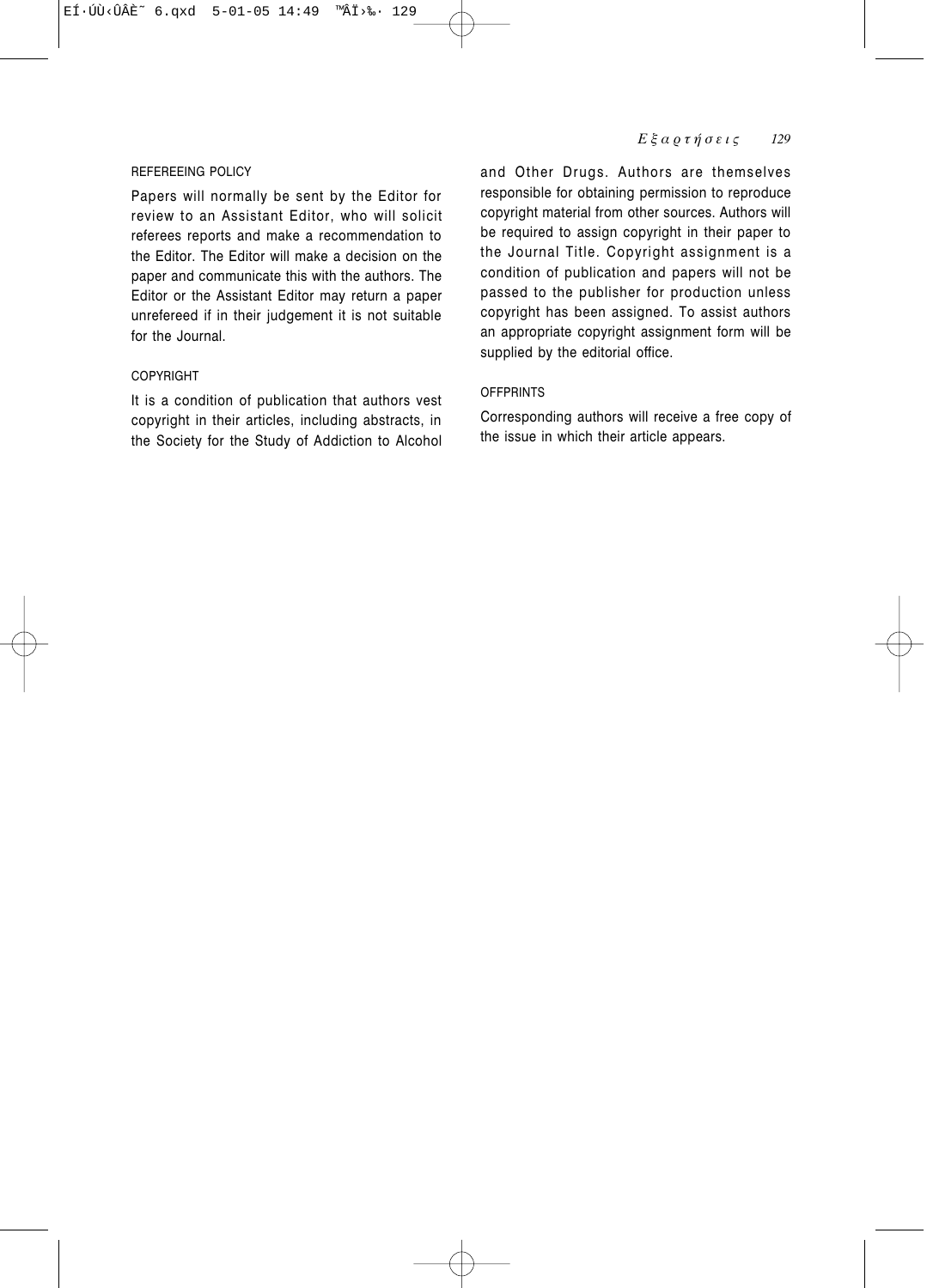## REFEREEING POLICY

Papers will normally be sent by the Editor for review to an Assistant Editor, who will solicit referees reports and make a recommendation to the Editor. The Editor will make a decision on the paper and communicate this with the authors. The Editor or the Assistant Editor may return a paper unrefereed if in their judgement it is not suitable for the Journal.

## COPYRIGHT

It is a condition of publication that authors vest copyright in their articles, including abstracts, in the Society for the Study of Addiction to Alcohol and Other Drugs. Authors are themselves responsible for obtaining permission to reproduce copyright material from other sources. Authors will be required to assign copyright in their paper to the Journal Title. Copyright assignment is a condition of publication and papers will not be passed to the publisher for production unless copyright has been assigned. To assist authors an appropriate copyright assignment form will be supplied by the editorial office.

## OFFPRINTS

Corresponding authors will receive a free copy of the issue in which their article appears.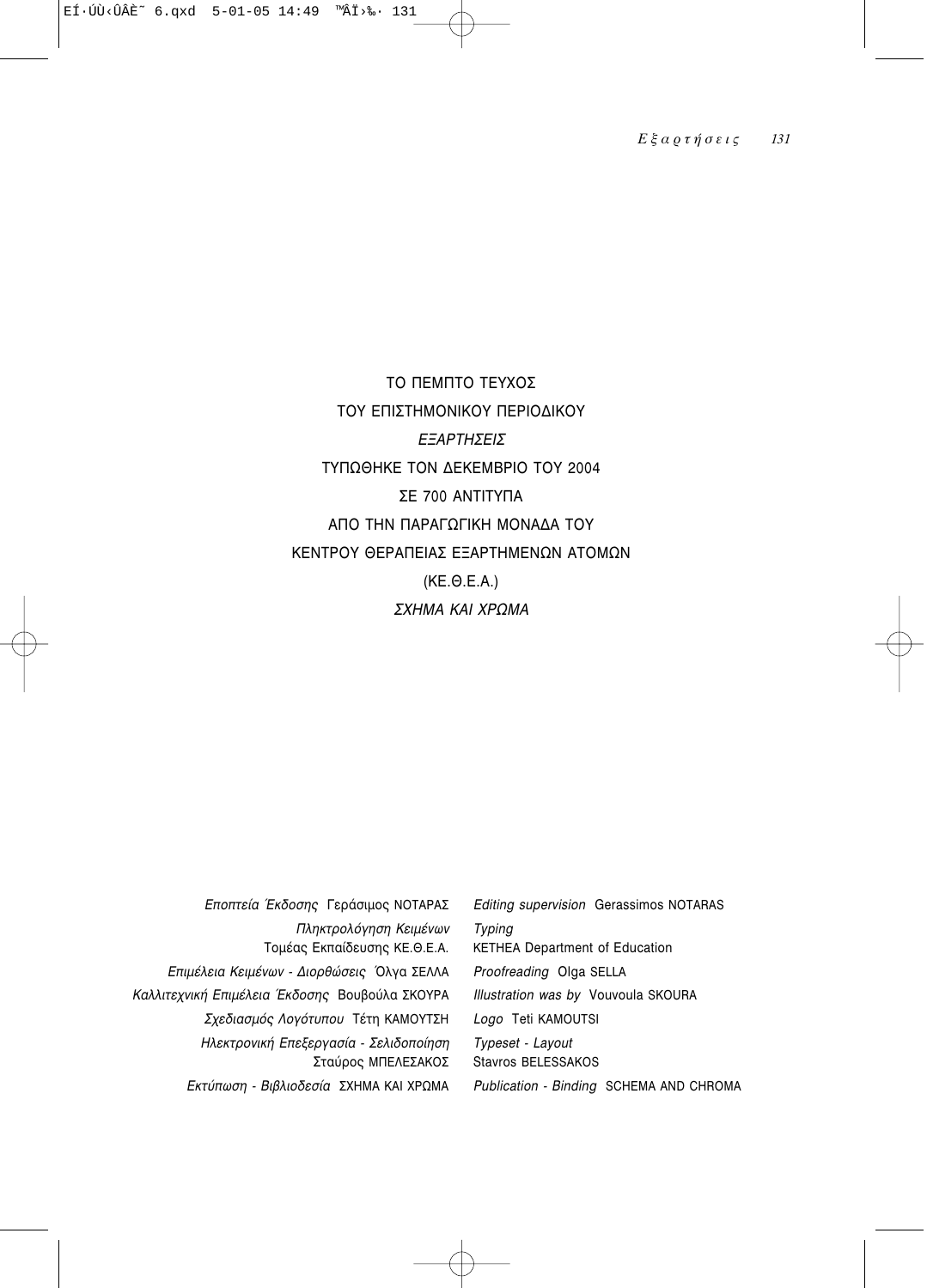ΤΟ ΠΕΜΠΤΟ ΤΕΥΧΟΣ

ΤΟΥ ΕΠΙΣΤΗΜΟΝΙΚΟΥ ΠΕΡΙΟΔΙΚΟΥ

*ΕΞΑΡΤΗΣΕΙΣ*

ΤΥΠΩΘΗΚΕ ΤΟΝ ΔΕΚΕΜΒΡΙΟ ΤΟΥ 2004

ΣΕ 700 ΑΝΤΙΤΥΠΑ

ΑΠΟ ΤΗΝ ΠΑΡΑΓΩΓΙΚΗ ΜΟΝΑΔΑ ΤΟΥ

ΚΕΝΤΡΟΥ ΘΕΡΑΠΕΙΑΣ ΕΞΑΡΤΗΜΕΝΩΝ ΑΤΟΜΩΝ

(ΚΕ.Θ.Ε.Α.)

*ΣΧΗΜΑ ΚΑΙ ΧΡΩΜΑ*

*Εποπτεία Έκδοσης* Γεράσιμος ΝΟΤΑΡΑΣ

*Πληκτρολόγηση Κειμένων* Τομέας Εκπαίδευσης ΚΕ.Θ.Ε.Α.

*Επιμέλεια Κειμένων - Διορθώσεις* Όλγα ΣΕΛΛΑ

*Καλλιτεχνική Επιμέλεια Έκδοσης* Βουβούλα ΣΚΟΥΡΑ

*Σχεδιασμός Λογότυπου* Τέτη ΚΑΜΟΥΤΣΗ

*Ηλεκτρονική Επεξεργασία - Σελιδοποίηση* Σταύρος ΜΠΕΛΕΣΑΚΟΣ

*Εκτύπωση - Βιβλιοδεσία* ΣΧΗΜΑ ΚΑΙ ΧΡΩΜΑ

*Editing supervision* Gerassimos NOTARAS

*Typing* KETHEA Department of Education

*Proofreading* Olga SELLA

*Illustration was by* Vouvoula SKOURA

*Logo* Teti KAMOUTSI

*Typeset - Layout* Stavros BELESSAKOS

*Publication - Binding* SCHEMA AND CHROMA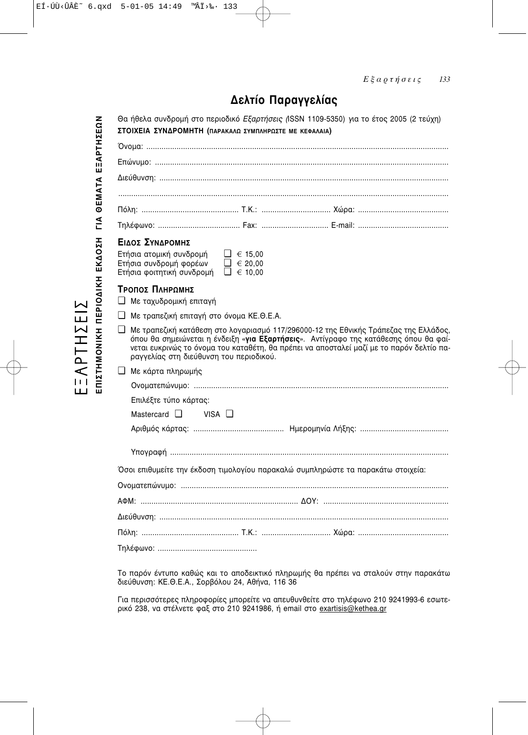# Δελτίο Παραγγελίας

Θα ήθελα συνδρομή στο περιοδικό *Εξαρτήσεις (*ISSN 1109-5350) για το έτος 2005 (2 τεύχη)

**ΣΤΟΙΧΕΙΑ ΣΥΝΔΡΟΜΗΤΗ (ΠΑΡΑΚΑΛΩ ΣΥΜΠΛΗΡΩΣΤΕ ΜΕ ΚΕΦΑΛΑΙΑ)**

Όνομα: ..........................................................................................................................................

Επώνυμο: ......................................................................................................................................

Διεύθυνση: ....................................................................................................................................

.......................................................................................................................................................

Πόλη: ............................................ Τ.Κ.: ................................ Χώρα: ..........................................

Τηλέφωνο: ..................................... Fax: ............................... E-mail: ..........................................

**ΕΙΔΟΣ ΣΥΝΔΡΟΜΗΣ**

Ετήσια ατομική συνδρομή ❑ € 15,00
Ετήσια συνδρομή φορέων ❑ € 20,00
Ετήσια φοιτητική συνδρομή ❑ € 10,00

**ΤΡΟΠΟΣ ΠΛΗΡΩΜΗΣ**

❑ Με ταχυδρομική επιταγή

❑ Με τραπεζική επιταγή στο όνομα ΚΕ.Θ.Ε.Α.

❑ Με τραπεζική κατάθεση στο λογαριασμό 117/296000-12 της Εθνικής Τράπεζας της Ελλάδος, όπου θα σημειώνεται η ένδειξη «**για Εξαρτήσεις**». Αντίγραφο της κατάθεσης όπου θα φαίνεται ευκρινώς το όνομα του καταθέτη, θα πρέπει να αποσταλεί μαζί με το παρόν δελτίο παραγγελίας στη διεύθυνση του περιοδικού.

❑ Με κάρτα πληρωμής

Ονοματεπώνυμο: .....................................................................................................................

Επιλέξτε τύπο κάρτας:

Mastercard ❑ VISA ❑

Αριθμός κάρτας: .......................................... Ημερομηνία Λήξης: .........................................

Υπογραφή ................................................................................................................................

Όσοι επιθυμείτε την έκδοση τιμολογίου παρακαλώ συμπληρώστε τα παρακάτω στοιχεία:

Ονοματεπώνυμο: ..........................................................................................................................

ΑΦΜ: ........................................................................ ΔΟΥ: .........................................................

Διεύθυνση: ....................................................................................................................................

Πόλη: ............................................ Τ.Κ.: ................................ Χώρα: ..........................................

Τηλέφωνο: .............................................

Το παρόν έντυπο καθώς και το αποδεικτικό πληρωμής θα πρέπει να σταλούν στην παρακάτω διεύθυνση: ΚΕ.Θ.Ε.Α., Σορβόλου 24, Αθήνα, 116 36

Για περισσότερες πληροφορίες μπορείτε να απευθυνθείτε στο τηλέφωνο 210 9241993-6 εσωτερικό 238, να στέλνετε φαξ στο 210 9241986, ή email στο exartisis@kethea.gr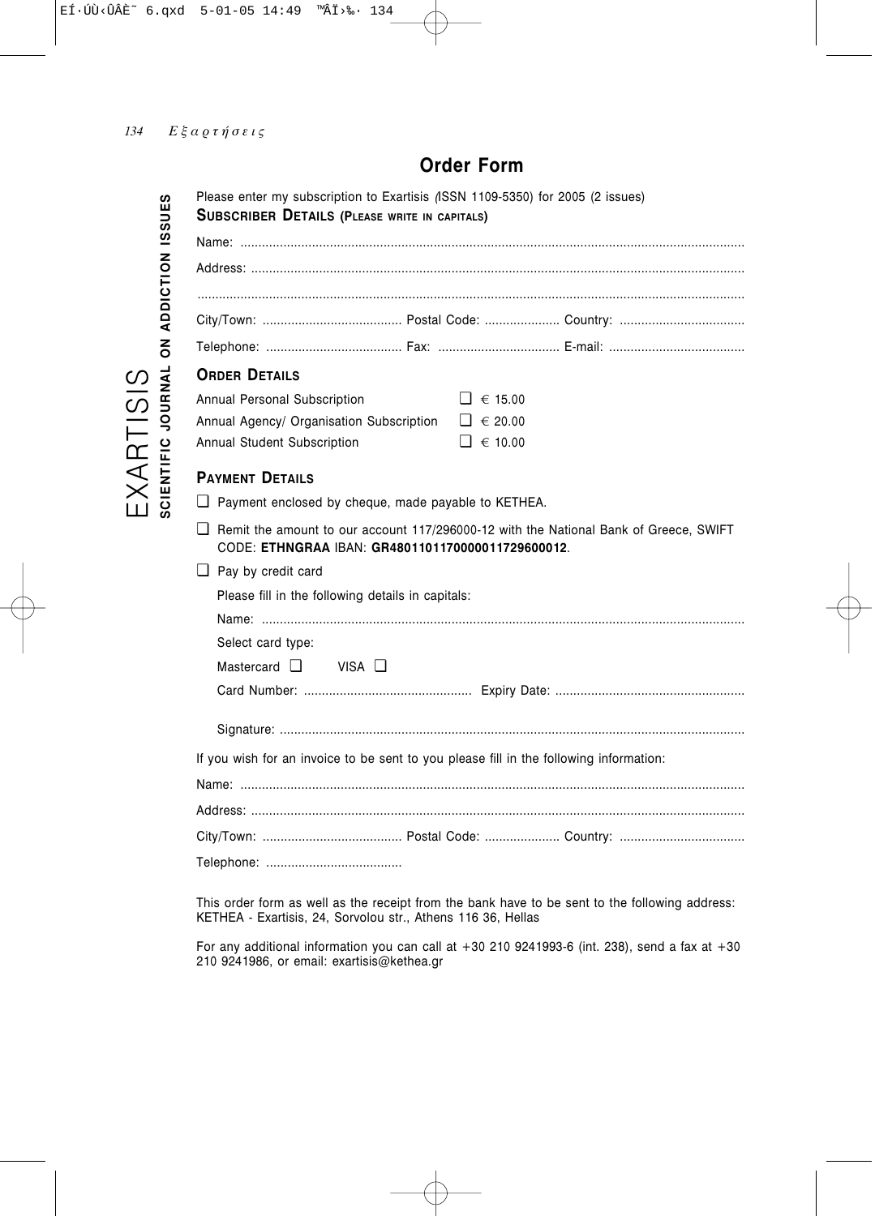# Order Form

EXARTISIS
**SCIENTIFIC JOURNAL ON ADDICTION ISSUES**

Please enter my subscription to Exartisis (ISSN 1109-5350) for 2005 (2 issues)

**SUBSCRIBER DETAILS (PLEASE WRITE IN CAPITALS)**

Name: ..........................................................................................................................................

Address: ......................................................................................................................................

.......................................................................................................................................................

City/Town: ....................................... Postal Code: ..................... Country: ...................................

Telephone: ...................................... Fax: .................................. E-mail: ......................................

**ORDER DETAILS**

| | |
|---|---|
| Annual Personal Subscription | ❑ € 15.00 |
| Annual Agency/ Organisation Subscription | ❑ € 20.00 |
| Annual Student Subscription | ❑ € 10.00 |

**PAYMENT DETAILS**

❑ Payment enclosed by cheque, made payable to KETHEA.

❑ Remit the amount to our account 117/296000-12 with the National Bank of Greece, SWIFT CODE: **ETHNGRAA** IBAN: **GR4801101170000011729600012**.

❑ Pay by credit card

Please fill in the following details in capitals:

Name: ......................................................................................................................................

Select card type:

Mastercard ❑ VISA ❑

Card Number: ............................................... Expiry Date: ....................................................

Signature: .................................................................................................................................

If you wish for an invoice to be sent to you please fill in the following information:

Name: ..........................................................................................................................................

Address: ......................................................................................................................................

City/Town: ....................................... Postal Code: ..................... Country: ...................................

Telephone: ......................................

This order form as well as the receipt from the bank have to be sent to the following address: KETHEA - Exartisis, 24, Sorvolou str., Athens 116 36, Hellas

For any additional information you can call at +30 210 9241993-6 (int. 238), send a fax at +30 210 9241986, or email: exartisis@kethea.gr